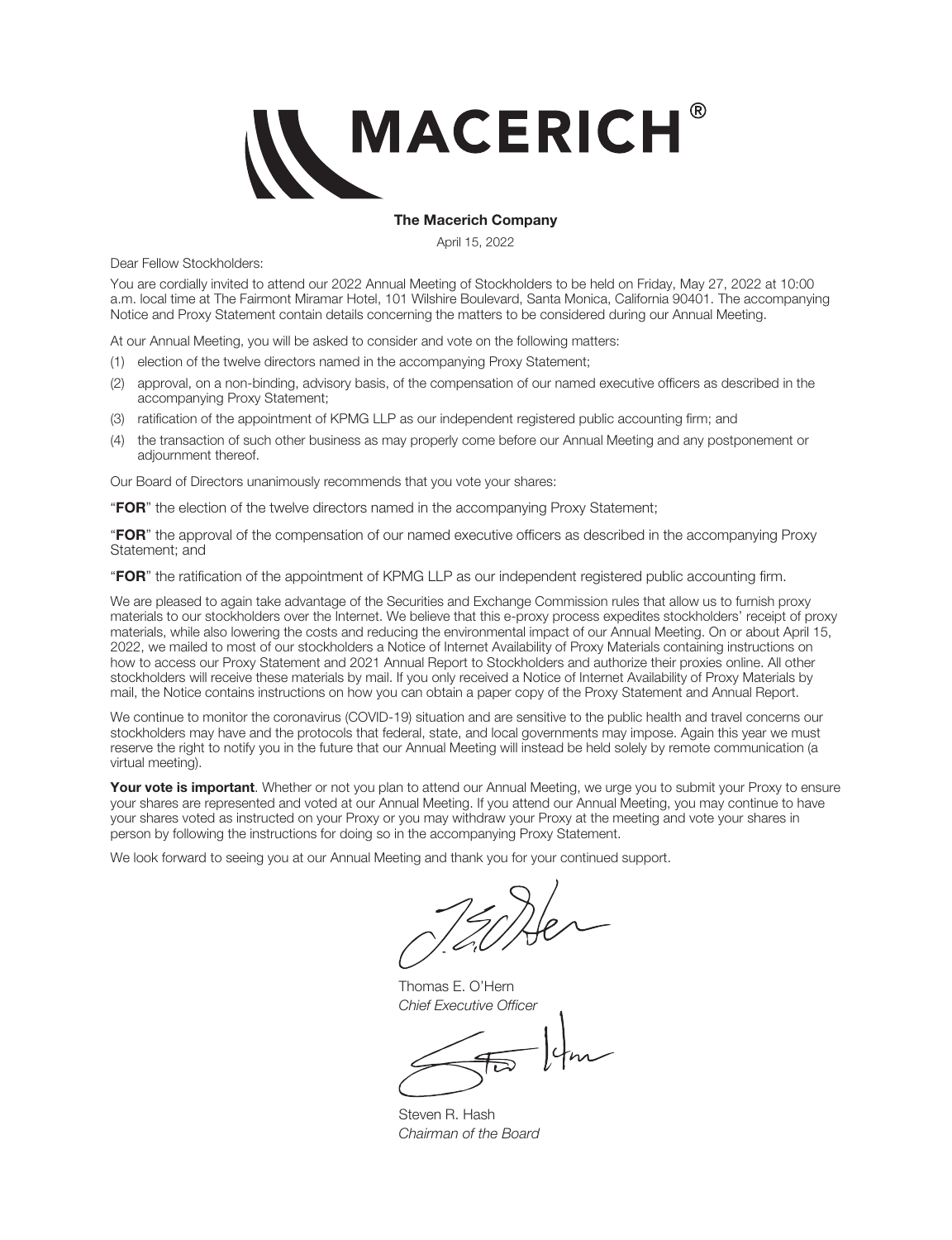# MACERICH®

**The Macerich Company**

April 15, 2022

Dear Fellow Stockholders:

You are cordially invited to attend our 2022 Annual Meeting of Stockholders to be held on Friday, May 27, 2022 at 10:00 a.m. local time at The Fairmont Miramar Hotel, 101 Wilshire Boulevard, Santa Monica, California 90401. The accompanying Notice and Proxy Statement contain details concerning the matters to be considered during our Annual Meeting.

At our Annual Meeting, you will be asked to consider and vote on the following matters:

(1) election of the twelve directors named in the accompanying Proxy Statement;

(2) approval, on a non-binding, advisory basis, of the compensation of our named executive officers as described in the accompanying Proxy Statement;

(3) ratification of the appointment of KPMG LLP as our independent registered public accounting firm; and

(4) the transaction of such other business as may properly come before our Annual Meeting and any postponement or adjournment thereof.

Our Board of Directors unanimously recommends that you vote your shares:

"**FOR**" the election of the twelve directors named in the accompanying Proxy Statement;

"**FOR**" the approval of the compensation of our named executive officers as described in the accompanying Proxy Statement; and

"**FOR**" the ratification of the appointment of KPMG LLP as our independent registered public accounting firm.

We are pleased to again take advantage of the Securities and Exchange Commission rules that allow us to furnish proxy materials to our stockholders over the Internet. We believe that this e-proxy process expedites stockholders' receipt of proxy materials, while also lowering the costs and reducing the environmental impact of our Annual Meeting. On or about April 15, 2022, we mailed to most of our stockholders a Notice of Internet Availability of Proxy Materials containing instructions on how to access our Proxy Statement and 2021 Annual Report to Stockholders and authorize their proxies online. All other stockholders will receive these materials by mail. If you only received a Notice of Internet Availability of Proxy Materials by mail, the Notice contains instructions on how you can obtain a paper copy of the Proxy Statement and Annual Report.

We continue to monitor the coronavirus (COVID-19) situation and are sensitive to the public health and travel concerns our stockholders may have and the protocols that federal, state, and local governments may impose. Again this year we must reserve the right to notify you in the future that our Annual Meeting will instead be held solely by remote communication (a virtual meeting).

**Your vote is important**. Whether or not you plan to attend our Annual Meeting, we urge you to submit your Proxy to ensure your shares are represented and voted at our Annual Meeting. If you attend our Annual Meeting, you may continue to have your shares voted as instructed on your Proxy or you may withdraw your Proxy at the meeting and vote your shares in person by following the instructions for doing so in the accompanying Proxy Statement.

We look forward to seeing you at our Annual Meeting and thank you for your continued support.

Thomas E. O'Hern
*Chief Executive Officer*

Steven R. Hash
*Chairman of the Board*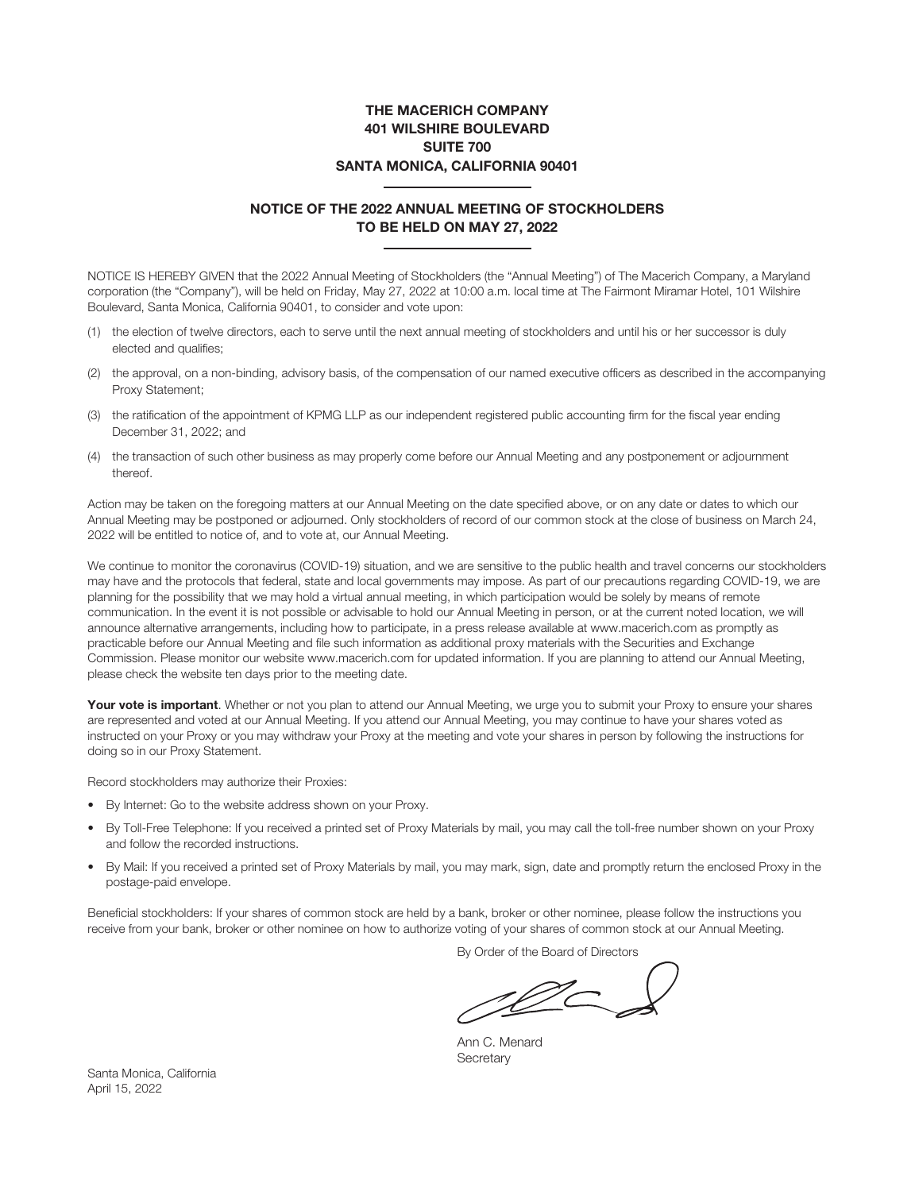**THE MACERICH COMPANY**
**401 WILSHIRE BOULEVARD**
**SUITE 700**
**SANTA MONICA, CALIFORNIA 90401**

## NOTICE OF THE 2022 ANNUAL MEETING OF STOCKHOLDERS TO BE HELD ON MAY 27, 2022

NOTICE IS HEREBY GIVEN that the 2022 Annual Meeting of Stockholders (the "Annual Meeting") of The Macerich Company, a Maryland corporation (the "Company"), will be held on Friday, May 27, 2022 at 10:00 a.m. local time at The Fairmont Miramar Hotel, 101 Wilshire Boulevard, Santa Monica, California 90401, to consider and vote upon:

(1) the election of twelve directors, each to serve until the next annual meeting of stockholders and until his or her successor is duly elected and qualifies;

(2) the approval, on a non-binding, advisory basis, of the compensation of our named executive officers as described in the accompanying Proxy Statement;

(3) the ratification of the appointment of KPMG LLP as our independent registered public accounting firm for the fiscal year ending December 31, 2022; and

(4) the transaction of such other business as may properly come before our Annual Meeting and any postponement or adjournment thereof.

Action may be taken on the foregoing matters at our Annual Meeting on the date specified above, or on any date or dates to which our Annual Meeting may be postponed or adjourned. Only stockholders of record of our common stock at the close of business on March 24, 2022 will be entitled to notice of, and to vote at, our Annual Meeting.

We continue to monitor the coronavirus (COVID-19) situation, and we are sensitive to the public health and travel concerns our stockholders may have and the protocols that federal, state and local governments may impose. As part of our precautions regarding COVID-19, we are planning for the possibility that we may hold a virtual annual meeting, in which participation would be solely by means of remote communication. In the event it is not possible or advisable to hold our Annual Meeting in person, or at the current noted location, we will announce alternative arrangements, including how to participate, in a press release available at www.macerich.com as promptly as practicable before our Annual Meeting and file such information as additional proxy materials with the Securities and Exchange Commission. Please monitor our website www.macerich.com for updated information. If you are planning to attend our Annual Meeting, please check the website ten days prior to the meeting date.

**Your vote is important**. Whether or not you plan to attend our Annual Meeting, we urge you to submit your Proxy to ensure your shares are represented and voted at our Annual Meeting. If you attend our Annual Meeting, you may continue to have your shares voted as instructed on your Proxy or you may withdraw your Proxy at the meeting and vote your shares in person by following the instructions for doing so in our Proxy Statement.

Record stockholders may authorize their Proxies:

- By Internet: Go to the website address shown on your Proxy.
- By Toll-Free Telephone: If you received a printed set of Proxy Materials by mail, you may call the toll-free number shown on your Proxy and follow the recorded instructions.
- By Mail: If you received a printed set of Proxy Materials by mail, you may mark, sign, date and promptly return the enclosed Proxy in the postage-paid envelope.

Beneficial stockholders: If your shares of common stock are held by a bank, broker or other nominee, please follow the instructions you receive from your bank, broker or other nominee on how to authorize voting of your shares of common stock at our Annual Meeting.

By Order of the Board of Directors

Ann C. Menard
Secretary

Santa Monica, California
April 15, 2022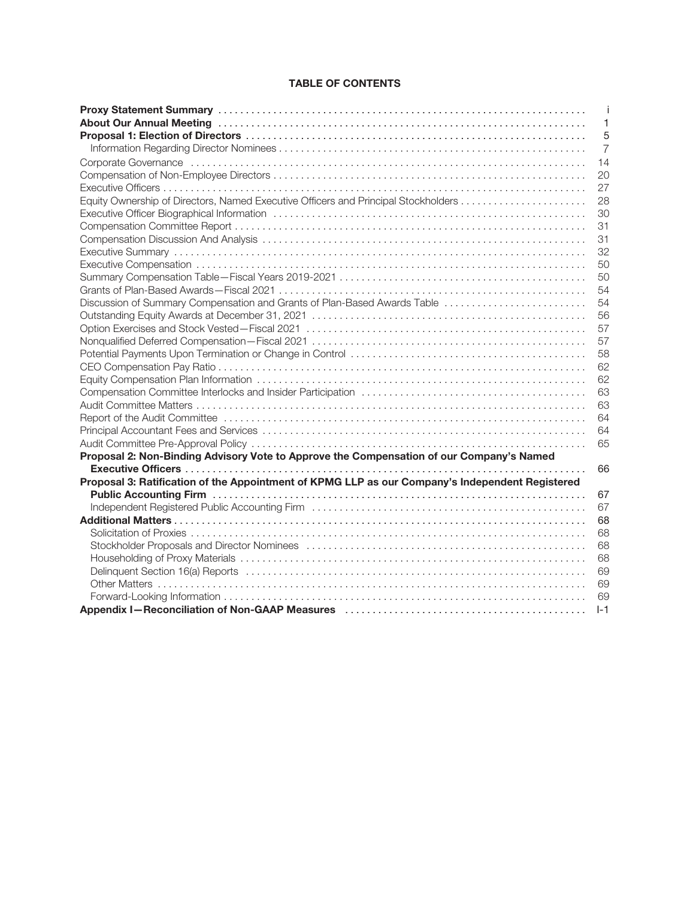## TABLE OF CONTENTS

| | |
|---|---|
| **Proxy Statement Summary** | i |
| **About Our Annual Meeting** | 1 |
| **Proposal 1: Election of Directors** | 5 |
| Information Regarding Director Nominees | 7 |
| Corporate Governance | 14 |
| Compensation of Non-Employee Directors | 20 |
| Executive Officers | 27 |
| Equity Ownership of Directors, Named Executive Officers and Principal Stockholders | 28 |
| Executive Officer Biographical Information | 30 |
| Compensation Committee Report | 31 |
| Compensation Discussion And Analysis | 31 |
| Executive Summary | 32 |
| Executive Compensation | 50 |
| Summary Compensation Table—Fiscal Years 2019-2021 | 50 |
| Grants of Plan-Based Awards—Fiscal 2021 | 54 |
| Discussion of Summary Compensation and Grants of Plan-Based Awards Table | 54 |
| Outstanding Equity Awards at December 31, 2021 | 56 |
| Option Exercises and Stock Vested—Fiscal 2021 | 57 |
| Nonqualified Deferred Compensation—Fiscal 2021 | 57 |
| Potential Payments Upon Termination or Change in Control | 58 |
| CEO Compensation Pay Ratio | 62 |
| Equity Compensation Plan Information | 62 |
| Compensation Committee Interlocks and Insider Participation | 63 |
| Audit Committee Matters | 63 |
| Report of the Audit Committee | 64 |
| Principal Accountant Fees and Services | 64 |
| Audit Committee Pre-Approval Policy | 65 |
| **Proposal 2: Non-Binding Advisory Vote to Approve the Compensation of our Company's Named Executive Officers** | 66 |
| **Proposal 3: Ratification of the Appointment of KPMG LLP as our Company's Independent Registered Public Accounting Firm** | 67 |
| Independent Registered Public Accounting Firm | 67 |
| **Additional Matters** | 68 |
| Solicitation of Proxies | 68 |
| Stockholder Proposals and Director Nominees | 68 |
| Householding of Proxy Materials | 68 |
| Delinquent Section 16(a) Reports | 69 |
| Other Matters | 69 |
| Forward-Looking Information | 69 |
| **Appendix I—Reconciliation of Non-GAAP Measures** | I-1 |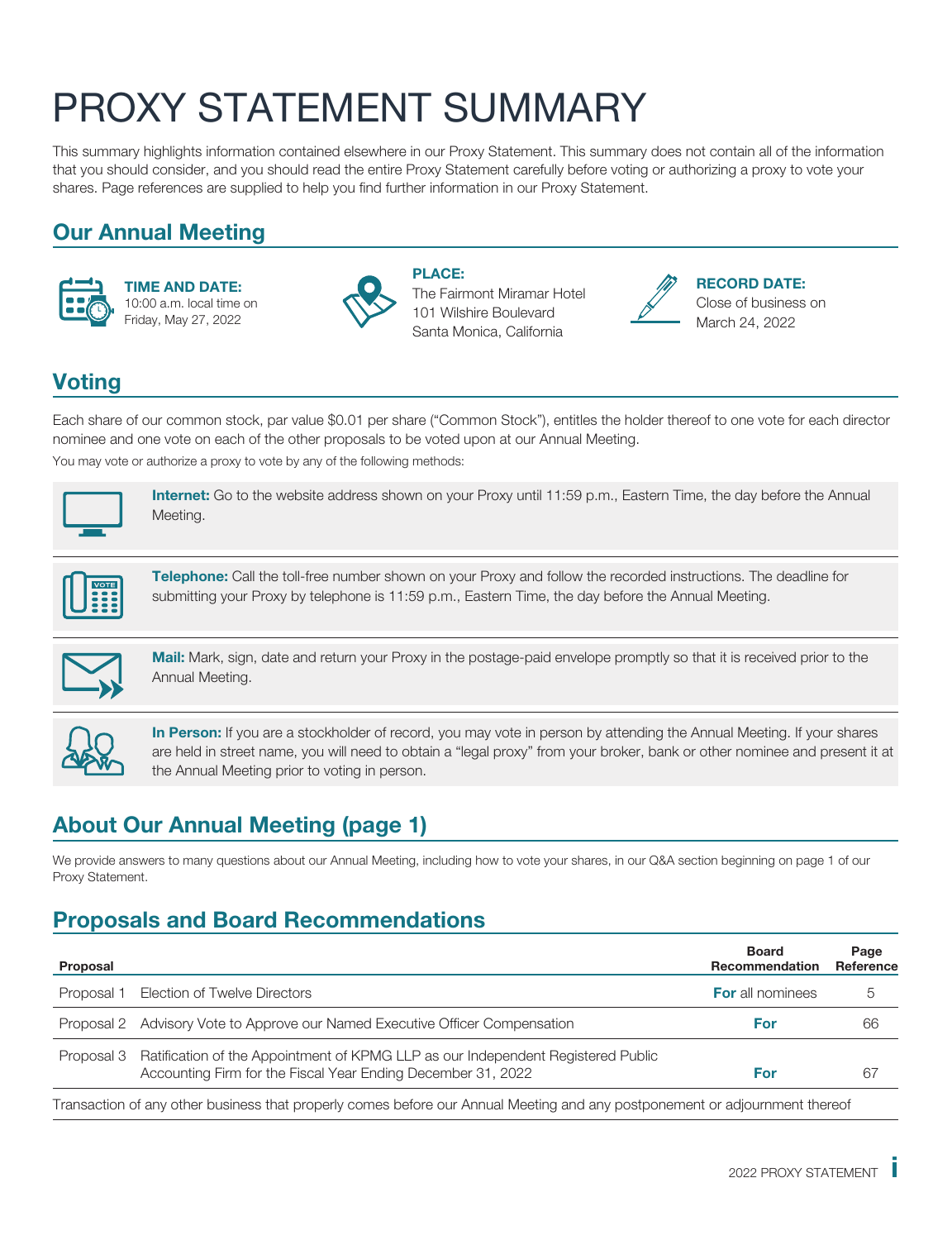# PROXY STATEMENT SUMMARY

This summary highlights information contained elsewhere in our Proxy Statement. This summary does not contain all of the information that you should consider, and you should read the entire Proxy Statement carefully before voting or authorizing a proxy to vote your shares. Page references are supplied to help you find further information in our Proxy Statement.

## Our Annual Meeting

**TIME AND DATE:**
10:00 a.m. local time on
Friday, May 27, 2022

**PLACE:**
The Fairmont Miramar Hotel
101 Wilshire Boulevard
Santa Monica, California

**RECORD DATE:**
Close of business on
March 24, 2022

## Voting

Each share of our common stock, par value $0.01 per share ("Common Stock"), entitles the holder thereof to one vote for each director nominee and one vote on each of the other proposals to be voted upon at our Annual Meeting.

You may vote or authorize a proxy to vote by any of the following methods:

**Internet:** Go to the website address shown on your Proxy until 11:59 p.m., Eastern Time, the day before the Annual Meeting.

**Telephone:** Call the toll-free number shown on your Proxy and follow the recorded instructions. The deadline for submitting your Proxy by telephone is 11:59 p.m., Eastern Time, the day before the Annual Meeting.

**Mail:** Mark, sign, date and return your Proxy in the postage-paid envelope promptly so that it is received prior to the Annual Meeting.

**In Person:** If you are a stockholder of record, you may vote in person by attending the Annual Meeting. If your shares are held in street name, you will need to obtain a "legal proxy" from your broker, bank or other nominee and present it at the Annual Meeting prior to voting in person.

## About Our Annual Meeting (page 1)

We provide answers to many questions about our Annual Meeting, including how to vote your shares, in our Q&A section beginning on page 1 of our Proxy Statement.

## Proposals and Board Recommendations

| Proposal | | Board Recommendation | Page Reference |
|---|---|---|---|
| Proposal 1 | Election of Twelve Directors | **For** all nominees | 5 |
| Proposal 2 | Advisory Vote to Approve our Named Executive Officer Compensation | **For** | 66 |
| Proposal 3 | Ratification of the Appointment of KPMG LLP as our Independent Registered Public Accounting Firm for the Fiscal Year Ending December 31, 2022 | **For** | 67 |

Transaction of any other business that properly comes before our Annual Meeting and any postponement or adjournment thereof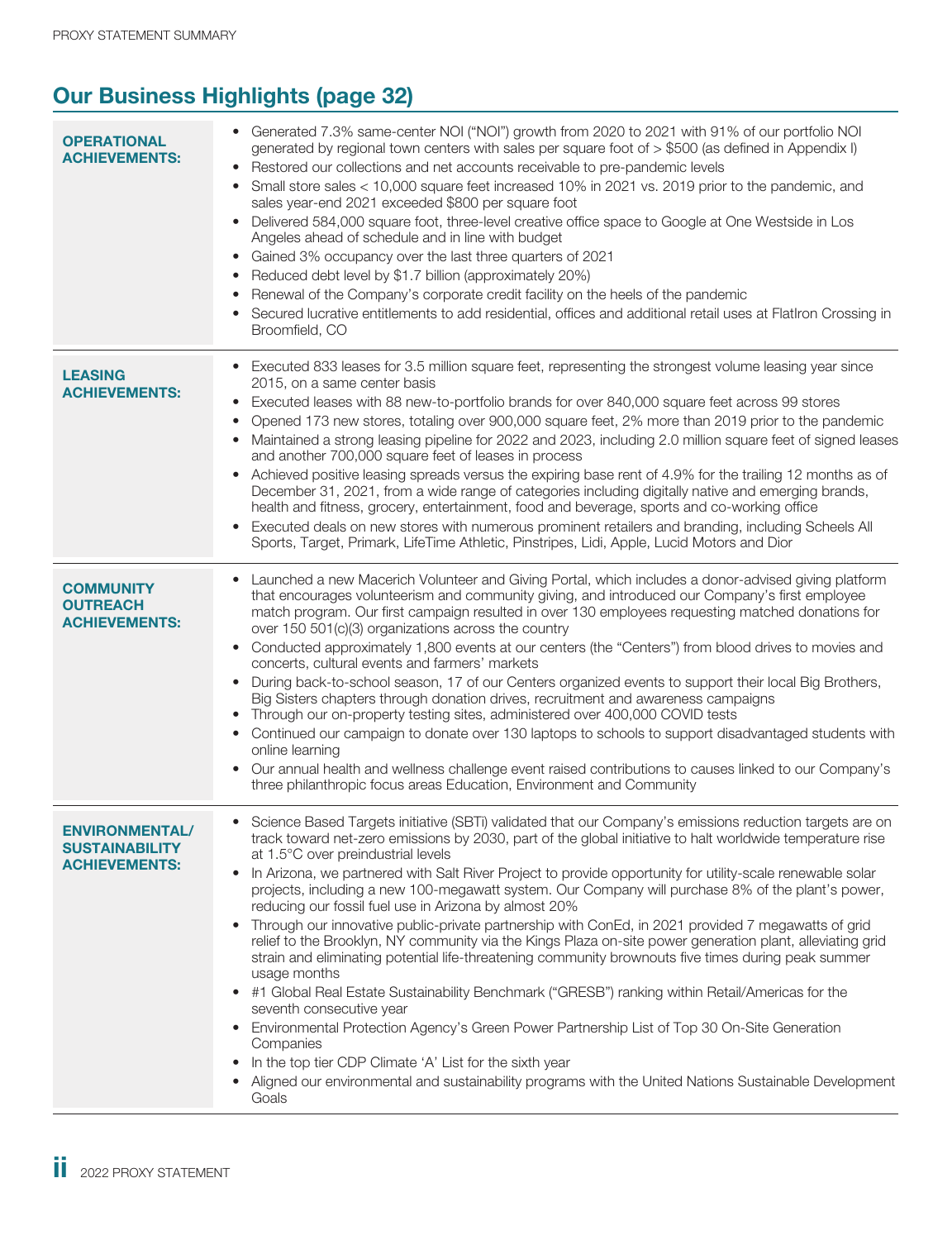## Our Business Highlights (page 32)

**OPERATIONAL ACHIEVEMENTS:**

- Generated 7.3% same-center NOI ("NOI") growth from 2020 to 2021 with 91% of our portfolio NOI generated by regional town centers with sales per square foot of > $500 (as defined in Appendix I)
- Restored our collections and net accounts receivable to pre-pandemic levels
- Small store sales < 10,000 square feet increased 10% in 2021 vs. 2019 prior to the pandemic, and sales year-end 2021 exceeded $800 per square foot
- Delivered 584,000 square foot, three-level creative office space to Google at One Westside in Los Angeles ahead of schedule and in line with budget
- Gained 3% occupancy over the last three quarters of 2021
- Reduced debt level by $1.7 billion (approximately 20%)
- Renewal of the Company's corporate credit facility on the heels of the pandemic
- Secured lucrative entitlements to add residential, offices and additional retail uses at FlatIron Crossing in Broomfield, CO

**LEASING ACHIEVEMENTS:**

- Executed 833 leases for 3.5 million square feet, representing the strongest volume leasing year since 2015, on a same center basis
- Executed leases with 88 new-to-portfolio brands for over 840,000 square feet across 99 stores
- Opened 173 new stores, totaling over 900,000 square feet, 2% more than 2019 prior to the pandemic
- Maintained a strong leasing pipeline for 2022 and 2023, including 2.0 million square feet of signed leases and another 700,000 square feet of leases in process
- Achieved positive leasing spreads versus the expiring base rent of 4.9% for the trailing 12 months as of December 31, 2021, from a wide range of categories including digitally native and emerging brands, health and fitness, grocery, entertainment, food and beverage, sports and co-working office
- Executed deals on new stores with numerous prominent retailers and branding, including Scheels All Sports, Target, Primark, LifeTime Athletic, Pinstripes, Lidi, Apple, Lucid Motors and Dior

**COMMUNITY OUTREACH ACHIEVEMENTS:**

- Launched a new Macerich Volunteer and Giving Portal, which includes a donor-advised giving platform that encourages volunteerism and community giving, and introduced our Company's first employee match program. Our first campaign resulted in over 130 employees requesting matched donations for over 150 501(c)(3) organizations across the country
- Conducted approximately 1,800 events at our centers (the "Centers") from blood drives to movies and concerts, cultural events and farmers' markets
- During back-to-school season, 17 of our Centers organized events to support their local Big Brothers, Big Sisters chapters through donation drives, recruitment and awareness campaigns
- Through our on-property testing sites, administered over 400,000 COVID tests
- Continued our campaign to donate over 130 laptops to schools to support disadvantaged students with online learning
- Our annual health and wellness challenge event raised contributions to causes linked to our Company's three philanthropic focus areas Education, Environment and Community

**ENVIRONMENTAL/ SUSTAINABILITY ACHIEVEMENTS:**

- Science Based Targets initiative (SBTi) validated that our Company's emissions reduction targets are on track toward net-zero emissions by 2030, part of the global initiative to halt worldwide temperature rise at 1.5°C over preindustrial levels
- In Arizona, we partnered with Salt River Project to provide opportunity for utility-scale renewable solar projects, including a new 100-megawatt system. Our Company will purchase 8% of the plant's power, reducing our fossil fuel use in Arizona by almost 20%
- Through our innovative public-private partnership with ConEd, in 2021 provided 7 megawatts of grid relief to the Brooklyn, NY community via the Kings Plaza on-site power generation plant, alleviating grid strain and eliminating potential life-threatening community brownouts five times during peak summer usage months
- #1 Global Real Estate Sustainability Benchmark ("GRESB") ranking within Retail/Americas for the seventh consecutive year
- Environmental Protection Agency's Green Power Partnership List of Top 30 On-Site Generation Companies
- In the top tier CDP Climate 'A' List for the sixth year
- Aligned our environmental and sustainability programs with the United Nations Sustainable Development Goals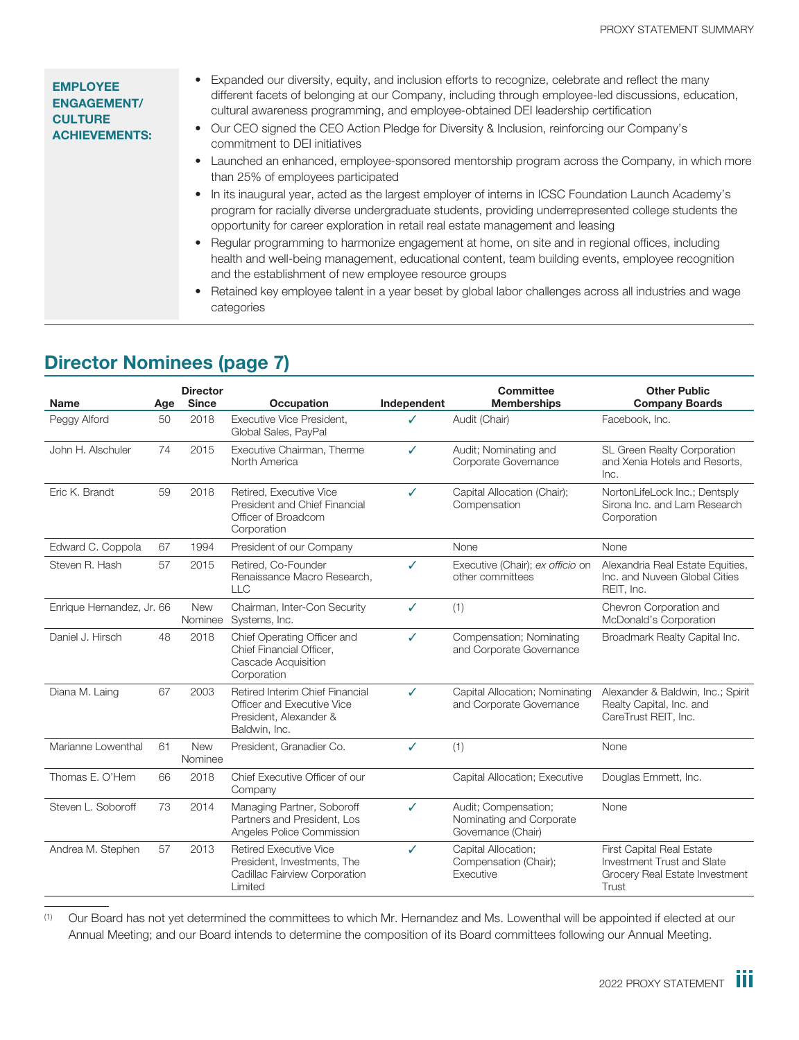**EMPLOYEE ENGAGEMENT/ CULTURE ACHIEVEMENTS:**

- Expanded our diversity, equity, and inclusion efforts to recognize, celebrate and reflect the many different facets of belonging at our Company, including through employee-led discussions, education, cultural awareness programming, and employee-obtained DEI leadership certification
- Our CEO signed the CEO Action Pledge for Diversity & Inclusion, reinforcing our Company's commitment to DEI initiatives
- Launched an enhanced, employee-sponsored mentorship program across the Company, in which more than 25% of employees participated
- In its inaugural year, acted as the largest employer of interns in ICSC Foundation Launch Academy's program for racially diverse undergraduate students, providing underrepresented college students the opportunity for career exploration in retail real estate management and leasing
- Regular programming to harmonize engagement at home, on site and in regional offices, including health and well-being management, educational content, team building events, employee recognition and the establishment of new employee resource groups
- Retained key employee talent in a year beset by global labor challenges across all industries and wage categories

## Director Nominees (page 7)

| Name | Age | Director Since | Occupation | Independent | Committee Memberships | Other Public Company Boards |
|---|---|---|---|---|---|---|
| Peggy Alford | 50 | 2018 | Executive Vice President, Global Sales, PayPal | ✓ | Audit (Chair) | Facebook, Inc. |
| John H. Alschuler | 74 | 2015 | Executive Chairman, Therme North America | ✓ | Audit; Nominating and Corporate Governance | SL Green Realty Corporation and Xenia Hotels and Resorts, Inc. |
| Eric K. Brandt | 59 | 2018 | Retired, Executive Vice President and Chief Financial Officer of Broadcom Corporation | ✓ | Capital Allocation (Chair); Compensation | NortonLifeLock Inc.; Dentsply Sirona Inc. and Lam Research Corporation |
| Edward C. Coppola | 67 | 1994 | President of our Company | | None | None |
| Steven R. Hash | 57 | 2015 | Retired, Co-Founder Renaissance Macro Research, LLC | ✓ | Executive (Chair); *ex officio* on other committees | Alexandria Real Estate Equities, Inc. and Nuveen Global Cities REIT, Inc. |
| Enrique Hernandez, Jr. | 66 | New Nominee | Chairman, Inter-Con Security Systems, Inc. | ✓ | (1) | Chevron Corporation and McDonald's Corporation |
| Daniel J. Hirsch | 48 | 2018 | Chief Operating Officer and Chief Financial Officer, Cascade Acquisition Corporation | ✓ | Compensation; Nominating and Corporate Governance | Broadmark Realty Capital Inc. |
| Diana M. Laing | 67 | 2003 | Retired Interim Chief Financial Officer and Executive Vice President, Alexander & Baldwin, Inc. | ✓ | Capital Allocation; Nominating and Corporate Governance | Alexander & Baldwin, Inc.; Spirit Realty Capital, Inc. and CareTrust REIT, Inc. |
| Marianne Lowenthal | 61 | New Nominee | President, Granadier Co. | ✓ | (1) | None |
| Thomas E. O'Hern | 66 | 2018 | Chief Executive Officer of our Company | | Capital Allocation; Executive | Douglas Emmett, Inc. |
| Steven L. Soboroff | 73 | 2014 | Managing Partner, Soboroff Partners and President, Los Angeles Police Commission | ✓ | Audit; Compensation; Nominating and Corporate Governance (Chair) | None |
| Andrea M. Stephen | 57 | 2013 | Retired Executive Vice President, Investments, The Cadillac Fairview Corporation Limited | ✓ | Capital Allocation; Compensation (Chair); Executive | First Capital Real Estate Investment Trust and Slate Grocery Real Estate Investment Trust |

(1) Our Board has not yet determined the committees to which Mr. Hernandez and Ms. Lowenthal will be appointed if elected at our Annual Meeting; and our Board intends to determine the composition of its Board committees following our Annual Meeting.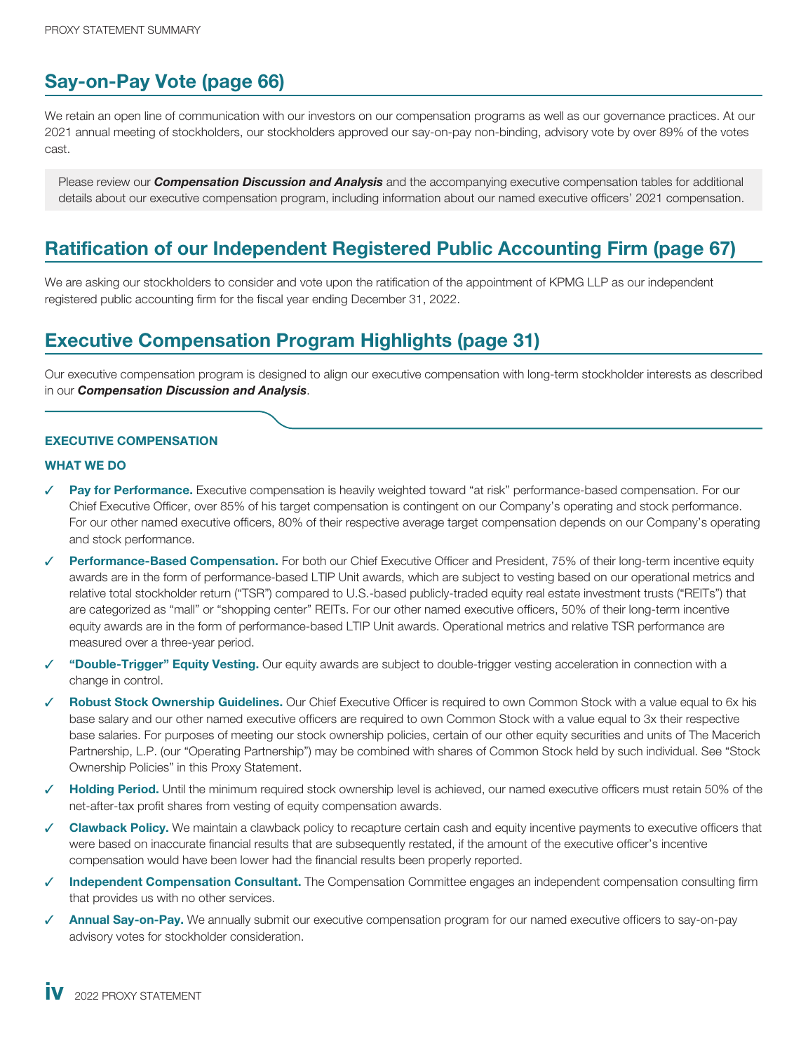## Say-on-Pay Vote (page 66)

We retain an open line of communication with our investors on our compensation programs as well as our governance practices. At our 2021 annual meeting of stockholders, our stockholders approved our say-on-pay non-binding, advisory vote by over 89% of the votes cast.

Please review our ***Compensation Discussion and Analysis*** and the accompanying executive compensation tables for additional details about our executive compensation program, including information about our named executive officers' 2021 compensation.

## Ratification of our Independent Registered Public Accounting Firm (page 67)

We are asking our stockholders to consider and vote upon the ratification of the appointment of KPMG LLP as our independent registered public accounting firm for the fiscal year ending December 31, 2022.

## Executive Compensation Program Highlights (page 31)

Our executive compensation program is designed to align our executive compensation with long-term stockholder interests as described in our ***Compensation Discussion and Analysis***.

**EXECUTIVE COMPENSATION**

**WHAT WE DO**

- ✓ **Pay for Performance.** Executive compensation is heavily weighted toward "at risk" performance-based compensation. For our Chief Executive Officer, over 85% of his target compensation is contingent on our Company's operating and stock performance. For our other named executive officers, 80% of their respective average target compensation depends on our Company's operating and stock performance.
- ✓ **Performance-Based Compensation.** For both our Chief Executive Officer and President, 75% of their long-term incentive equity awards are in the form of performance-based LTIP Unit awards, which are subject to vesting based on our operational metrics and relative total stockholder return ("TSR") compared to U.S.-based publicly-traded equity real estate investment trusts ("REITs") that are categorized as "mall" or "shopping center" REITs. For our other named executive officers, 50% of their long-term incentive equity awards are in the form of performance-based LTIP Unit awards. Operational metrics and relative TSR performance are measured over a three-year period.
- ✓ **"Double-Trigger" Equity Vesting.** Our equity awards are subject to double-trigger vesting acceleration in connection with a change in control.
- ✓ **Robust Stock Ownership Guidelines.** Our Chief Executive Officer is required to own Common Stock with a value equal to 6x his base salary and our other named executive officers are required to own Common Stock with a value equal to 3x their respective base salaries. For purposes of meeting our stock ownership policies, certain of our other equity securities and units of The Macerich Partnership, L.P. (our "Operating Partnership") may be combined with shares of Common Stock held by such individual. See "Stock Ownership Policies" in this Proxy Statement.
- ✓ **Holding Period.** Until the minimum required stock ownership level is achieved, our named executive officers must retain 50% of the net-after-tax profit shares from vesting of equity compensation awards.
- ✓ **Clawback Policy.** We maintain a clawback policy to recapture certain cash and equity incentive payments to executive officers that were based on inaccurate financial results that are subsequently restated, if the amount of the executive officer's incentive compensation would have been lower had the financial results been properly reported.
- ✓ **Independent Compensation Consultant.** The Compensation Committee engages an independent compensation consulting firm that provides us with no other services.
- ✓ **Annual Say-on-Pay.** We annually submit our executive compensation program for our named executive officers to say-on-pay advisory votes for stockholder consideration.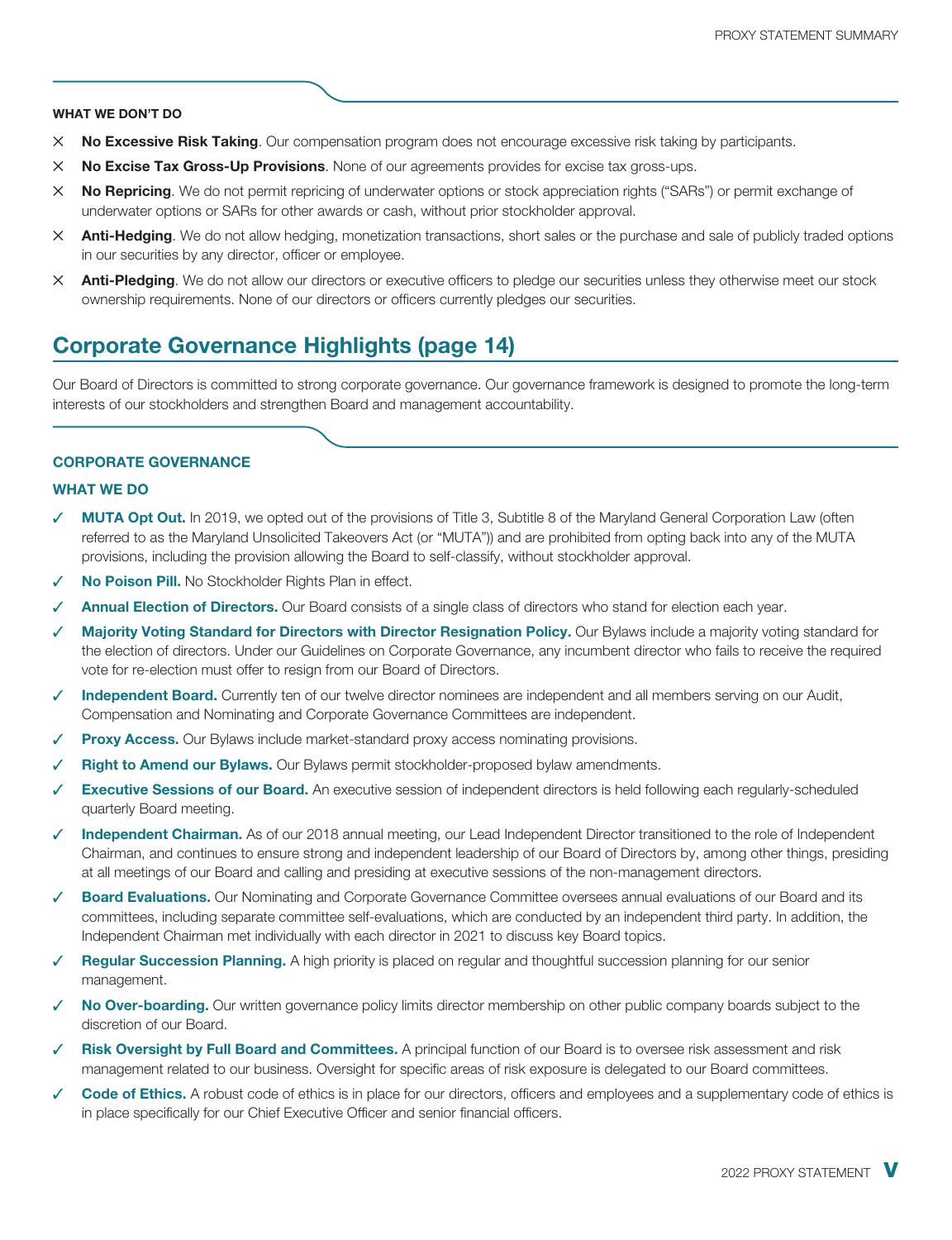#### WHAT WE DON'T DO

- × **No Excessive Risk Taking**. Our compensation program does not encourage excessive risk taking by participants.
- × **No Excise Tax Gross-Up Provisions**. None of our agreements provides for excise tax gross-ups.
- × **No Repricing**. We do not permit repricing of underwater options or stock appreciation rights ("SARs") or permit exchange of underwater options or SARs for other awards or cash, without prior stockholder approval.
- × **Anti-Hedging**. We do not allow hedging, monetization transactions, short sales or the purchase and sale of publicly traded options in our securities by any director, officer or employee.
- × **Anti-Pledging**. We do not allow our directors or executive officers to pledge our securities unless they otherwise meet our stock ownership requirements. None of our directors or officers currently pledges our securities.

## Corporate Governance Highlights (page 14)

Our Board of Directors is committed to strong corporate governance. Our governance framework is designed to promote the long-term interests of our stockholders and strengthen Board and management accountability.

#### CORPORATE GOVERNANCE

#### WHAT WE DO

- ✓ **MUTA Opt Out.** In 2019, we opted out of the provisions of Title 3, Subtitle 8 of the Maryland General Corporation Law (often referred to as the Maryland Unsolicited Takeovers Act (or "MUTA")) and are prohibited from opting back into any of the MUTA provisions, including the provision allowing the Board to self-classify, without stockholder approval.
- ✓ **No Poison Pill.** No Stockholder Rights Plan in effect.
- ✓ **Annual Election of Directors.** Our Board consists of a single class of directors who stand for election each year.
- ✓ **Majority Voting Standard for Directors with Director Resignation Policy.** Our Bylaws include a majority voting standard for the election of directors. Under our Guidelines on Corporate Governance, any incumbent director who fails to receive the required vote for re-election must offer to resign from our Board of Directors.
- ✓ **Independent Board.** Currently ten of our twelve director nominees are independent and all members serving on our Audit, Compensation and Nominating and Corporate Governance Committees are independent.
- ✓ **Proxy Access.** Our Bylaws include market-standard proxy access nominating provisions.
- ✓ **Right to Amend our Bylaws.** Our Bylaws permit stockholder-proposed bylaw amendments.
- ✓ **Executive Sessions of our Board.** An executive session of independent directors is held following each regularly-scheduled quarterly Board meeting.
- ✓ **Independent Chairman.** As of our 2018 annual meeting, our Lead Independent Director transitioned to the role of Independent Chairman, and continues to ensure strong and independent leadership of our Board of Directors by, among other things, presiding at all meetings of our Board and calling and presiding at executive sessions of the non-management directors.
- ✓ **Board Evaluations.** Our Nominating and Corporate Governance Committee oversees annual evaluations of our Board and its committees, including separate committee self-evaluations, which are conducted by an independent third party. In addition, the Independent Chairman met individually with each director in 2021 to discuss key Board topics.
- ✓ **Regular Succession Planning.** A high priority is placed on regular and thoughtful succession planning for our senior management.
- ✓ **No Over-boarding.** Our written governance policy limits director membership on other public company boards subject to the discretion of our Board.
- ✓ **Risk Oversight by Full Board and Committees.** A principal function of our Board is to oversee risk assessment and risk management related to our business. Oversight for specific areas of risk exposure is delegated to our Board committees.
- ✓ **Code of Ethics.** A robust code of ethics is in place for our directors, officers and employees and a supplementary code of ethics is in place specifically for our Chief Executive Officer and senior financial officers.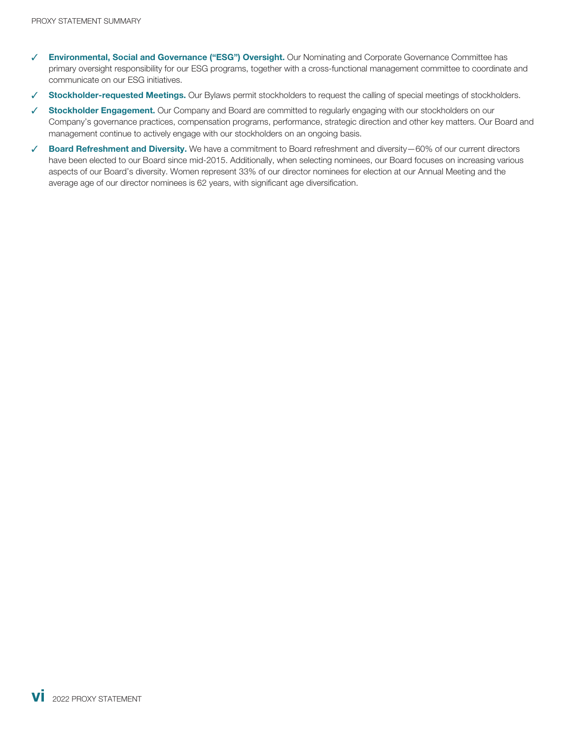- ✓ **Environmental, Social and Governance ("ESG") Oversight.** Our Nominating and Corporate Governance Committee has primary oversight responsibility for our ESG programs, together with a cross-functional management committee to coordinate and communicate on our ESG initiatives.
- ✓ **Stockholder-requested Meetings.** Our Bylaws permit stockholders to request the calling of special meetings of stockholders.
- ✓ **Stockholder Engagement.** Our Company and Board are committed to regularly engaging with our stockholders on our Company's governance practices, compensation programs, performance, strategic direction and other key matters. Our Board and management continue to actively engage with our stockholders on an ongoing basis.
- ✓ **Board Refreshment and Diversity.** We have a commitment to Board refreshment and diversity—60% of our current directors have been elected to our Board since mid-2015. Additionally, when selecting nominees, our Board focuses on increasing various aspects of our Board's diversity. Women represent 33% of our director nominees for election at our Annual Meeting and the average age of our director nominees is 62 years, with significant age diversification.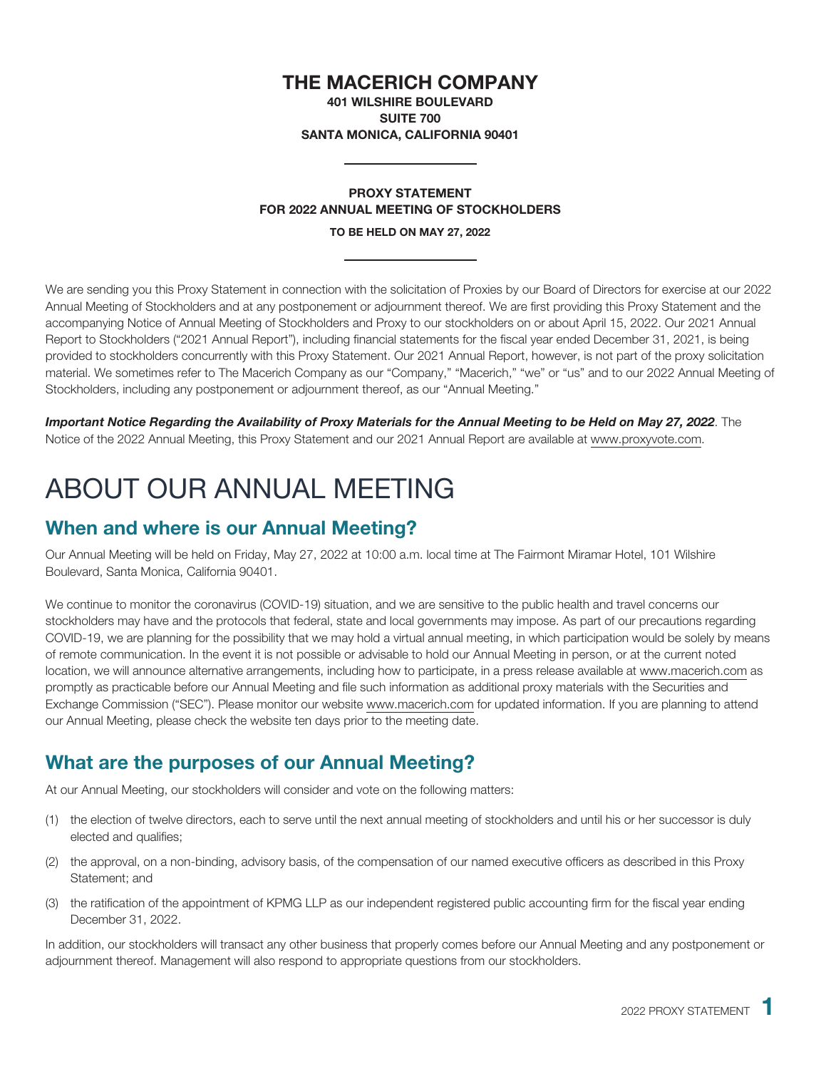# THE MACERICH COMPANY

**401 WILSHIRE BOULEVARD**
**SUITE 700**
**SANTA MONICA, CALIFORNIA 90401**

---

**PROXY STATEMENT**
**FOR 2022 ANNUAL MEETING OF STOCKHOLDERS**

**TO BE HELD ON MAY 27, 2022**

---

We are sending you this Proxy Statement in connection with the solicitation of Proxies by our Board of Directors for exercise at our 2022 Annual Meeting of Stockholders and at any postponement or adjournment thereof. We are first providing this Proxy Statement and the accompanying Notice of Annual Meeting of Stockholders and Proxy to our stockholders on or about April 15, 2022. Our 2021 Annual Report to Stockholders ("2021 Annual Report"), including financial statements for the fiscal year ended December 31, 2021, is being provided to stockholders concurrently with this Proxy Statement. Our 2021 Annual Report, however, is not part of the proxy solicitation material. We sometimes refer to The Macerich Company as our "Company," "Macerich," "we" or "us" and to our 2022 Annual Meeting of Stockholders, including any postponement or adjournment thereof, as our "Annual Meeting."

***Important Notice Regarding the Availability of Proxy Materials for the Annual Meeting to be Held on May 27, 2022***. The Notice of the 2022 Annual Meeting, this Proxy Statement and our 2021 Annual Report are available at www.proxyvote.com.

# ABOUT OUR ANNUAL MEETING

## When and where is our Annual Meeting?

Our Annual Meeting will be held on Friday, May 27, 2022 at 10:00 a.m. local time at The Fairmont Miramar Hotel, 101 Wilshire Boulevard, Santa Monica, California 90401.

We continue to monitor the coronavirus (COVID-19) situation, and we are sensitive to the public health and travel concerns our stockholders may have and the protocols that federal, state and local governments may impose. As part of our precautions regarding COVID-19, we are planning for the possibility that we may hold a virtual annual meeting, in which participation would be solely by means of remote communication. In the event it is not possible or advisable to hold our Annual Meeting in person, or at the current noted location, we will announce alternative arrangements, including how to participate, in a press release available at www.macerich.com as promptly as practicable before our Annual Meeting and file such information as additional proxy materials with the Securities and Exchange Commission ("SEC"). Please monitor our website www.macerich.com for updated information. If you are planning to attend our Annual Meeting, please check the website ten days prior to the meeting date.

## What are the purposes of our Annual Meeting?

At our Annual Meeting, our stockholders will consider and vote on the following matters:

(1) the election of twelve directors, each to serve until the next annual meeting of stockholders and until his or her successor is duly elected and qualifies;

(2) the approval, on a non-binding, advisory basis, of the compensation of our named executive officers as described in this Proxy Statement; and

(3) the ratification of the appointment of KPMG LLP as our independent registered public accounting firm for the fiscal year ending December 31, 2022.

In addition, our stockholders will transact any other business that properly comes before our Annual Meeting and any postponement or adjournment thereof. Management will also respond to appropriate questions from our stockholders.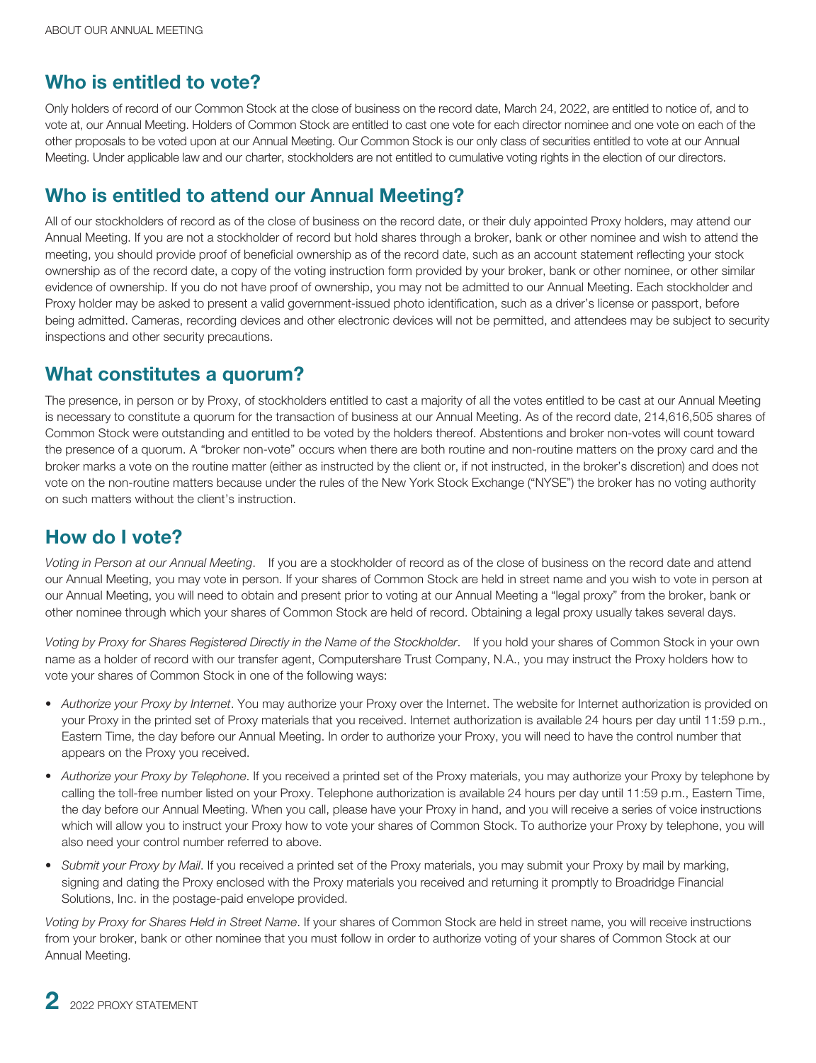## Who is entitled to vote?

Only holders of record of our Common Stock at the close of business on the record date, March 24, 2022, are entitled to notice of, and to vote at, our Annual Meeting. Holders of Common Stock are entitled to cast one vote for each director nominee and one vote on each of the other proposals to be voted upon at our Annual Meeting. Our Common Stock is our only class of securities entitled to vote at our Annual Meeting. Under applicable law and our charter, stockholders are not entitled to cumulative voting rights in the election of our directors.

## Who is entitled to attend our Annual Meeting?

All of our stockholders of record as of the close of business on the record date, or their duly appointed Proxy holders, may attend our Annual Meeting. If you are not a stockholder of record but hold shares through a broker, bank or other nominee and wish to attend the meeting, you should provide proof of beneficial ownership as of the record date, such as an account statement reflecting your stock ownership as of the record date, a copy of the voting instruction form provided by your broker, bank or other nominee, or other similar evidence of ownership. If you do not have proof of ownership, you may not be admitted to our Annual Meeting. Each stockholder and Proxy holder may be asked to present a valid government-issued photo identification, such as a driver's license or passport, before being admitted. Cameras, recording devices and other electronic devices will not be permitted, and attendees may be subject to security inspections and other security precautions.

## What constitutes a quorum?

The presence, in person or by Proxy, of stockholders entitled to cast a majority of all the votes entitled to be cast at our Annual Meeting is necessary to constitute a quorum for the transaction of business at our Annual Meeting. As of the record date, 214,616,505 shares of Common Stock were outstanding and entitled to be voted by the holders thereof. Abstentions and broker non-votes will count toward the presence of a quorum. A "broker non-vote" occurs when there are both routine and non-routine matters on the proxy card and the broker marks a vote on the routine matter (either as instructed by the client or, if not instructed, in the broker's discretion) and does not vote on the non-routine matters because under the rules of the New York Stock Exchange ("NYSE") the broker has no voting authority on such matters without the client's instruction.

## How do I vote?

*Voting in Person at our Annual Meeting*. If you are a stockholder of record as of the close of business on the record date and attend our Annual Meeting, you may vote in person. If your shares of Common Stock are held in street name and you wish to vote in person at our Annual Meeting, you will need to obtain and present prior to voting at our Annual Meeting a "legal proxy" from the broker, bank or other nominee through which your shares of Common Stock are held of record. Obtaining a legal proxy usually takes several days.

*Voting by Proxy for Shares Registered Directly in the Name of the Stockholder*. If you hold your shares of Common Stock in your own name as a holder of record with our transfer agent, Computershare Trust Company, N.A., you may instruct the Proxy holders how to vote your shares of Common Stock in one of the following ways:

- *Authorize your Proxy by Internet*. You may authorize your Proxy over the Internet. The website for Internet authorization is provided on your Proxy in the printed set of Proxy materials that you received. Internet authorization is available 24 hours per day until 11:59 p.m., Eastern Time, the day before our Annual Meeting. In order to authorize your Proxy, you will need to have the control number that appears on the Proxy you received.
- *Authorize your Proxy by Telephone*. If you received a printed set of the Proxy materials, you may authorize your Proxy by telephone by calling the toll-free number listed on your Proxy. Telephone authorization is available 24 hours per day until 11:59 p.m., Eastern Time, the day before our Annual Meeting. When you call, please have your Proxy in hand, and you will receive a series of voice instructions which will allow you to instruct your Proxy how to vote your shares of Common Stock. To authorize your Proxy by telephone, you will also need your control number referred to above.
- *Submit your Proxy by Mail*. If you received a printed set of the Proxy materials, you may submit your Proxy by mail by marking, signing and dating the Proxy enclosed with the Proxy materials you received and returning it promptly to Broadridge Financial Solutions, Inc. in the postage-paid envelope provided.

*Voting by Proxy for Shares Held in Street Name*. If your shares of Common Stock are held in street name, you will receive instructions from your broker, bank or other nominee that you must follow in order to authorize voting of your shares of Common Stock at our Annual Meeting.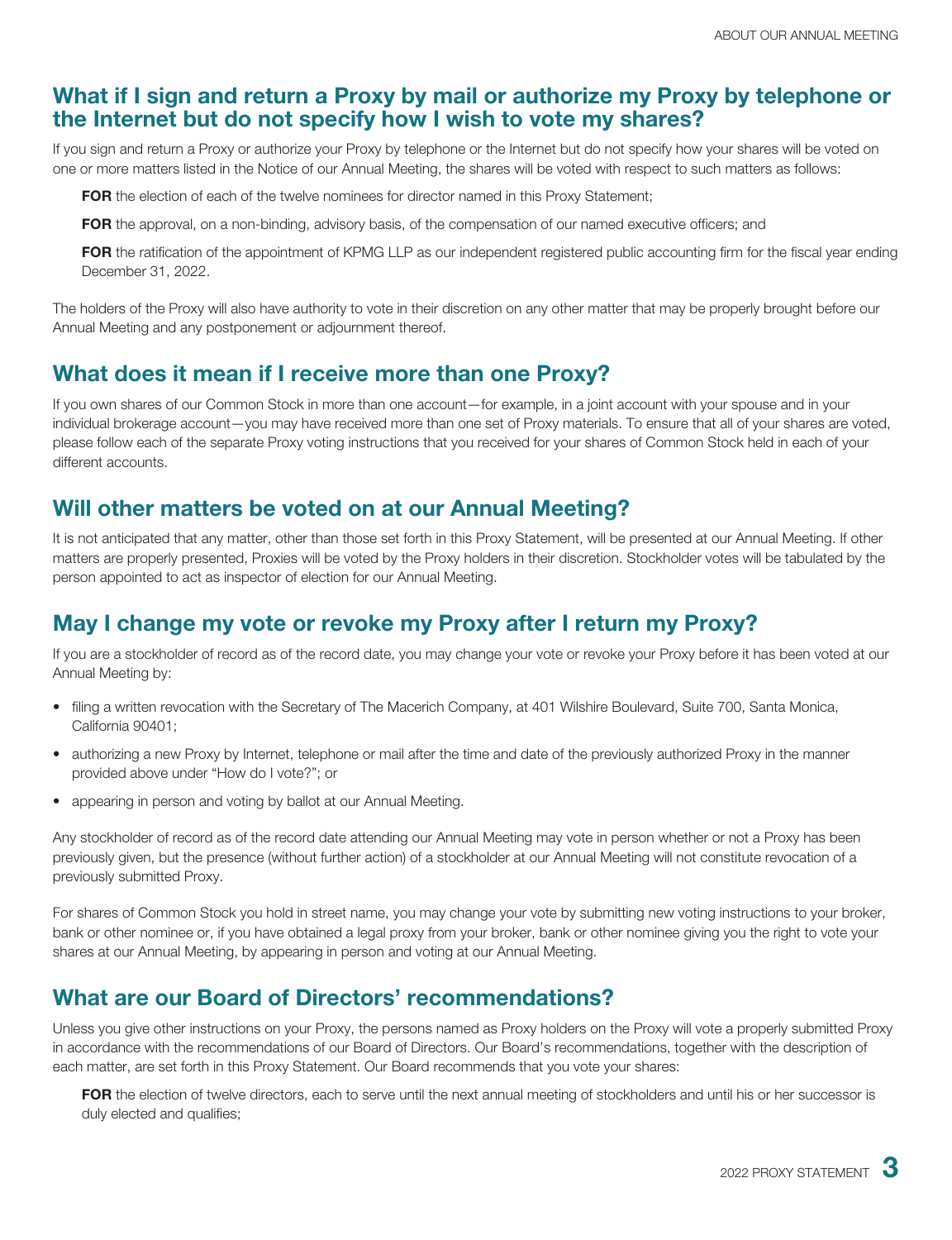## What if I sign and return a Proxy by mail or authorize my Proxy by telephone or the Internet but do not specify how I wish to vote my shares?

If you sign and return a Proxy or authorize your Proxy by telephone or the Internet but do not specify how your shares will be voted on one or more matters listed in the Notice of our Annual Meeting, the shares will be voted with respect to such matters as follows:

**FOR** the election of each of the twelve nominees for director named in this Proxy Statement;

**FOR** the approval, on a non-binding, advisory basis, of the compensation of our named executive officers; and

**FOR** the ratification of the appointment of KPMG LLP as our independent registered public accounting firm for the fiscal year ending December 31, 2022.

The holders of the Proxy will also have authority to vote in their discretion on any other matter that may be properly brought before our Annual Meeting and any postponement or adjournment thereof.

## What does it mean if I receive more than one Proxy?

If you own shares of our Common Stock in more than one account—for example, in a joint account with your spouse and in your individual brokerage account—you may have received more than one set of Proxy materials. To ensure that all of your shares are voted, please follow each of the separate Proxy voting instructions that you received for your shares of Common Stock held in each of your different accounts.

## Will other matters be voted on at our Annual Meeting?

It is not anticipated that any matter, other than those set forth in this Proxy Statement, will be presented at our Annual Meeting. If other matters are properly presented, Proxies will be voted by the Proxy holders in their discretion. Stockholder votes will be tabulated by the person appointed to act as inspector of election for our Annual Meeting.

## May I change my vote or revoke my Proxy after I return my Proxy?

If you are a stockholder of record as of the record date, you may change your vote or revoke your Proxy before it has been voted at our Annual Meeting by:

- filing a written revocation with the Secretary of The Macerich Company, at 401 Wilshire Boulevard, Suite 700, Santa Monica, California 90401;
- authorizing a new Proxy by Internet, telephone or mail after the time and date of the previously authorized Proxy in the manner provided above under "How do I vote?"; or
- appearing in person and voting by ballot at our Annual Meeting.

Any stockholder of record as of the record date attending our Annual Meeting may vote in person whether or not a Proxy has been previously given, but the presence (without further action) of a stockholder at our Annual Meeting will not constitute revocation of a previously submitted Proxy.

For shares of Common Stock you hold in street name, you may change your vote by submitting new voting instructions to your broker, bank or other nominee or, if you have obtained a legal proxy from your broker, bank or other nominee giving you the right to vote your shares at our Annual Meeting, by appearing in person and voting at our Annual Meeting.

## What are our Board of Directors' recommendations?

Unless you give other instructions on your Proxy, the persons named as Proxy holders on the Proxy will vote a properly submitted Proxy in accordance with the recommendations of our Board of Directors. Our Board's recommendations, together with the description of each matter, are set forth in this Proxy Statement. Our Board recommends that you vote your shares:

**FOR** the election of twelve directors, each to serve until the next annual meeting of stockholders and until his or her successor is duly elected and qualifies;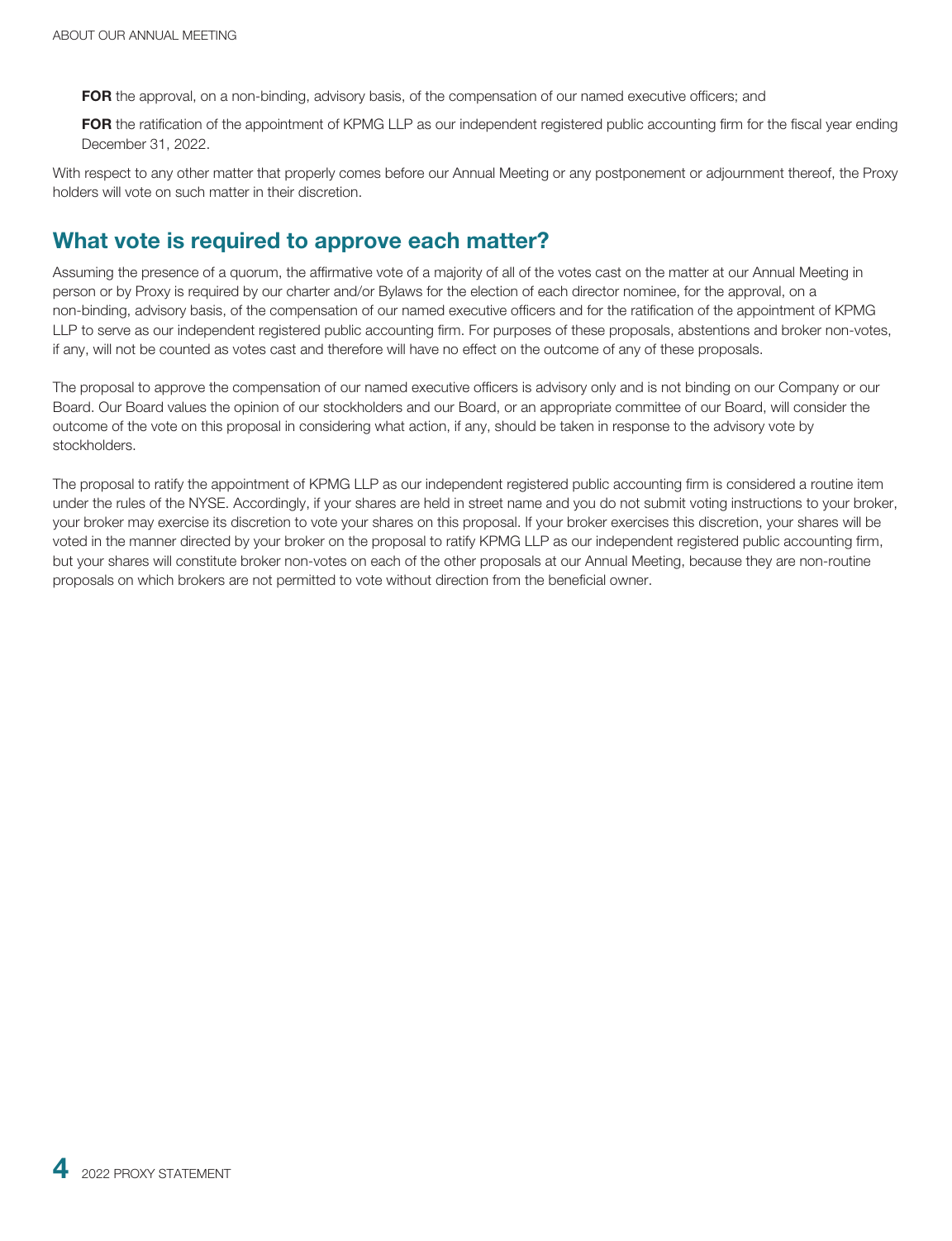**FOR** the approval, on a non-binding, advisory basis, of the compensation of our named executive officers; and

**FOR** the ratification of the appointment of KPMG LLP as our independent registered public accounting firm for the fiscal year ending December 31, 2022.

With respect to any other matter that properly comes before our Annual Meeting or any postponement or adjournment thereof, the Proxy holders will vote on such matter in their discretion.

## What vote is required to approve each matter?

Assuming the presence of a quorum, the affirmative vote of a majority of all of the votes cast on the matter at our Annual Meeting in person or by Proxy is required by our charter and/or Bylaws for the election of each director nominee, for the approval, on a non-binding, advisory basis, of the compensation of our named executive officers and for the ratification of the appointment of KPMG LLP to serve as our independent registered public accounting firm. For purposes of these proposals, abstentions and broker non-votes, if any, will not be counted as votes cast and therefore will have no effect on the outcome of any of these proposals.

The proposal to approve the compensation of our named executive officers is advisory only and is not binding on our Company or our Board. Our Board values the opinion of our stockholders and our Board, or an appropriate committee of our Board, will consider the outcome of the vote on this proposal in considering what action, if any, should be taken in response to the advisory vote by stockholders.

The proposal to ratify the appointment of KPMG LLP as our independent registered public accounting firm is considered a routine item under the rules of the NYSE. Accordingly, if your shares are held in street name and you do not submit voting instructions to your broker, your broker may exercise its discretion to vote your shares on this proposal. If your broker exercises this discretion, your shares will be voted in the manner directed by your broker on the proposal to ratify KPMG LLP as our independent registered public accounting firm, but your shares will constitute broker non-votes on each of the other proposals at our Annual Meeting, because they are non-routine proposals on which brokers are not permitted to vote without direction from the beneficial owner.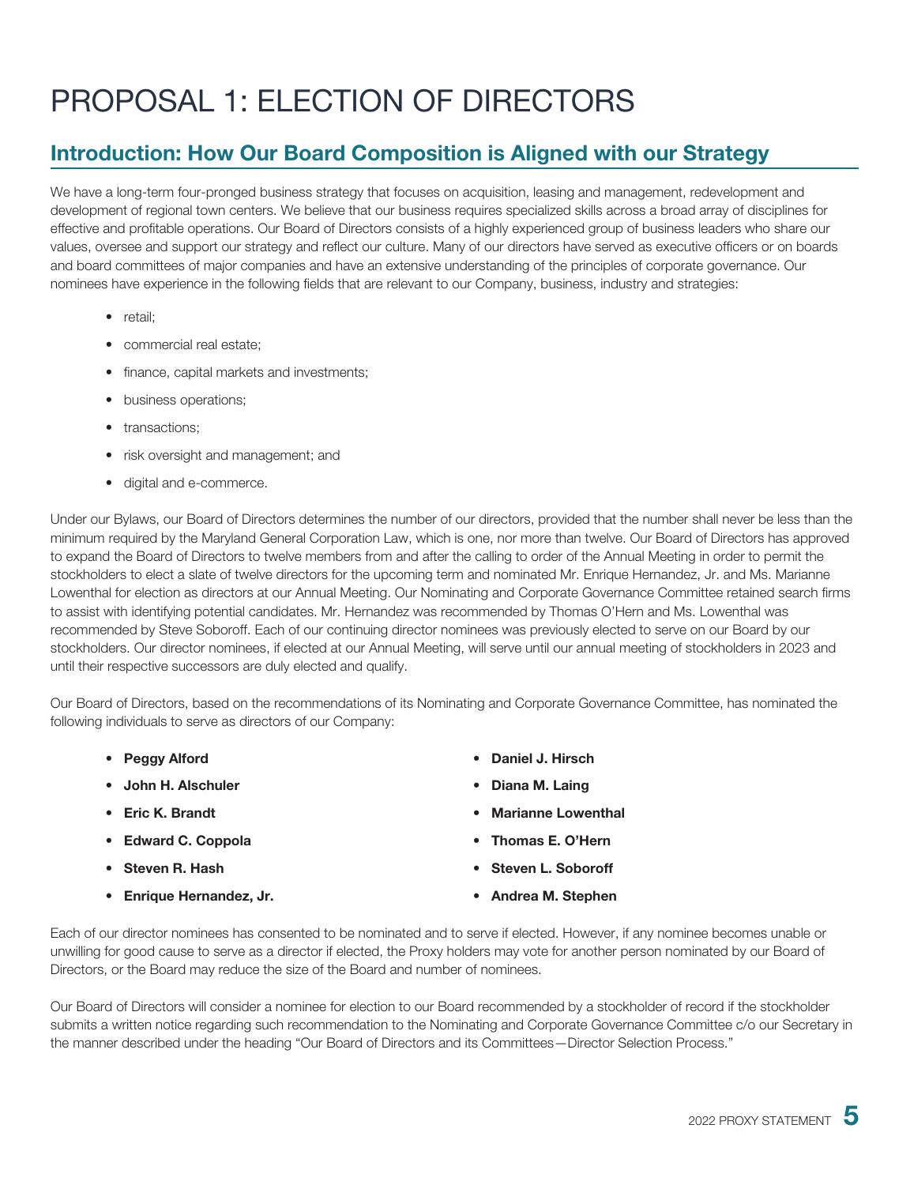# PROPOSAL 1: ELECTION OF DIRECTORS

## Introduction: How Our Board Composition is Aligned with our Strategy

We have a long-term four-pronged business strategy that focuses on acquisition, leasing and management, redevelopment and development of regional town centers. We believe that our business requires specialized skills across a broad array of disciplines for effective and profitable operations. Our Board of Directors consists of a highly experienced group of business leaders who share our values, oversee and support our strategy and reflect our culture. Many of our directors have served as executive officers or on boards and board committees of major companies and have an extensive understanding of the principles of corporate governance. Our nominees have experience in the following fields that are relevant to our Company, business, industry and strategies:

- retail;
- commercial real estate;
- finance, capital markets and investments;
- business operations;
- transactions;
- risk oversight and management; and
- digital and e-commerce.

Under our Bylaws, our Board of Directors determines the number of our directors, provided that the number shall never be less than the minimum required by the Maryland General Corporation Law, which is one, nor more than twelve. Our Board of Directors has approved to expand the Board of Directors to twelve members from and after the calling to order of the Annual Meeting in order to permit the stockholders to elect a slate of twelve directors for the upcoming term and nominated Mr. Enrique Hernandez, Jr. and Ms. Marianne Lowenthal for election as directors at our Annual Meeting. Our Nominating and Corporate Governance Committee retained search firms to assist with identifying potential candidates. Mr. Hernandez was recommended by Thomas O'Hern and Ms. Lowenthal was recommended by Steve Soboroff. Each of our continuing director nominees was previously elected to serve on our Board by our stockholders. Our director nominees, if elected at our Annual Meeting, will serve until our annual meeting of stockholders in 2023 and until their respective successors are duly elected and qualify.

Our Board of Directors, based on the recommendations of its Nominating and Corporate Governance Committee, has nominated the following individuals to serve as directors of our Company:

- **Peggy Alford**
- **John H. Alschuler**
- **Eric K. Brandt**
- **Edward C. Coppola**
- **Steven R. Hash**
- **Enrique Hernandez, Jr.**
- **Daniel J. Hirsch**
- **Diana M. Laing**
- **Marianne Lowenthal**
- **Thomas E. O'Hern**
- **Steven L. Soboroff**
- **Andrea M. Stephen**

Each of our director nominees has consented to be nominated and to serve if elected. However, if any nominee becomes unable or unwilling for good cause to serve as a director if elected, the Proxy holders may vote for another person nominated by our Board of Directors, or the Board may reduce the size of the Board and number of nominees.

Our Board of Directors will consider a nominee for election to our Board recommended by a stockholder of record if the stockholder submits a written notice regarding such recommendation to the Nominating and Corporate Governance Committee c/o our Secretary in the manner described under the heading "Our Board of Directors and its Committees—Director Selection Process."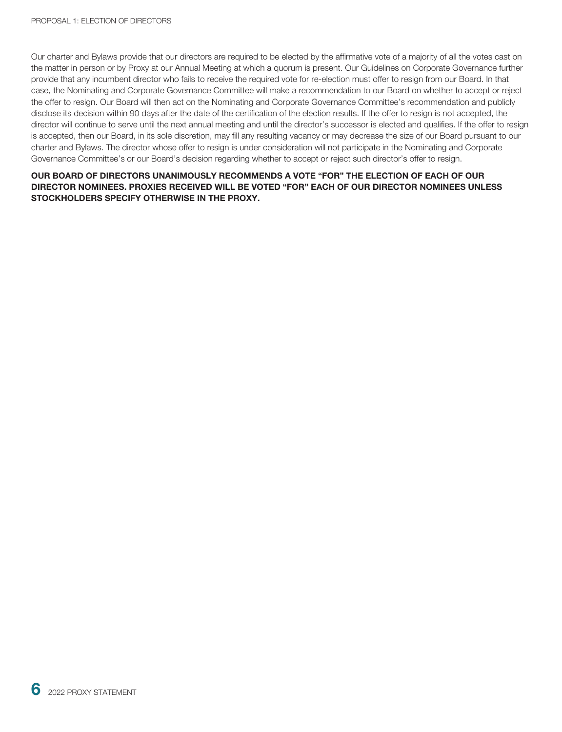Our charter and Bylaws provide that our directors are required to be elected by the affirmative vote of a majority of all the votes cast on the matter in person or by Proxy at our Annual Meeting at which a quorum is present. Our Guidelines on Corporate Governance further provide that any incumbent director who fails to receive the required vote for re-election must offer to resign from our Board. In that case, the Nominating and Corporate Governance Committee will make a recommendation to our Board on whether to accept or reject the offer to resign. Our Board will then act on the Nominating and Corporate Governance Committee's recommendation and publicly disclose its decision within 90 days after the date of the certification of the election results. If the offer to resign is not accepted, the director will continue to serve until the next annual meeting and until the director's successor is elected and qualifies. If the offer to resign is accepted, then our Board, in its sole discretion, may fill any resulting vacancy or may decrease the size of our Board pursuant to our charter and Bylaws. The director whose offer to resign is under consideration will not participate in the Nominating and Corporate Governance Committee's or our Board's decision regarding whether to accept or reject such director's offer to resign.

**OUR BOARD OF DIRECTORS UNANIMOUSLY RECOMMENDS A VOTE "FOR" THE ELECTION OF EACH OF OUR DIRECTOR NOMINEES. PROXIES RECEIVED WILL BE VOTED "FOR" EACH OF OUR DIRECTOR NOMINEES UNLESS STOCKHOLDERS SPECIFY OTHERWISE IN THE PROXY.**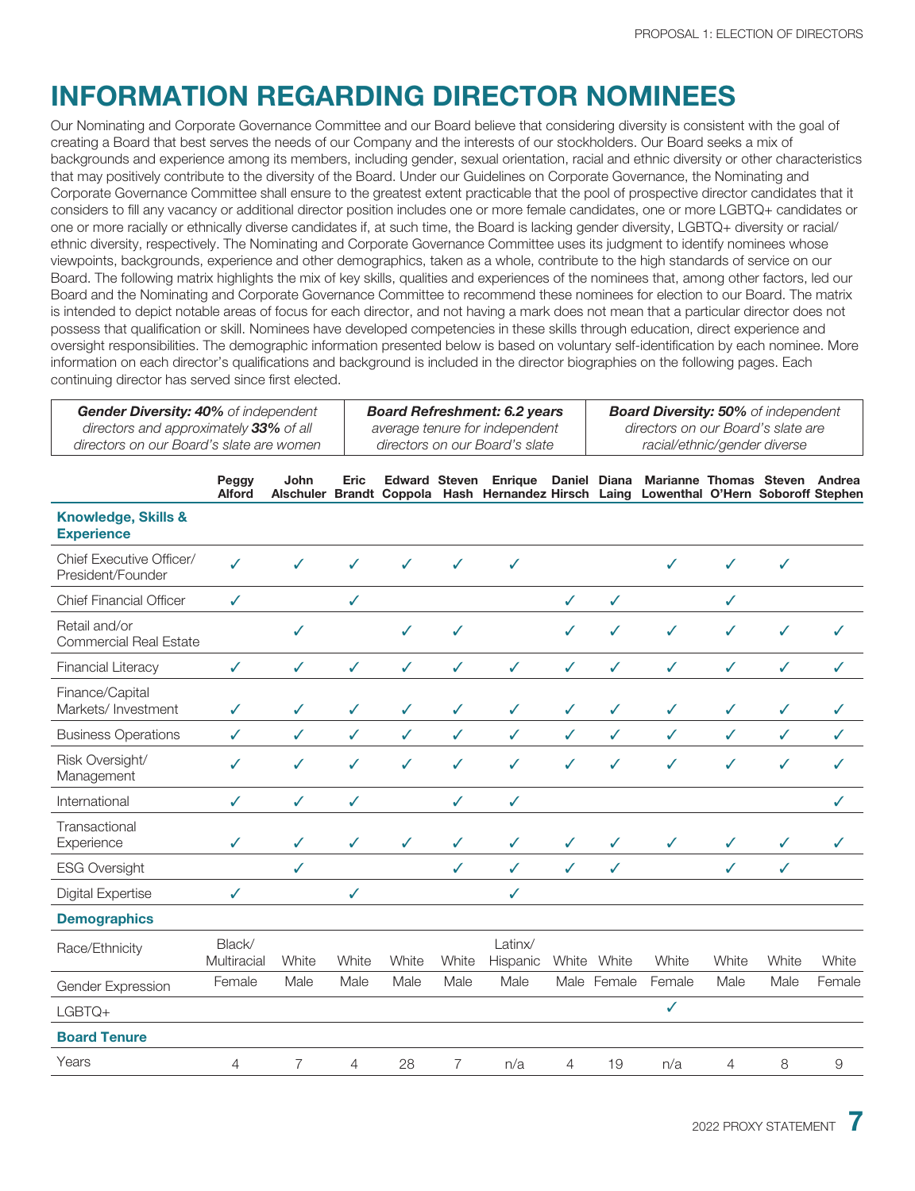# INFORMATION REGARDING DIRECTOR NOMINEES

Our Nominating and Corporate Governance Committee and our Board believe that considering diversity is consistent with the goal of creating a Board that best serves the needs of our Company and the interests of our stockholders. Our Board seeks a mix of backgrounds and experience among its members, including gender, sexual orientation, racial and ethnic diversity or other characteristics that may positively contribute to the diversity of the Board. Under our Guidelines on Corporate Governance, the Nominating and Corporate Governance Committee shall ensure to the greatest extent practicable that the pool of prospective director candidates that it considers to fill any vacancy or additional director position includes one or more female candidates, one or more LGBTQ+ candidates or one or more racially or ethnically diverse candidates if, at such time, the Board is lacking gender diversity, LGBTQ+ diversity or racial/ethnic diversity, respectively. The Nominating and Corporate Governance Committee uses its judgment to identify nominees whose viewpoints, backgrounds, experience and other demographics, taken as a whole, contribute to the high standards of service on our Board. The following matrix highlights the mix of key skills, qualities and experiences of the nominees that, among other factors, led our Board and the Nominating and Corporate Governance Committee to recommend these nominees for election to our Board. The matrix is intended to depict notable areas of focus for each director, and not having a mark does not mean that a particular director does not possess that qualification or skill. Nominees have developed competencies in these skills through education, direct experience and oversight responsibilities. The demographic information presented below is based on voluntary self-identification by each nominee. More information on each director's qualifications and background is included in the director biographies on the following pages. Each continuing director has served since first elected.

***Gender Diversity: 40%** of independent directors and approximately **33%** of all directors on our Board's slate are women*

***Board Refreshment: 6.2 years** average tenure for independent directors on our Board's slate*

***Board Diversity: 50%** of independent directors on our Board's slate are racial/ethnic/gender diverse*

| | Peggy Alford | John Alschuler | Eric Brandt | Edward Coppola | Steven Hash | Enrique Hernandez | Daniel Hirsch | Diana Laing | Marianne Lowenthal | Thomas O'Hern | Steven Soboroff | Andrea Stephen |
|---|---|---|---|---|---|---|---|---|---|---|---|---|
| **Knowledge, Skills & Experience** | | | | | | | | | | | | |
| Chief Executive Officer/ President/Founder | ✓ | ✓ | ✓ | ✓ | ✓ | ✓ | | | ✓ | ✓ | ✓ | |
| Chief Financial Officer | ✓ | | ✓ | | | | ✓ | ✓ | | ✓ | | |
| Retail and/or Commercial Real Estate | | ✓ | | ✓ | ✓ | | ✓ | ✓ | ✓ | ✓ | ✓ | ✓ |
| Financial Literacy | ✓ | ✓ | ✓ | ✓ | ✓ | ✓ | ✓ | ✓ | ✓ | ✓ | ✓ | ✓ |
| Finance/Capital Markets/ Investment | ✓ | ✓ | ✓ | ✓ | ✓ | ✓ | ✓ | ✓ | ✓ | ✓ | ✓ | ✓ |
| Business Operations | ✓ | ✓ | ✓ | ✓ | ✓ | ✓ | ✓ | ✓ | ✓ | ✓ | ✓ | ✓ |
| Risk Oversight/ Management | ✓ | ✓ | ✓ | ✓ | ✓ | ✓ | ✓ | ✓ | ✓ | ✓ | ✓ | ✓ |
| International | ✓ | ✓ | ✓ | | ✓ | ✓ | | | | | | ✓ |
| Transactional Experience | ✓ | ✓ | ✓ | ✓ | ✓ | ✓ | ✓ | ✓ | ✓ | ✓ | ✓ | ✓ |
| ESG Oversight | | ✓ | | | ✓ | ✓ | ✓ | ✓ | | ✓ | ✓ | |
| Digital Expertise | ✓ | | ✓ | | | ✓ | | | | | | |
| **Demographics** | | | | | | | | | | | | |
| Race/Ethnicity | Black/ Multiracial | White | White | White | White | Latinx/ Hispanic | White | White | White | White | White | White |
| Gender Expression | Female | Male | Male | Male | Male | Male | Male | Female | Female | Male | Male | Female |
| LGBTQ+ | | | | | | | | | ✓ | | | |
| **Board Tenure** | | | | | | | | | | | | |
| Years | 4 | 7 | 4 | 28 | 7 | n/a | 4 | 19 | n/a | 4 | 8 | 9 |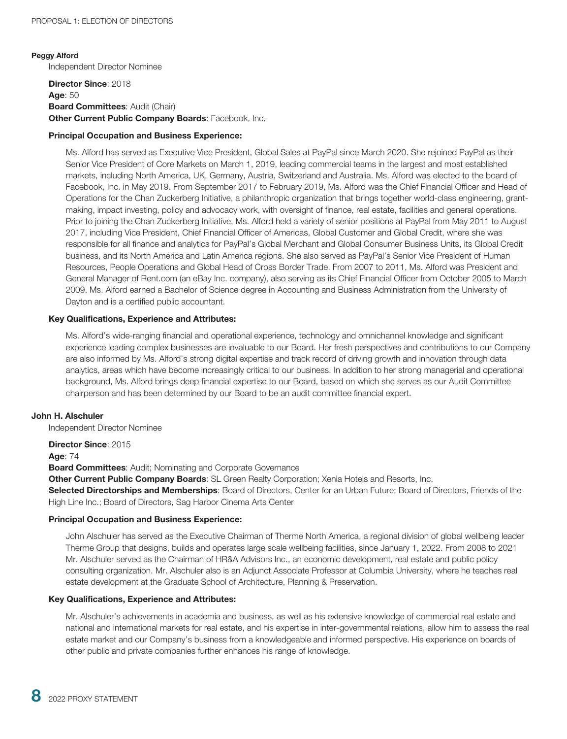**Peggy Alford**
Independent Director Nominee

**Director Since**: 2018
**Age**: 50
**Board Committees**: Audit (Chair)
**Other Current Public Company Boards**: Facebook, Inc.

**Principal Occupation and Business Experience:**

Ms. Alford has served as Executive Vice President, Global Sales at PayPal since March 2020. She rejoined PayPal as their Senior Vice President of Core Markets on March 1, 2019, leading commercial teams in the largest and most established markets, including North America, UK, Germany, Austria, Switzerland and Australia. Ms. Alford was elected to the board of Facebook, Inc. in May 2019. From September 2017 to February 2019, Ms. Alford was the Chief Financial Officer and Head of Operations for the Chan Zuckerberg Initiative, a philanthropic organization that brings together world-class engineering, grant-making, impact investing, policy and advocacy work, with oversight of finance, real estate, facilities and general operations. Prior to joining the Chan Zuckerberg Initiative, Ms. Alford held a variety of senior positions at PayPal from May 2011 to August 2017, including Vice President, Chief Financial Officer of Americas, Global Customer and Global Credit, where she was responsible for all finance and analytics for PayPal's Global Merchant and Global Consumer Business Units, its Global Credit business, and its North America and Latin America regions. She also served as PayPal's Senior Vice President of Human Resources, People Operations and Global Head of Cross Border Trade. From 2007 to 2011, Ms. Alford was President and General Manager of Rent.com (an eBay Inc. company), also serving as its Chief Financial Officer from October 2005 to March 2009. Ms. Alford earned a Bachelor of Science degree in Accounting and Business Administration from the University of Dayton and is a certified public accountant.

**Key Qualifications, Experience and Attributes:**

Ms. Alford's wide-ranging financial and operational experience, technology and omnichannel knowledge and significant experience leading complex businesses are invaluable to our Board. Her fresh perspectives and contributions to our Company are also informed by Ms. Alford's strong digital expertise and track record of driving growth and innovation through data analytics, areas which have become increasingly critical to our business. In addition to her strong managerial and operational background, Ms. Alford brings deep financial expertise to our Board, based on which she serves as our Audit Committee chairperson and has been determined by our Board to be an audit committee financial expert.

**John H. Alschuler**
Independent Director Nominee

**Director Since**: 2015
**Age**: 74
**Board Committees**: Audit; Nominating and Corporate Governance
**Other Current Public Company Boards**: SL Green Realty Corporation; Xenia Hotels and Resorts, Inc.
**Selected Directorships and Memberships**: Board of Directors, Center for an Urban Future; Board of Directors, Friends of the High Line Inc.; Board of Directors, Sag Harbor Cinema Arts Center

**Principal Occupation and Business Experience:**

John Alschuler has served as the Executive Chairman of Therme North America, a regional division of global wellbeing leader Therme Group that designs, builds and operates large scale wellbeing facilities, since January 1, 2022. From 2008 to 2021 Mr. Alschuler served as the Chairman of HR&A Advisors Inc., an economic development, real estate and public policy consulting organization. Mr. Alschuler also is an Adjunct Associate Professor at Columbia University, where he teaches real estate development at the Graduate School of Architecture, Planning & Preservation.

**Key Qualifications, Experience and Attributes:**

Mr. Alschuler's achievements in academia and business, as well as his extensive knowledge of commercial real estate and national and international markets for real estate, and his expertise in inter-governmental relations, allow him to assess the real estate market and our Company's business from a knowledgeable and informed perspective. His experience on boards of other public and private companies further enhances his range of knowledge.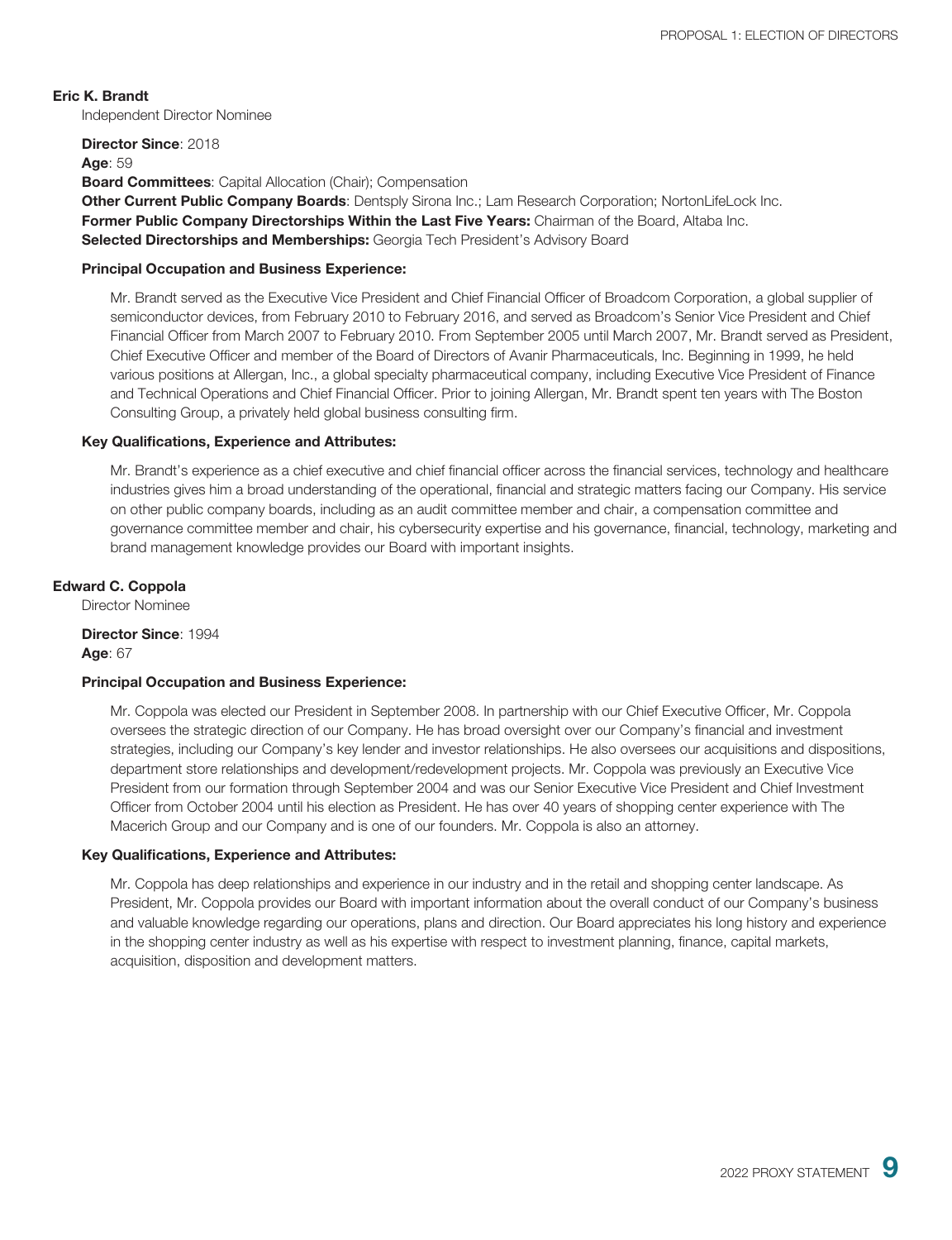**Eric K. Brandt**

Independent Director Nominee

**Director Since**: 2018
**Age**: 59
**Board Committees**: Capital Allocation (Chair); Compensation
**Other Current Public Company Boards**: Dentsply Sirona Inc.; Lam Research Corporation; NortonLifeLock Inc.
**Former Public Company Directorships Within the Last Five Years:** Chairman of the Board, Altaba Inc.
**Selected Directorships and Memberships:** Georgia Tech President's Advisory Board

**Principal Occupation and Business Experience:**

Mr. Brandt served as the Executive Vice President and Chief Financial Officer of Broadcom Corporation, a global supplier of semiconductor devices, from February 2010 to February 2016, and served as Broadcom's Senior Vice President and Chief Financial Officer from March 2007 to February 2010. From September 2005 until March 2007, Mr. Brandt served as President, Chief Executive Officer and member of the Board of Directors of Avanir Pharmaceuticals, Inc. Beginning in 1999, he held various positions at Allergan, Inc., a global specialty pharmaceutical company, including Executive Vice President of Finance and Technical Operations and Chief Financial Officer. Prior to joining Allergan, Mr. Brandt spent ten years with The Boston Consulting Group, a privately held global business consulting firm.

**Key Qualifications, Experience and Attributes:**

Mr. Brandt's experience as a chief executive and chief financial officer across the financial services, technology and healthcare industries gives him a broad understanding of the operational, financial and strategic matters facing our Company. His service on other public company boards, including as an audit committee member and chair, a compensation committee and governance committee member and chair, his cybersecurity expertise and his governance, financial, technology, marketing and brand management knowledge provides our Board with important insights.

**Edward C. Coppola**

Director Nominee

**Director Since**: 1994
**Age**: 67

**Principal Occupation and Business Experience:**

Mr. Coppola was elected our President in September 2008. In partnership with our Chief Executive Officer, Mr. Coppola oversees the strategic direction of our Company. He has broad oversight over our Company's financial and investment strategies, including our Company's key lender and investor relationships. He also oversees our acquisitions and dispositions, department store relationships and development/redevelopment projects. Mr. Coppola was previously an Executive Vice President from our formation through September 2004 and was our Senior Executive Vice President and Chief Investment Officer from October 2004 until his election as President. He has over 40 years of shopping center experience with The Macerich Group and our Company and is one of our founders. Mr. Coppola is also an attorney.

**Key Qualifications, Experience and Attributes:**

Mr. Coppola has deep relationships and experience in our industry and in the retail and shopping center landscape. As President, Mr. Coppola provides our Board with important information about the overall conduct of our Company's business and valuable knowledge regarding our operations, plans and direction. Our Board appreciates his long history and experience in the shopping center industry as well as his expertise with respect to investment planning, finance, capital markets, acquisition, disposition and development matters.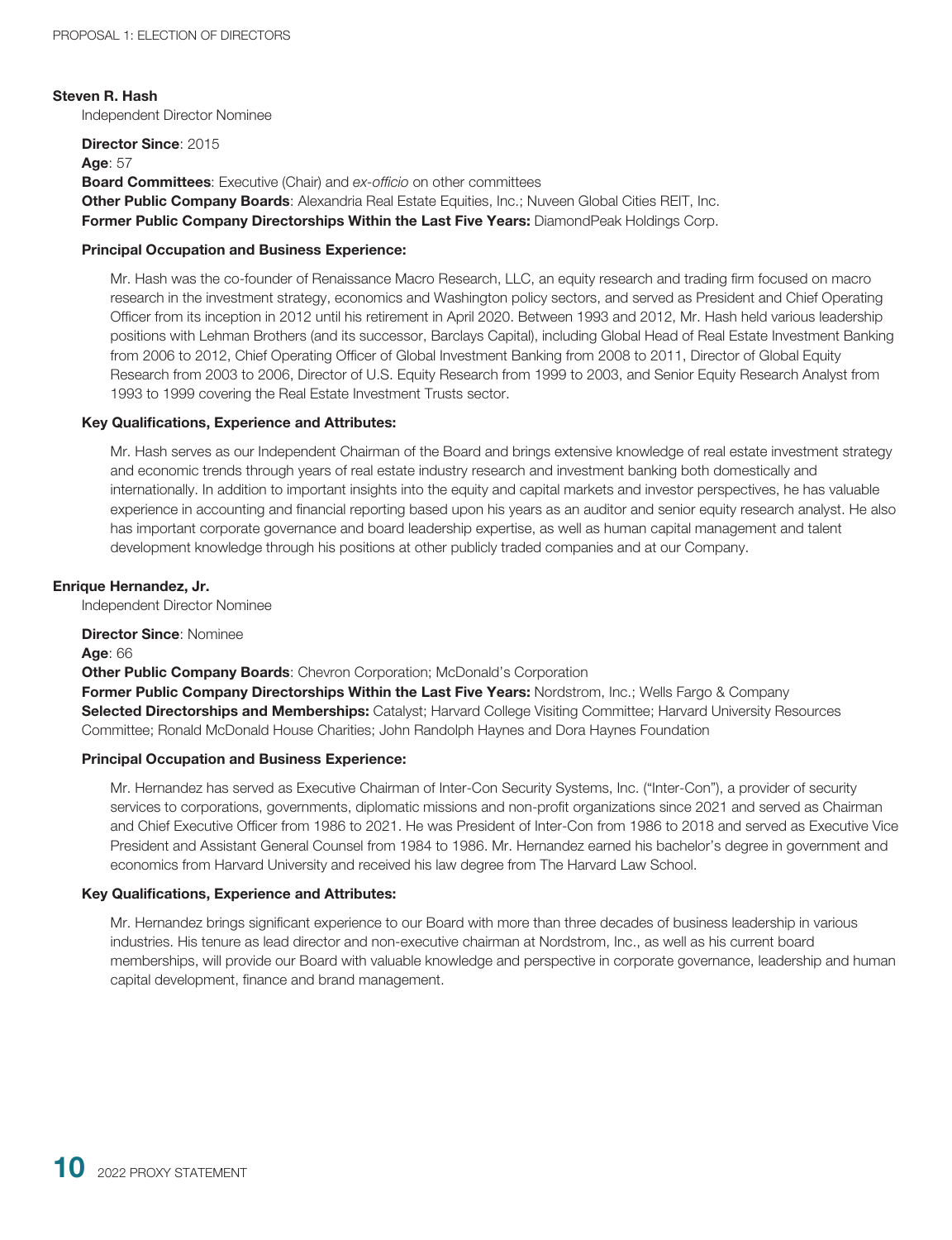**Steven R. Hash**
Independent Director Nominee

**Director Since**: 2015
**Age**: 57
**Board Committees**: Executive (Chair) and *ex-officio* on other committees
**Other Public Company Boards**: Alexandria Real Estate Equities, Inc.; Nuveen Global Cities REIT, Inc.
**Former Public Company Directorships Within the Last Five Years:** DiamondPeak Holdings Corp.

**Principal Occupation and Business Experience:**

Mr. Hash was the co-founder of Renaissance Macro Research, LLC, an equity research and trading firm focused on macro research in the investment strategy, economics and Washington policy sectors, and served as President and Chief Operating Officer from its inception in 2012 until his retirement in April 2020. Between 1993 and 2012, Mr. Hash held various leadership positions with Lehman Brothers (and its successor, Barclays Capital), including Global Head of Real Estate Investment Banking from 2006 to 2012, Chief Operating Officer of Global Investment Banking from 2008 to 2011, Director of Global Equity Research from 2003 to 2006, Director of U.S. Equity Research from 1999 to 2003, and Senior Equity Research Analyst from 1993 to 1999 covering the Real Estate Investment Trusts sector.

**Key Qualifications, Experience and Attributes:**

Mr. Hash serves as our Independent Chairman of the Board and brings extensive knowledge of real estate investment strategy and economic trends through years of real estate industry research and investment banking both domestically and internationally. In addition to important insights into the equity and capital markets and investor perspectives, he has valuable experience in accounting and financial reporting based upon his years as an auditor and senior equity research analyst. He also has important corporate governance and board leadership expertise, as well as human capital management and talent development knowledge through his positions at other publicly traded companies and at our Company.

**Enrique Hernandez, Jr.**
Independent Director Nominee

**Director Since**: Nominee
**Age**: 66
**Other Public Company Boards**: Chevron Corporation; McDonald's Corporation
**Former Public Company Directorships Within the Last Five Years:** Nordstrom, Inc.; Wells Fargo & Company
**Selected Directorships and Memberships:** Catalyst; Harvard College Visiting Committee; Harvard University Resources Committee; Ronald McDonald House Charities; John Randolph Haynes and Dora Haynes Foundation

**Principal Occupation and Business Experience:**

Mr. Hernandez has served as Executive Chairman of Inter-Con Security Systems, Inc. ("Inter-Con"), a provider of security services to corporations, governments, diplomatic missions and non-profit organizations since 2021 and served as Chairman and Chief Executive Officer from 1986 to 2021. He was President of Inter-Con from 1986 to 2018 and served as Executive Vice President and Assistant General Counsel from 1984 to 1986. Mr. Hernandez earned his bachelor's degree in government and economics from Harvard University and received his law degree from The Harvard Law School.

**Key Qualifications, Experience and Attributes:**

Mr. Hernandez brings significant experience to our Board with more than three decades of business leadership in various industries. His tenure as lead director and non-executive chairman at Nordstrom, Inc., as well as his current board memberships, will provide our Board with valuable knowledge and perspective in corporate governance, leadership and human capital development, finance and brand management.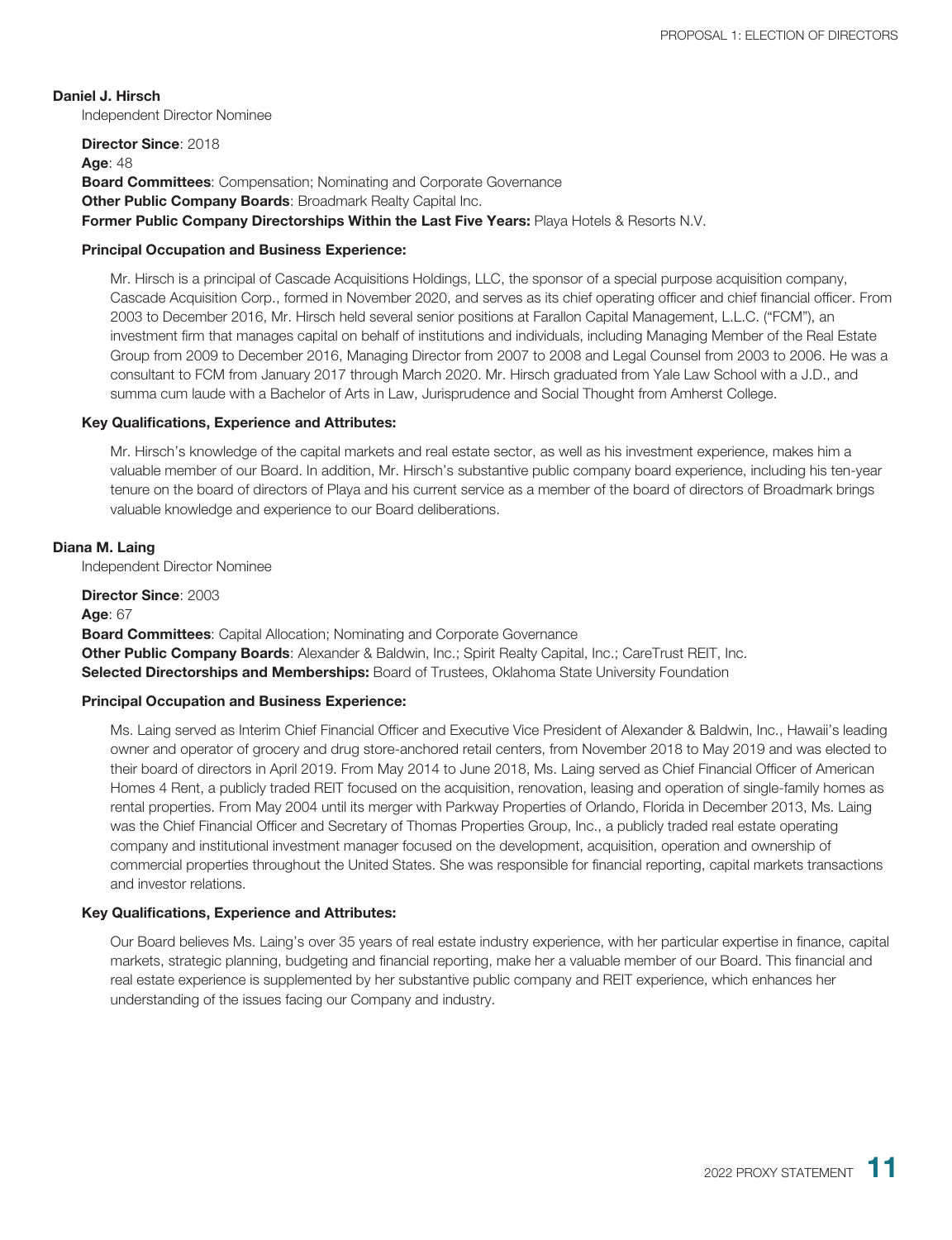**Daniel J. Hirsch**

Independent Director Nominee

**Director Since**: 2018
**Age**: 48
**Board Committees**: Compensation; Nominating and Corporate Governance
**Other Public Company Boards**: Broadmark Realty Capital Inc.
**Former Public Company Directorships Within the Last Five Years:** Playa Hotels & Resorts N.V.

**Principal Occupation and Business Experience:**

Mr. Hirsch is a principal of Cascade Acquisitions Holdings, LLC, the sponsor of a special purpose acquisition company, Cascade Acquisition Corp., formed in November 2020, and serves as its chief operating officer and chief financial officer. From 2003 to December 2016, Mr. Hirsch held several senior positions at Farallon Capital Management, L.L.C. ("FCM"), an investment firm that manages capital on behalf of institutions and individuals, including Managing Member of the Real Estate Group from 2009 to December 2016, Managing Director from 2007 to 2008 and Legal Counsel from 2003 to 2006. He was a consultant to FCM from January 2017 through March 2020. Mr. Hirsch graduated from Yale Law School with a J.D., and summa cum laude with a Bachelor of Arts in Law, Jurisprudence and Social Thought from Amherst College.

**Key Qualifications, Experience and Attributes:**

Mr. Hirsch's knowledge of the capital markets and real estate sector, as well as his investment experience, makes him a valuable member of our Board. In addition, Mr. Hirsch's substantive public company board experience, including his ten-year tenure on the board of directors of Playa and his current service as a member of the board of directors of Broadmark brings valuable knowledge and experience to our Board deliberations.

**Diana M. Laing**

Independent Director Nominee

**Director Since**: 2003
**Age**: 67
**Board Committees**: Capital Allocation; Nominating and Corporate Governance
**Other Public Company Boards**: Alexander & Baldwin, Inc.; Spirit Realty Capital, Inc.; CareTrust REIT, Inc.
**Selected Directorships and Memberships:** Board of Trustees, Oklahoma State University Foundation

**Principal Occupation and Business Experience:**

Ms. Laing served as Interim Chief Financial Officer and Executive Vice President of Alexander & Baldwin, Inc., Hawaii's leading owner and operator of grocery and drug store-anchored retail centers, from November 2018 to May 2019 and was elected to their board of directors in April 2019. From May 2014 to June 2018, Ms. Laing served as Chief Financial Officer of American Homes 4 Rent, a publicly traded REIT focused on the acquisition, renovation, leasing and operation of single-family homes as rental properties. From May 2004 until its merger with Parkway Properties of Orlando, Florida in December 2013, Ms. Laing was the Chief Financial Officer and Secretary of Thomas Properties Group, Inc., a publicly traded real estate operating company and institutional investment manager focused on the development, acquisition, operation and ownership of commercial properties throughout the United States. She was responsible for financial reporting, capital markets transactions and investor relations.

**Key Qualifications, Experience and Attributes:**

Our Board believes Ms. Laing's over 35 years of real estate industry experience, with her particular expertise in finance, capital markets, strategic planning, budgeting and financial reporting, make her a valuable member of our Board. This financial and real estate experience is supplemented by her substantive public company and REIT experience, which enhances her understanding of the issues facing our Company and industry.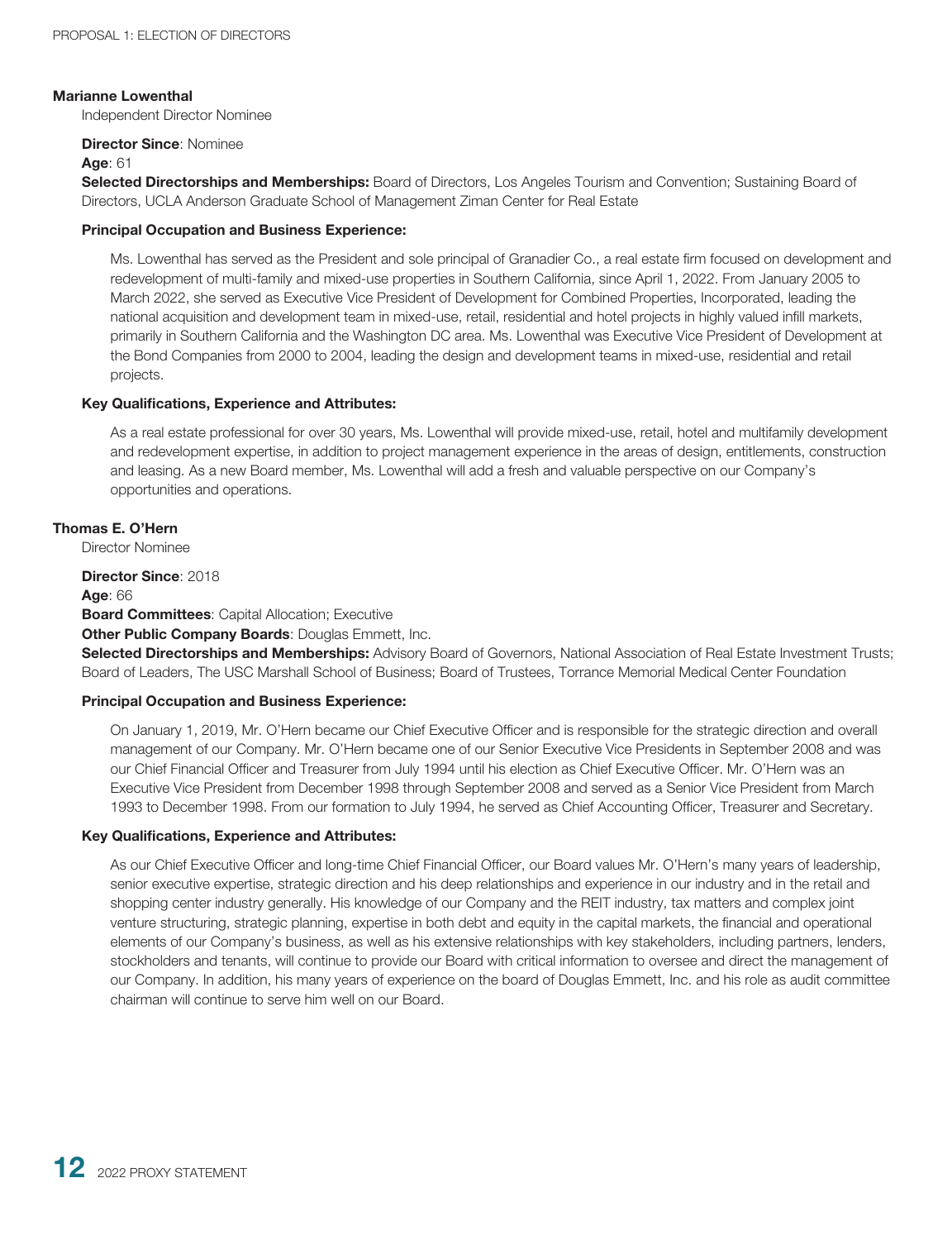### Marianne Lowenthal

Independent Director Nominee

**Director Since**: Nominee

**Age**: 61

**Selected Directorships and Memberships:** Board of Directors, Los Angeles Tourism and Convention; Sustaining Board of Directors, UCLA Anderson Graduate School of Management Ziman Center for Real Estate

**Principal Occupation and Business Experience:**

Ms. Lowenthal has served as the President and sole principal of Granadier Co., a real estate firm focused on development and redevelopment of multi-family and mixed-use properties in Southern California, since April 1, 2022. From January 2005 to March 2022, she served as Executive Vice President of Development for Combined Properties, Incorporated, leading the national acquisition and development team in mixed-use, retail, residential and hotel projects in highly valued infill markets, primarily in Southern California and the Washington DC area. Ms. Lowenthal was Executive Vice President of Development at the Bond Companies from 2000 to 2004, leading the design and development teams in mixed-use, residential and retail projects.

**Key Qualifications, Experience and Attributes:**

As a real estate professional for over 30 years, Ms. Lowenthal will provide mixed-use, retail, hotel and multifamily development and redevelopment expertise, in addition to project management experience in the areas of design, entitlements, construction and leasing. As a new Board member, Ms. Lowenthal will add a fresh and valuable perspective on our Company's opportunities and operations.

### Thomas E. O'Hern

Director Nominee

**Director Since**: 2018

**Age**: 66

**Board Committees**: Capital Allocation; Executive

**Other Public Company Boards**: Douglas Emmett, Inc.

**Selected Directorships and Memberships:** Advisory Board of Governors, National Association of Real Estate Investment Trusts; Board of Leaders, The USC Marshall School of Business; Board of Trustees, Torrance Memorial Medical Center Foundation

**Principal Occupation and Business Experience:**

On January 1, 2019, Mr. O'Hern became our Chief Executive Officer and is responsible for the strategic direction and overall management of our Company. Mr. O'Hern became one of our Senior Executive Vice Presidents in September 2008 and was our Chief Financial Officer and Treasurer from July 1994 until his election as Chief Executive Officer. Mr. O'Hern was an Executive Vice President from December 1998 through September 2008 and served as a Senior Vice President from March 1993 to December 1998. From our formation to July 1994, he served as Chief Accounting Officer, Treasurer and Secretary.

**Key Qualifications, Experience and Attributes:**

As our Chief Executive Officer and long-time Chief Financial Officer, our Board values Mr. O'Hern's many years of leadership, senior executive expertise, strategic direction and his deep relationships and experience in our industry and in the retail and shopping center industry generally. His knowledge of our Company and the REIT industry, tax matters and complex joint venture structuring, strategic planning, expertise in both debt and equity in the capital markets, the financial and operational elements of our Company's business, as well as his extensive relationships with key stakeholders, including partners, lenders, stockholders and tenants, will continue to provide our Board with critical information to oversee and direct the management of our Company. In addition, his many years of experience on the board of Douglas Emmett, Inc. and his role as audit committee chairman will continue to serve him well on our Board.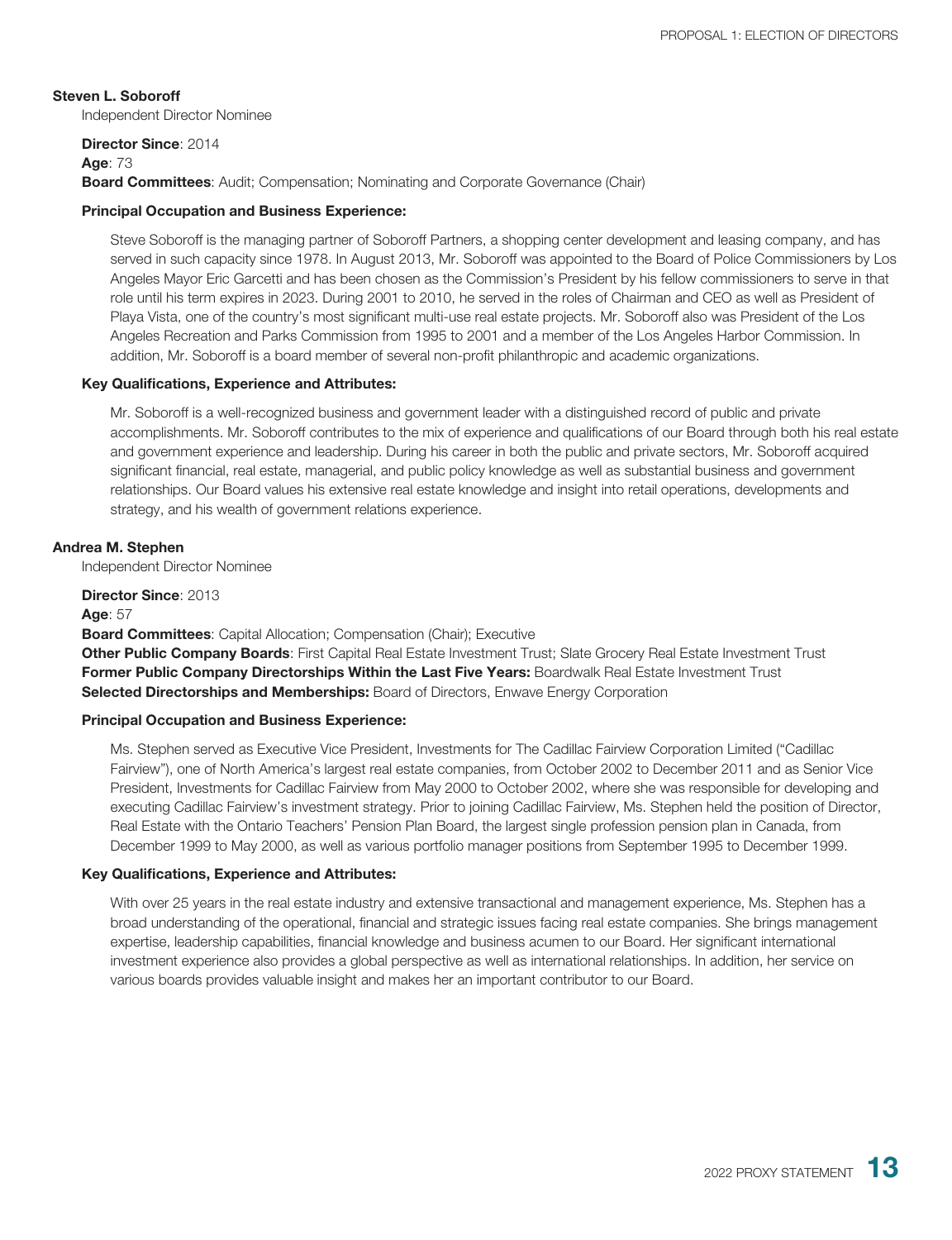### Steven L. Soboroff

Independent Director Nominee

**Director Since**: 2014
**Age**: 73
**Board Committees**: Audit; Compensation; Nominating and Corporate Governance (Chair)

**Principal Occupation and Business Experience:**

Steve Soboroff is the managing partner of Soboroff Partners, a shopping center development and leasing company, and has served in such capacity since 1978. In August 2013, Mr. Soboroff was appointed to the Board of Police Commissioners by Los Angeles Mayor Eric Garcetti and has been chosen as the Commission's President by his fellow commissioners to serve in that role until his term expires in 2023. During 2001 to 2010, he served in the roles of Chairman and CEO as well as President of Playa Vista, one of the country's most significant multi-use real estate projects. Mr. Soboroff also was President of the Los Angeles Recreation and Parks Commission from 1995 to 2001 and a member of the Los Angeles Harbor Commission. In addition, Mr. Soboroff is a board member of several non-profit philanthropic and academic organizations.

**Key Qualifications, Experience and Attributes:**

Mr. Soboroff is a well-recognized business and government leader with a distinguished record of public and private accomplishments. Mr. Soboroff contributes to the mix of experience and qualifications of our Board through both his real estate and government experience and leadership. During his career in both the public and private sectors, Mr. Soboroff acquired significant financial, real estate, managerial, and public policy knowledge as well as substantial business and government relationships. Our Board values his extensive real estate knowledge and insight into retail operations, developments and strategy, and his wealth of government relations experience.

### Andrea M. Stephen

Independent Director Nominee

**Director Since**: 2013
**Age**: 57
**Board Committees**: Capital Allocation; Compensation (Chair); Executive
**Other Public Company Boards**: First Capital Real Estate Investment Trust; Slate Grocery Real Estate Investment Trust
**Former Public Company Directorships Within the Last Five Years:** Boardwalk Real Estate Investment Trust
**Selected Directorships and Memberships:** Board of Directors, Enwave Energy Corporation

**Principal Occupation and Business Experience:**

Ms. Stephen served as Executive Vice President, Investments for The Cadillac Fairview Corporation Limited ("Cadillac Fairview"), one of North America's largest real estate companies, from October 2002 to December 2011 and as Senior Vice President, Investments for Cadillac Fairview from May 2000 to October 2002, where she was responsible for developing and executing Cadillac Fairview's investment strategy. Prior to joining Cadillac Fairview, Ms. Stephen held the position of Director, Real Estate with the Ontario Teachers' Pension Plan Board, the largest single profession pension plan in Canada, from December 1999 to May 2000, as well as various portfolio manager positions from September 1995 to December 1999.

**Key Qualifications, Experience and Attributes:**

With over 25 years in the real estate industry and extensive transactional and management experience, Ms. Stephen has a broad understanding of the operational, financial and strategic issues facing real estate companies. She brings management expertise, leadership capabilities, financial knowledge and business acumen to our Board. Her significant international investment experience also provides a global perspective as well as international relationships. In addition, her service on various boards provides valuable insight and makes her an important contributor to our Board.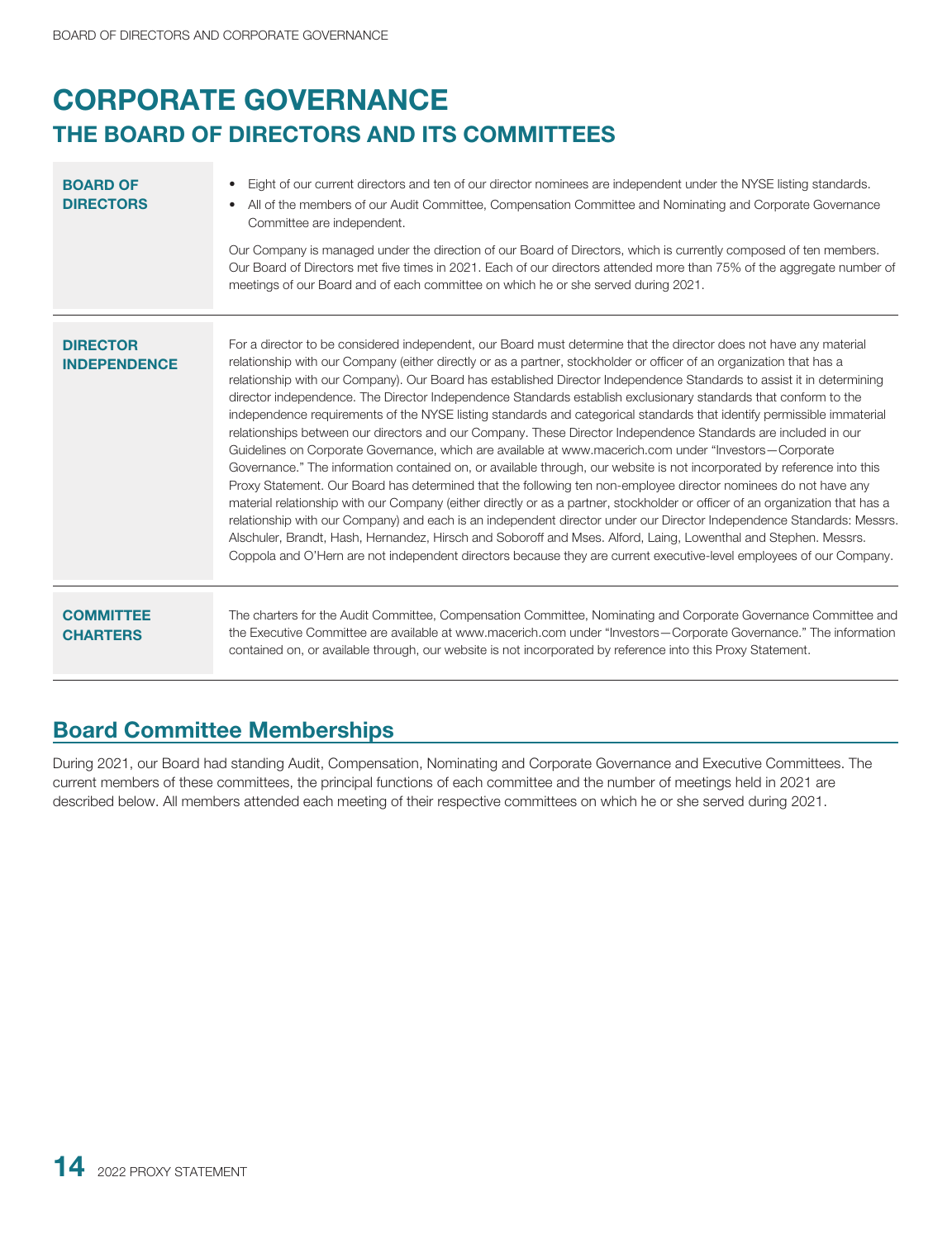# CORPORATE GOVERNANCE

## THE BOARD OF DIRECTORS AND ITS COMMITTEES

**BOARD OF DIRECTORS**

- Eight of our current directors and ten of our director nominees are independent under the NYSE listing standards.
- All of the members of our Audit Committee, Compensation Committee and Nominating and Corporate Governance Committee are independent.

Our Company is managed under the direction of our Board of Directors, which is currently composed of ten members. Our Board of Directors met five times in 2021. Each of our directors attended more than 75% of the aggregate number of meetings of our Board and of each committee on which he or she served during 2021.

**DIRECTOR INDEPENDENCE**

For a director to be considered independent, our Board must determine that the director does not have any material relationship with our Company (either directly or as a partner, stockholder or officer of an organization that has a relationship with our Company). Our Board has established Director Independence Standards to assist it in determining director independence. The Director Independence Standards establish exclusionary standards that conform to the independence requirements of the NYSE listing standards and categorical standards that identify permissible immaterial relationships between our directors and our Company. These Director Independence Standards are included in our Guidelines on Corporate Governance, which are available at www.macerich.com under "Investors—Corporate Governance." The information contained on, or available through, our website is not incorporated by reference into this Proxy Statement. Our Board has determined that the following ten non-employee director nominees do not have any material relationship with our Company (either directly or as a partner, stockholder or officer of an organization that has a relationship with our Company) and each is an independent director under our Director Independence Standards: Messrs. Alschuler, Brandt, Hash, Hernandez, Hirsch and Soboroff and Mses. Alford, Laing, Lowenthal and Stephen. Messrs. Coppola and O'Hern are not independent directors because they are current executive-level employees of our Company.

**COMMITTEE CHARTERS**

The charters for the Audit Committee, Compensation Committee, Nominating and Corporate Governance Committee and the Executive Committee are available at www.macerich.com under "Investors—Corporate Governance." The information contained on, or available through, our website is not incorporated by reference into this Proxy Statement.

## Board Committee Memberships

During 2021, our Board had standing Audit, Compensation, Nominating and Corporate Governance and Executive Committees. The current members of these committees, the principal functions of each committee and the number of meetings held in 2021 are described below. All members attended each meeting of their respective committees on which he or she served during 2021.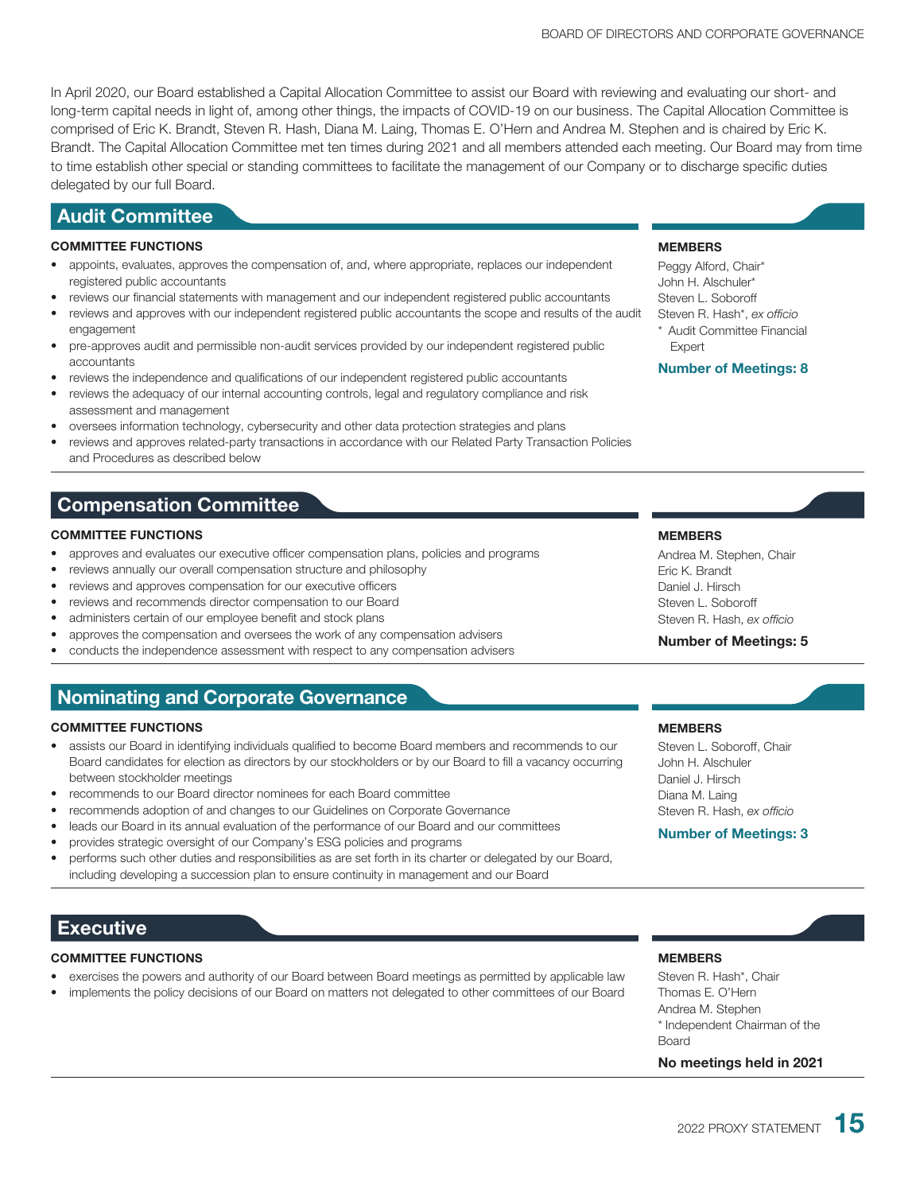In April 2020, our Board established a Capital Allocation Committee to assist our Board with reviewing and evaluating our short- and long-term capital needs in light of, among other things, the impacts of COVID-19 on our business. The Capital Allocation Committee is comprised of Eric K. Brandt, Steven R. Hash, Diana M. Laing, Thomas E. O'Hern and Andrea M. Stephen and is chaired by Eric K. Brandt. The Capital Allocation Committee met ten times during 2021 and all members attended each meeting. Our Board may from time to time establish other special or standing committees to facilitate the management of our Company or to discharge specific duties delegated by our full Board.

## Audit Committee

**COMMITTEE FUNCTIONS**

- appoints, evaluates, approves the compensation of, and, where appropriate, replaces our independent registered public accountants
- reviews our financial statements with management and our independent registered public accountants
- reviews and approves with our independent registered public accountants the scope and results of the audit engagement
- pre-approves audit and permissible non-audit services provided by our independent registered public accountants
- reviews the independence and qualifications of our independent registered public accountants
- reviews the adequacy of our internal accounting controls, legal and regulatory compliance and risk assessment and management
- oversees information technology, cybersecurity and other data protection strategies and plans
- reviews and approves related-party transactions in accordance with our Related Party Transaction Policies and Procedures as described below

**MEMBERS**

Peggy Alford, Chair*
John H. Alschuler*
Steven L. Soboroff
Steven R. Hash*, *ex officio*
* Audit Committee Financial Expert

**Number of Meetings: 8**

## Compensation Committee

**COMMITTEE FUNCTIONS**

- approves and evaluates our executive officer compensation plans, policies and programs
- reviews annually our overall compensation structure and philosophy
- reviews and approves compensation for our executive officers
- reviews and recommends director compensation to our Board
- administers certain of our employee benefit and stock plans
- approves the compensation and oversees the work of any compensation advisers
- conducts the independence assessment with respect to any compensation advisers

**MEMBERS**

Andrea M. Stephen, Chair
Eric K. Brandt
Daniel J. Hirsch
Steven L. Soboroff
Steven R. Hash, *ex officio*

**Number of Meetings: 5**

## Nominating and Corporate Governance

**COMMITTEE FUNCTIONS**

- assists our Board in identifying individuals qualified to become Board members and recommends to our Board candidates for election as directors by our stockholders or by our Board to fill a vacancy occurring between stockholder meetings
- recommends to our Board director nominees for each Board committee
- recommends adoption of and changes to our Guidelines on Corporate Governance
- leads our Board in its annual evaluation of the performance of our Board and our committees
- provides strategic oversight of our Company's ESG policies and programs
- performs such other duties and responsibilities as are set forth in its charter or delegated by our Board, including developing a succession plan to ensure continuity in management and our Board

**MEMBERS**

Steven L. Soboroff, Chair
John H. Alschuler
Daniel J. Hirsch
Diana M. Laing
Steven R. Hash, *ex officio*

**Number of Meetings: 3**

## Executive

**COMMITTEE FUNCTIONS**

- exercises the powers and authority of our Board between Board meetings as permitted by applicable law
- implements the policy decisions of our Board on matters not delegated to other committees of our Board

**MEMBERS**

Steven R. Hash*, Chair
Thomas E. O'Hern
Andrea M. Stephen
* Independent Chairman of the Board

**No meetings held in 2021**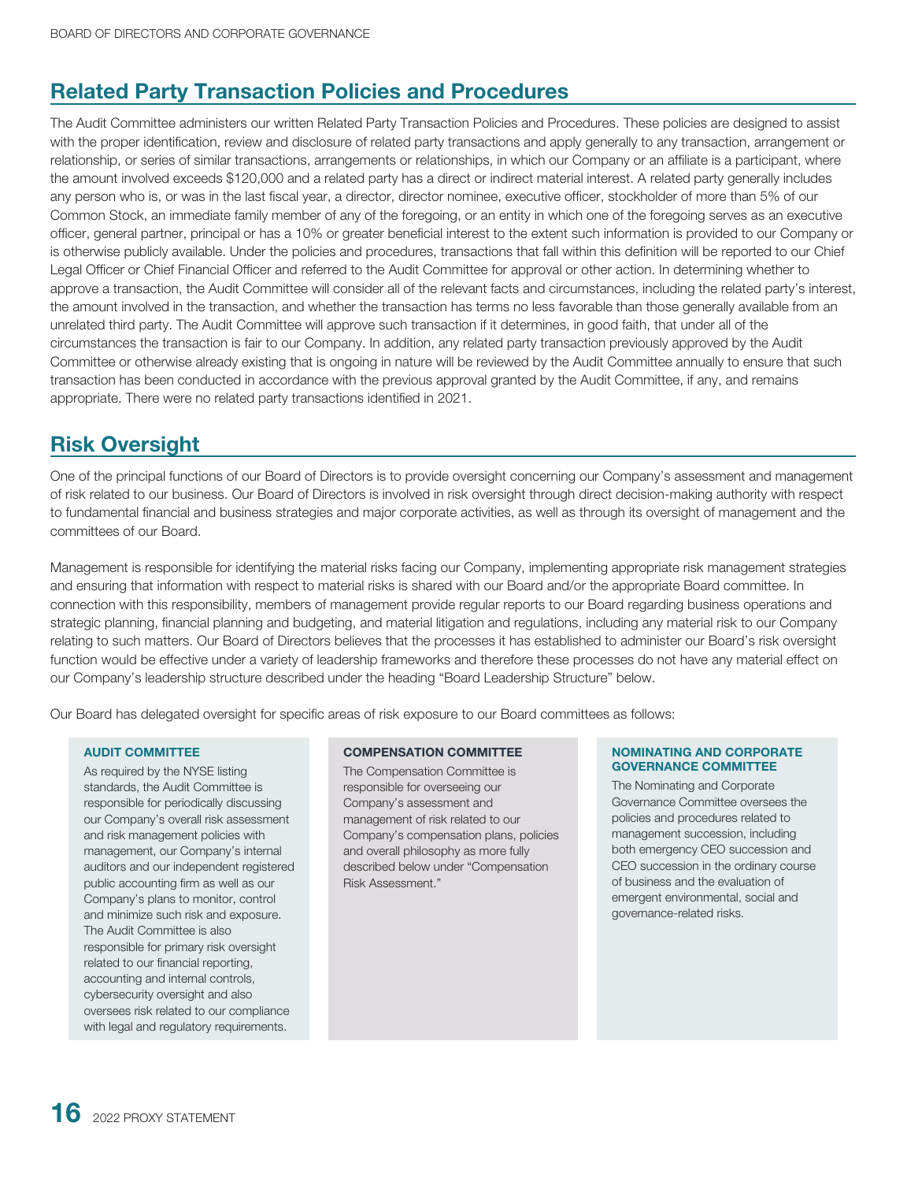## Related Party Transaction Policies and Procedures

The Audit Committee administers our written Related Party Transaction Policies and Procedures. These policies are designed to assist with the proper identification, review and disclosure of related party transactions and apply generally to any transaction, arrangement or relationship, or series of similar transactions, arrangements or relationships, in which our Company or an affiliate is a participant, where the amount involved exceeds $120,000 and a related party has a direct or indirect material interest. A related party generally includes any person who is, or was in the last fiscal year, a director, director nominee, executive officer, stockholder of more than 5% of our Common Stock, an immediate family member of any of the foregoing, or an entity in which one of the foregoing serves as an executive officer, general partner, principal or has a 10% or greater beneficial interest to the extent such information is provided to our Company or is otherwise publicly available. Under the policies and procedures, transactions that fall within this definition will be reported to our Chief Legal Officer or Chief Financial Officer and referred to the Audit Committee for approval or other action. In determining whether to approve a transaction, the Audit Committee will consider all of the relevant facts and circumstances, including the related party's interest, the amount involved in the transaction, and whether the transaction has terms no less favorable than those generally available from an unrelated third party. The Audit Committee will approve such transaction if it determines, in good faith, that under all of the circumstances the transaction is fair to our Company. In addition, any related party transaction previously approved by the Audit Committee or otherwise already existing that is ongoing in nature will be reviewed by the Audit Committee annually to ensure that such transaction has been conducted in accordance with the previous approval granted by the Audit Committee, if any, and remains appropriate. There were no related party transactions identified in 2021.

## Risk Oversight

One of the principal functions of our Board of Directors is to provide oversight concerning our Company's assessment and management of risk related to our business. Our Board of Directors is involved in risk oversight through direct decision-making authority with respect to fundamental financial and business strategies and major corporate activities, as well as through its oversight of management and the committees of our Board.

Management is responsible for identifying the material risks facing our Company, implementing appropriate risk management strategies and ensuring that information with respect to material risks is shared with our Board and/or the appropriate Board committee. In connection with this responsibility, members of management provide regular reports to our Board regarding business operations and strategic planning, financial planning and budgeting, and material litigation and regulations, including any material risk to our Company relating to such matters. Our Board of Directors believes that the processes it has established to administer our Board's risk oversight function would be effective under a variety of leadership frameworks and therefore these processes do not have any material effect on our Company's leadership structure described under the heading "Board Leadership Structure" below.

Our Board has delegated oversight for specific areas of risk exposure to our Board committees as follows:

**AUDIT COMMITTEE**

As required by the NYSE listing standards, the Audit Committee is responsible for periodically discussing our Company's overall risk assessment and risk management policies with management, our Company's internal auditors and our independent registered public accounting firm as well as our Company's plans to monitor, control and minimize such risk and exposure. The Audit Committee is also responsible for primary risk oversight related to our financial reporting, accounting and internal controls, cybersecurity oversight and also oversees risk related to our compliance with legal and regulatory requirements.

**COMPENSATION COMMITTEE**

The Compensation Committee is responsible for overseeing our Company's assessment and management of risk related to our Company's compensation plans, policies and overall philosophy as more fully described below under "Compensation Risk Assessment."

**NOMINATING AND CORPORATE GOVERNANCE COMMITTEE**

The Nominating and Corporate Governance Committee oversees the policies and procedures related to management succession, including both emergency CEO succession and CEO succession in the ordinary course of business and the evaluation of emergent environmental, social and governance-related risks.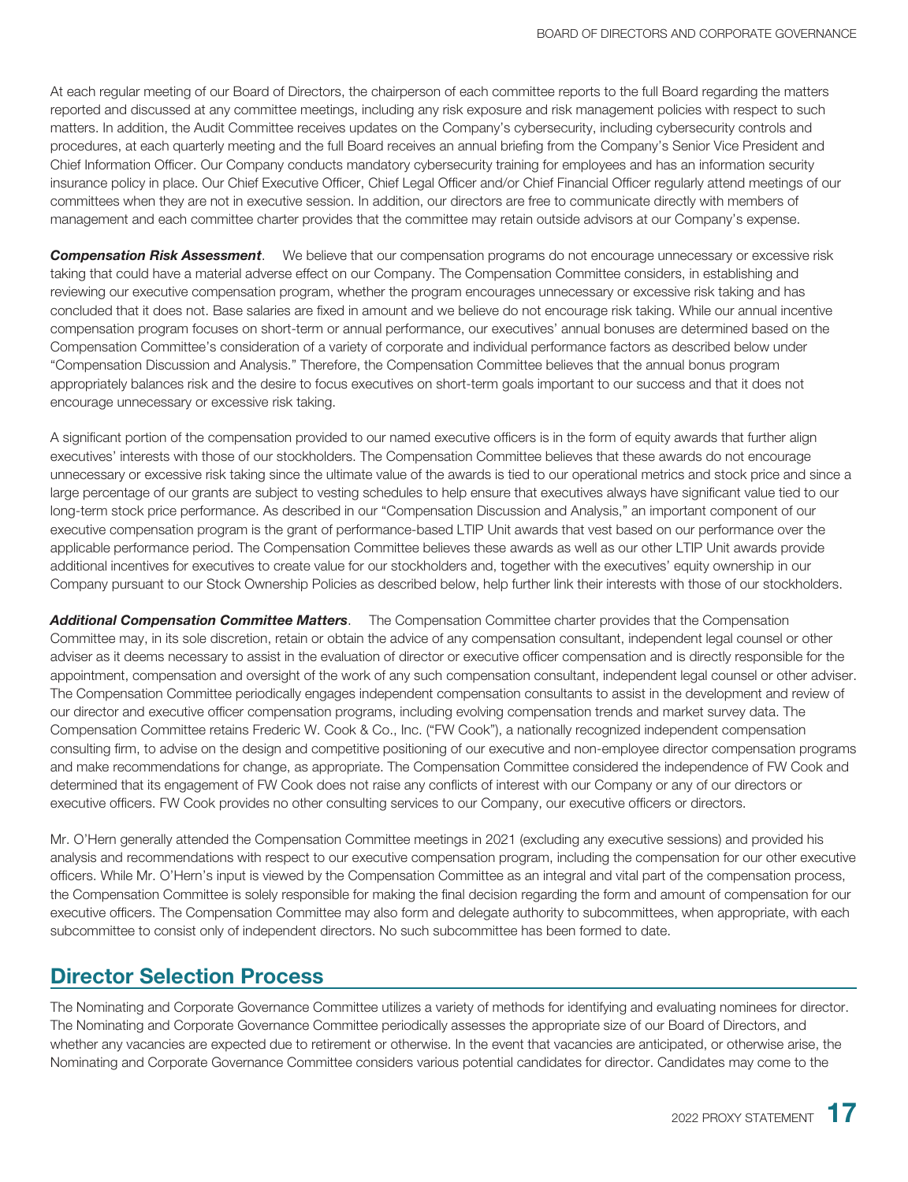At each regular meeting of our Board of Directors, the chairperson of each committee reports to the full Board regarding the matters reported and discussed at any committee meetings, including any risk exposure and risk management policies with respect to such matters. In addition, the Audit Committee receives updates on the Company's cybersecurity, including cybersecurity controls and procedures, at each quarterly meeting and the full Board receives an annual briefing from the Company's Senior Vice President and Chief Information Officer. Our Company conducts mandatory cybersecurity training for employees and has an information security insurance policy in place. Our Chief Executive Officer, Chief Legal Officer and/or Chief Financial Officer regularly attend meetings of our committees when they are not in executive session. In addition, our directors are free to communicate directly with members of management and each committee charter provides that the committee may retain outside advisors at our Company's expense.

***Compensation Risk Assessment***. We believe that our compensation programs do not encourage unnecessary or excessive risk taking that could have a material adverse effect on our Company. The Compensation Committee considers, in establishing and reviewing our executive compensation program, whether the program encourages unnecessary or excessive risk taking and has concluded that it does not. Base salaries are fixed in amount and we believe do not encourage risk taking. While our annual incentive compensation program focuses on short-term or annual performance, our executives' annual bonuses are determined based on the Compensation Committee's consideration of a variety of corporate and individual performance factors as described below under "Compensation Discussion and Analysis." Therefore, the Compensation Committee believes that the annual bonus program appropriately balances risk and the desire to focus executives on short-term goals important to our success and that it does not encourage unnecessary or excessive risk taking.

A significant portion of the compensation provided to our named executive officers is in the form of equity awards that further align executives' interests with those of our stockholders. The Compensation Committee believes that these awards do not encourage unnecessary or excessive risk taking since the ultimate value of the awards is tied to our operational metrics and stock price and since a large percentage of our grants are subject to vesting schedules to help ensure that executives always have significant value tied to our long-term stock price performance. As described in our "Compensation Discussion and Analysis," an important component of our executive compensation program is the grant of performance-based LTIP Unit awards that vest based on our performance over the applicable performance period. The Compensation Committee believes these awards as well as our other LTIP Unit awards provide additional incentives for executives to create value for our stockholders and, together with the executives' equity ownership in our Company pursuant to our Stock Ownership Policies as described below, help further link their interests with those of our stockholders.

***Additional Compensation Committee Matters***. The Compensation Committee charter provides that the Compensation Committee may, in its sole discretion, retain or obtain the advice of any compensation consultant, independent legal counsel or other adviser as it deems necessary to assist in the evaluation of director or executive officer compensation and is directly responsible for the appointment, compensation and oversight of the work of any such compensation consultant, independent legal counsel or other adviser. The Compensation Committee periodically engages independent compensation consultants to assist in the development and review of our director and executive officer compensation programs, including evolving compensation trends and market survey data. The Compensation Committee retains Frederic W. Cook & Co., Inc. ("FW Cook"), a nationally recognized independent compensation consulting firm, to advise on the design and competitive positioning of our executive and non-employee director compensation programs and make recommendations for change, as appropriate. The Compensation Committee considered the independence of FW Cook and determined that its engagement of FW Cook does not raise any conflicts of interest with our Company or any of our directors or executive officers. FW Cook provides no other consulting services to our Company, our executive officers or directors.

Mr. O'Hern generally attended the Compensation Committee meetings in 2021 (excluding any executive sessions) and provided his analysis and recommendations with respect to our executive compensation program, including the compensation for our other executive officers. While Mr. O'Hern's input is viewed by the Compensation Committee as an integral and vital part of the compensation process, the Compensation Committee is solely responsible for making the final decision regarding the form and amount of compensation for our executive officers. The Compensation Committee may also form and delegate authority to subcommittees, when appropriate, with each subcommittee to consist only of independent directors. No such subcommittee has been formed to date.

## Director Selection Process

The Nominating and Corporate Governance Committee utilizes a variety of methods for identifying and evaluating nominees for director. The Nominating and Corporate Governance Committee periodically assesses the appropriate size of our Board of Directors, and whether any vacancies are expected due to retirement or otherwise. In the event that vacancies are anticipated, or otherwise arise, the Nominating and Corporate Governance Committee considers various potential candidates for director. Candidates may come to the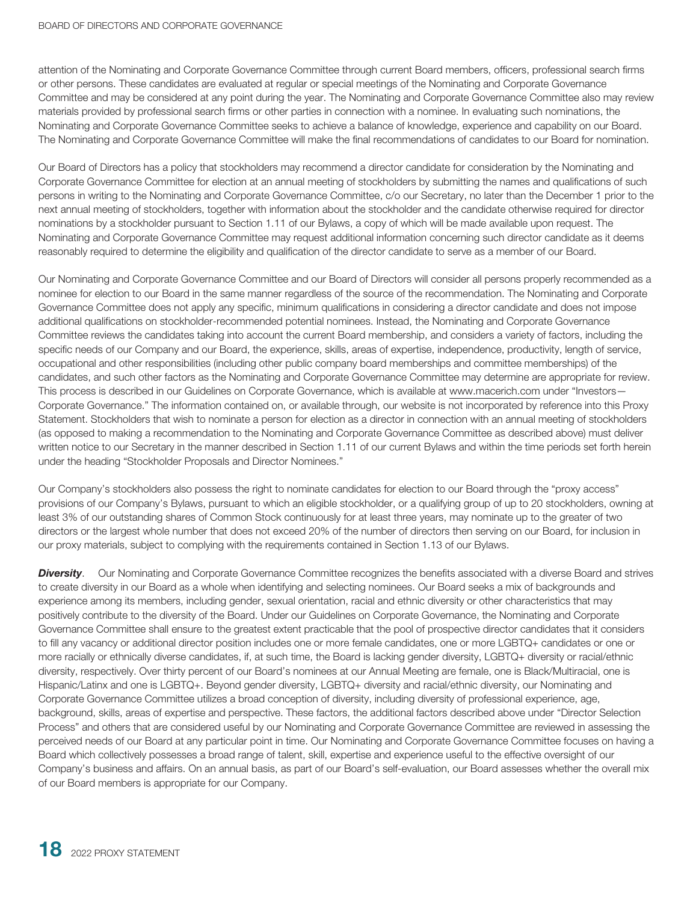attention of the Nominating and Corporate Governance Committee through current Board members, officers, professional search firms or other persons. These candidates are evaluated at regular or special meetings of the Nominating and Corporate Governance Committee and may be considered at any point during the year. The Nominating and Corporate Governance Committee also may review materials provided by professional search firms or other parties in connection with a nominee. In evaluating such nominations, the Nominating and Corporate Governance Committee seeks to achieve a balance of knowledge, experience and capability on our Board. The Nominating and Corporate Governance Committee will make the final recommendations of candidates to our Board for nomination.

Our Board of Directors has a policy that stockholders may recommend a director candidate for consideration by the Nominating and Corporate Governance Committee for election at an annual meeting of stockholders by submitting the names and qualifications of such persons in writing to the Nominating and Corporate Governance Committee, c/o our Secretary, no later than the December 1 prior to the next annual meeting of stockholders, together with information about the stockholder and the candidate otherwise required for director nominations by a stockholder pursuant to Section 1.11 of our Bylaws, a copy of which will be made available upon request. The Nominating and Corporate Governance Committee may request additional information concerning such director candidate as it deems reasonably required to determine the eligibility and qualification of the director candidate to serve as a member of our Board.

Our Nominating and Corporate Governance Committee and our Board of Directors will consider all persons properly recommended as a nominee for election to our Board in the same manner regardless of the source of the recommendation. The Nominating and Corporate Governance Committee does not apply any specific, minimum qualifications in considering a director candidate and does not impose additional qualifications on stockholder-recommended potential nominees. Instead, the Nominating and Corporate Governance Committee reviews the candidates taking into account the current Board membership, and considers a variety of factors, including the specific needs of our Company and our Board, the experience, skills, areas of expertise, independence, productivity, length of service, occupational and other responsibilities (including other public company board memberships and committee memberships) of the candidates, and such other factors as the Nominating and Corporate Governance Committee may determine are appropriate for review. This process is described in our Guidelines on Corporate Governance, which is available at www.macerich.com under "Investors—Corporate Governance." The information contained on, or available through, our website is not incorporated by reference into this Proxy Statement. Stockholders that wish to nominate a person for election as a director in connection with an annual meeting of stockholders (as opposed to making a recommendation to the Nominating and Corporate Governance Committee as described above) must deliver written notice to our Secretary in the manner described in Section 1.11 of our current Bylaws and within the time periods set forth herein under the heading "Stockholder Proposals and Director Nominees."

Our Company's stockholders also possess the right to nominate candidates for election to our Board through the "proxy access" provisions of our Company's Bylaws, pursuant to which an eligible stockholder, or a qualifying group of up to 20 stockholders, owning at least 3% of our outstanding shares of Common Stock continuously for at least three years, may nominate up to the greater of two directors or the largest whole number that does not exceed 20% of the number of directors then serving on our Board, for inclusion in our proxy materials, subject to complying with the requirements contained in Section 1.13 of our Bylaws.

***Diversity***. Our Nominating and Corporate Governance Committee recognizes the benefits associated with a diverse Board and strives to create diversity in our Board as a whole when identifying and selecting nominees. Our Board seeks a mix of backgrounds and experience among its members, including gender, sexual orientation, racial and ethnic diversity or other characteristics that may positively contribute to the diversity of the Board. Under our Guidelines on Corporate Governance, the Nominating and Corporate Governance Committee shall ensure to the greatest extent practicable that the pool of prospective director candidates that it considers to fill any vacancy or additional director position includes one or more female candidates, one or more LGBTQ+ candidates or one or more racially or ethnically diverse candidates, if, at such time, the Board is lacking gender diversity, LGBTQ+ diversity or racial/ethnic diversity, respectively. Over thirty percent of our Board's nominees at our Annual Meeting are female, one is Black/Multiracial, one is Hispanic/Latinx and one is LGBTQ+. Beyond gender diversity, LGBTQ+ diversity and racial/ethnic diversity, our Nominating and Corporate Governance Committee utilizes a broad conception of diversity, including diversity of professional experience, age, background, skills, areas of expertise and perspective. These factors, the additional factors described above under "Director Selection Process" and others that are considered useful by our Nominating and Corporate Governance Committee are reviewed in assessing the perceived needs of our Board at any particular point in time. Our Nominating and Corporate Governance Committee focuses on having a Board which collectively possesses a broad range of talent, skill, expertise and experience useful to the effective oversight of our Company's business and affairs. On an annual basis, as part of our Board's self-evaluation, our Board assesses whether the overall mix of our Board members is appropriate for our Company.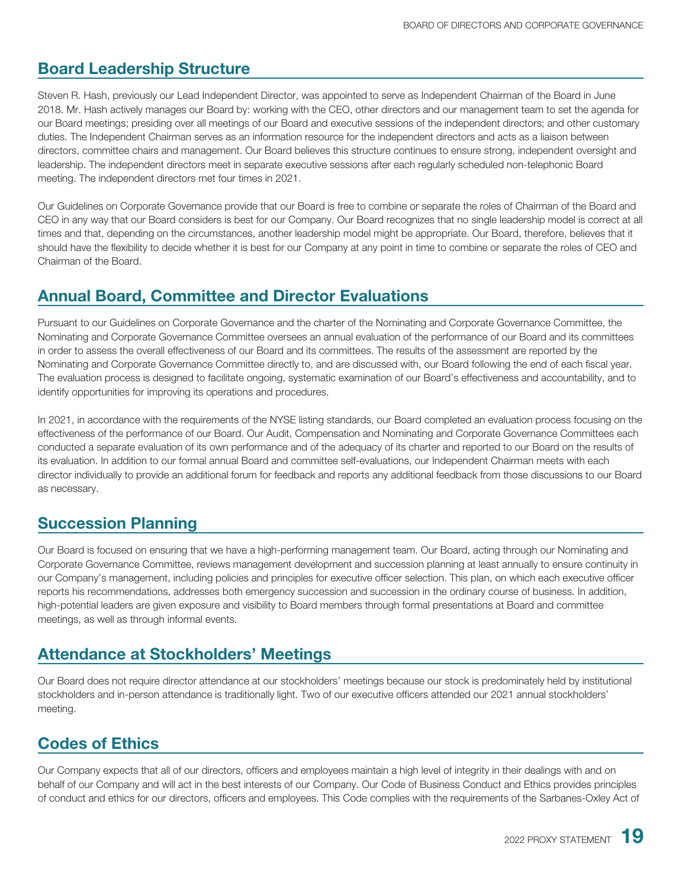## Board Leadership Structure

Steven R. Hash, previously our Lead Independent Director, was appointed to serve as Independent Chairman of the Board in June 2018. Mr. Hash actively manages our Board by: working with the CEO, other directors and our management team to set the agenda for our Board meetings; presiding over all meetings of our Board and executive sessions of the independent directors; and other customary duties. The Independent Chairman serves as an information resource for the independent directors and acts as a liaison between directors, committee chairs and management. Our Board believes this structure continues to ensure strong, independent oversight and leadership. The independent directors meet in separate executive sessions after each regularly scheduled non-telephonic Board meeting. The independent directors met four times in 2021.

Our Guidelines on Corporate Governance provide that our Board is free to combine or separate the roles of Chairman of the Board and CEO in any way that our Board considers is best for our Company. Our Board recognizes that no single leadership model is correct at all times and that, depending on the circumstances, another leadership model might be appropriate. Our Board, therefore, believes that it should have the flexibility to decide whether it is best for our Company at any point in time to combine or separate the roles of CEO and Chairman of the Board.

## Annual Board, Committee and Director Evaluations

Pursuant to our Guidelines on Corporate Governance and the charter of the Nominating and Corporate Governance Committee, the Nominating and Corporate Governance Committee oversees an annual evaluation of the performance of our Board and its committees in order to assess the overall effectiveness of our Board and its committees. The results of the assessment are reported by the Nominating and Corporate Governance Committee directly to, and are discussed with, our Board following the end of each fiscal year. The evaluation process is designed to facilitate ongoing, systematic examination of our Board's effectiveness and accountability, and to identify opportunities for improving its operations and procedures.

In 2021, in accordance with the requirements of the NYSE listing standards, our Board completed an evaluation process focusing on the effectiveness of the performance of our Board. Our Audit, Compensation and Nominating and Corporate Governance Committees each conducted a separate evaluation of its own performance and of the adequacy of its charter and reported to our Board on the results of its evaluation. In addition to our formal annual Board and committee self-evaluations, our Independent Chairman meets with each director individually to provide an additional forum for feedback and reports any additional feedback from those discussions to our Board as necessary.

## Succession Planning

Our Board is focused on ensuring that we have a high-performing management team. Our Board, acting through our Nominating and Corporate Governance Committee, reviews management development and succession planning at least annually to ensure continuity in our Company's management, including policies and principles for executive officer selection. This plan, on which each executive officer reports his recommendations, addresses both emergency succession and succession in the ordinary course of business. In addition, high-potential leaders are given exposure and visibility to Board members through formal presentations at Board and committee meetings, as well as through informal events.

## Attendance at Stockholders' Meetings

Our Board does not require director attendance at our stockholders' meetings because our stock is predominately held by institutional stockholders and in-person attendance is traditionally light. Two of our executive officers attended our 2021 annual stockholders' meeting.

## Codes of Ethics

Our Company expects that all of our directors, officers and employees maintain a high level of integrity in their dealings with and on behalf of our Company and will act in the best interests of our Company. Our Code of Business Conduct and Ethics provides principles of conduct and ethics for our directors, officers and employees. This Code complies with the requirements of the Sarbanes-Oxley Act of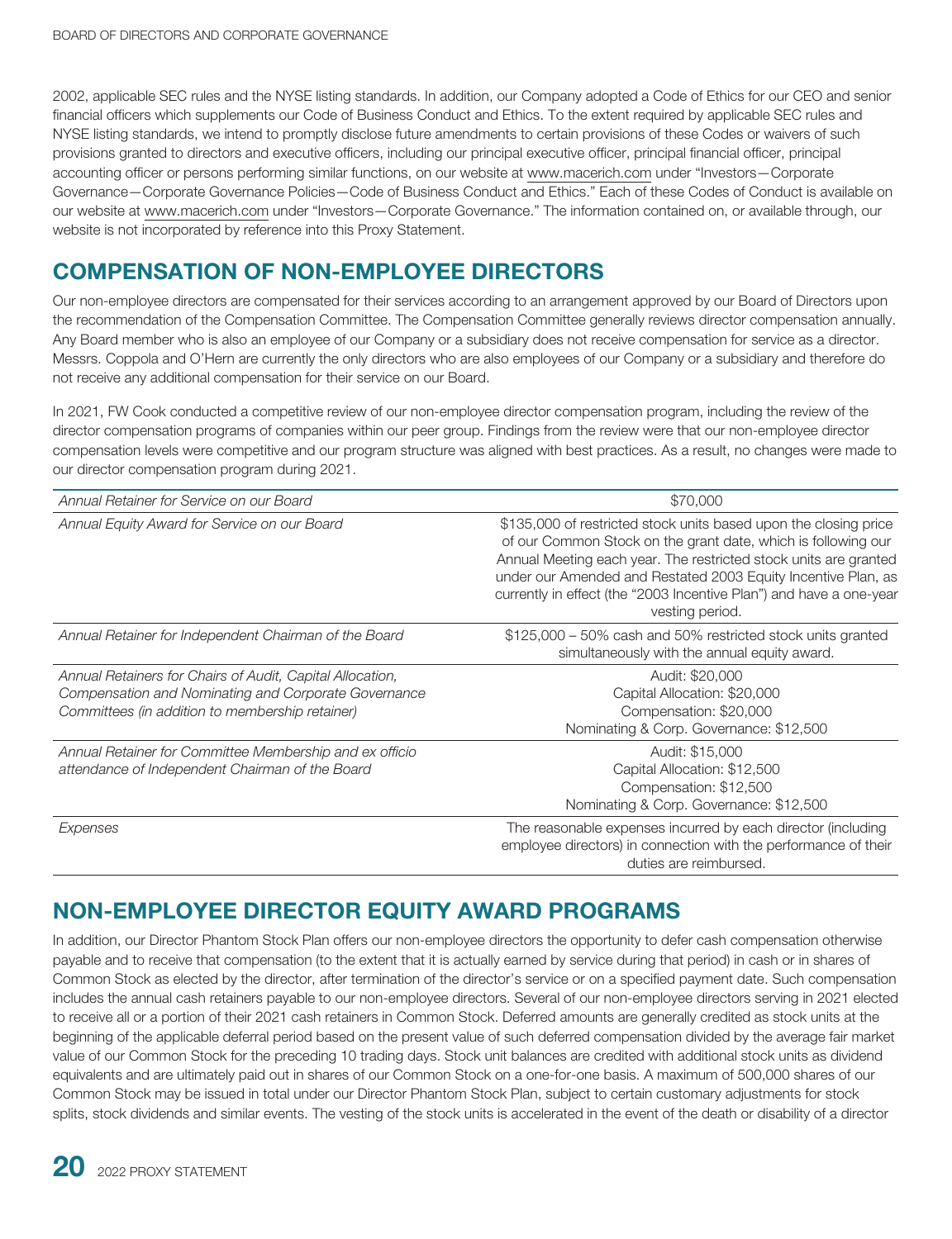2002, applicable SEC rules and the NYSE listing standards. In addition, our Company adopted a Code of Ethics for our CEO and senior financial officers which supplements our Code of Business Conduct and Ethics. To the extent required by applicable SEC rules and NYSE listing standards, we intend to promptly disclose future amendments to certain provisions of these Codes or waivers of such provisions granted to directors and executive officers, including our principal executive officer, principal financial officer, principal accounting officer or persons performing similar functions, on our website at www.macerich.com under "Investors—Corporate Governance—Corporate Governance Policies—Code of Business Conduct and Ethics." Each of these Codes of Conduct is available on our website at www.macerich.com under "Investors—Corporate Governance." The information contained on, or available through, our website is not incorporated by reference into this Proxy Statement.

## COMPENSATION OF NON-EMPLOYEE DIRECTORS

Our non-employee directors are compensated for their services according to an arrangement approved by our Board of Directors upon the recommendation of the Compensation Committee. The Compensation Committee generally reviews director compensation annually. Any Board member who is also an employee of our Company or a subsidiary does not receive compensation for service as a director. Messrs. Coppola and O'Hern are currently the only directors who are also employees of our Company or a subsidiary and therefore do not receive any additional compensation for their service on our Board.

In 2021, FW Cook conducted a competitive review of our non-employee director compensation program, including the review of the director compensation programs of companies within our peer group. Findings from the review were that our non-employee director compensation levels were competitive and our program structure was aligned with best practices. As a result, no changes were made to our director compensation program during 2021.

| | |
|---|---|
| *Annual Retainer for Service on our Board* | $70,000 |
| *Annual Equity Award for Service on our Board* | $135,000 of restricted stock units based upon the closing price of our Common Stock on the grant date, which is following our Annual Meeting each year. The restricted stock units are granted under our Amended and Restated 2003 Equity Incentive Plan, as currently in effect (the "2003 Incentive Plan") and have a one-year vesting period. |
| *Annual Retainer for Independent Chairman of the Board* | $125,000 – 50% cash and 50% restricted stock units granted simultaneously with the annual equity award. |
| *Annual Retainers for Chairs of Audit, Capital Allocation, Compensation and Nominating and Corporate Governance Committees (in addition to membership retainer)* | Audit: $20,000<br>Capital Allocation: $20,000<br>Compensation: $20,000<br>Nominating & Corp. Governance: $12,500 |
| *Annual Retainer for Committee Membership and ex officio attendance of Independent Chairman of the Board* | Audit: $15,000<br>Capital Allocation: $12,500<br>Compensation: $12,500<br>Nominating & Corp. Governance: $12,500 |
| *Expenses* | The reasonable expenses incurred by each director (including employee directors) in connection with the performance of their duties are reimbursed. |

## NON-EMPLOYEE DIRECTOR EQUITY AWARD PROGRAMS

In addition, our Director Phantom Stock Plan offers our non-employee directors the opportunity to defer cash compensation otherwise payable and to receive that compensation (to the extent that it is actually earned by service during that period) in cash or in shares of Common Stock as elected by the director, after termination of the director's service or on a specified payment date. Such compensation includes the annual cash retainers payable to our non-employee directors. Several of our non-employee directors serving in 2021 elected to receive all or a portion of their 2021 cash retainers in Common Stock. Deferred amounts are generally credited as stock units at the beginning of the applicable deferral period based on the present value of such deferred compensation divided by the average fair market value of our Common Stock for the preceding 10 trading days. Stock unit balances are credited with additional stock units as dividend equivalents and are ultimately paid out in shares of our Common Stock on a one-for-one basis. A maximum of 500,000 shares of our Common Stock may be issued in total under our Director Phantom Stock Plan, subject to certain customary adjustments for stock splits, stock dividends and similar events. The vesting of the stock units is accelerated in the event of the death or disability of a director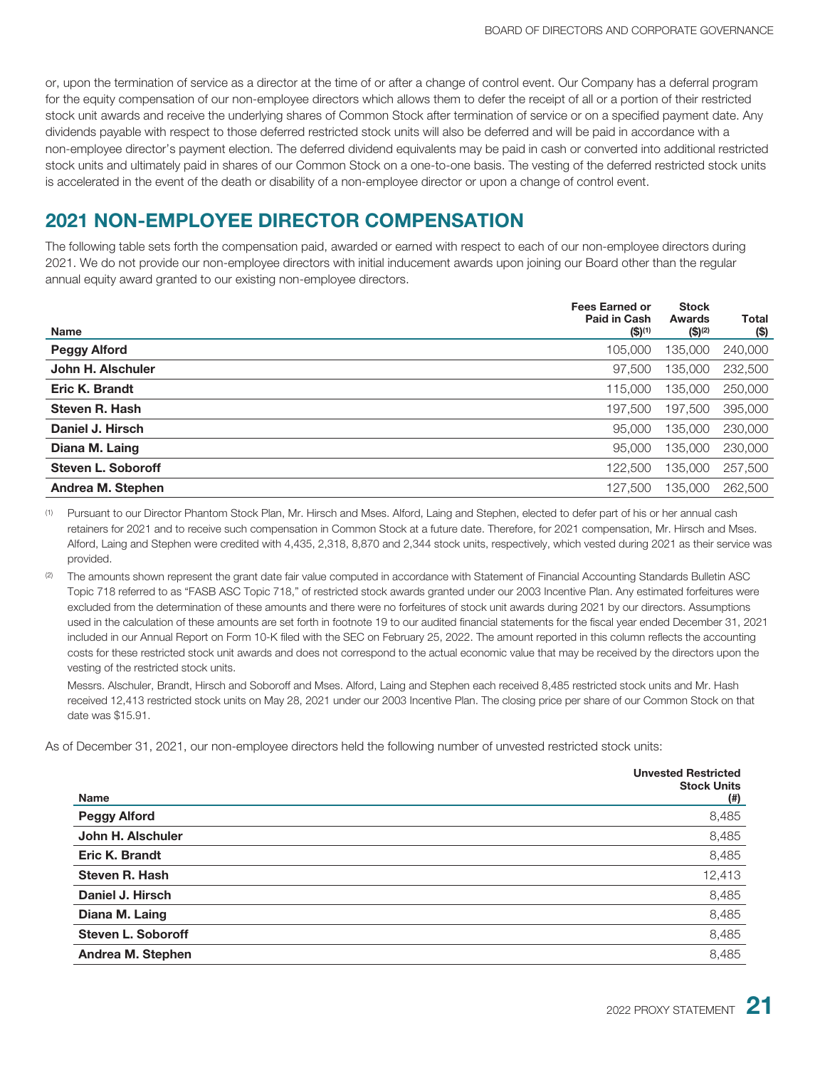or, upon the termination of service as a director at the time of or after a change of control event. Our Company has a deferral program for the equity compensation of our non-employee directors which allows them to defer the receipt of all or a portion of their restricted stock unit awards and receive the underlying shares of Common Stock after termination of service or on a specified payment date. Any dividends payable with respect to those deferred restricted stock units will also be deferred and will be paid in accordance with a non-employee director's payment election. The deferred dividend equivalents may be paid in cash or converted into additional restricted stock units and ultimately paid in shares of our Common Stock on a one-to-one basis. The vesting of the deferred restricted stock units is accelerated in the event of the death or disability of a non-employee director or upon a change of control event.

## 2021 NON-EMPLOYEE DIRECTOR COMPENSATION

The following table sets forth the compensation paid, awarded or earned with respect to each of our non-employee directors during 2021. We do not provide our non-employee directors with initial inducement awards upon joining our Board other than the regular annual equity award granted to our existing non-employee directors.

| Name | Fees Earned or Paid in Cash ($)[1] | Stock Awards ($)[2] | Total ($) |
|---|---|---|---|
| **Peggy Alford** | 105,000 | 135,000 | 240,000 |
| **John H. Alschuler** | 97,500 | 135,000 | 232,500 |
| **Eric K. Brandt** | 115,000 | 135,000 | 250,000 |
| **Steven R. Hash** | 197,500 | 197,500 | 395,000 |
| **Daniel J. Hirsch** | 95,000 | 135,000 | 230,000 |
| **Diana M. Laing** | 95,000 | 135,000 | 230,000 |
| **Steven L. Soboroff** | 122,500 | 135,000 | 257,500 |
| **Andrea M. Stephen** | 127,500 | 135,000 | 262,500 |

(1) Pursuant to our Director Phantom Stock Plan, Mr. Hirsch and Mses. Alford, Laing and Stephen, elected to defer part of his or her annual cash retainers for 2021 and to receive such compensation in Common Stock at a future date. Therefore, for 2021 compensation, Mr. Hirsch and Mses. Alford, Laing and Stephen were credited with 4,435, 2,318, 8,870 and 2,344 stock units, respectively, which vested during 2021 as their service was provided.

(2) The amounts shown represent the grant date fair value computed in accordance with Statement of Financial Accounting Standards Bulletin ASC Topic 718 referred to as "FASB ASC Topic 718," of restricted stock awards granted under our 2003 Incentive Plan. Any estimated forfeitures were excluded from the determination of these amounts and there were no forfeitures of stock unit awards during 2021 by our directors. Assumptions used in the calculation of these amounts are set forth in footnote 19 to our audited financial statements for the fiscal year ended December 31, 2021 included in our Annual Report on Form 10-K filed with the SEC on February 25, 2022. The amount reported in this column reflects the accounting costs for these restricted stock unit awards and does not correspond to the actual economic value that may be received by the directors upon the vesting of the restricted stock units.

Messrs. Alschuler, Brandt, Hirsch and Soboroff and Mses. Alford, Laing and Stephen each received 8,485 restricted stock units and Mr. Hash received 12,413 restricted stock units on May 28, 2021 under our 2003 Incentive Plan. The closing price per share of our Common Stock on that date was $15.91.

As of December 31, 2021, our non-employee directors held the following number of unvested restricted stock units:

| Name | Unvested Restricted Stock Units (#) |
|---|---|
| **Peggy Alford** | 8,485 |
| **John H. Alschuler** | 8,485 |
| **Eric K. Brandt** | 8,485 |
| **Steven R. Hash** | 12,413 |
| **Daniel J. Hirsch** | 8,485 |
| **Diana M. Laing** | 8,485 |
| **Steven L. Soboroff** | 8,485 |
| **Andrea M. Stephen** | 8,485 |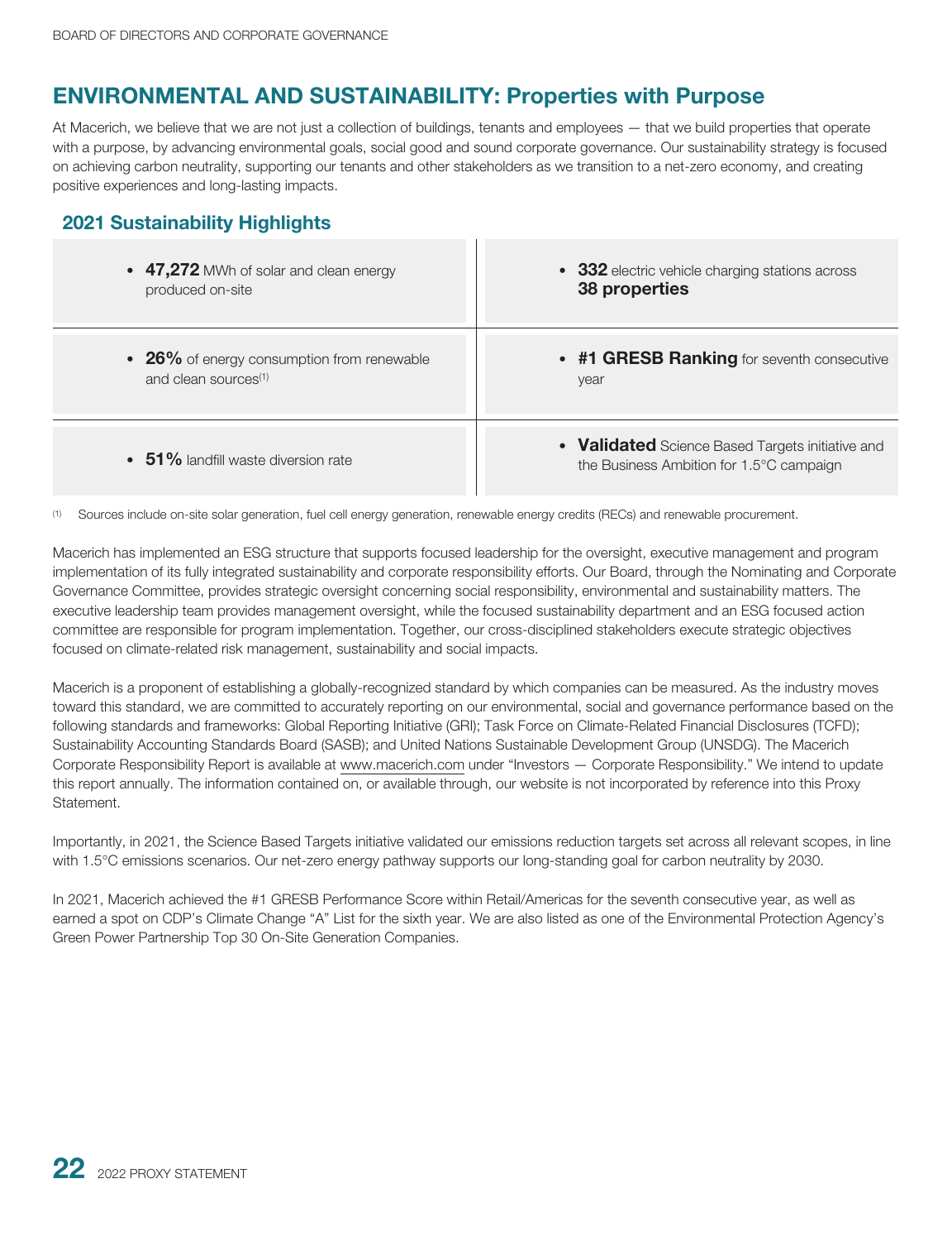## ENVIRONMENTAL AND SUSTAINABILITY: Properties with Purpose

At Macerich, we believe that we are not just a collection of buildings, tenants and employees — that we build properties that operate with a purpose, by advancing environmental goals, social good and sound corporate governance. Our sustainability strategy is focused on achieving carbon neutrality, supporting our tenants and other stakeholders as we transition to a net-zero economy, and creating positive experiences and long-lasting impacts.

### 2021 Sustainability Highlights

- **47,272** MWh of solar and clean energy produced on-site
- **332** electric vehicle charging stations across **38 properties**
- **26%** of energy consumption from renewable and clean sources[1]
- **#1 GRESB Ranking** for seventh consecutive year
- **51%** landfill waste diversion rate
- **Validated** Science Based Targets initiative and the Business Ambition for 1.5°C campaign

(1) Sources include on-site solar generation, fuel cell energy generation, renewable energy credits (RECs) and renewable procurement.

Macerich has implemented an ESG structure that supports focused leadership for the oversight, executive management and program implementation of its fully integrated sustainability and corporate responsibility efforts. Our Board, through the Nominating and Corporate Governance Committee, provides strategic oversight concerning social responsibility, environmental and sustainability matters. The executive leadership team provides management oversight, while the focused sustainability department and an ESG focused action committee are responsible for program implementation. Together, our cross-disciplined stakeholders execute strategic objectives focused on climate-related risk management, sustainability and social impacts.

Macerich is a proponent of establishing a globally-recognized standard by which companies can be measured. As the industry moves toward this standard, we are committed to accurately reporting on our environmental, social and governance performance based on the following standards and frameworks: Global Reporting Initiative (GRI); Task Force on Climate-Related Financial Disclosures (TCFD); Sustainability Accounting Standards Board (SASB); and United Nations Sustainable Development Group (UNSDG). The Macerich Corporate Responsibility Report is available at www.macerich.com under "Investors — Corporate Responsibility." We intend to update this report annually. The information contained on, or available through, our website is not incorporated by reference into this Proxy Statement.

Importantly, in 2021, the Science Based Targets initiative validated our emissions reduction targets set across all relevant scopes, in line with 1.5°C emissions scenarios. Our net-zero energy pathway supports our long-standing goal for carbon neutrality by 2030.

In 2021, Macerich achieved the #1 GRESB Performance Score within Retail/Americas for the seventh consecutive year, as well as earned a spot on CDP's Climate Change "A" List for the sixth year. We are also listed as one of the Environmental Protection Agency's Green Power Partnership Top 30 On-Site Generation Companies.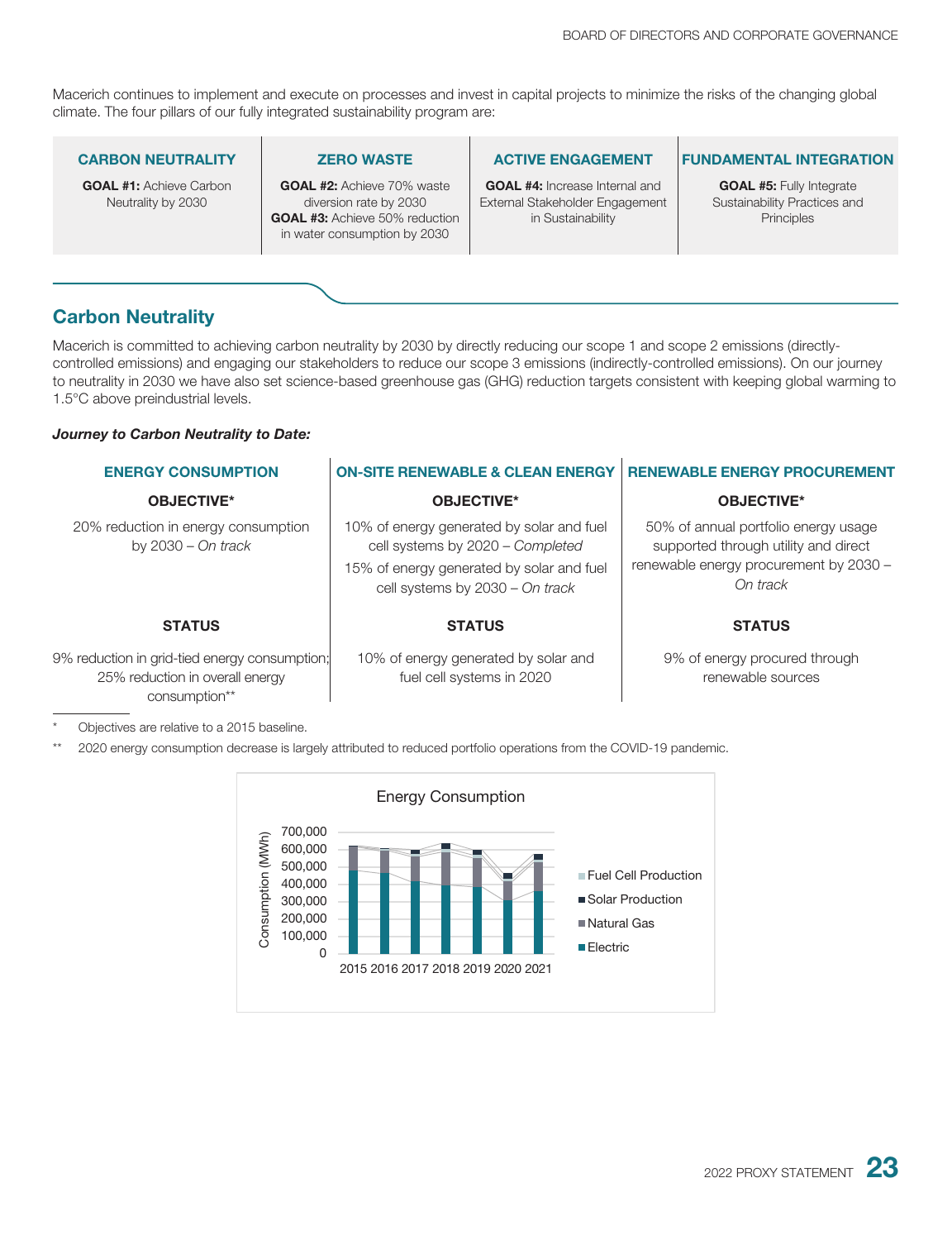Macerich continues to implement and execute on processes and invest in capital projects to minimize the risks of the changing global climate. The four pillars of our fully integrated sustainability program are:

| CARBON NEUTRALITY | ZERO WASTE | ACTIVE ENGAGEMENT | FUNDAMENTAL INTEGRATION |
| --- | --- | --- | --- |
| **GOAL #1:** Achieve Carbon Neutrality by 2030 | **GOAL #2:** Achieve 70% waste diversion rate by 2030<br>**GOAL #3:** Achieve 50% reduction in water consumption by 2030 | **GOAL #4:** Increase Internal and External Stakeholder Engagement in Sustainability | **GOAL #5:** Fully Integrate Sustainability Practices and Principles |

## Carbon Neutrality

Macerich is committed to achieving carbon neutrality by 2030 by directly reducing our scope 1 and scope 2 emissions (directly-controlled emissions) and engaging our stakeholders to reduce our scope 3 emissions (indirectly-controlled emissions). On our journey to neutrality in 2030 we have also set science-based greenhouse gas (GHG) reduction targets consistent with keeping global warming to 1.5°C above preindustrial levels.

***Journey to Carbon Neutrality to Date:***

| ENERGY CONSUMPTION | ON-SITE RENEWABLE & CLEAN ENERGY | RENEWABLE ENERGY PROCUREMENT |
| --- | --- | --- |
| **OBJECTIVE*** | **OBJECTIVE*** | **OBJECTIVE*** |
| 20% reduction in energy consumption by 2030 – *On track* | 10% of energy generated by solar and fuel cell systems by 2020 – *Completed*<br>15% of energy generated by solar and fuel cell systems by 2030 – *On track* | 50% of annual portfolio energy usage supported through utility and direct renewable energy procurement by 2030 – *On track* |
| **STATUS** | **STATUS** | **STATUS** |
| 9% reduction in grid-tied energy consumption; 25% reduction in overall energy consumption** | 10% of energy generated by solar and fuel cell systems in 2020 | 9% of energy procured through renewable sources |

\* Objectives are relative to a 2015 baseline.

\*\* 2020 energy consumption decrease is largely attributed to reduced portfolio operations from the COVID-19 pandemic.

Energy Consumption

Consumption (MWh): 0 – 700,000; Years: 2015, 2016, 2017, 2018, 2019, 2020, 2021

Legend: Fuel Cell Production, Solar Production, Natural Gas, Electric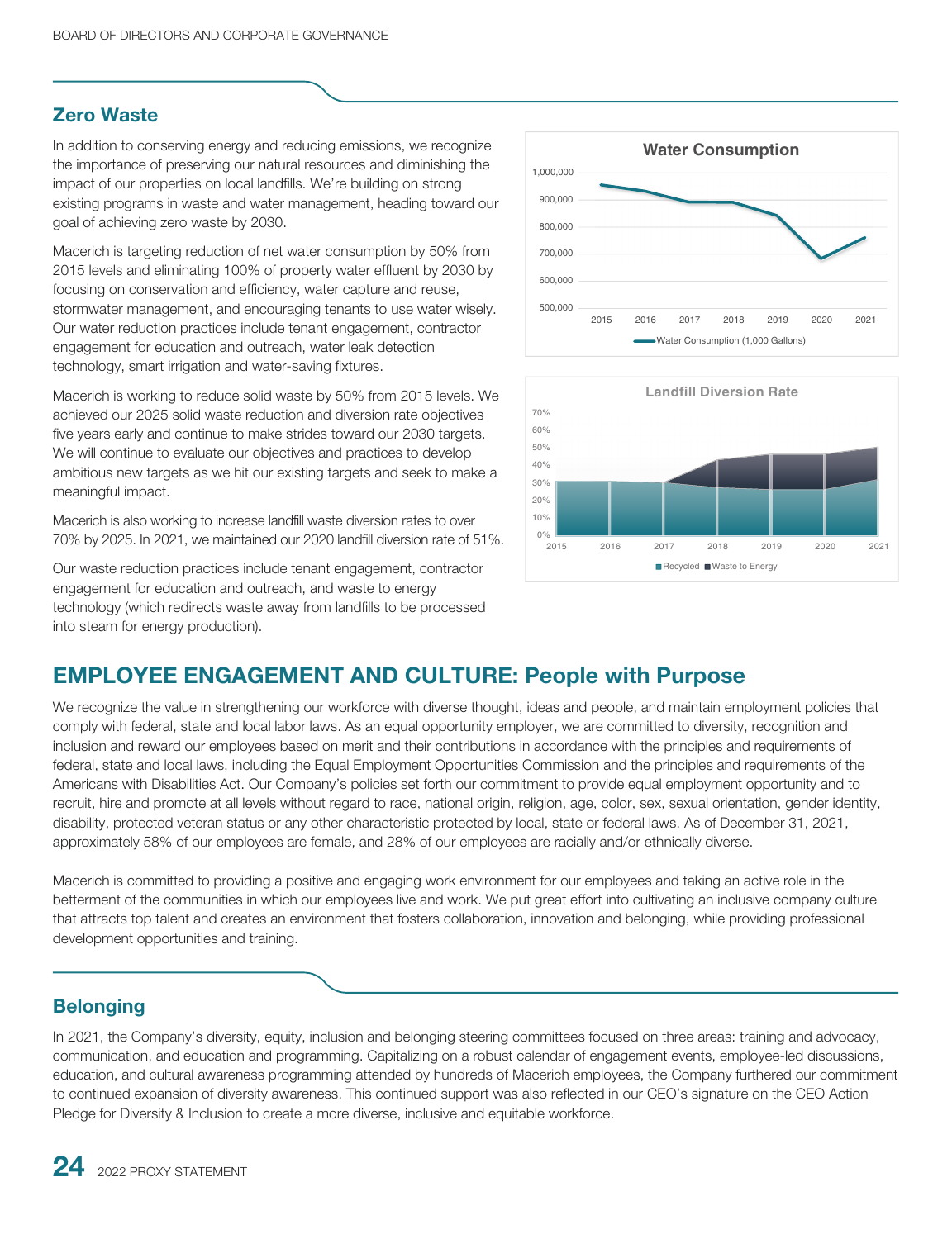## Zero Waste

In addition to conserving energy and reducing emissions, we recognize the importance of preserving our natural resources and diminishing the impact of our properties on local landfills. We're building on strong existing programs in waste and water management, heading toward our goal of achieving zero waste by 2030.

Macerich is targeting reduction of net water consumption by 50% from 2015 levels and eliminating 100% of property water effluent by 2030 by focusing on conservation and efficiency, water capture and reuse, stormwater management, and encouraging tenants to use water wisely. Our water reduction practices include tenant engagement, contractor engagement for education and outreach, water leak detection technology, smart irrigation and water-saving fixtures.

Macerich is working to reduce solid waste by 50% from 2015 levels. We achieved our 2025 solid waste reduction and diversion rate objectives five years early and continue to make strides toward our 2030 targets. We will continue to evaluate our objectives and practices to develop ambitious new targets as we hit our existing targets and seek to make a meaningful impact.

Macerich is also working to increase landfill waste diversion rates to over 70% by 2025. In 2021, we maintained our 2020 landfill diversion rate of 51%.

Our waste reduction practices include tenant engagement, contractor engagement for education and outreach, and waste to energy technology (which redirects waste away from landfills to be processed into steam for energy production).

**Water Consumption**

(Chart: Water Consumption (1,000 Gallons), 2015–2021; y-axis 500,000 to 1,000,000)

**Landfill Diversion Rate**

(Chart: Recycled and Waste to Energy, 2015–2021; y-axis 0% to 70%)

## EMPLOYEE ENGAGEMENT AND CULTURE: People with Purpose

We recognize the value in strengthening our workforce with diverse thought, ideas and people, and maintain employment policies that comply with federal, state and local labor laws. As an equal opportunity employer, we are committed to diversity, recognition and inclusion and reward our employees based on merit and their contributions in accordance with the principles and requirements of federal, state and local laws, including the Equal Employment Opportunities Commission and the principles and requirements of the Americans with Disabilities Act. Our Company's policies set forth our commitment to provide equal employment opportunity and to recruit, hire and promote at all levels without regard to race, national origin, religion, age, color, sex, sexual orientation, gender identity, disability, protected veteran status or any other characteristic protected by local, state or federal laws. As of December 31, 2021, approximately 58% of our employees are female, and 28% of our employees are racially and/or ethnically diverse.

Macerich is committed to providing a positive and engaging work environment for our employees and taking an active role in the betterment of the communities in which our employees live and work. We put great effort into cultivating an inclusive company culture that attracts top talent and creates an environment that fosters collaboration, innovation and belonging, while providing professional development opportunities and training.

## Belonging

In 2021, the Company's diversity, equity, inclusion and belonging steering committees focused on three areas: training and advocacy, communication, and education and programming. Capitalizing on a robust calendar of engagement events, employee-led discussions, education, and cultural awareness programming attended by hundreds of Macerich employees, the Company furthered our commitment to continued expansion of diversity awareness. This continued support was also reflected in our CEO's signature on the CEO Action Pledge for Diversity & Inclusion to create a more diverse, inclusive and equitable workforce.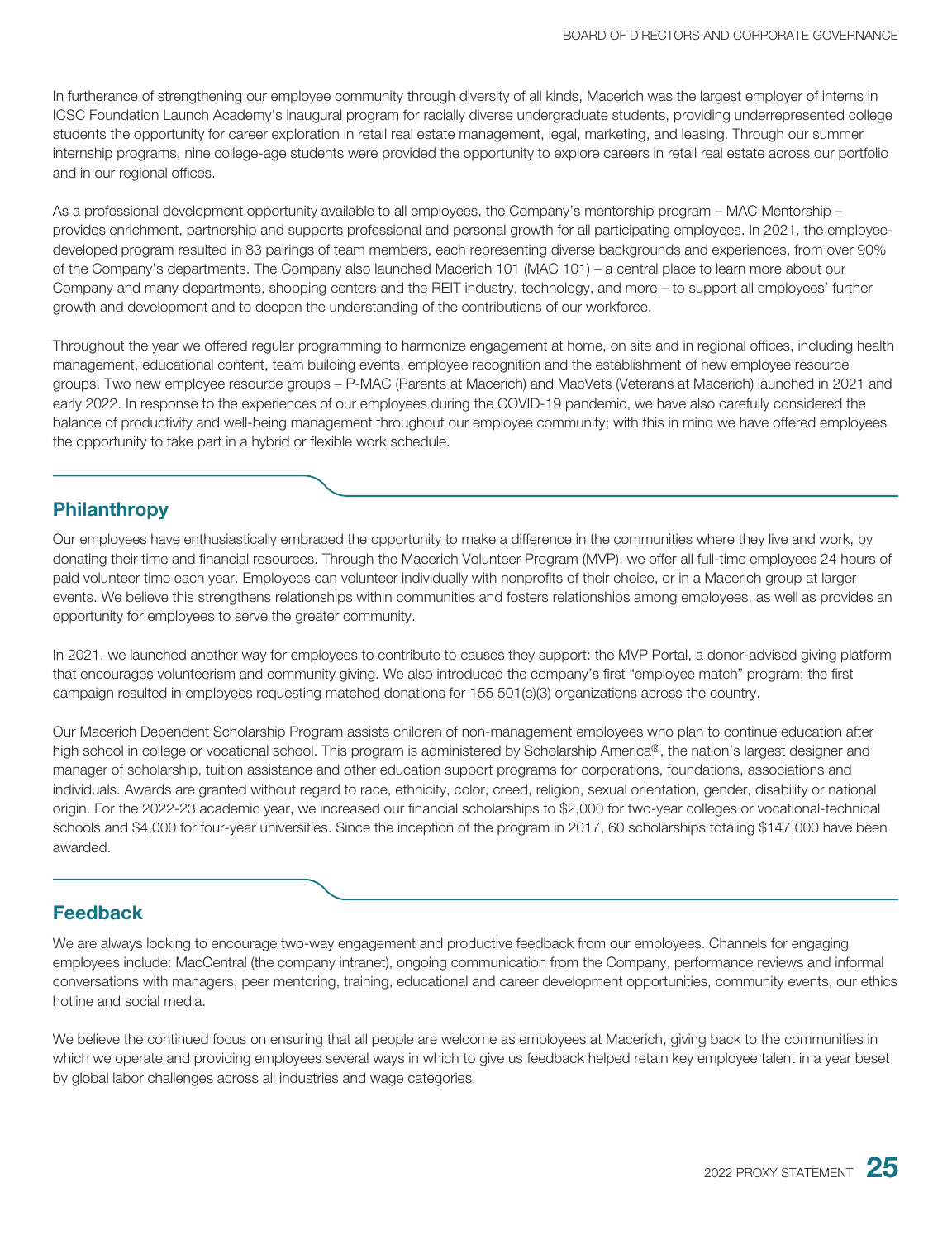In furtherance of strengthening our employee community through diversity of all kinds, Macerich was the largest employer of interns in ICSC Foundation Launch Academy's inaugural program for racially diverse undergraduate students, providing underrepresented college students the opportunity for career exploration in retail real estate management, legal, marketing, and leasing. Through our summer internship programs, nine college-age students were provided the opportunity to explore careers in retail real estate across our portfolio and in our regional offices.

As a professional development opportunity available to all employees, the Company's mentorship program – MAC Mentorship – provides enrichment, partnership and supports professional and personal growth for all participating employees. In 2021, the employee-developed program resulted in 83 pairings of team members, each representing diverse backgrounds and experiences, from over 90% of the Company's departments. The Company also launched Macerich 101 (MAC 101) – a central place to learn more about our Company and many departments, shopping centers and the REIT industry, technology, and more – to support all employees' further growth and development and to deepen the understanding of the contributions of our workforce.

Throughout the year we offered regular programming to harmonize engagement at home, on site and in regional offices, including health management, educational content, team building events, employee recognition and the establishment of new employee resource groups. Two new employee resource groups – P-MAC (Parents at Macerich) and MacVets (Veterans at Macerich) launched in 2021 and early 2022. In response to the experiences of our employees during the COVID-19 pandemic, we have also carefully considered the balance of productivity and well-being management throughout our employee community; with this in mind we have offered employees the opportunity to take part in a hybrid or flexible work schedule.

## Philanthropy

Our employees have enthusiastically embraced the opportunity to make a difference in the communities where they live and work, by donating their time and financial resources. Through the Macerich Volunteer Program (MVP), we offer all full-time employees 24 hours of paid volunteer time each year. Employees can volunteer individually with nonprofits of their choice, or in a Macerich group at larger events. We believe this strengthens relationships within communities and fosters relationships among employees, as well as provides an opportunity for employees to serve the greater community.

In 2021, we launched another way for employees to contribute to causes they support: the MVP Portal, a donor-advised giving platform that encourages volunteerism and community giving. We also introduced the company's first "employee match" program; the first campaign resulted in employees requesting matched donations for 155 501(c)(3) organizations across the country.

Our Macerich Dependent Scholarship Program assists children of non-management employees who plan to continue education after high school in college or vocational school. This program is administered by Scholarship America®, the nation's largest designer and manager of scholarship, tuition assistance and other education support programs for corporations, foundations, associations and individuals. Awards are granted without regard to race, ethnicity, color, creed, religion, sexual orientation, gender, disability or national origin. For the 2022-23 academic year, we increased our financial scholarships to $2,000 for two-year colleges or vocational-technical schools and $4,000 for four-year universities. Since the inception of the program in 2017, 60 scholarships totaling $147,000 have been awarded.

## Feedback

We are always looking to encourage two-way engagement and productive feedback from our employees. Channels for engaging employees include: MacCentral (the company intranet), ongoing communication from the Company, performance reviews and informal conversations with managers, peer mentoring, training, educational and career development opportunities, community events, our ethics hotline and social media.

We believe the continued focus on ensuring that all people are welcome as employees at Macerich, giving back to the communities in which we operate and providing employees several ways in which to give us feedback helped retain key employee talent in a year beset by global labor challenges across all industries and wage categories.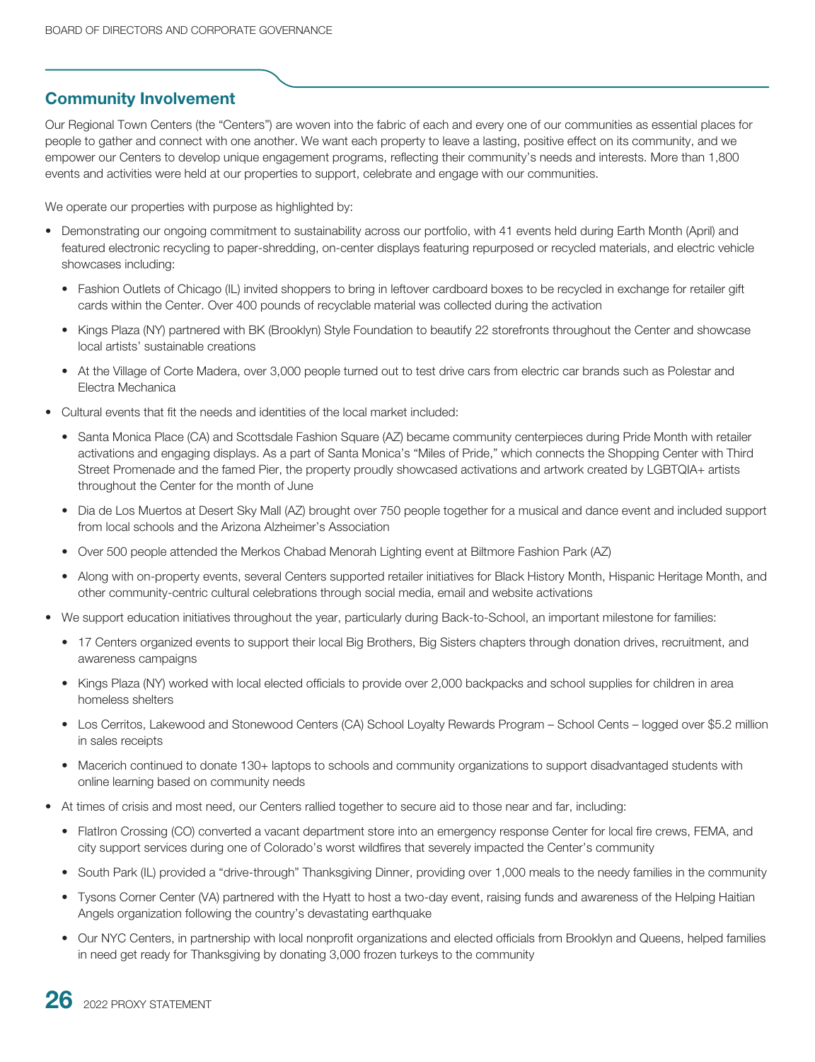## Community Involvement

Our Regional Town Centers (the "Centers") are woven into the fabric of each and every one of our communities as essential places for people to gather and connect with one another. We want each property to leave a lasting, positive effect on its community, and we empower our Centers to develop unique engagement programs, reflecting their community's needs and interests. More than 1,800 events and activities were held at our properties to support, celebrate and engage with our communities.

We operate our properties with purpose as highlighted by:

- Demonstrating our ongoing commitment to sustainability across our portfolio, with 41 events held during Earth Month (April) and featured electronic recycling to paper-shredding, on-center displays featuring repurposed or recycled materials, and electric vehicle showcases including:
  - Fashion Outlets of Chicago (IL) invited shoppers to bring in leftover cardboard boxes to be recycled in exchange for retailer gift cards within the Center. Over 400 pounds of recyclable material was collected during the activation
  - Kings Plaza (NY) partnered with BK (Brooklyn) Style Foundation to beautify 22 storefronts throughout the Center and showcase local artists' sustainable creations
  - At the Village of Corte Madera, over 3,000 people turned out to test drive cars from electric car brands such as Polestar and Electra Mechanica
- Cultural events that fit the needs and identities of the local market included:
  - Santa Monica Place (CA) and Scottsdale Fashion Square (AZ) became community centerpieces during Pride Month with retailer activations and engaging displays. As a part of Santa Monica's "Miles of Pride," which connects the Shopping Center with Third Street Promenade and the famed Pier, the property proudly showcased activations and artwork created by LGBTQIA+ artists throughout the Center for the month of June
  - Dia de Los Muertos at Desert Sky Mall (AZ) brought over 750 people together for a musical and dance event and included support from local schools and the Arizona Alzheimer's Association
  - Over 500 people attended the Merkos Chabad Menorah Lighting event at Biltmore Fashion Park (AZ)
  - Along with on-property events, several Centers supported retailer initiatives for Black History Month, Hispanic Heritage Month, and other community-centric cultural celebrations through social media, email and website activations
- We support education initiatives throughout the year, particularly during Back-to-School, an important milestone for families:
  - 17 Centers organized events to support their local Big Brothers, Big Sisters chapters through donation drives, recruitment, and awareness campaigns
  - Kings Plaza (NY) worked with local elected officials to provide over 2,000 backpacks and school supplies for children in area homeless shelters
  - Los Cerritos, Lakewood and Stonewood Centers (CA) School Loyalty Rewards Program – School Cents – logged over $5.2 million in sales receipts
  - Macerich continued to donate 130+ laptops to schools and community organizations to support disadvantaged students with online learning based on community needs
- At times of crisis and most need, our Centers rallied together to secure aid to those near and far, including:
  - FlatIron Crossing (CO) converted a vacant department store into an emergency response Center for local fire crews, FEMA, and city support services during one of Colorado's worst wildfires that severely impacted the Center's community
  - South Park (IL) provided a "drive-through" Thanksgiving Dinner, providing over 1,000 meals to the needy families in the community
  - Tysons Corner Center (VA) partnered with the Hyatt to host a two-day event, raising funds and awareness of the Helping Haitian Angels organization following the country's devastating earthquake
  - Our NYC Centers, in partnership with local nonprofit organizations and elected officials from Brooklyn and Queens, helped families in need get ready for Thanksgiving by donating 3,000 frozen turkeys to the community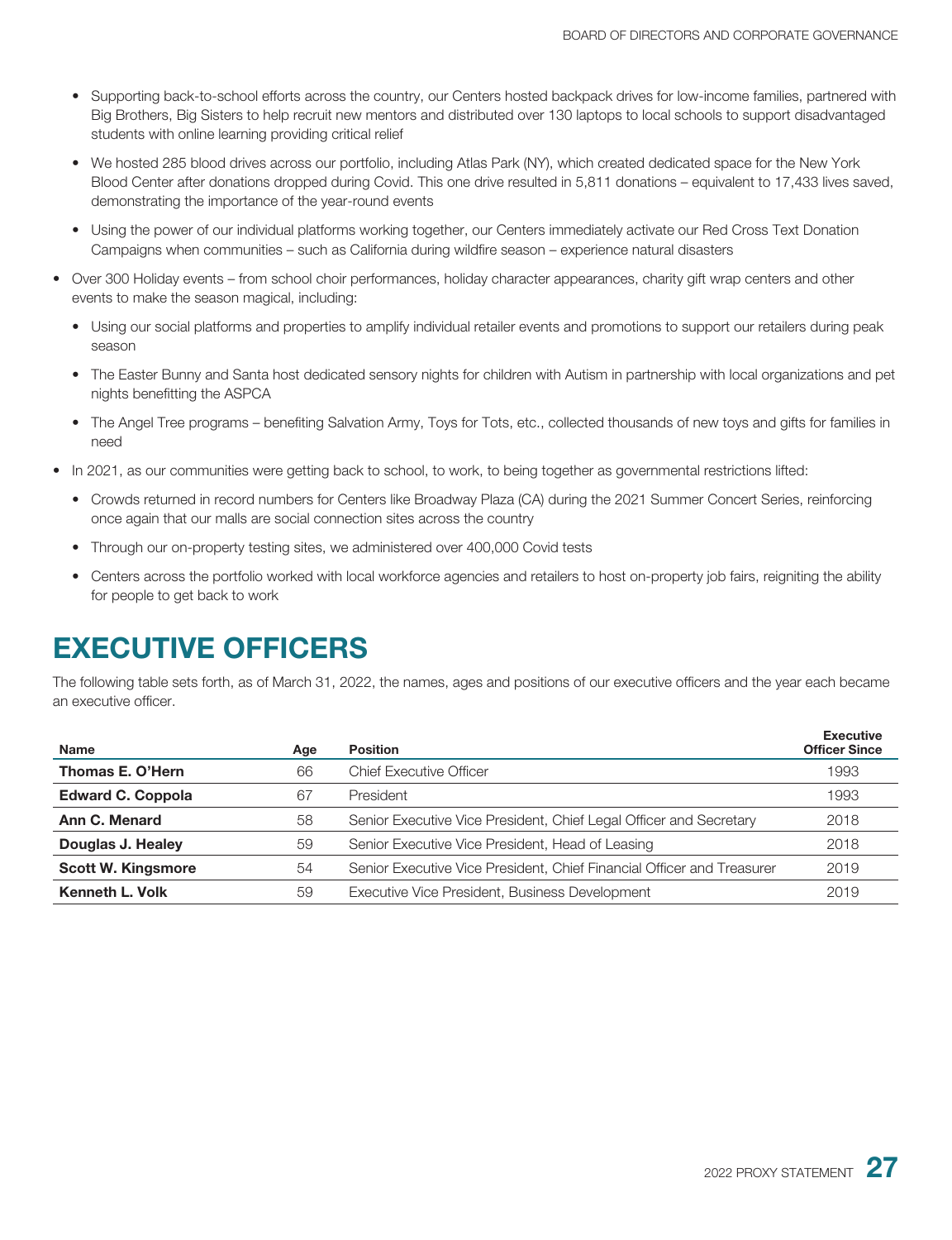- Supporting back-to-school efforts across the country, our Centers hosted backpack drives for low-income families, partnered with Big Brothers, Big Sisters to help recruit new mentors and distributed over 130 laptops to local schools to support disadvantaged students with online learning providing critical relief
- We hosted 285 blood drives across our portfolio, including Atlas Park (NY), which created dedicated space for the New York Blood Center after donations dropped during Covid. This one drive resulted in 5,811 donations – equivalent to 17,433 lives saved, demonstrating the importance of the year-round events
- Using the power of our individual platforms working together, our Centers immediately activate our Red Cross Text Donation Campaigns when communities – such as California during wildfire season – experience natural disasters

- Over 300 Holiday events – from school choir performances, holiday character appearances, charity gift wrap centers and other events to make the season magical, including:
  - Using our social platforms and properties to amplify individual retailer events and promotions to support our retailers during peak season
  - The Easter Bunny and Santa host dedicated sensory nights for children with Autism in partnership with local organizations and pet nights benefitting the ASPCA
  - The Angel Tree programs – benefiting Salvation Army, Toys for Tots, etc., collected thousands of new toys and gifts for families in need
- In 2021, as our communities were getting back to school, to work, to being together as governmental restrictions lifted:
  - Crowds returned in record numbers for Centers like Broadway Plaza (CA) during the 2021 Summer Concert Series, reinforcing once again that our malls are social connection sites across the country
  - Through our on-property testing sites, we administered over 400,000 Covid tests
  - Centers across the portfolio worked with local workforce agencies and retailers to host on-property job fairs, reigniting the ability for people to get back to work

# EXECUTIVE OFFICERS

The following table sets forth, as of March 31, 2022, the names, ages and positions of our executive officers and the year each became an executive officer.

| Name | Age | Position | Executive Officer Since |
|---|---|---|---|
| **Thomas E. O'Hern** | 66 | Chief Executive Officer | 1993 |
| **Edward C. Coppola** | 67 | President | 1993 |
| **Ann C. Menard** | 58 | Senior Executive Vice President, Chief Legal Officer and Secretary | 2018 |
| **Douglas J. Healey** | 59 | Senior Executive Vice President, Head of Leasing | 2018 |
| **Scott W. Kingsmore** | 54 | Senior Executive Vice President, Chief Financial Officer and Treasurer | 2019 |
| **Kenneth L. Volk** | 59 | Executive Vice President, Business Development | 2019 |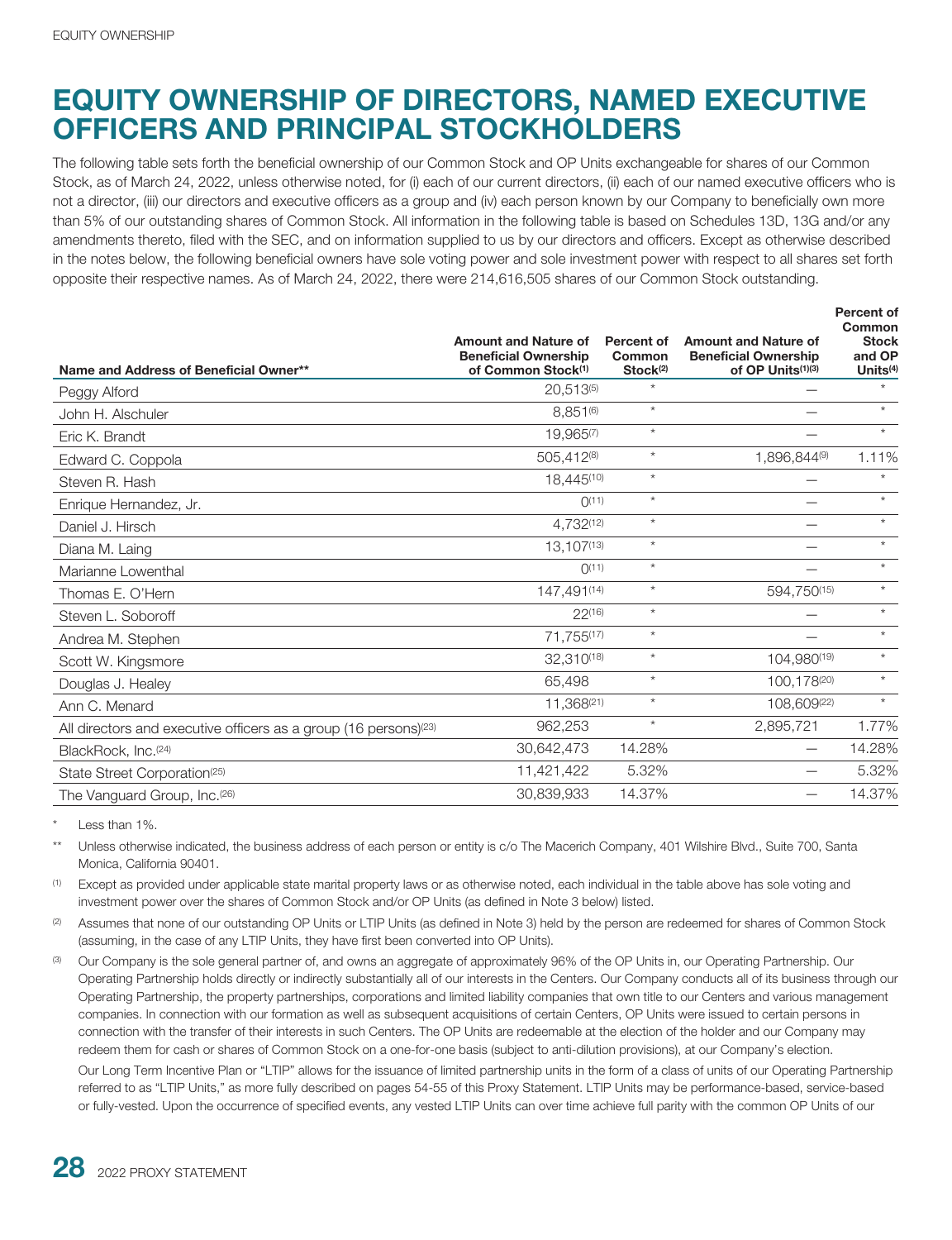# EQUITY OWNERSHIP OF DIRECTORS, NAMED EXECUTIVE OFFICERS AND PRINCIPAL STOCKHOLDERS

The following table sets forth the beneficial ownership of our Common Stock and OP Units exchangeable for shares of our Common Stock, as of March 24, 2022, unless otherwise noted, for (i) each of our current directors, (ii) each of our named executive officers who is not a director, (iii) our directors and executive officers as a group and (iv) each person known by our Company to beneficially own more than 5% of our outstanding shares of Common Stock. All information in the following table is based on Schedules 13D, 13G and/or any amendments thereto, filed with the SEC, and on information supplied to us by our directors and officers. Except as otherwise described in the notes below, the following beneficial owners have sole voting power and sole investment power with respect to all shares set forth opposite their respective names. As of March 24, 2022, there were 214,616,505 shares of our Common Stock outstanding.

| Name and Address of Beneficial Owner** | Amount and Nature of Beneficial Ownership of Common Stock[1] | Percent of Common Stock[2] | Amount and Nature of Beneficial Ownership of OP Units[1][3] | Percent of Common Stock and OP Units[4] |
|---|---|---|---|---|
| Peggy Alford | 20,513[5] | * | — | * |
| John H. Alschuler | 8,851[6] | * | — | * |
| Eric K. Brandt | 19,965[7] | * | — | * |
| Edward C. Coppola | 505,412[8] | * | 1,896,844[9] | 1.11% |
| Steven R. Hash | 18,445[10] | * | — | * |
| Enrique Hernandez, Jr. | 0[11] | * | — | * |
| Daniel J. Hirsch | 4,732[12] | * | — | * |
| Diana M. Laing | 13,107[13] | * | — | * |
| Marianne Lowenthal | 0[11] | * | — | * |
| Thomas E. O'Hern | 147,491[14] | * | 594,750[15] | * |
| Steven L. Soboroff | 22[16] | * | — | * |
| Andrea M. Stephen | 71,755[17] | * | — | * |
| Scott W. Kingsmore | 32,310[18] | * | 104,980[19] | * |
| Douglas J. Healey | 65,498 | * | 100,178[20] | * |
| Ann C. Menard | 11,368[21] | * | 108,609[22] | * |
| All directors and executive officers as a group (16 persons)[23] | 962,253 | * | 2,895,721 | 1.77% |
| BlackRock, Inc.[24] | 30,642,473 | 14.28% | — | 14.28% |
| State Street Corporation[25] | 11,421,422 | 5.32% | — | 5.32% |
| The Vanguard Group, Inc.[26] | 30,839,933 | 14.37% | — | 14.37% |

\* Less than 1%.

** Unless otherwise indicated, the business address of each person or entity is c/o The Macerich Company, 401 Wilshire Blvd., Suite 700, Santa Monica, California 90401.

(1) Except as provided under applicable state marital property laws or as otherwise noted, each individual in the table above has sole voting and investment power over the shares of Common Stock and/or OP Units (as defined in Note 3 below) listed.

(2) Assumes that none of our outstanding OP Units or LTIP Units (as defined in Note 3) held by the person are redeemed for shares of Common Stock (assuming, in the case of any LTIP Units, they have first been converted into OP Units).

(3) Our Company is the sole general partner of, and owns an aggregate of approximately 96% of the OP Units in, our Operating Partnership. Our Operating Partnership holds directly or indirectly substantially all of our interests in the Centers. Our Company conducts all of its business through our Operating Partnership, the property partnerships, corporations and limited liability companies that own title to our Centers and various management companies. In connection with our formation as well as subsequent acquisitions of certain Centers, OP Units were issued to certain persons in connection with the transfer of their interests in such Centers. The OP Units are redeemable at the election of the holder and our Company may redeem them for cash or shares of Common Stock on a one-for-one basis (subject to anti-dilution provisions), at our Company's election.

Our Long Term Incentive Plan or "LTIP" allows for the issuance of limited partnership units in the form of a class of units of our Operating Partnership referred to as "LTIP Units," as more fully described on pages 54-55 of this Proxy Statement. LTIP Units may be performance-based, service-based or fully-vested. Upon the occurrence of specified events, any vested LTIP Units can over time achieve full parity with the common OP Units of our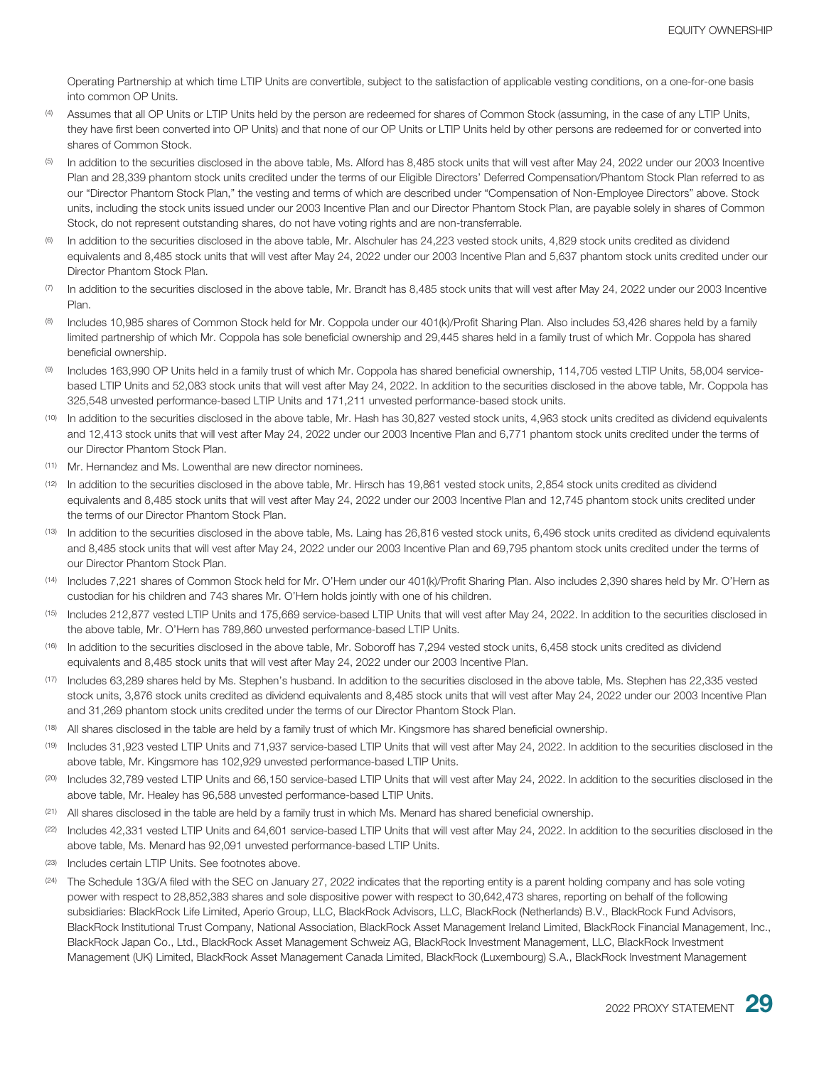Operating Partnership at which time LTIP Units are convertible, subject to the satisfaction of applicable vesting conditions, on a one-for-one basis into common OP Units.

(4) Assumes that all OP Units or LTIP Units held by the person are redeemed for shares of Common Stock (assuming, in the case of any LTIP Units, they have first been converted into OP Units) and that none of our OP Units or LTIP Units held by other persons are redeemed for or converted into shares of Common Stock.

(5) In addition to the securities disclosed in the above table, Ms. Alford has 8,485 stock units that will vest after May 24, 2022 under our 2003 Incentive Plan and 28,339 phantom stock units credited under the terms of our Eligible Directors' Deferred Compensation/Phantom Stock Plan referred to as our "Director Phantom Stock Plan," the vesting and terms of which are described under "Compensation of Non-Employee Directors" above. Stock units, including the stock units issued under our 2003 Incentive Plan and our Director Phantom Stock Plan, are payable solely in shares of Common Stock, do not represent outstanding shares, do not have voting rights and are non-transferrable.

(6) In addition to the securities disclosed in the above table, Mr. Alschuler has 24,223 vested stock units, 4,829 stock units credited as dividend equivalents and 8,485 stock units that will vest after May 24, 2022 under our 2003 Incentive Plan and 5,637 phantom stock units credited under our Director Phantom Stock Plan.

(7) In addition to the securities disclosed in the above table, Mr. Brandt has 8,485 stock units that will vest after May 24, 2022 under our 2003 Incentive Plan.

(8) Includes 10,985 shares of Common Stock held for Mr. Coppola under our 401(k)/Profit Sharing Plan. Also includes 53,426 shares held by a family limited partnership of which Mr. Coppola has sole beneficial ownership and 29,445 shares held in a family trust of which Mr. Coppola has shared beneficial ownership.

(9) Includes 163,990 OP Units held in a family trust of which Mr. Coppola has shared beneficial ownership, 114,705 vested LTIP Units, 58,004 service-based LTIP Units and 52,083 stock units that will vest after May 24, 2022. In addition to the securities disclosed in the above table, Mr. Coppola has 325,548 unvested performance-based LTIP Units and 171,211 unvested performance-based stock units.

(10) In addition to the securities disclosed in the above table, Mr. Hash has 30,827 vested stock units, 4,963 stock units credited as dividend equivalents and 12,413 stock units that will vest after May 24, 2022 under our 2003 Incentive Plan and 6,771 phantom stock units credited under the terms of our Director Phantom Stock Plan.

(11) Mr. Hernandez and Ms. Lowenthal are new director nominees.

(12) In addition to the securities disclosed in the above table, Mr. Hirsch has 19,861 vested stock units, 2,854 stock units credited as dividend equivalents and 8,485 stock units that will vest after May 24, 2022 under our 2003 Incentive Plan and 12,745 phantom stock units credited under the terms of our Director Phantom Stock Plan.

(13) In addition to the securities disclosed in the above table, Ms. Laing has 26,816 vested stock units, 6,496 stock units credited as dividend equivalents and 8,485 stock units that will vest after May 24, 2022 under our 2003 Incentive Plan and 69,795 phantom stock units credited under the terms of our Director Phantom Stock Plan.

(14) Includes 7,221 shares of Common Stock held for Mr. O'Hern under our 401(k)/Profit Sharing Plan. Also includes 2,390 shares held by Mr. O'Hern as custodian for his children and 743 shares Mr. O'Hern holds jointly with one of his children.

(15) Includes 212,877 vested LTIP Units and 175,669 service-based LTIP Units that will vest after May 24, 2022. In addition to the securities disclosed in the above table, Mr. O'Hern has 789,860 unvested performance-based LTIP Units.

(16) In addition to the securities disclosed in the above table, Mr. Soboroff has 7,294 vested stock units, 6,458 stock units credited as dividend equivalents and 8,485 stock units that will vest after May 24, 2022 under our 2003 Incentive Plan.

(17) Includes 63,289 shares held by Ms. Stephen's husband. In addition to the securities disclosed in the above table, Ms. Stephen has 22,335 vested stock units, 3,876 stock units credited as dividend equivalents and 8,485 stock units that will vest after May 24, 2022 under our 2003 Incentive Plan and 31,269 phantom stock units credited under the terms of our Director Phantom Stock Plan.

(18) All shares disclosed in the table are held by a family trust of which Mr. Kingsmore has shared beneficial ownership.

(19) Includes 31,923 vested LTIP Units and 71,937 service-based LTIP Units that will vest after May 24, 2022. In addition to the securities disclosed in the above table, Mr. Kingsmore has 102,929 unvested performance-based LTIP Units.

(20) Includes 32,789 vested LTIP Units and 66,150 service-based LTIP Units that will vest after May 24, 2022. In addition to the securities disclosed in the above table, Mr. Healey has 96,588 unvested performance-based LTIP Units.

(21) All shares disclosed in the table are held by a family trust in which Ms. Menard has shared beneficial ownership.

(22) Includes 42,331 vested LTIP Units and 64,601 service-based LTIP Units that will vest after May 24, 2022. In addition to the securities disclosed in the above table, Ms. Menard has 92,091 unvested performance-based LTIP Units.

(23) Includes certain LTIP Units. See footnotes above.

(24) The Schedule 13G/A filed with the SEC on January 27, 2022 indicates that the reporting entity is a parent holding company and has sole voting power with respect to 28,852,383 shares and sole dispositive power with respect to 30,642,473 shares, reporting on behalf of the following subsidiaries: BlackRock Life Limited, Aperio Group, LLC, BlackRock Advisors, LLC, BlackRock (Netherlands) B.V., BlackRock Fund Advisors, BlackRock Institutional Trust Company, National Association, BlackRock Asset Management Ireland Limited, BlackRock Financial Management, Inc., BlackRock Japan Co., Ltd., BlackRock Asset Management Schweiz AG, BlackRock Investment Management, LLC, BlackRock Investment Management (UK) Limited, BlackRock Asset Management Canada Limited, BlackRock (Luxembourg) S.A., BlackRock Investment Management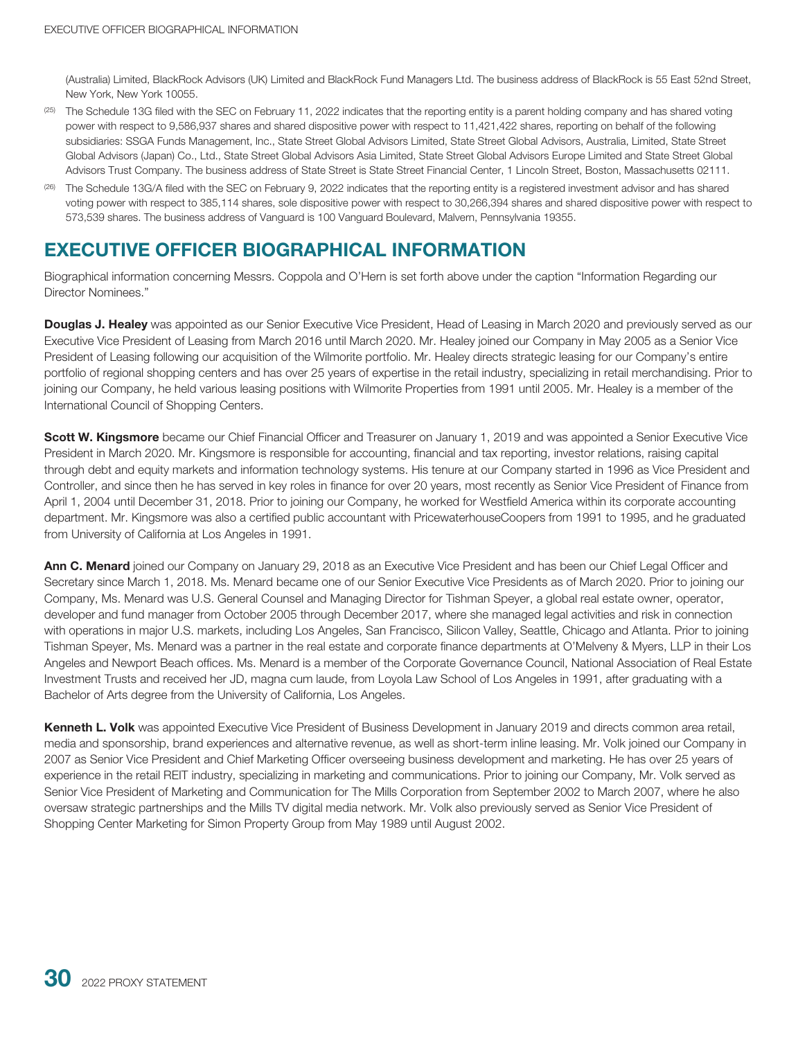(Australia) Limited, BlackRock Advisors (UK) Limited and BlackRock Fund Managers Ltd. The business address of BlackRock is 55 East 52nd Street, New York, New York 10055.

[25] The Schedule 13G filed with the SEC on February 11, 2022 indicates that the reporting entity is a parent holding company and has shared voting power with respect to 9,586,937 shares and shared dispositive power with respect to 11,421,422 shares, reporting on behalf of the following subsidiaries: SSGA Funds Management, Inc., State Street Global Advisors Limited, State Street Global Advisors, Australia, Limited, State Street Global Advisors (Japan) Co., Ltd., State Street Global Advisors Asia Limited, State Street Global Advisors Europe Limited and State Street Global Advisors Trust Company. The business address of State Street is State Street Financial Center, 1 Lincoln Street, Boston, Massachusetts 02111.

[26] The Schedule 13G/A filed with the SEC on February 9, 2022 indicates that the reporting entity is a registered investment advisor and has shared voting power with respect to 385,114 shares, sole dispositive power with respect to 30,266,394 shares and shared dispositive power with respect to 573,539 shares. The business address of Vanguard is 100 Vanguard Boulevard, Malvern, Pennsylvania 19355.

# EXECUTIVE OFFICER BIOGRAPHICAL INFORMATION

Biographical information concerning Messrs. Coppola and O'Hern is set forth above under the caption "Information Regarding our Director Nominees."

**Douglas J. Healey** was appointed as our Senior Executive Vice President, Head of Leasing in March 2020 and previously served as our Executive Vice President of Leasing from March 2016 until March 2020. Mr. Healey joined our Company in May 2005 as a Senior Vice President of Leasing following our acquisition of the Wilmorite portfolio. Mr. Healey directs strategic leasing for our Company's entire portfolio of regional shopping centers and has over 25 years of expertise in the retail industry, specializing in retail merchandising. Prior to joining our Company, he held various leasing positions with Wilmorite Properties from 1991 until 2005. Mr. Healey is a member of the International Council of Shopping Centers.

**Scott W. Kingsmore** became our Chief Financial Officer and Treasurer on January 1, 2019 and was appointed a Senior Executive Vice President in March 2020. Mr. Kingsmore is responsible for accounting, financial and tax reporting, investor relations, raising capital through debt and equity markets and information technology systems. His tenure at our Company started in 1996 as Vice President and Controller, and since then he has served in key roles in finance for over 20 years, most recently as Senior Vice President of Finance from April 1, 2004 until December 31, 2018. Prior to joining our Company, he worked for Westfield America within its corporate accounting department. Mr. Kingsmore was also a certified public accountant with PricewaterhouseCoopers from 1991 to 1995, and he graduated from University of California at Los Angeles in 1991.

**Ann C. Menard** joined our Company on January 29, 2018 as an Executive Vice President and has been our Chief Legal Officer and Secretary since March 1, 2018. Ms. Menard became one of our Senior Executive Vice Presidents as of March 2020. Prior to joining our Company, Ms. Menard was U.S. General Counsel and Managing Director for Tishman Speyer, a global real estate owner, operator, developer and fund manager from October 2005 through December 2017, where she managed legal activities and risk in connection with operations in major U.S. markets, including Los Angeles, San Francisco, Silicon Valley, Seattle, Chicago and Atlanta. Prior to joining Tishman Speyer, Ms. Menard was a partner in the real estate and corporate finance departments at O'Melveny & Myers, LLP in their Los Angeles and Newport Beach offices. Ms. Menard is a member of the Corporate Governance Council, National Association of Real Estate Investment Trusts and received her JD, magna cum laude, from Loyola Law School of Los Angeles in 1991, after graduating with a Bachelor of Arts degree from the University of California, Los Angeles.

**Kenneth L. Volk** was appointed Executive Vice President of Business Development in January 2019 and directs common area retail, media and sponsorship, brand experiences and alternative revenue, as well as short-term inline leasing. Mr. Volk joined our Company in 2007 as Senior Vice President and Chief Marketing Officer overseeing business development and marketing. He has over 25 years of experience in the retail REIT industry, specializing in marketing and communications. Prior to joining our Company, Mr. Volk served as Senior Vice President of Marketing and Communication for The Mills Corporation from September 2002 to March 2007, where he also oversaw strategic partnerships and the Mills TV digital media network. Mr. Volk also previously served as Senior Vice President of Shopping Center Marketing for Simon Property Group from May 1989 until August 2002.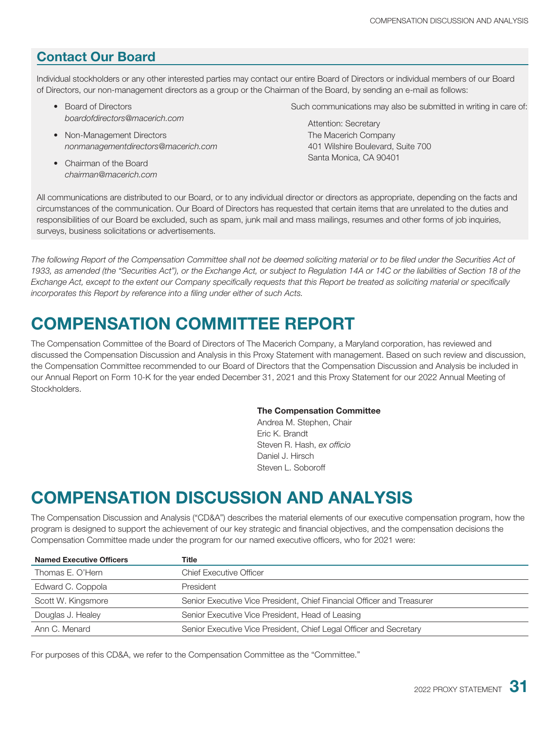## Contact Our Board

Individual stockholders or any other interested parties may contact our entire Board of Directors or individual members of our Board of Directors, our non-management directors as a group or the Chairman of the Board, by sending an e-mail as follows:

- Board of Directors
  *boardofdirectors@macerich.com*
- Non-Management Directors
  *nonmanagementdirectors@macerich.com*
- Chairman of the Board
  *chairman@macerich.com*

Such communications may also be submitted in writing in care of:

Attention: Secretary
The Macerich Company
401 Wilshire Boulevard, Suite 700
Santa Monica, CA 90401

All communications are distributed to our Board, or to any individual director or directors as appropriate, depending on the facts and circumstances of the communication. Our Board of Directors has requested that certain items that are unrelated to the duties and responsibilities of our Board be excluded, such as spam, junk mail and mass mailings, resumes and other forms of job inquiries, surveys, business solicitations or advertisements.

*The following Report of the Compensation Committee shall not be deemed soliciting material or to be filed under the Securities Act of 1933, as amended (the "Securities Act"), or the Exchange Act, or subject to Regulation 14A or 14C or the liabilities of Section 18 of the Exchange Act, except to the extent our Company specifically requests that this Report be treated as soliciting material or specifically incorporates this Report by reference into a filing under either of such Acts.*

# COMPENSATION COMMITTEE REPORT

The Compensation Committee of the Board of Directors of The Macerich Company, a Maryland corporation, has reviewed and discussed the Compensation Discussion and Analysis in this Proxy Statement with management. Based on such review and discussion, the Compensation Committee recommended to our Board of Directors that the Compensation Discussion and Analysis be included in our Annual Report on Form 10-K for the year ended December 31, 2021 and this Proxy Statement for our 2022 Annual Meeting of Stockholders.

**The Compensation Committee**
Andrea M. Stephen, Chair
Eric K. Brandt
Steven R. Hash, *ex officio*
Daniel J. Hirsch
Steven L. Soboroff

# COMPENSATION DISCUSSION AND ANALYSIS

The Compensation Discussion and Analysis ("CD&A") describes the material elements of our executive compensation program, how the program is designed to support the achievement of our key strategic and financial objectives, and the compensation decisions the Compensation Committee made under the program for our named executive officers, who for 2021 were:

| Named Executive Officers | Title |
|---|---|
| Thomas E. O'Hern | Chief Executive Officer |
| Edward C. Coppola | President |
| Scott W. Kingsmore | Senior Executive Vice President, Chief Financial Officer and Treasurer |
| Douglas J. Healey | Senior Executive Vice President, Head of Leasing |
| Ann C. Menard | Senior Executive Vice President, Chief Legal Officer and Secretary |

For purposes of this CD&A, we refer to the Compensation Committee as the "Committee."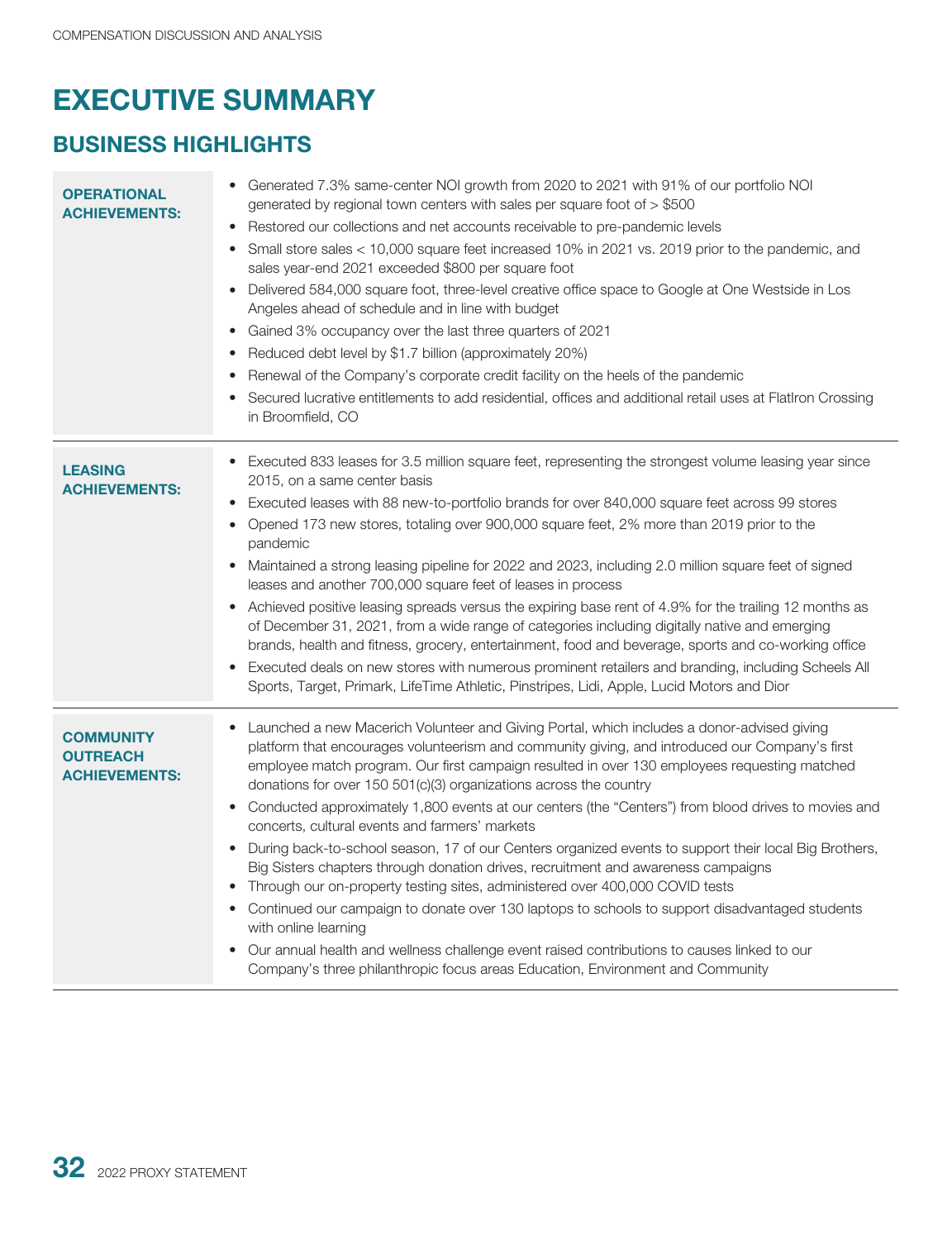# EXECUTIVE SUMMARY

## BUSINESS HIGHLIGHTS

| | |
|---|---|
| **OPERATIONAL ACHIEVEMENTS:** | • Generated 7.3% same-center NOI growth from 2020 to 2021 with 91% of our portfolio NOI generated by regional town centers with sales per square foot of > $500<br>• Restored our collections and net accounts receivable to pre-pandemic levels<br>• Small store sales < 10,000 square feet increased 10% in 2021 vs. 2019 prior to the pandemic, and sales year-end 2021 exceeded $800 per square foot<br>• Delivered 584,000 square foot, three-level creative office space to Google at One Westside in Los Angeles ahead of schedule and in line with budget<br>• Gained 3% occupancy over the last three quarters of 2021<br>• Reduced debt level by $1.7 billion (approximately 20%)<br>• Renewal of the Company's corporate credit facility on the heels of the pandemic<br>• Secured lucrative entitlements to add residential, offices and additional retail uses at FlatIron Crossing in Broomfield, CO |
| **LEASING ACHIEVEMENTS:** | • Executed 833 leases for 3.5 million square feet, representing the strongest volume leasing year since 2015, on a same center basis<br>• Executed leases with 88 new-to-portfolio brands for over 840,000 square feet across 99 stores<br>• Opened 173 new stores, totaling over 900,000 square feet, 2% more than 2019 prior to the pandemic<br>• Maintained a strong leasing pipeline for 2022 and 2023, including 2.0 million square feet of signed leases and another 700,000 square feet of leases in process<br>• Achieved positive leasing spreads versus the expiring base rent of 4.9% for the trailing 12 months as of December 31, 2021, from a wide range of categories including digitally native and emerging brands, health and fitness, grocery, entertainment, food and beverage, sports and co-working office<br>• Executed deals on new stores with numerous prominent retailers and branding, including Scheels All Sports, Target, Primark, LifeTime Athletic, Pinstripes, Lidi, Apple, Lucid Motors and Dior |
| **COMMUNITY OUTREACH ACHIEVEMENTS:** | • Launched a new Macerich Volunteer and Giving Portal, which includes a donor-advised giving platform that encourages volunteerism and community giving, and introduced our Company's first employee match program. Our first campaign resulted in over 130 employees requesting matched donations for over 150 501(c)(3) organizations across the country<br>• Conducted approximately 1,800 events at our centers (the "Centers") from blood drives to movies and concerts, cultural events and farmers' markets<br>• During back-to-school season, 17 of our Centers organized events to support their local Big Brothers, Big Sisters chapters through donation drives, recruitment and awareness campaigns<br>• Through our on-property testing sites, administered over 400,000 COVID tests<br>• Continued our campaign to donate over 130 laptops to schools to support disadvantaged students with online learning<br>• Our annual health and wellness challenge event raised contributions to causes linked to our Company's three philanthropic focus areas Education, Environment and Community |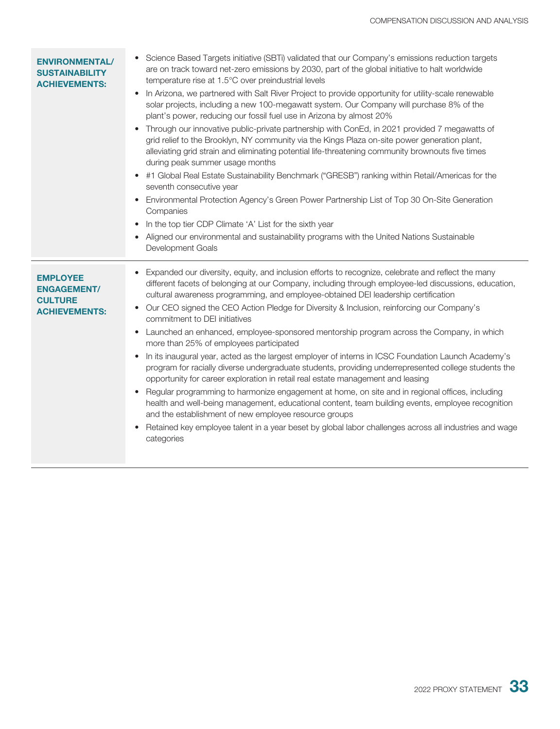| | |
|---|---|
| **ENVIRONMENTAL/ SUSTAINABILITY ACHIEVEMENTS:** | • Science Based Targets initiative (SBTi) validated that our Company's emissions reduction targets are on track toward net-zero emissions by 2030, part of the global initiative to halt worldwide temperature rise at 1.5°C over preindustrial levels<br>• In Arizona, we partnered with Salt River Project to provide opportunity for utility-scale renewable solar projects, including a new 100-megawatt system. Our Company will purchase 8% of the plant's power, reducing our fossil fuel use in Arizona by almost 20%<br>• Through our innovative public-private partnership with ConEd, in 2021 provided 7 megawatts of grid relief to the Brooklyn, NY community via the Kings Plaza on-site power generation plant, alleviating grid strain and eliminating potential life-threatening community brownouts five times during peak summer usage months<br>• #1 Global Real Estate Sustainability Benchmark ("GRESB") ranking within Retail/Americas for the seventh consecutive year<br>• Environmental Protection Agency's Green Power Partnership List of Top 30 On-Site Generation Companies<br>• In the top tier CDP Climate 'A' List for the sixth year<br>• Aligned our environmental and sustainability programs with the United Nations Sustainable Development Goals |
| **EMPLOYEE ENGAGEMENT/ CULTURE ACHIEVEMENTS:** | • Expanded our diversity, equity, and inclusion efforts to recognize, celebrate and reflect the many different facets of belonging at our Company, including through employee-led discussions, education, cultural awareness programming, and employee-obtained DEI leadership certification<br>• Our CEO signed the CEO Action Pledge for Diversity & Inclusion, reinforcing our Company's commitment to DEI initiatives<br>• Launched an enhanced, employee-sponsored mentorship program across the Company, in which more than 25% of employees participated<br>• In its inaugural year, acted as the largest employer of interns in ICSC Foundation Launch Academy's program for racially diverse undergraduate students, providing underrepresented college students the opportunity for career exploration in retail real estate management and leasing<br>• Regular programming to harmonize engagement at home, on site and in regional offices, including health and well-being management, educational content, team building events, employee recognition and the establishment of new employee resource groups<br>• Retained key employee talent in a year beset by global labor challenges across all industries and wage categories |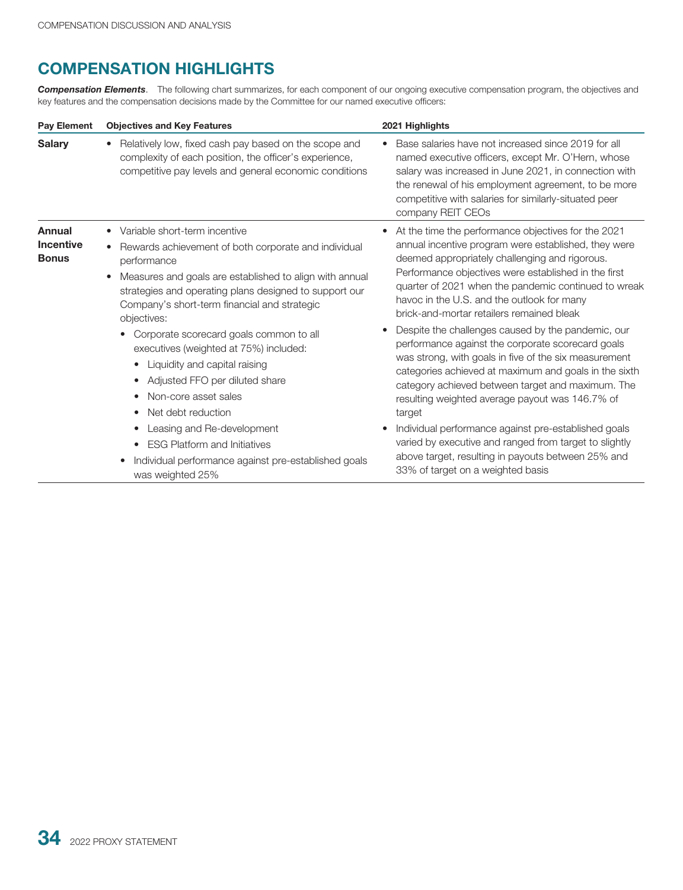## COMPENSATION HIGHLIGHTS

***Compensation Elements***. The following chart summarizes, for each component of our ongoing executive compensation program, the objectives and key features and the compensation decisions made by the Committee for our named executive officers:

| Pay Element | Objectives and Key Features | 2021 Highlights |
|---|---|---|
| **Salary** | • Relatively low, fixed cash pay based on the scope and complexity of each position, the officer's experience, competitive pay levels and general economic conditions | • Base salaries have not increased since 2019 for all named executive officers, except Mr. O'Hern, whose salary was increased in June 2021, in connection with the renewal of his employment agreement, to be more competitive with salaries for similarly-situated peer company REIT CEOs |
| **Annual Incentive Bonus** | • Variable short-term incentive<br>• Rewards achievement of both corporate and individual performance<br>• Measures and goals are established to align with annual strategies and operating plans designed to support our Company's short-term financial and strategic objectives:<br>  • Corporate scorecard goals common to all executives (weighted at 75%) included:<br>    • Liquidity and capital raising<br>    • Adjusted FFO per diluted share<br>    • Non-core asset sales<br>    • Net debt reduction<br>    • Leasing and Re-development<br>    • ESG Platform and Initiatives<br>  • Individual performance against pre-established goals was weighted 25% | • At the time the performance objectives for the 2021 annual incentive program were established, they were deemed appropriately challenging and rigorous. Performance objectives were established in the first quarter of 2021 when the pandemic continued to wreak havoc in the U.S. and the outlook for many brick-and-mortar retailers remained bleak<br>• Despite the challenges caused by the pandemic, our performance against the corporate scorecard goals was strong, with goals in five of the six measurement categories achieved at maximum and goals in the sixth category achieved between target and maximum. The resulting weighted average payout was 146.7% of target<br>• Individual performance against pre-established goals varied by executive and ranged from target to slightly above target, resulting in payouts between 25% and 33% of target on a weighted basis |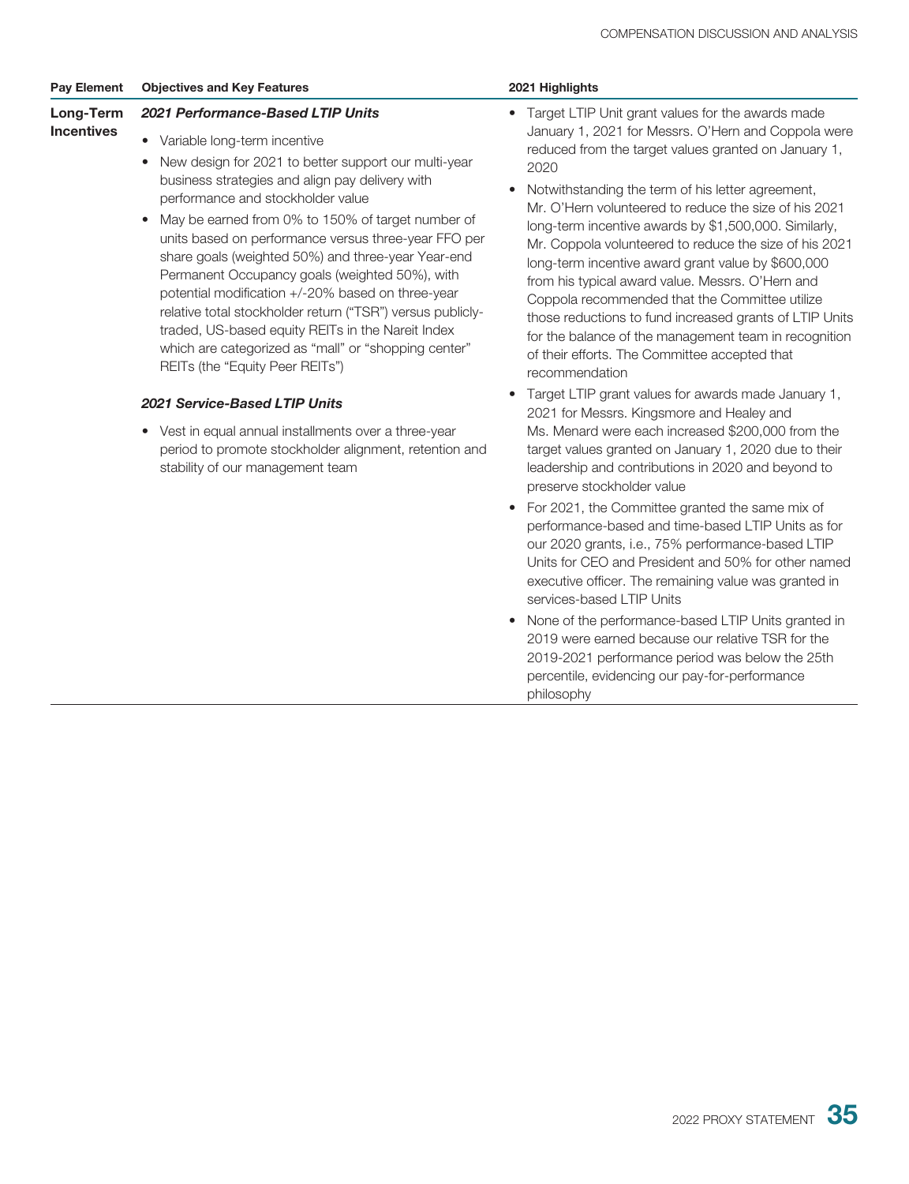| Pay Element | Objectives and Key Features | 2021 Highlights |
|---|---|---|
| **Long-Term Incentives** | ***2021 Performance-Based LTIP Units***<br>• Variable long-term incentive<br>• New design for 2021 to better support our multi-year business strategies and align pay delivery with performance and stockholder value<br>• May be earned from 0% to 150% of target number of units based on performance versus three-year FFO per share goals (weighted 50%) and three-year Year-end Permanent Occupancy goals (weighted 50%), with potential modification +/-20% based on three-year relative total stockholder return ("TSR") versus publicly-traded, US-based equity REITs in the Nareit Index which are categorized as "mall" or "shopping center" REITs (the "Equity Peer REITs")<br><br>***2021 Service-Based LTIP Units***<br>• Vest in equal annual installments over a three-year period to promote stockholder alignment, retention and stability of our management team | • Target LTIP Unit grant values for the awards made January 1, 2021 for Messrs. O'Hern and Coppola were reduced from the target values granted on January 1, 2020<br>• Notwithstanding the term of his letter agreement, Mr. O'Hern volunteered to reduce the size of his 2021 long-term incentive awards by $1,500,000. Similarly, Mr. Coppola volunteered to reduce the size of his 2021 long-term incentive award grant value by $600,000 from his typical award value. Messrs. O'Hern and Coppola recommended that the Committee utilize those reductions to fund increased grants of LTIP Units for the balance of the management team in recognition of their efforts. The Committee accepted that recommendation<br>• Target LTIP grant values for awards made January 1, 2021 for Messrs. Kingsmore and Healey and Ms. Menard were each increased $200,000 from the target values granted on January 1, 2020 due to their leadership and contributions in 2020 and beyond to preserve stockholder value<br>• For 2021, the Committee granted the same mix of performance-based and time-based LTIP Units as for our 2020 grants, i.e., 75% performance-based LTIP Units for CEO and President and 50% for other named executive officer. The remaining value was granted in services-based LTIP Units<br>• None of the performance-based LTIP Units granted in 2019 were earned because our relative TSR for the 2019-2021 performance period was below the 25th percentile, evidencing our pay-for-performance philosophy |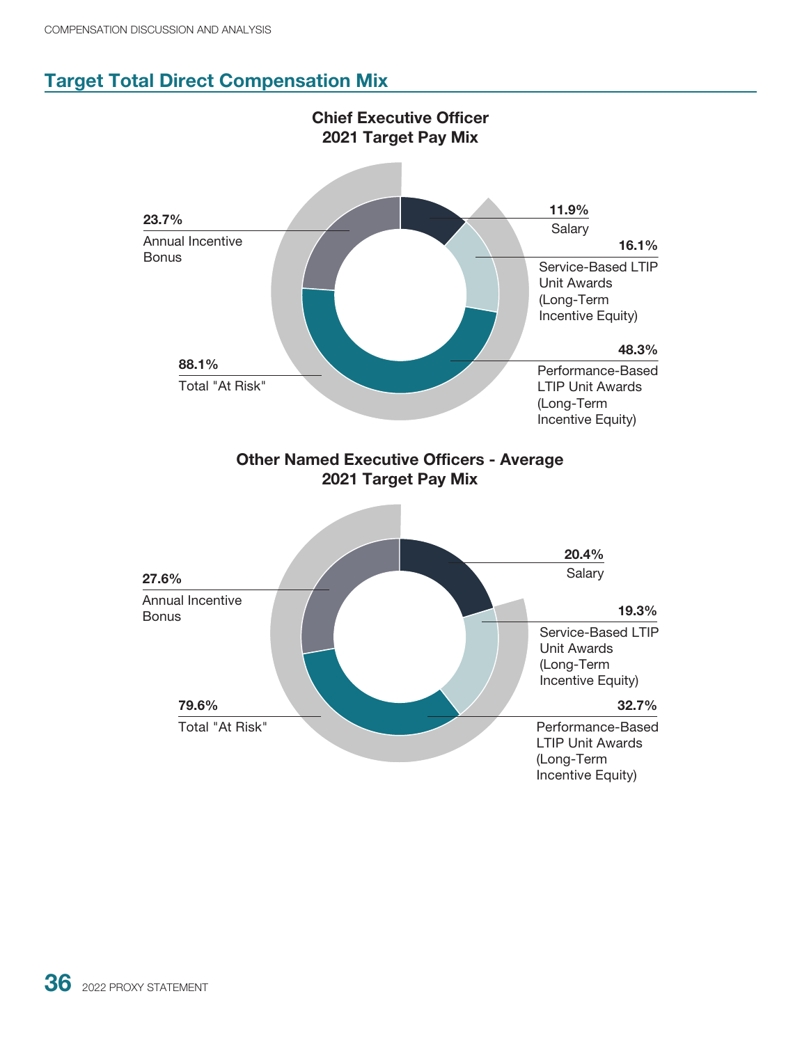## Target Total Direct Compensation Mix

**Chief Executive Officer**
**2021 Target Pay Mix**

- **11.9%** Salary
- **16.1%** Service-Based LTIP Unit Awards (Long-Term Incentive Equity)
- **48.3%** Performance-Based LTIP Unit Awards (Long-Term Incentive Equity)
- **23.7%** Annual Incentive Bonus
- **88.1%** Total "At Risk"

**Other Named Executive Officers - Average**
**2021 Target Pay Mix**

- **20.4%** Salary
- **19.3%** Service-Based LTIP Unit Awards (Long-Term Incentive Equity)
- **32.7%** Performance-Based LTIP Unit Awards (Long-Term Incentive Equity)
- **27.6%** Annual Incentive Bonus
- **79.6%** Total "At Risk"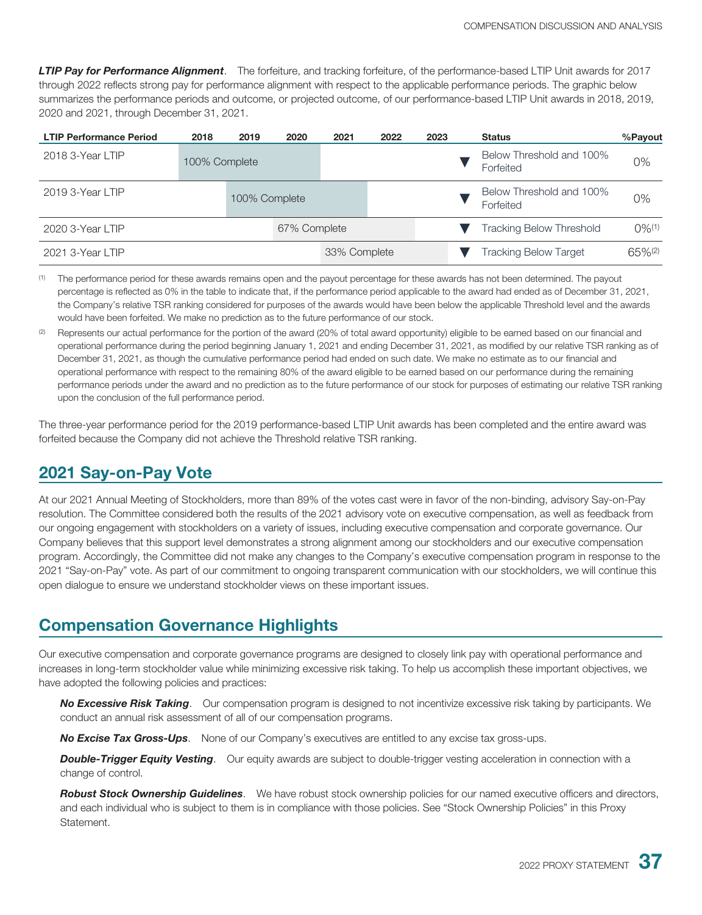***LTIP Pay for Performance Alignment***. The forfeiture, and tracking forfeiture, of the performance-based LTIP Unit awards for 2017 through 2022 reflects strong pay for performance alignment with respect to the applicable performance periods. The graphic below summarizes the performance periods and outcome, or projected outcome, of our performance-based LTIP Unit awards in 2018, 2019, 2020 and 2021, through December 31, 2021.

| LTIP Performance Period | 2018 | 2019 | 2020 | 2021 | 2022 | 2023 | | Status | %Payout |
|---|---|---|---|---|---|---|---|---|---|
| 2018 3-Year LTIP | 100% Complete | | | | | | ▼ | Below Threshold and 100% Forfeited | 0% |
| 2019 3-Year LTIP | | 100% Complete | | | | | ▼ | Below Threshold and 100% Forfeited | 0% |
| 2020 3-Year LTIP | | | 67% Complete | | | | ▼ | Tracking Below Threshold | 0%[1] |
| 2021 3-Year LTIP | | | | 33% Complete | | | ▼ | Tracking Below Target | 65%[2] |

[1] The performance period for these awards remains open and the payout percentage for these awards has not been determined. The payout percentage is reflected as 0% in the table to indicate that, if the performance period applicable to the award had ended as of December 31, 2021, the Company's relative TSR ranking considered for purposes of the awards would have been below the applicable Threshold level and the awards would have been forfeited. We make no prediction as to the future performance of our stock.

[2] Represents our actual performance for the portion of the award (20% of total award opportunity) eligible to be earned based on our financial and operational performance during the period beginning January 1, 2021 and ending December 31, 2021, as modified by our relative TSR ranking as of December 31, 2021, as though the cumulative performance period had ended on such date. We make no estimate as to our financial and operational performance with respect to the remaining 80% of the award eligible to be earned based on our performance during the remaining performance periods under the award and no prediction as to the future performance of our stock for purposes of estimating our relative TSR ranking upon the conclusion of the full performance period.

The three-year performance period for the 2019 performance-based LTIP Unit awards has been completed and the entire award was forfeited because the Company did not achieve the Threshold relative TSR ranking.

## 2021 Say-on-Pay Vote

At our 2021 Annual Meeting of Stockholders, more than 89% of the votes cast were in favor of the non-binding, advisory Say-on-Pay resolution. The Committee considered both the results of the 2021 advisory vote on executive compensation, as well as feedback from our ongoing engagement with stockholders on a variety of issues, including executive compensation and corporate governance. Our Company believes that this support level demonstrates a strong alignment among our stockholders and our executive compensation program. Accordingly, the Committee did not make any changes to the Company's executive compensation program in response to the 2021 "Say-on-Pay" vote. As part of our commitment to ongoing transparent communication with our stockholders, we will continue this open dialogue to ensure we understand stockholder views on these important issues.

## Compensation Governance Highlights

Our executive compensation and corporate governance programs are designed to closely link pay with operational performance and increases in long-term stockholder value while minimizing excessive risk taking. To help us accomplish these important objectives, we have adopted the following policies and practices:

***No Excessive Risk Taking***. Our compensation program is designed to not incentivize excessive risk taking by participants. We conduct an annual risk assessment of all of our compensation programs.

***No Excise Tax Gross-Ups***. None of our Company's executives are entitled to any excise tax gross-ups.

***Double-Trigger Equity Vesting***. Our equity awards are subject to double-trigger vesting acceleration in connection with a change of control.

***Robust Stock Ownership Guidelines***. We have robust stock ownership policies for our named executive officers and directors, and each individual who is subject to them is in compliance with those policies. See "Stock Ownership Policies" in this Proxy Statement.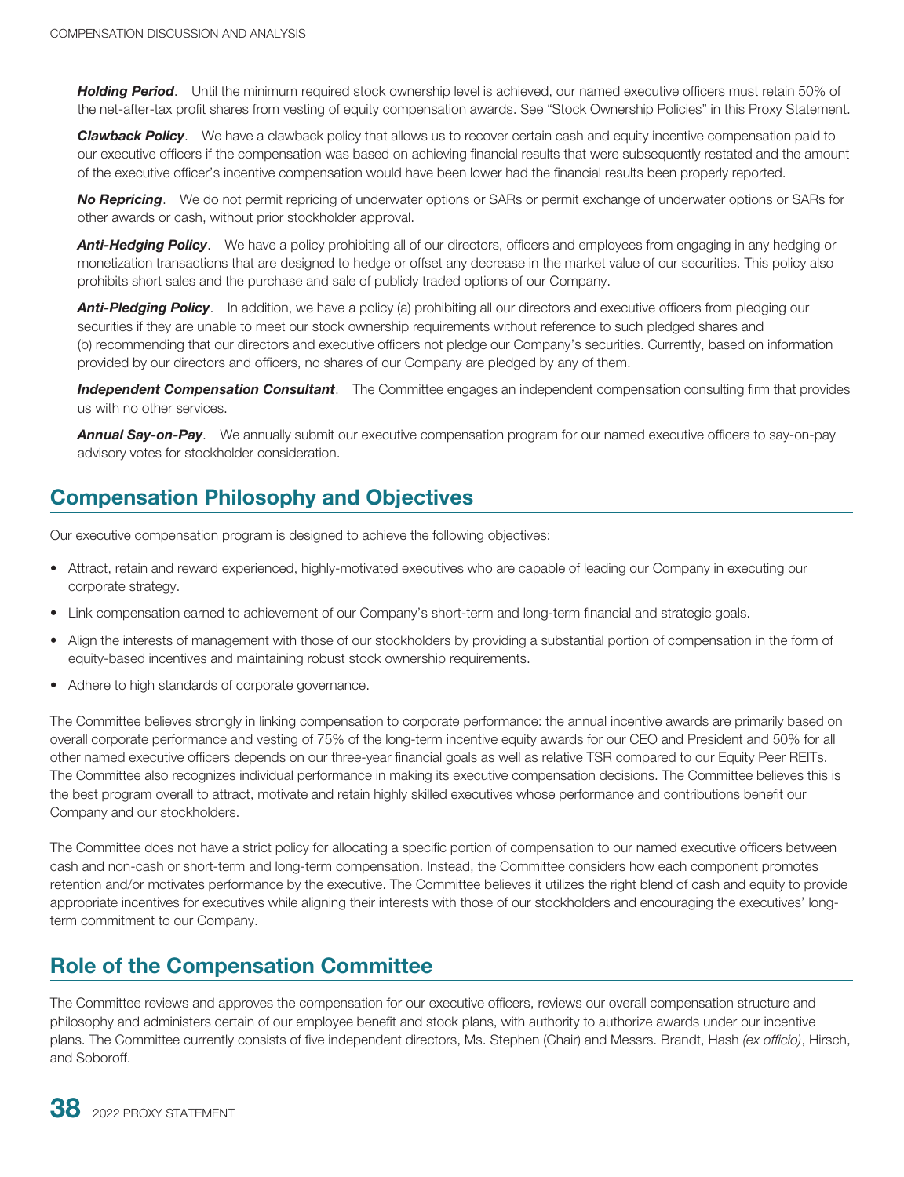***Holding Period***. Until the minimum required stock ownership level is achieved, our named executive officers must retain 50% of the net-after-tax profit shares from vesting of equity compensation awards. See "Stock Ownership Policies" in this Proxy Statement.

***Clawback Policy***. We have a clawback policy that allows us to recover certain cash and equity incentive compensation paid to our executive officers if the compensation was based on achieving financial results that were subsequently restated and the amount of the executive officer's incentive compensation would have been lower had the financial results been properly reported.

***No Repricing***. We do not permit repricing of underwater options or SARs or permit exchange of underwater options or SARs for other awards or cash, without prior stockholder approval.

***Anti-Hedging Policy***. We have a policy prohibiting all of our directors, officers and employees from engaging in any hedging or monetization transactions that are designed to hedge or offset any decrease in the market value of our securities. This policy also prohibits short sales and the purchase and sale of publicly traded options of our Company.

***Anti-Pledging Policy***. In addition, we have a policy (a) prohibiting all our directors and executive officers from pledging our securities if they are unable to meet our stock ownership requirements without reference to such pledged shares and (b) recommending that our directors and executive officers not pledge our Company's securities. Currently, based on information provided by our directors and officers, no shares of our Company are pledged by any of them.

***Independent Compensation Consultant***. The Committee engages an independent compensation consulting firm that provides us with no other services.

***Annual Say-on-Pay***. We annually submit our executive compensation program for our named executive officers to say-on-pay advisory votes for stockholder consideration.

## Compensation Philosophy and Objectives

Our executive compensation program is designed to achieve the following objectives:

- Attract, retain and reward experienced, highly-motivated executives who are capable of leading our Company in executing our corporate strategy.
- Link compensation earned to achievement of our Company's short-term and long-term financial and strategic goals.
- Align the interests of management with those of our stockholders by providing a substantial portion of compensation in the form of equity-based incentives and maintaining robust stock ownership requirements.
- Adhere to high standards of corporate governance.

The Committee believes strongly in linking compensation to corporate performance: the annual incentive awards are primarily based on overall corporate performance and vesting of 75% of the long-term incentive equity awards for our CEO and President and 50% for all other named executive officers depends on our three-year financial goals as well as relative TSR compared to our Equity Peer REITs. The Committee also recognizes individual performance in making its executive compensation decisions. The Committee believes this is the best program overall to attract, motivate and retain highly skilled executives whose performance and contributions benefit our Company and our stockholders.

The Committee does not have a strict policy for allocating a specific portion of compensation to our named executive officers between cash and non-cash or short-term and long-term compensation. Instead, the Committee considers how each component promotes retention and/or motivates performance by the executive. The Committee believes it utilizes the right blend of cash and equity to provide appropriate incentives for executives while aligning their interests with those of our stockholders and encouraging the executives' long-term commitment to our Company.

## Role of the Compensation Committee

The Committee reviews and approves the compensation for our executive officers, reviews our overall compensation structure and philosophy and administers certain of our employee benefit and stock plans, with authority to authorize awards under our incentive plans. The Committee currently consists of five independent directors, Ms. Stephen (Chair) and Messrs. Brandt, Hash *(ex officio)*, Hirsch, and Soboroff.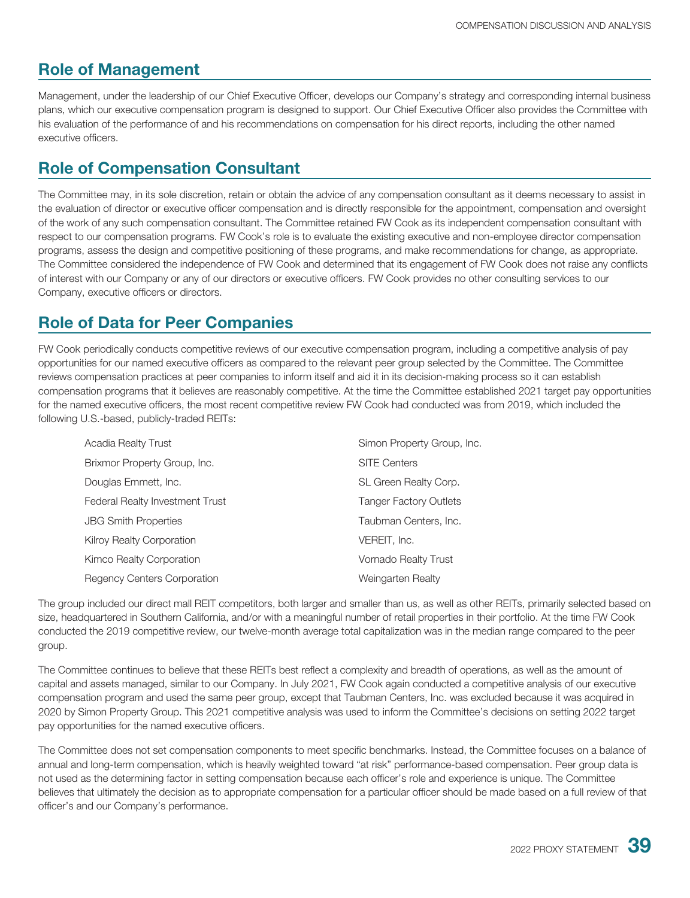## Role of Management

Management, under the leadership of our Chief Executive Officer, develops our Company's strategy and corresponding internal business plans, which our executive compensation program is designed to support. Our Chief Executive Officer also provides the Committee with his evaluation of the performance of and his recommendations on compensation for his direct reports, including the other named executive officers.

## Role of Compensation Consultant

The Committee may, in its sole discretion, retain or obtain the advice of any compensation consultant as it deems necessary to assist in the evaluation of director or executive officer compensation and is directly responsible for the appointment, compensation and oversight of the work of any such compensation consultant. The Committee retained FW Cook as its independent compensation consultant with respect to our compensation programs. FW Cook's role is to evaluate the existing executive and non-employee director compensation programs, assess the design and competitive positioning of these programs, and make recommendations for change, as appropriate. The Committee considered the independence of FW Cook and determined that its engagement of FW Cook does not raise any conflicts of interest with our Company or any of our directors or executive officers. FW Cook provides no other consulting services to our Company, executive officers or directors.

## Role of Data for Peer Companies

FW Cook periodically conducts competitive reviews of our executive compensation program, including a competitive analysis of pay opportunities for our named executive officers as compared to the relevant peer group selected by the Committee. The Committee reviews compensation practices at peer companies to inform itself and aid it in its decision-making process so it can establish compensation programs that it believes are reasonably competitive. At the time the Committee established 2021 target pay opportunities for the named executive officers, the most recent competitive review FW Cook had conducted was from 2019, which included the following U.S.-based, publicly-traded REITs:

- Acadia Realty Trust
- Brixmor Property Group, Inc.
- Douglas Emmett, Inc.
- Federal Realty Investment Trust
- JBG Smith Properties
- Kilroy Realty Corporation
- Kimco Realty Corporation
- Regency Centers Corporation
- Simon Property Group, Inc.
- SITE Centers
- SL Green Realty Corp.
- Tanger Factory Outlets
- Taubman Centers, Inc.
- VEREIT, Inc.
- Vornado Realty Trust
- Weingarten Realty

The group included our direct mall REIT competitors, both larger and smaller than us, as well as other REITs, primarily selected based on size, headquartered in Southern California, and/or with a meaningful number of retail properties in their portfolio. At the time FW Cook conducted the 2019 competitive review, our twelve-month average total capitalization was in the median range compared to the peer group.

The Committee continues to believe that these REITs best reflect a complexity and breadth of operations, as well as the amount of capital and assets managed, similar to our Company. In July 2021, FW Cook again conducted a competitive analysis of our executive compensation program and used the same peer group, except that Taubman Centers, Inc. was excluded because it was acquired in 2020 by Simon Property Group. This 2021 competitive analysis was used to inform the Committee's decisions on setting 2022 target pay opportunities for the named executive officers.

The Committee does not set compensation components to meet specific benchmarks. Instead, the Committee focuses on a balance of annual and long-term compensation, which is heavily weighted toward "at risk" performance-based compensation. Peer group data is not used as the determining factor in setting compensation because each officer's role and experience is unique. The Committee believes that ultimately the decision as to appropriate compensation for a particular officer should be made based on a full review of that officer's and our Company's performance.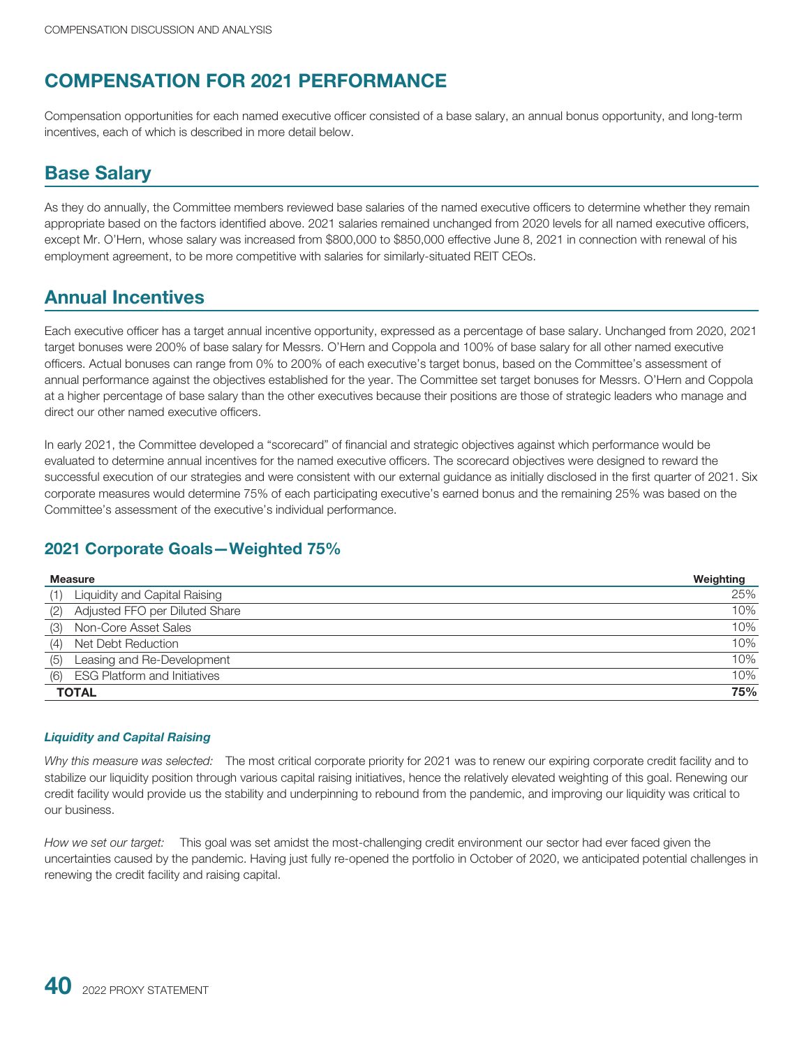# COMPENSATION FOR 2021 PERFORMANCE

Compensation opportunities for each named executive officer consisted of a base salary, an annual bonus opportunity, and long-term incentives, each of which is described in more detail below.

## Base Salary

As they do annually, the Committee members reviewed base salaries of the named executive officers to determine whether they remain appropriate based on the factors identified above. 2021 salaries remained unchanged from 2020 levels for all named executive officers, except Mr. O'Hern, whose salary was increased from $800,000 to $850,000 effective June 8, 2021 in connection with renewal of his employment agreement, to be more competitive with salaries for similarly-situated REIT CEOs.

## Annual Incentives

Each executive officer has a target annual incentive opportunity, expressed as a percentage of base salary. Unchanged from 2020, 2021 target bonuses were 200% of base salary for Messrs. O'Hern and Coppola and 100% of base salary for all other named executive officers. Actual bonuses can range from 0% to 200% of each executive's target bonus, based on the Committee's assessment of annual performance against the objectives established for the year. The Committee set target bonuses for Messrs. O'Hern and Coppola at a higher percentage of base salary than the other executives because their positions are those of strategic leaders who manage and direct our other named executive officers.

In early 2021, the Committee developed a "scorecard" of financial and strategic objectives against which performance would be evaluated to determine annual incentives for the named executive officers. The scorecard objectives were designed to reward the successful execution of our strategies and were consistent with our external guidance as initially disclosed in the first quarter of 2021. Six corporate measures would determine 75% of each participating executive's earned bonus and the remaining 25% was based on the Committee's assessment of the executive's individual performance.

### 2021 Corporate Goals—Weighted 75%

| Measure | Weighting |
|---|---|
| (1) Liquidity and Capital Raising | 25% |
| (2) Adjusted FFO per Diluted Share | 10% |
| (3) Non-Core Asset Sales | 10% |
| (4) Net Debt Reduction | 10% |
| (5) Leasing and Re-Development | 10% |
| (6) ESG Platform and Initiatives | 10% |
| **TOTAL** | **75%** |

***Liquidity and Capital Raising***

*Why this measure was selected:* The most critical corporate priority for 2021 was to renew our expiring corporate credit facility and to stabilize our liquidity position through various capital raising initiatives, hence the relatively elevated weighting of this goal. Renewing our credit facility would provide us the stability and underpinning to rebound from the pandemic, and improving our liquidity was critical to our business.

*How we set our target:* This goal was set amidst the most-challenging credit environment our sector had ever faced given the uncertainties caused by the pandemic. Having just fully re-opened the portfolio in October of 2020, we anticipated potential challenges in renewing the credit facility and raising capital.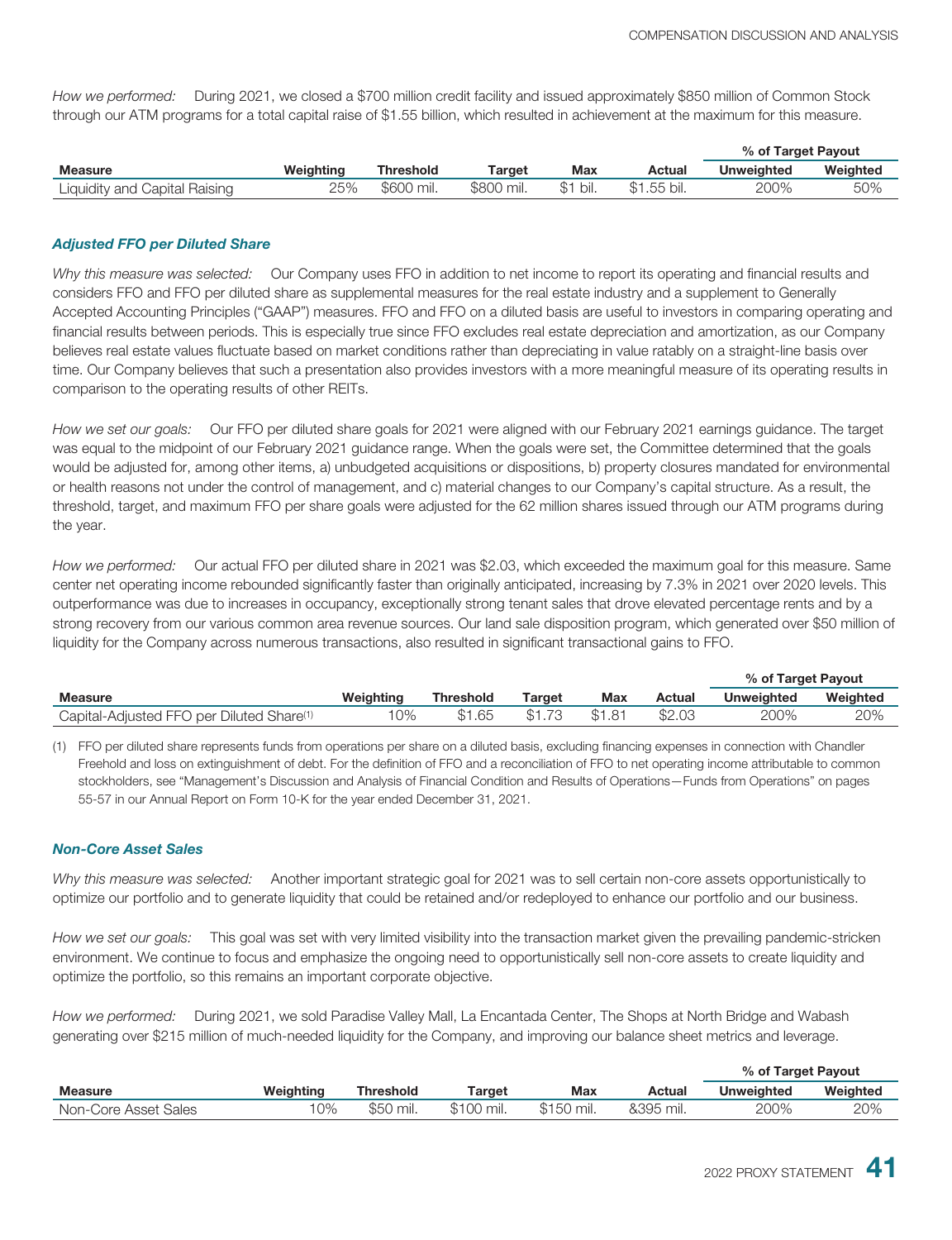*How we performed:* During 2021, we closed a $700 million credit facility and issued approximately $850 million of Common Stock through our ATM programs for a total capital raise of $1.55 billion, which resulted in achievement at the maximum for this measure.

| | | | | | | % of Target Payout | |
|---|---|---|---|---|---|---|---|
| **Measure** | **Weighting** | **Threshold** | **Target** | **Max** | **Actual** | **Unweighted** | **Weighted** |
| Liquidity and Capital Raising | 25% | $600 mil. | $800 mil. | $1 bil. | $1.55 bil. | 200% | 50% |

### *Adjusted FFO per Diluted Share*

*Why this measure was selected:* Our Company uses FFO in addition to net income to report its operating and financial results and considers FFO and FFO per diluted share as supplemental measures for the real estate industry and a supplement to Generally Accepted Accounting Principles ("GAAP") measures. FFO and FFO on a diluted basis are useful to investors in comparing operating and financial results between periods. This is especially true since FFO excludes real estate depreciation and amortization, as our Company believes real estate values fluctuate based on market conditions rather than depreciating in value ratably on a straight-line basis over time. Our Company believes that such a presentation also provides investors with a more meaningful measure of its operating results in comparison to the operating results of other REITs.

*How we set our goals:* Our FFO per diluted share goals for 2021 were aligned with our February 2021 earnings guidance. The target was equal to the midpoint of our February 2021 guidance range. When the goals were set, the Committee determined that the goals would be adjusted for, among other items, a) unbudgeted acquisitions or dispositions, b) property closures mandated for environmental or health reasons not under the control of management, and c) material changes to our Company's capital structure. As a result, the threshold, target, and maximum FFO per share goals were adjusted for the 62 million shares issued through our ATM programs during the year.

*How we performed:* Our actual FFO per diluted share in 2021 was $2.03, which exceeded the maximum goal for this measure. Same center net operating income rebounded significantly faster than originally anticipated, increasing by 7.3% in 2021 over 2020 levels. This outperformance was due to increases in occupancy, exceptionally strong tenant sales that drove elevated percentage rents and by a strong recovery from our various common area revenue sources. Our land sale disposition program, which generated over $50 million of liquidity for the Company across numerous transactions, also resulted in significant transactional gains to FFO.

| | | | | | | % of Target Payout | |
|---|---|---|---|---|---|---|---|
| **Measure** | **Weighting** | **Threshold** | **Target** | **Max** | **Actual** | **Unweighted** | **Weighted** |
| Capital-Adjusted FFO per Diluted Share[1] | 10% | $1.65 | $1.73 | $1.81 | $2.03 | 200% | 20% |

(1) FFO per diluted share represents funds from operations per share on a diluted basis, excluding financing expenses in connection with Chandler Freehold and loss on extinguishment of debt. For the definition of FFO and a reconciliation of FFO to net operating income attributable to common stockholders, see "Management's Discussion and Analysis of Financial Condition and Results of Operations—Funds from Operations" on pages 55-57 in our Annual Report on Form 10-K for the year ended December 31, 2021.

### *Non-Core Asset Sales*

*Why this measure was selected:* Another important strategic goal for 2021 was to sell certain non-core assets opportunistically to optimize our portfolio and to generate liquidity that could be retained and/or redeployed to enhance our portfolio and our business.

*How we set our goals:* This goal was set with very limited visibility into the transaction market given the prevailing pandemic-stricken environment. We continue to focus and emphasize the ongoing need to opportunistically sell non-core assets to create liquidity and optimize the portfolio, so this remains an important corporate objective.

*How we performed:* During 2021, we sold Paradise Valley Mall, La Encantada Center, The Shops at North Bridge and Wabash generating over $215 million of much-needed liquidity for the Company, and improving our balance sheet metrics and leverage.

| | | | | | | % of Target Payout | |
|---|---|---|---|---|---|---|---|
| **Measure** | **Weighting** | **Threshold** | **Target** | **Max** | **Actual** | **Unweighted** | **Weighted** |
| Non-Core Asset Sales | 10% | $50 mil. | $100 mil. | $150 mil. | &395 mil. | 200% | 20% |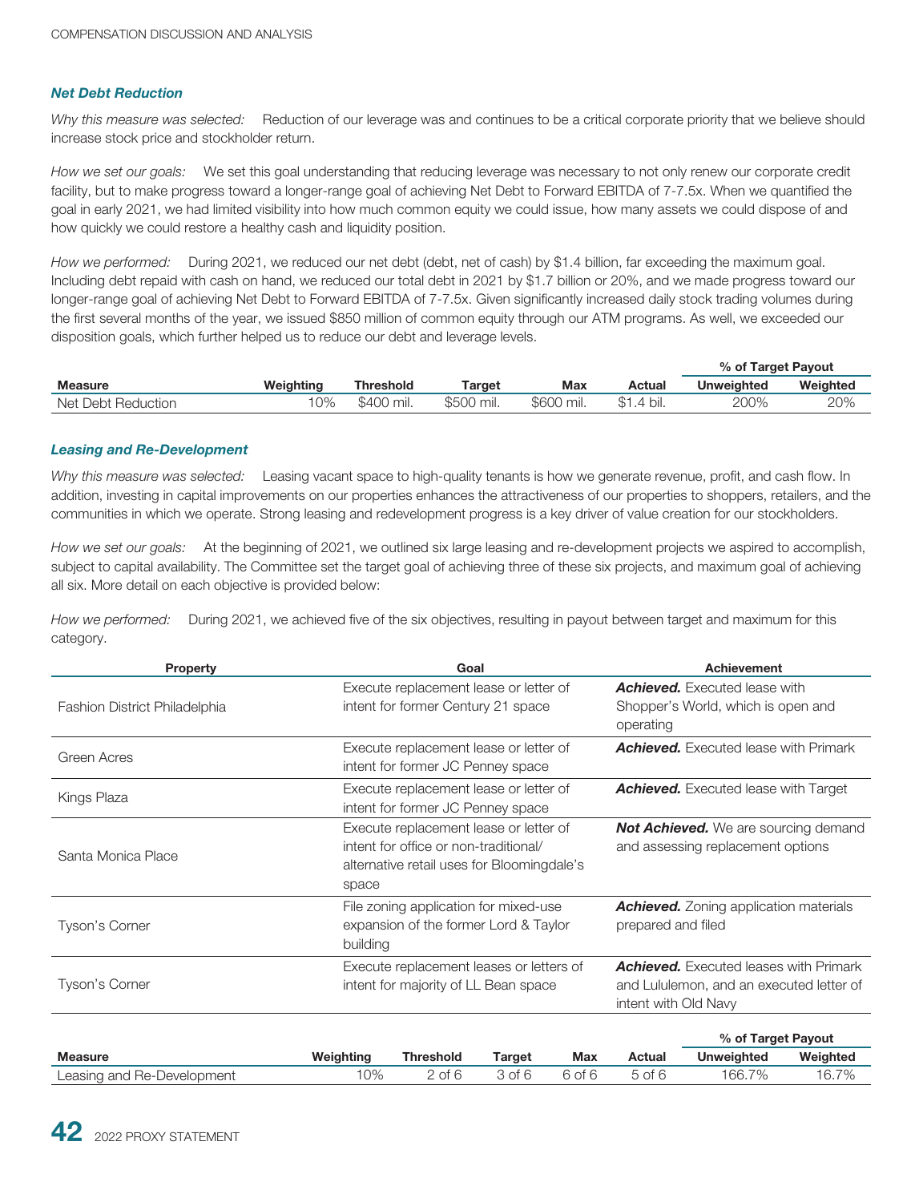### *Net Debt Reduction*

*Why this measure was selected:* Reduction of our leverage was and continues to be a critical corporate priority that we believe should increase stock price and stockholder return.

*How we set our goals:* We set this goal understanding that reducing leverage was necessary to not only renew our corporate credit facility, but to make progress toward a longer-range goal of achieving Net Debt to Forward EBITDA of 7-7.5x. When we quantified the goal in early 2021, we had limited visibility into how much common equity we could issue, how many assets we could dispose of and how quickly we could restore a healthy cash and liquidity position.

*How we performed:* During 2021, we reduced our net debt (debt, net of cash) by $1.4 billion, far exceeding the maximum goal. Including debt repaid with cash on hand, we reduced our total debt in 2021 by $1.7 billion or 20%, and we made progress toward our longer-range goal of achieving Net Debt to Forward EBITDA of 7-7.5x. Given significantly increased daily stock trading volumes during the first several months of the year, we issued $850 million of common equity through our ATM programs. As well, we exceeded our disposition goals, which further helped us to reduce our debt and leverage levels.

| | | | | | | % of Target Payout | |
|---|---|---|---|---|---|---|---|
| **Measure** | **Weighting** | **Threshold** | **Target** | **Max** | **Actual** | **Unweighted** | **Weighted** |
| Net Debt Reduction | 10% | $400 mil. | $500 mil. | $600 mil. | $1.4 bil. | 200% | 20% |

### *Leasing and Re-Development*

*Why this measure was selected:* Leasing vacant space to high-quality tenants is how we generate revenue, profit, and cash flow. In addition, investing in capital improvements on our properties enhances the attractiveness of our properties to shoppers, retailers, and the communities in which we operate. Strong leasing and redevelopment progress is a key driver of value creation for our stockholders.

*How we set our goals:* At the beginning of 2021, we outlined six large leasing and re-development projects we aspired to accomplish, subject to capital availability. The Committee set the target goal of achieving three of these six projects, and maximum goal of achieving all six. More detail on each objective is provided below:

*How we performed:* During 2021, we achieved five of the six objectives, resulting in payout between target and maximum for this category.

| Property | Goal | Achievement |
|---|---|---|
| Fashion District Philadelphia | Execute replacement lease or letter of intent for former Century 21 space | ***Achieved.*** Executed lease with Shopper's World, which is open and operating |
| Green Acres | Execute replacement lease or letter of intent for former JC Penney space | ***Achieved.*** Executed lease with Primark |
| Kings Plaza | Execute replacement lease or letter of intent for former JC Penney space | ***Achieved.*** Executed lease with Target |
| Santa Monica Place | Execute replacement lease or letter of intent for office or non-traditional/ alternative retail uses for Bloomingdale's space | ***Not Achieved.*** We are sourcing demand and assessing replacement options |
| Tyson's Corner | File zoning application for mixed-use expansion of the former Lord & Taylor building | ***Achieved.*** Zoning application materials prepared and filed |
| Tyson's Corner | Execute replacement leases or letters of intent for majority of LL Bean space | ***Achieved.*** Executed leases with Primark and Lululemon, and an executed letter of intent with Old Navy |

| | | | | | | % of Target Payout | |
|---|---|---|---|---|---|---|---|
| **Measure** | **Weighting** | **Threshold** | **Target** | **Max** | **Actual** | **Unweighted** | **Weighted** |
| Leasing and Re-Development | 10% | 2 of 6 | 3 of 6 | 6 of 6 | 5 of 6 | 166.7% | 16.7% |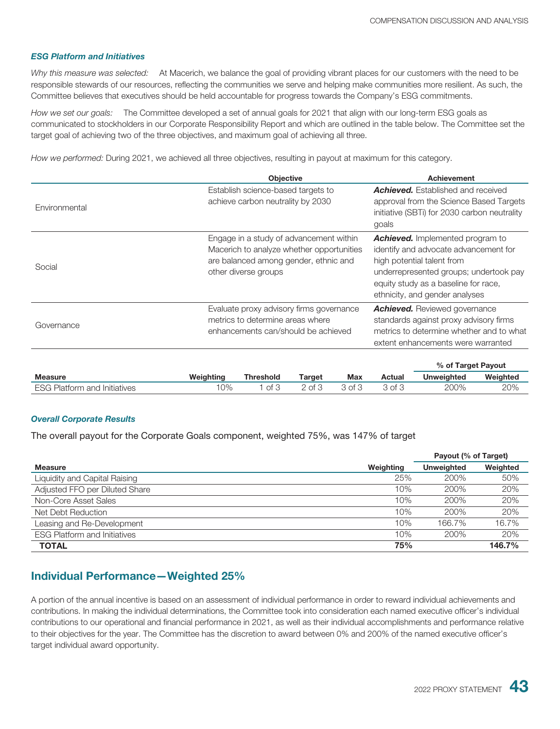### *ESG Platform and Initiatives*

*Why this measure was selected:* At Macerich, we balance the goal of providing vibrant places for our customers with the need to be responsible stewards of our resources, reflecting the communities we serve and helping make communities more resilient. As such, the Committee believes that executives should be held accountable for progress towards the Company's ESG commitments.

*How we set our goals:* The Committee developed a set of annual goals for 2021 that align with our long-term ESG goals as communicated to stockholders in our Corporate Responsibility Report and which are outlined in the table below. The Committee set the target goal of achieving two of the three objectives, and maximum goal of achieving all three.

*How we performed:* During 2021, we achieved all three objectives, resulting in payout at maximum for this category.

| | Objective | Achievement |
|---|---|---|
| Environmental | Establish science-based targets to achieve carbon neutrality by 2030 | ***Achieved.*** Established and received approval from the Science Based Targets initiative (SBTi) for 2030 carbon neutrality goals |
| Social | Engage in a study of advancement within Macerich to analyze whether opportunities are balanced among gender, ethnic and other diverse groups | ***Achieved.*** Implemented program to identify and advocate advancement for high potential talent from underrepresented groups; undertook pay equity study as a baseline for race, ethnicity, and gender analyses |
| Governance | Evaluate proxy advisory firms governance metrics to determine areas where enhancements can/should be achieved | ***Achieved.*** Reviewed governance standards against proxy advisory firms metrics to determine whether and to what extent enhancements were warranted |

| | | | | | | % of Target Payout | |
|---|---|---|---|---|---|---|---|
| **Measure** | **Weighting** | **Threshold** | **Target** | **Max** | **Actual** | **Unweighted** | **Weighted** |
| ESG Platform and Initiatives | 10% | 1 of 3 | 2 of 3 | 3 of 3 | 3 of 3 | 200% | 20% |

### *Overall Corporate Results*

The overall payout for the Corporate Goals component, weighted 75%, was 147% of target

| | | Payout (% of Target) | |
|---|---|---|---|
| **Measure** | **Weighting** | **Unweighted** | **Weighted** |
| Liquidity and Capital Raising | 25% | 200% | 50% |
| Adjusted FFO per Diluted Share | 10% | 200% | 20% |
| Non-Core Asset Sales | 10% | 200% | 20% |
| Net Debt Reduction | 10% | 200% | 20% |
| Leasing and Re-Development | 10% | 166.7% | 16.7% |
| ESG Platform and Initiatives | 10% | 200% | 20% |
| **TOTAL** | **75%** | | **146.7%** |

## Individual Performance—Weighted 25%

A portion of the annual incentive is based on an assessment of individual performance in order to reward individual achievements and contributions. In making the individual determinations, the Committee took into consideration each named executive officer's individual contributions to our operational and financial performance in 2021, as well as their individual accomplishments and performance relative to their objectives for the year. The Committee has the discretion to award between 0% and 200% of the named executive officer's target individual award opportunity.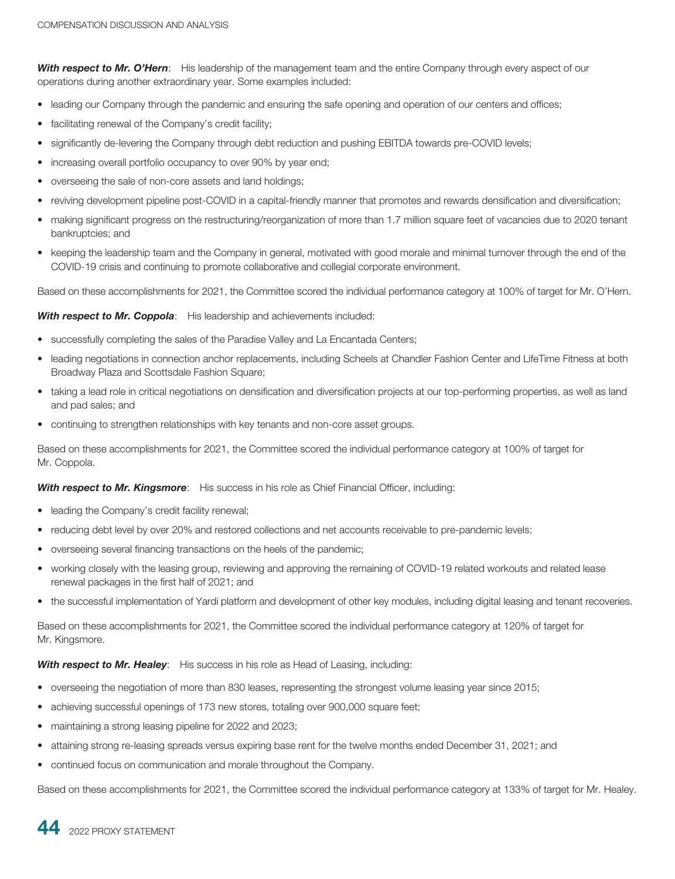***With respect to Mr. O'Hern***: His leadership of the management team and the entire Company through every aspect of our operations during another extraordinary year. Some examples included:

- leading our Company through the pandemic and ensuring the safe opening and operation of our centers and offices;
- facilitating renewal of the Company's credit facility;
- significantly de-levering the Company through debt reduction and pushing EBITDA towards pre-COVID levels;
- increasing overall portfolio occupancy to over 90% by year end;
- overseeing the sale of non-core assets and land holdings;
- reviving development pipeline post-COVID in a capital-friendly manner that promotes and rewards densification and diversification;
- making significant progress on the restructuring/reorganization of more than 1.7 million square feet of vacancies due to 2020 tenant bankruptcies; and
- keeping the leadership team and the Company in general, motivated with good morale and minimal turnover through the end of the COVID-19 crisis and continuing to promote collaborative and collegial corporate environment.

Based on these accomplishments for 2021, the Committee scored the individual performance category at 100% of target for Mr. O'Hern.

***With respect to Mr. Coppola***: His leadership and achievements included:

- successfully completing the sales of the Paradise Valley and La Encantada Centers;
- leading negotiations in connection anchor replacements, including Scheels at Chandler Fashion Center and LifeTime Fitness at both Broadway Plaza and Scottsdale Fashion Square;
- taking a lead role in critical negotiations on densification and diversification projects at our top-performing properties, as well as land and pad sales; and
- continuing to strengthen relationships with key tenants and non-core asset groups.

Based on these accomplishments for 2021, the Committee scored the individual performance category at 100% of target for Mr. Coppola.

***With respect to Mr. Kingsmore***: His success in his role as Chief Financial Officer, including:

- leading the Company's credit facility renewal;
- reducing debt level by over 20% and restored collections and net accounts receivable to pre-pandemic levels;
- overseeing several financing transactions on the heels of the pandemic;
- working closely with the leasing group, reviewing and approving the remaining of COVID-19 related workouts and related lease renewal packages in the first half of 2021; and
- the successful implementation of Yardi platform and development of other key modules, including digital leasing and tenant recoveries.

Based on these accomplishments for 2021, the Committee scored the individual performance category at 120% of target for Mr. Kingsmore.

***With respect to Mr. Healey***: His success in his role as Head of Leasing, including:

- overseeing the negotiation of more than 830 leases, representing the strongest volume leasing year since 2015;
- achieving successful openings of 173 new stores, totaling over 900,000 square feet;
- maintaining a strong leasing pipeline for 2022 and 2023;
- attaining strong re-leasing spreads versus expiring base rent for the twelve months ended December 31, 2021; and
- continued focus on communication and morale throughout the Company.

Based on these accomplishments for 2021, the Committee scored the individual performance category at 133% of target for Mr. Healey.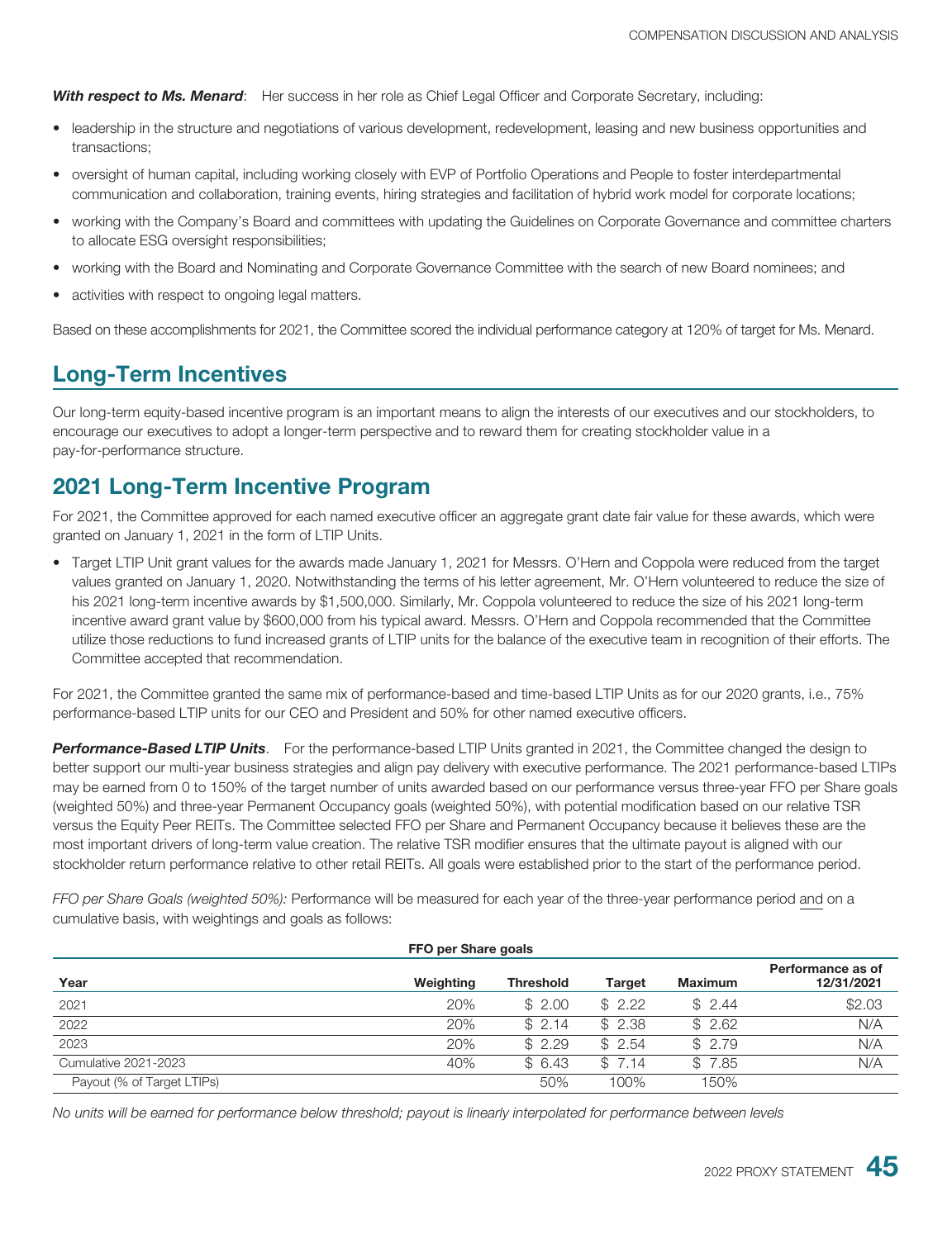***With respect to Ms. Menard***: Her success in her role as Chief Legal Officer and Corporate Secretary, including:

- leadership in the structure and negotiations of various development, redevelopment, leasing and new business opportunities and transactions;
- oversight of human capital, including working closely with EVP of Portfolio Operations and People to foster interdepartmental communication and collaboration, training events, hiring strategies and facilitation of hybrid work model for corporate locations;
- working with the Company's Board and committees with updating the Guidelines on Corporate Governance and committee charters to allocate ESG oversight responsibilities;
- working with the Board and Nominating and Corporate Governance Committee with the search of new Board nominees; and
- activities with respect to ongoing legal matters.

Based on these accomplishments for 2021, the Committee scored the individual performance category at 120% of target for Ms. Menard.

## Long-Term Incentives

Our long-term equity-based incentive program is an important means to align the interests of our executives and our stockholders, to encourage our executives to adopt a longer-term perspective and to reward them for creating stockholder value in a pay-for-performance structure.

## 2021 Long-Term Incentive Program

For 2021, the Committee approved for each named executive officer an aggregate grant date fair value for these awards, which were granted on January 1, 2021 in the form of LTIP Units.

- Target LTIP Unit grant values for the awards made January 1, 2021 for Messrs. O'Hern and Coppola were reduced from the target values granted on January 1, 2020. Notwithstanding the terms of his letter agreement, Mr. O'Hern volunteered to reduce the size of his 2021 long-term incentive awards by $1,500,000. Similarly, Mr. Coppola volunteered to reduce the size of his 2021 long-term incentive award grant value by $600,000 from his typical award. Messrs. O'Hern and Coppola recommended that the Committee utilize those reductions to fund increased grants of LTIP units for the balance of the executive team in recognition of their efforts. The Committee accepted that recommendation.

For 2021, the Committee granted the same mix of performance-based and time-based LTIP Units as for our 2020 grants, i.e., 75% performance-based LTIP units for our CEO and President and 50% for other named executive officers.

***Performance-Based LTIP Units***. For the performance-based LTIP Units granted in 2021, the Committee changed the design to better support our multi-year business strategies and align pay delivery with executive performance. The 2021 performance-based LTIPs may be earned from 0 to 150% of the target number of units awarded based on our performance versus three-year FFO per Share goals (weighted 50%) and three-year Permanent Occupancy goals (weighted 50%), with potential modification based on our relative TSR versus the Equity Peer REITs. The Committee selected FFO per Share and Permanent Occupancy because it believes these are the most important drivers of long-term value creation. The relative TSR modifier ensures that the ultimate payout is aligned with our stockholder return performance relative to other retail REITs. All goals were established prior to the start of the performance period.

*FFO per Share Goals (weighted 50%):* Performance will be measured for each year of the three-year performance period and on a cumulative basis, with weightings and goals as follows:

**FFO per Share goals**

| Year | Weighting | Threshold | Target | Maximum | Performance as of 12/31/2021 |
|---|---|---|---|---|---|
| 2021 | 20% | $ 2.00 | $ 2.22 | $ 2.44 | $2.03 |
| 2022 | 20% | $ 2.14 | $ 2.38 | $ 2.62 | N/A |
| 2023 | 20% | $ 2.29 | $ 2.54 | $ 2.79 | N/A |
| Cumulative 2021-2023 | 40% | $ 6.43 | $ 7.14 | $ 7.85 | N/A |
| Payout (% of Target LTIPs) | | 50% | 100% | 150% | |

*No units will be earned for performance below threshold; payout is linearly interpolated for performance between levels*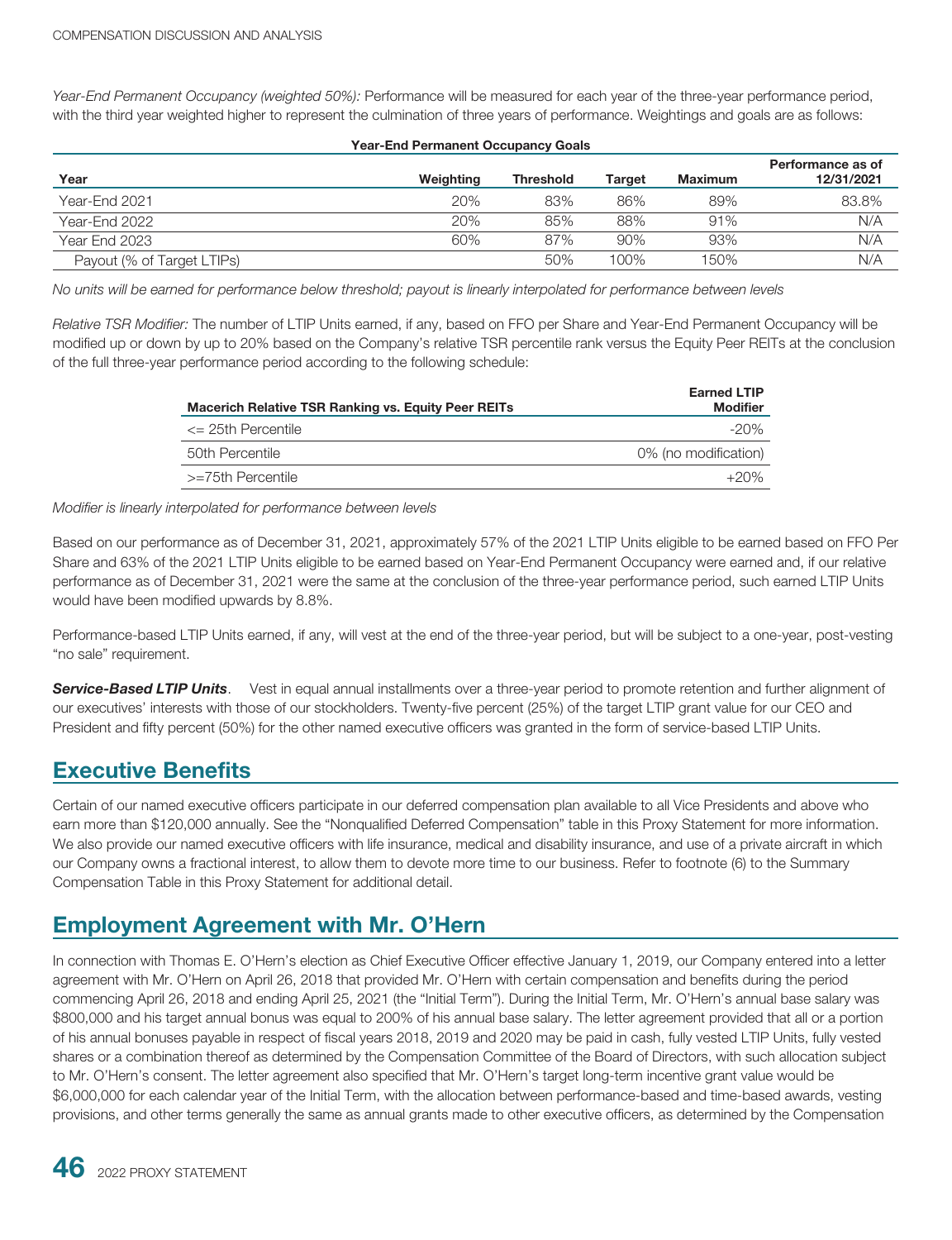*Year-End Permanent Occupancy (weighted 50%):* Performance will be measured for each year of the three-year performance period, with the third year weighted higher to represent the culmination of three years of performance. Weightings and goals are as follows:

**Year-End Permanent Occupancy Goals**

| Year | Weighting | Threshold | Target | Maximum | Performance as of 12/31/2021 |
|---|---|---|---|---|---|
| Year-End 2021 | 20% | 83% | 86% | 89% | 83.8% |
| Year-End 2022 | 20% | 85% | 88% | 91% | N/A |
| Year End 2023 | 60% | 87% | 90% | 93% | N/A |
| Payout (% of Target LTIPs) | | 50% | 100% | 150% | N/A |

*No units will be earned for performance below threshold; payout is linearly interpolated for performance between levels*

*Relative TSR Modifier:* The number of LTIP Units earned, if any, based on FFO per Share and Year-End Permanent Occupancy will be modified up or down by up to 20% based on the Company's relative TSR percentile rank versus the Equity Peer REITs at the conclusion of the full three-year performance period according to the following schedule:

| Macerich Relative TSR Ranking vs. Equity Peer REITs | Earned LTIP Modifier |
|---|---|
| <= 25th Percentile | -20% |
| 50th Percentile | 0% (no modification) |
| >=75th Percentile | +20% |

*Modifier is linearly interpolated for performance between levels*

Based on our performance as of December 31, 2021, approximately 57% of the 2021 LTIP Units eligible to be earned based on FFO Per Share and 63% of the 2021 LTIP Units eligible to be earned based on Year-End Permanent Occupancy were earned and, if our relative performance as of December 31, 2021 were the same at the conclusion of the three-year performance period, such earned LTIP Units would have been modified upwards by 8.8%.

Performance-based LTIP Units earned, if any, will vest at the end of the three-year period, but will be subject to a one-year, post-vesting "no sale" requirement.

***Service-Based LTIP Units***. Vest in equal annual installments over a three-year period to promote retention and further alignment of our executives' interests with those of our stockholders. Twenty-five percent (25%) of the target LTIP grant value for our CEO and President and fifty percent (50%) for the other named executive officers was granted in the form of service-based LTIP Units.

## Executive Benefits

Certain of our named executive officers participate in our deferred compensation plan available to all Vice Presidents and above who earn more than $120,000 annually. See the "Nonqualified Deferred Compensation" table in this Proxy Statement for more information. We also provide our named executive officers with life insurance, medical and disability insurance, and use of a private aircraft in which our Company owns a fractional interest, to allow them to devote more time to our business. Refer to footnote (6) to the Summary Compensation Table in this Proxy Statement for additional detail.

## Employment Agreement with Mr. O'Hern

In connection with Thomas E. O'Hern's election as Chief Executive Officer effective January 1, 2019, our Company entered into a letter agreement with Mr. O'Hern on April 26, 2018 that provided Mr. O'Hern with certain compensation and benefits during the period commencing April 26, 2018 and ending April 25, 2021 (the "Initial Term"). During the Initial Term, Mr. O'Hern's annual base salary was $800,000 and his target annual bonus was equal to 200% of his annual base salary. The letter agreement provided that all or a portion of his annual bonuses payable in respect of fiscal years 2018, 2019 and 2020 may be paid in cash, fully vested LTIP Units, fully vested shares or a combination thereof as determined by the Compensation Committee of the Board of Directors, with such allocation subject to Mr. O'Hern's consent. The letter agreement also specified that Mr. O'Hern's target long-term incentive grant value would be $6,000,000 for each calendar year of the Initial Term, with the allocation between performance-based and time-based awards, vesting provisions, and other terms generally the same as annual grants made to other executive officers, as determined by the Compensation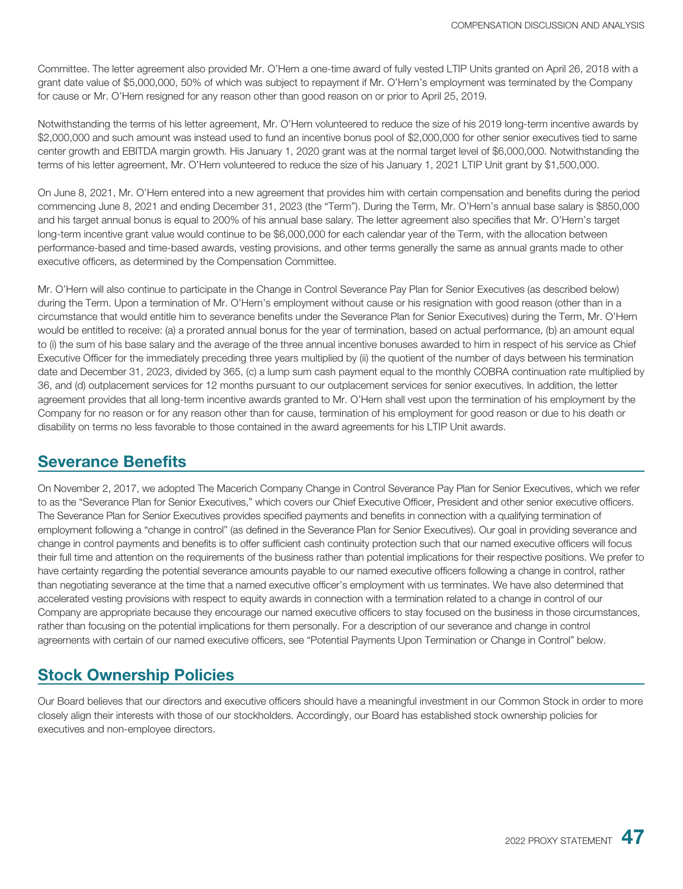Committee. The letter agreement also provided Mr. O'Hern a one-time award of fully vested LTIP Units granted on April 26, 2018 with a grant date value of $5,000,000, 50% of which was subject to repayment if Mr. O'Hern's employment was terminated by the Company for cause or Mr. O'Hern resigned for any reason other than good reason on or prior to April 25, 2019.

Notwithstanding the terms of his letter agreement, Mr. O'Hern volunteered to reduce the size of his 2019 long-term incentive awards by $2,000,000 and such amount was instead used to fund an incentive bonus pool of $2,000,000 for other senior executives tied to same center growth and EBITDA margin growth. His January 1, 2020 grant was at the normal target level of $6,000,000. Notwithstanding the terms of his letter agreement, Mr. O'Hern volunteered to reduce the size of his January 1, 2021 LTIP Unit grant by $1,500,000.

On June 8, 2021, Mr. O'Hern entered into a new agreement that provides him with certain compensation and benefits during the period commencing June 8, 2021 and ending December 31, 2023 (the "Term"). During the Term, Mr. O'Hern's annual base salary is $850,000 and his target annual bonus is equal to 200% of his annual base salary. The letter agreement also specifies that Mr. O'Hern's target long-term incentive grant value would continue to be $6,000,000 for each calendar year of the Term, with the allocation between performance-based and time-based awards, vesting provisions, and other terms generally the same as annual grants made to other executive officers, as determined by the Compensation Committee.

Mr. O'Hern will also continue to participate in the Change in Control Severance Pay Plan for Senior Executives (as described below) during the Term. Upon a termination of Mr. O'Hern's employment without cause or his resignation with good reason (other than in a circumstance that would entitle him to severance benefits under the Severance Plan for Senior Executives) during the Term, Mr. O'Hern would be entitled to receive: (a) a prorated annual bonus for the year of termination, based on actual performance, (b) an amount equal to (i) the sum of his base salary and the average of the three annual incentive bonuses awarded to him in respect of his service as Chief Executive Officer for the immediately preceding three years multiplied by (ii) the quotient of the number of days between his termination date and December 31, 2023, divided by 365, (c) a lump sum cash payment equal to the monthly COBRA continuation rate multiplied by 36, and (d) outplacement services for 12 months pursuant to our outplacement services for senior executives. In addition, the letter agreement provides that all long-term incentive awards granted to Mr. O'Hern shall vest upon the termination of his employment by the Company for no reason or for any reason other than for cause, termination of his employment for good reason or due to his death or disability on terms no less favorable to those contained in the award agreements for his LTIP Unit awards.

## Severance Benefits

On November 2, 2017, we adopted The Macerich Company Change in Control Severance Pay Plan for Senior Executives, which we refer to as the "Severance Plan for Senior Executives," which covers our Chief Executive Officer, President and other senior executive officers. The Severance Plan for Senior Executives provides specified payments and benefits in connection with a qualifying termination of employment following a "change in control" (as defined in the Severance Plan for Senior Executives). Our goal in providing severance and change in control payments and benefits is to offer sufficient cash continuity protection such that our named executive officers will focus their full time and attention on the requirements of the business rather than potential implications for their respective positions. We prefer to have certainty regarding the potential severance amounts payable to our named executive officers following a change in control, rather than negotiating severance at the time that a named executive officer's employment with us terminates. We have also determined that accelerated vesting provisions with respect to equity awards in connection with a termination related to a change in control of our Company are appropriate because they encourage our named executive officers to stay focused on the business in those circumstances, rather than focusing on the potential implications for them personally. For a description of our severance and change in control agreements with certain of our named executive officers, see "Potential Payments Upon Termination or Change in Control" below.

## Stock Ownership Policies

Our Board believes that our directors and executive officers should have a meaningful investment in our Common Stock in order to more closely align their interests with those of our stockholders. Accordingly, our Board has established stock ownership policies for executives and non-employee directors.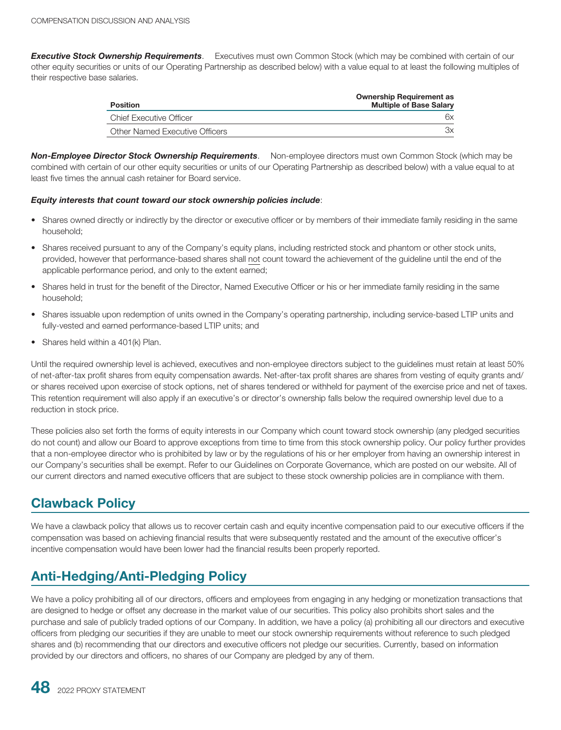***Executive Stock Ownership Requirements***. Executives must own Common Stock (which may be combined with certain of our other equity securities or units of our Operating Partnership as described below) with a value equal to at least the following multiples of their respective base salaries.

| Position | Ownership Requirement as Multiple of Base Salary |
|---|---|
| Chief Executive Officer | 6x |
| Other Named Executive Officers | 3x |

***Non-Employee Director Stock Ownership Requirements***. Non-employee directors must own Common Stock (which may be combined with certain of our other equity securities or units of our Operating Partnership as described below) with a value equal to at least five times the annual cash retainer for Board service.

***Equity interests that count toward our stock ownership policies include***:

- Shares owned directly or indirectly by the director or executive officer or by members of their immediate family residing in the same household;
- Shares received pursuant to any of the Company's equity plans, including restricted stock and phantom or other stock units, provided, however that performance-based shares shall not count toward the achievement of the guideline until the end of the applicable performance period, and only to the extent earned;
- Shares held in trust for the benefit of the Director, Named Executive Officer or his or her immediate family residing in the same household;
- Shares issuable upon redemption of units owned in the Company's operating partnership, including service-based LTIP units and fully-vested and earned performance-based LTIP units; and
- Shares held within a 401(k) Plan.

Until the required ownership level is achieved, executives and non-employee directors subject to the guidelines must retain at least 50% of net-after-tax profit shares from equity compensation awards. Net-after-tax profit shares are shares from vesting of equity grants and/or shares received upon exercise of stock options, net of shares tendered or withheld for payment of the exercise price and net of taxes. This retention requirement will also apply if an executive's or director's ownership falls below the required ownership level due to a reduction in stock price.

These policies also set forth the forms of equity interests in our Company which count toward stock ownership (any pledged securities do not count) and allow our Board to approve exceptions from time to time from this stock ownership policy. Our policy further provides that a non-employee director who is prohibited by law or by the regulations of his or her employer from having an ownership interest in our Company's securities shall be exempt. Refer to our Guidelines on Corporate Governance, which are posted on our website. All of our current directors and named executive officers that are subject to these stock ownership policies are in compliance with them.

## Clawback Policy

We have a clawback policy that allows us to recover certain cash and equity incentive compensation paid to our executive officers if the compensation was based on achieving financial results that were subsequently restated and the amount of the executive officer's incentive compensation would have been lower had the financial results been properly reported.

## Anti-Hedging/Anti-Pledging Policy

We have a policy prohibiting all of our directors, officers and employees from engaging in any hedging or monetization transactions that are designed to hedge or offset any decrease in the market value of our securities. This policy also prohibits short sales and the purchase and sale of publicly traded options of our Company. In addition, we have a policy (a) prohibiting all our directors and executive officers from pledging our securities if they are unable to meet our stock ownership requirements without reference to such pledged shares and (b) recommending that our directors and executive officers not pledge our securities. Currently, based on information provided by our directors and officers, no shares of our Company are pledged by any of them.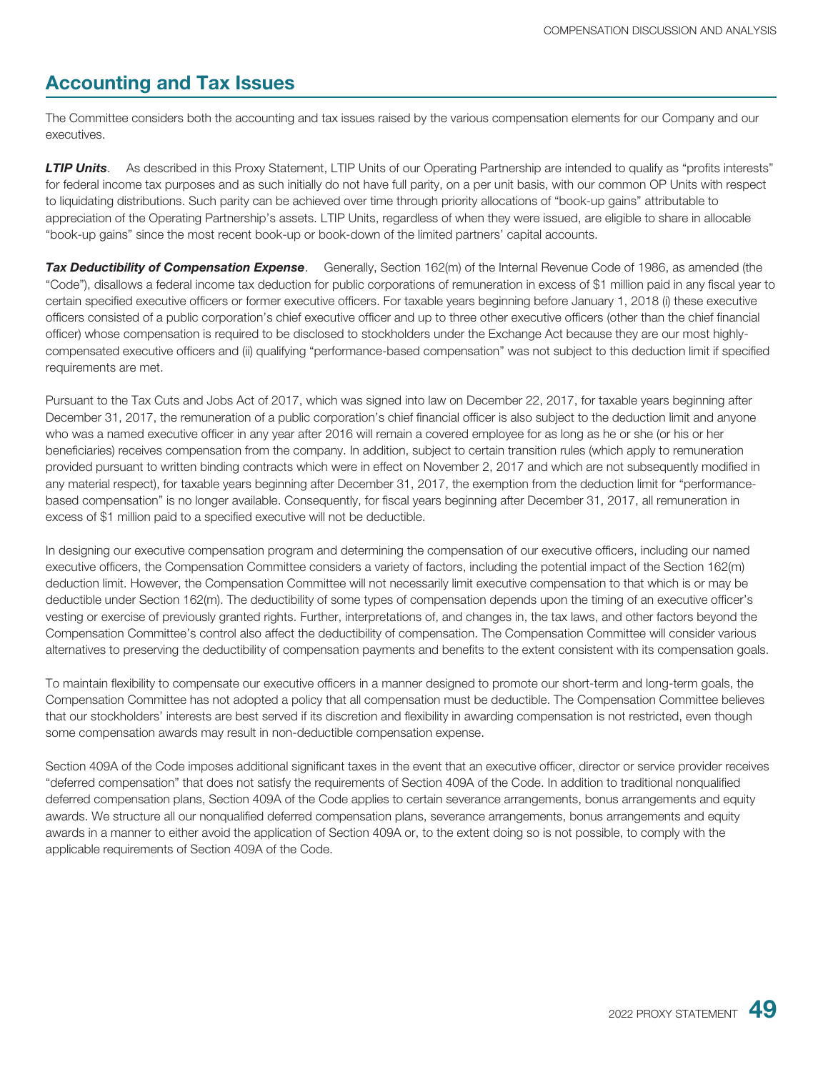## Accounting and Tax Issues

The Committee considers both the accounting and tax issues raised by the various compensation elements for our Company and our executives.

***LTIP Units***. As described in this Proxy Statement, LTIP Units of our Operating Partnership are intended to qualify as "profits interests" for federal income tax purposes and as such initially do not have full parity, on a per unit basis, with our common OP Units with respect to liquidating distributions. Such parity can be achieved over time through priority allocations of "book-up gains" attributable to appreciation of the Operating Partnership's assets. LTIP Units, regardless of when they were issued, are eligible to share in allocable "book-up gains" since the most recent book-up or book-down of the limited partners' capital accounts.

***Tax Deductibility of Compensation Expense***. Generally, Section 162(m) of the Internal Revenue Code of 1986, as amended (the "Code"), disallows a federal income tax deduction for public corporations of remuneration in excess of $1 million paid in any fiscal year to certain specified executive officers or former executive officers. For taxable years beginning before January 1, 2018 (i) these executive officers consisted of a public corporation's chief executive officer and up to three other executive officers (other than the chief financial officer) whose compensation is required to be disclosed to stockholders under the Exchange Act because they are our most highly-compensated executive officers and (ii) qualifying "performance-based compensation" was not subject to this deduction limit if specified requirements are met.

Pursuant to the Tax Cuts and Jobs Act of 2017, which was signed into law on December 22, 2017, for taxable years beginning after December 31, 2017, the remuneration of a public corporation's chief financial officer is also subject to the deduction limit and anyone who was a named executive officer in any year after 2016 will remain a covered employee for as long as he or she (or his or her beneficiaries) receives compensation from the company. In addition, subject to certain transition rules (which apply to remuneration provided pursuant to written binding contracts which were in effect on November 2, 2017 and which are not subsequently modified in any material respect), for taxable years beginning after December 31, 2017, the exemption from the deduction limit for "performance-based compensation" is no longer available. Consequently, for fiscal years beginning after December 31, 2017, all remuneration in excess of $1 million paid to a specified executive will not be deductible.

In designing our executive compensation program and determining the compensation of our executive officers, including our named executive officers, the Compensation Committee considers a variety of factors, including the potential impact of the Section 162(m) deduction limit. However, the Compensation Committee will not necessarily limit executive compensation to that which is or may be deductible under Section 162(m). The deductibility of some types of compensation depends upon the timing of an executive officer's vesting or exercise of previously granted rights. Further, interpretations of, and changes in, the tax laws, and other factors beyond the Compensation Committee's control also affect the deductibility of compensation. The Compensation Committee will consider various alternatives to preserving the deductibility of compensation payments and benefits to the extent consistent with its compensation goals.

To maintain flexibility to compensate our executive officers in a manner designed to promote our short-term and long-term goals, the Compensation Committee has not adopted a policy that all compensation must be deductible. The Compensation Committee believes that our stockholders' interests are best served if its discretion and flexibility in awarding compensation is not restricted, even though some compensation awards may result in non-deductible compensation expense.

Section 409A of the Code imposes additional significant taxes in the event that an executive officer, director or service provider receives "deferred compensation" that does not satisfy the requirements of Section 409A of the Code. In addition to traditional nonqualified deferred compensation plans, Section 409A of the Code applies to certain severance arrangements, bonus arrangements and equity awards. We structure all our nonqualified deferred compensation plans, severance arrangements, bonus arrangements and equity awards in a manner to either avoid the application of Section 409A or, to the extent doing so is not possible, to comply with the applicable requirements of Section 409A of the Code.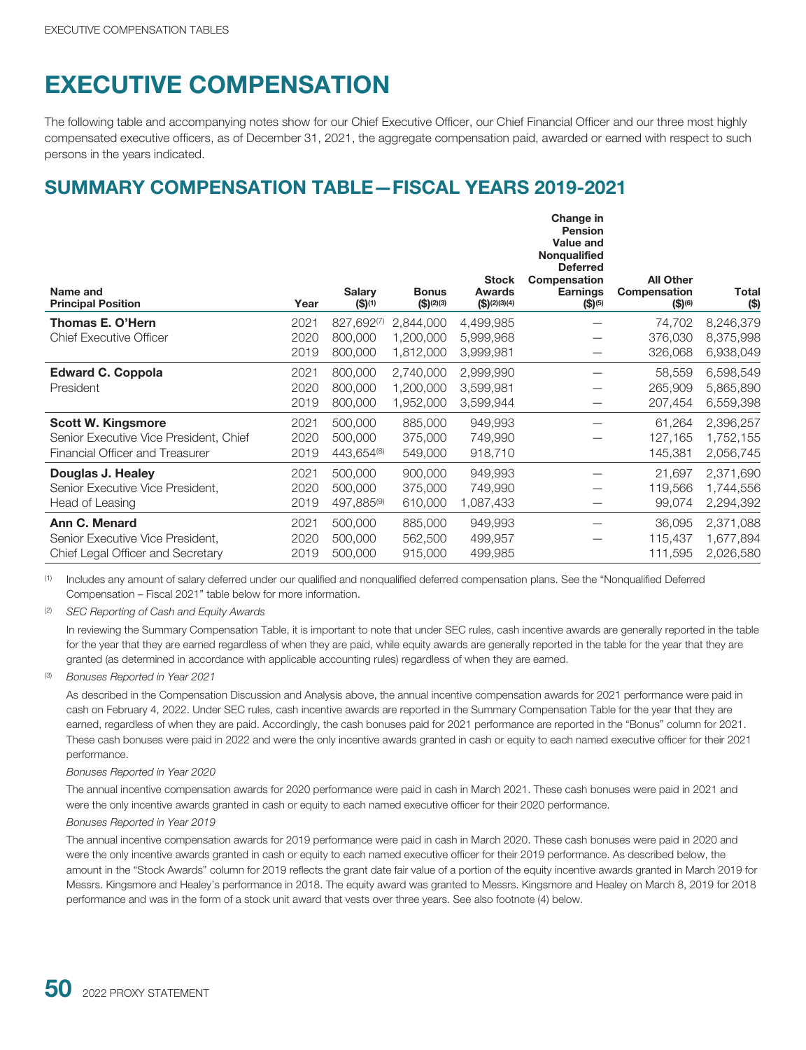# EXECUTIVE COMPENSATION

The following table and accompanying notes show for our Chief Executive Officer, our Chief Financial Officer and our three most highly compensated executive officers, as of December 31, 2021, the aggregate compensation paid, awarded or earned with respect to such persons in the years indicated.

## SUMMARY COMPENSATION TABLE—FISCAL YEARS 2019-2021

| Name and Principal Position | Year | Salary ($)[1] | Bonus ($)[2][3] | Stock Awards ($)[2][3][4] | Change in Pension Value and Nonqualified Deferred Compensation Earnings ($)[5] | All Other Compensation ($)[6] | Total ($) |
|---|---|---|---|---|---|---|---|
| **Thomas E. O'Hern** | 2021 | 827,692[7] | 2,844,000 | 4,499,985 | — | 74,702 | 8,246,379 |
| Chief Executive Officer | 2020 | 800,000 | 1,200,000 | 5,999,968 | — | 376,030 | 8,375,998 |
| | 2019 | 800,000 | 1,812,000 | 3,999,981 | — | 326,068 | 6,938,049 |
| **Edward C. Coppola** | 2021 | 800,000 | 2,740,000 | 2,999,990 | — | 58,559 | 6,598,549 |
| President | 2020 | 800,000 | 1,200,000 | 3,599,981 | — | 265,909 | 5,865,890 |
| | 2019 | 800,000 | 1,952,000 | 3,599,944 | — | 207,454 | 6,559,398 |
| **Scott W. Kingsmore** | 2021 | 500,000 | 885,000 | 949,993 | — | 61,264 | 2,396,257 |
| Senior Executive Vice President, Chief | 2020 | 500,000 | 375,000 | 749,990 | — | 127,165 | 1,752,155 |
| Financial Officer and Treasurer | 2019 | 443,654[8] | 549,000 | 918,710 | | 145,381 | 2,056,745 |
| **Douglas J. Healey** | 2021 | 500,000 | 900,000 | 949,993 | — | 21,697 | 2,371,690 |
| Senior Executive Vice President, | 2020 | 500,000 | 375,000 | 749,990 | — | 119,566 | 1,744,556 |
| Head of Leasing | 2019 | 497,885[9] | 610,000 | 1,087,433 | — | 99,074 | 2,294,392 |
| **Ann C. Menard** | 2021 | 500,000 | 885,000 | 949,993 | — | 36,095 | 2,371,088 |
| Senior Executive Vice President, | 2020 | 500,000 | 562,500 | 499,957 | — | 115,437 | 1,677,894 |
| Chief Legal Officer and Secretary | 2019 | 500,000 | 915,000 | 499,985 | | 111,595 | 2,026,580 |

(1) Includes any amount of salary deferred under our qualified and nonqualified deferred compensation plans. See the "Nonqualified Deferred Compensation – Fiscal 2021" table below for more information.

(2) *SEC Reporting of Cash and Equity Awards*

In reviewing the Summary Compensation Table, it is important to note that under SEC rules, cash incentive awards are generally reported in the table for the year that they are earned regardless of when they are paid, while equity awards are generally reported in the table for the year that they are granted (as determined in accordance with applicable accounting rules) regardless of when they are earned.

(3) *Bonuses Reported in Year 2021*

As described in the Compensation Discussion and Analysis above, the annual incentive compensation awards for 2021 performance were paid in cash on February 4, 2022. Under SEC rules, cash incentive awards are reported in the Summary Compensation Table for the year that they are earned, regardless of when they are paid. Accordingly, the cash bonuses paid for 2021 performance are reported in the "Bonus" column for 2021. These cash bonuses were paid in 2022 and were the only incentive awards granted in cash or equity to each named executive officer for their 2021 performance.

*Bonuses Reported in Year 2020*

The annual incentive compensation awards for 2020 performance were paid in cash in March 2021. These cash bonuses were paid in 2021 and were the only incentive awards granted in cash or equity to each named executive officer for their 2020 performance.

*Bonuses Reported in Year 2019*

The annual incentive compensation awards for 2019 performance were paid in cash in March 2020. These cash bonuses were paid in 2020 and were the only incentive awards granted in cash or equity to each named executive officer for their 2019 performance. As described below, the amount in the "Stock Awards" column for 2019 reflects the grant date fair value of a portion of the equity incentive awards granted in March 2019 for Messrs. Kingsmore and Healey's performance in 2018. The equity award was granted to Messrs. Kingsmore and Healey on March 8, 2019 for 2018 performance and was in the form of a stock unit award that vests over three years. See also footnote (4) below.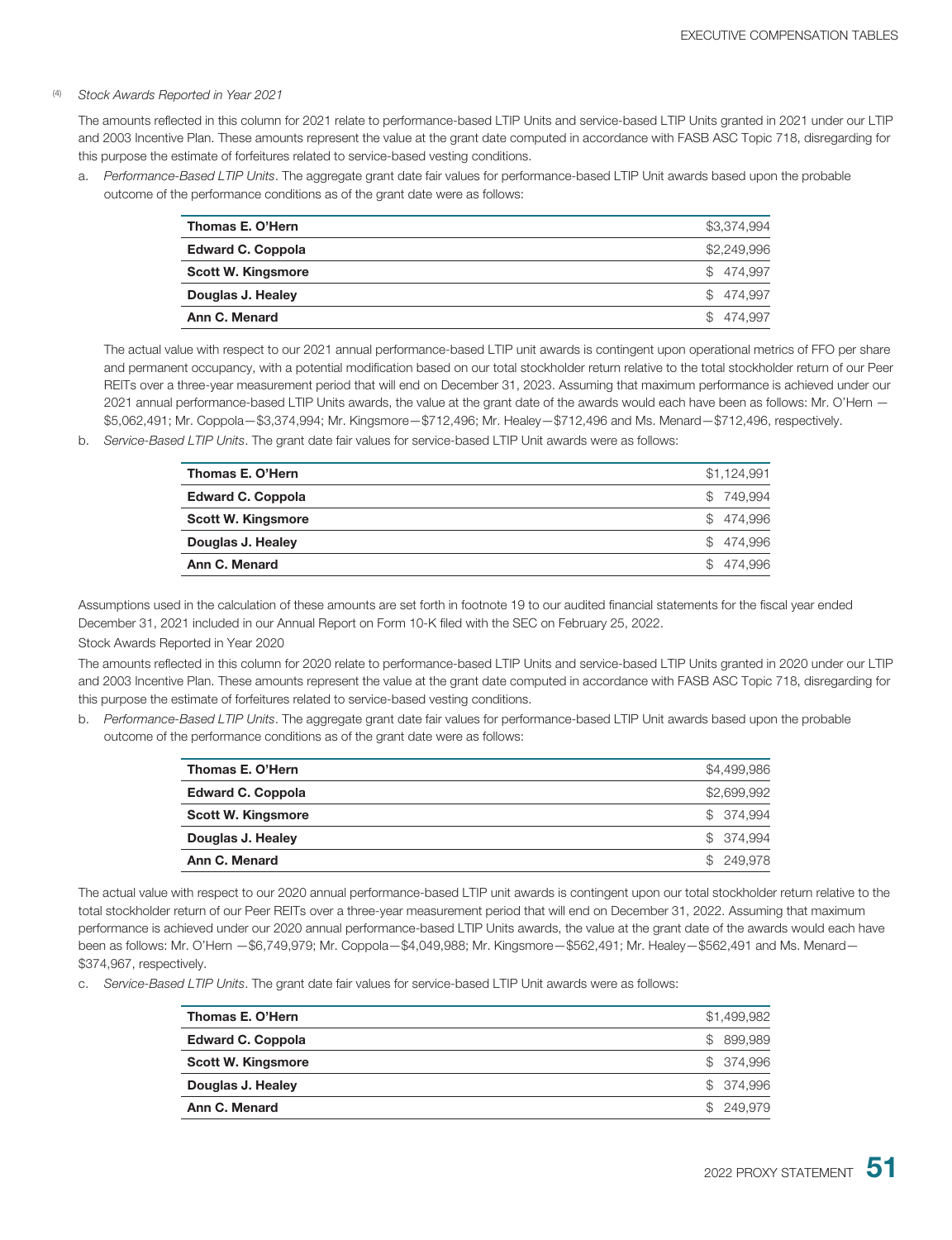(4) *Stock Awards Reported in Year 2021*

The amounts reflected in this column for 2021 relate to performance-based LTIP Units and service-based LTIP Units granted in 2021 under our LTIP and 2003 Incentive Plan. These amounts represent the value at the grant date computed in accordance with FASB ASC Topic 718, disregarding for this purpose the estimate of forfeitures related to service-based vesting conditions.

a. *Performance-Based LTIP Units*. The aggregate grant date fair values for performance-based LTIP Unit awards based upon the probable outcome of the performance conditions as of the grant date were as follows:

| | |
|---|---|
| **Thomas E. O'Hern** | $3,374,994 |
| **Edward C. Coppola** | $2,249,996 |
| **Scott W. Kingsmore** | $ 474,997 |
| **Douglas J. Healey** | $ 474,997 |
| **Ann C. Menard** | $ 474,997 |

The actual value with respect to our 2021 annual performance-based LTIP unit awards is contingent upon operational metrics of FFO per share and permanent occupancy, with a potential modification based on our total stockholder return relative to the total stockholder return of our Peer REITs over a three-year measurement period that will end on December 31, 2023. Assuming that maximum performance is achieved under our 2021 annual performance-based LTIP Units awards, the value at the grant date of the awards would each have been as follows: Mr. O'Hern —$5,062,491; Mr. Coppola—$3,374,994; Mr. Kingsmore—$712,496; Mr. Healey—$712,496 and Ms. Menard—$712,496, respectively.

b. *Service-Based LTIP Units*. The grant date fair values for service-based LTIP Unit awards were as follows:

| | |
|---|---|
| **Thomas E. O'Hern** | $1,124,991 |
| **Edward C. Coppola** | $ 749,994 |
| **Scott W. Kingsmore** | $ 474,996 |
| **Douglas J. Healey** | $ 474,996 |
| **Ann C. Menard** | $ 474,996 |

Assumptions used in the calculation of these amounts are set forth in footnote 19 to our audited financial statements for the fiscal year ended December 31, 2021 included in our Annual Report on Form 10-K filed with the SEC on February 25, 2022.

Stock Awards Reported in Year 2020

The amounts reflected in this column for 2020 relate to performance-based LTIP Units and service-based LTIP Units granted in 2020 under our LTIP and 2003 Incentive Plan. These amounts represent the value at the grant date computed in accordance with FASB ASC Topic 718, disregarding for this purpose the estimate of forfeitures related to service-based vesting conditions.

b. *Performance-Based LTIP Units*. The aggregate grant date fair values for performance-based LTIP Unit awards based upon the probable outcome of the performance conditions as of the grant date were as follows:

| | |
|---|---|
| **Thomas E. O'Hern** | $4,499,986 |
| **Edward C. Coppola** | $2,699,992 |
| **Scott W. Kingsmore** | $ 374,994 |
| **Douglas J. Healey** | $ 374,994 |
| **Ann C. Menard** | $ 249,978 |

The actual value with respect to our 2020 annual performance-based LTIP unit awards is contingent upon our total stockholder return relative to the total stockholder return of our Peer REITs over a three-year measurement period that will end on December 31, 2022. Assuming that maximum performance is achieved under our 2020 annual performance-based LTIP Units awards, the value at the grant date of the awards would each have been as follows: Mr. O'Hern —$6,749,979; Mr. Coppola—$4,049,988; Mr. Kingsmore—$562,491; Mr. Healey—$562,491 and Ms. Menard—$374,967, respectively.

c. *Service-Based LTIP Units*. The grant date fair values for service-based LTIP Unit awards were as follows:

| | |
|---|---|
| **Thomas E. O'Hern** | $1,499,982 |
| **Edward C. Coppola** | $ 899,989 |
| **Scott W. Kingsmore** | $ 374,996 |
| **Douglas J. Healey** | $ 374,996 |
| **Ann C. Menard** | $ 249,979 |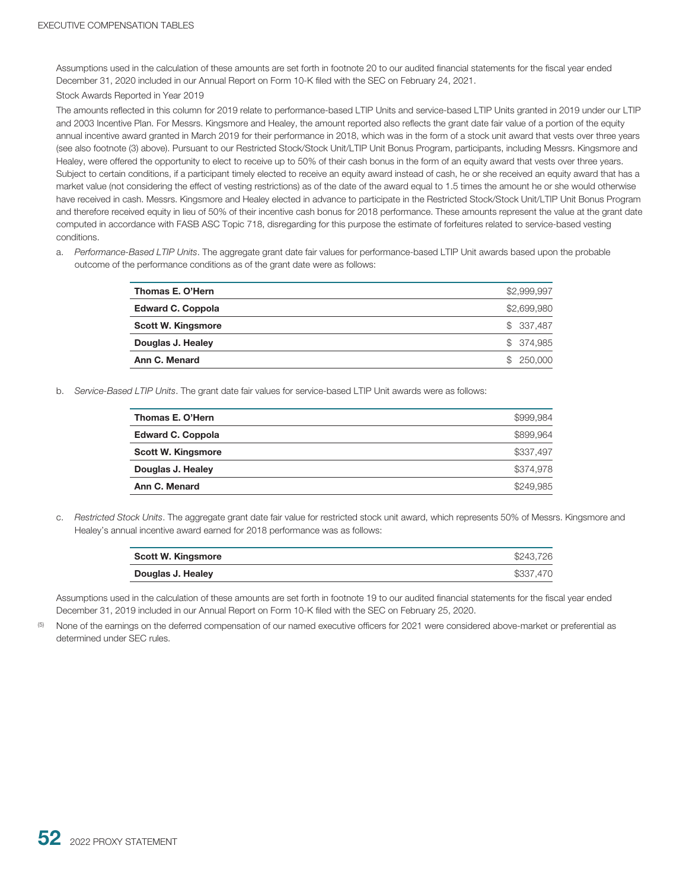Assumptions used in the calculation of these amounts are set forth in footnote 20 to our audited financial statements for the fiscal year ended December 31, 2020 included in our Annual Report on Form 10-K filed with the SEC on February 24, 2021.

Stock Awards Reported in Year 2019

The amounts reflected in this column for 2019 relate to performance-based LTIP Units and service-based LTIP Units granted in 2019 under our LTIP and 2003 Incentive Plan. For Messrs. Kingsmore and Healey, the amount reported also reflects the grant date fair value of a portion of the equity annual incentive award granted in March 2019 for their performance in 2018, which was in the form of a stock unit award that vests over three years (see also footnote (3) above). Pursuant to our Restricted Stock/Stock Unit/LTIP Unit Bonus Program, participants, including Messrs. Kingsmore and Healey, were offered the opportunity to elect to receive up to 50% of their cash bonus in the form of an equity award that vests over three years. Subject to certain conditions, if a participant timely elected to receive an equity award instead of cash, he or she received an equity award that has a market value (not considering the effect of vesting restrictions) as of the date of the award equal to 1.5 times the amount he or she would otherwise have received in cash. Messrs. Kingsmore and Healey elected in advance to participate in the Restricted Stock/Stock Unit/LTIP Unit Bonus Program and therefore received equity in lieu of 50% of their incentive cash bonus for 2018 performance. These amounts represent the value at the grant date computed in accordance with FASB ASC Topic 718, disregarding for this purpose the estimate of forfeitures related to service-based vesting conditions.

a. *Performance-Based LTIP Units*. The aggregate grant date fair values for performance-based LTIP Unit awards based upon the probable outcome of the performance conditions as of the grant date were as follows:

| | |
|---|---|
| **Thomas E. O'Hern** | $2,999,997 |
| **Edward C. Coppola** | $2,699,980 |
| **Scott W. Kingsmore** | $ 337,487 |
| **Douglas J. Healey** | $ 374,985 |
| **Ann C. Menard** | $ 250,000 |

b. *Service-Based LTIP Units*. The grant date fair values for service-based LTIP Unit awards were as follows:

| | |
|---|---|
| **Thomas E. O'Hern** | $999,984 |
| **Edward C. Coppola** | $899,964 |
| **Scott W. Kingsmore** | $337,497 |
| **Douglas J. Healey** | $374,978 |
| **Ann C. Menard** | $249,985 |

c. *Restricted Stock Units*. The aggregate grant date fair value for restricted stock unit award, which represents 50% of Messrs. Kingsmore and Healey's annual incentive award earned for 2018 performance was as follows:

| | |
|---|---|
| **Scott W. Kingsmore** | $243,726 |
| **Douglas J. Healey** | $337,470 |

Assumptions used in the calculation of these amounts are set forth in footnote 19 to our audited financial statements for the fiscal year ended December 31, 2019 included in our Annual Report on Form 10-K filed with the SEC on February 25, 2020.

(5) None of the earnings on the deferred compensation of our named executive officers for 2021 were considered above-market or preferential as determined under SEC rules.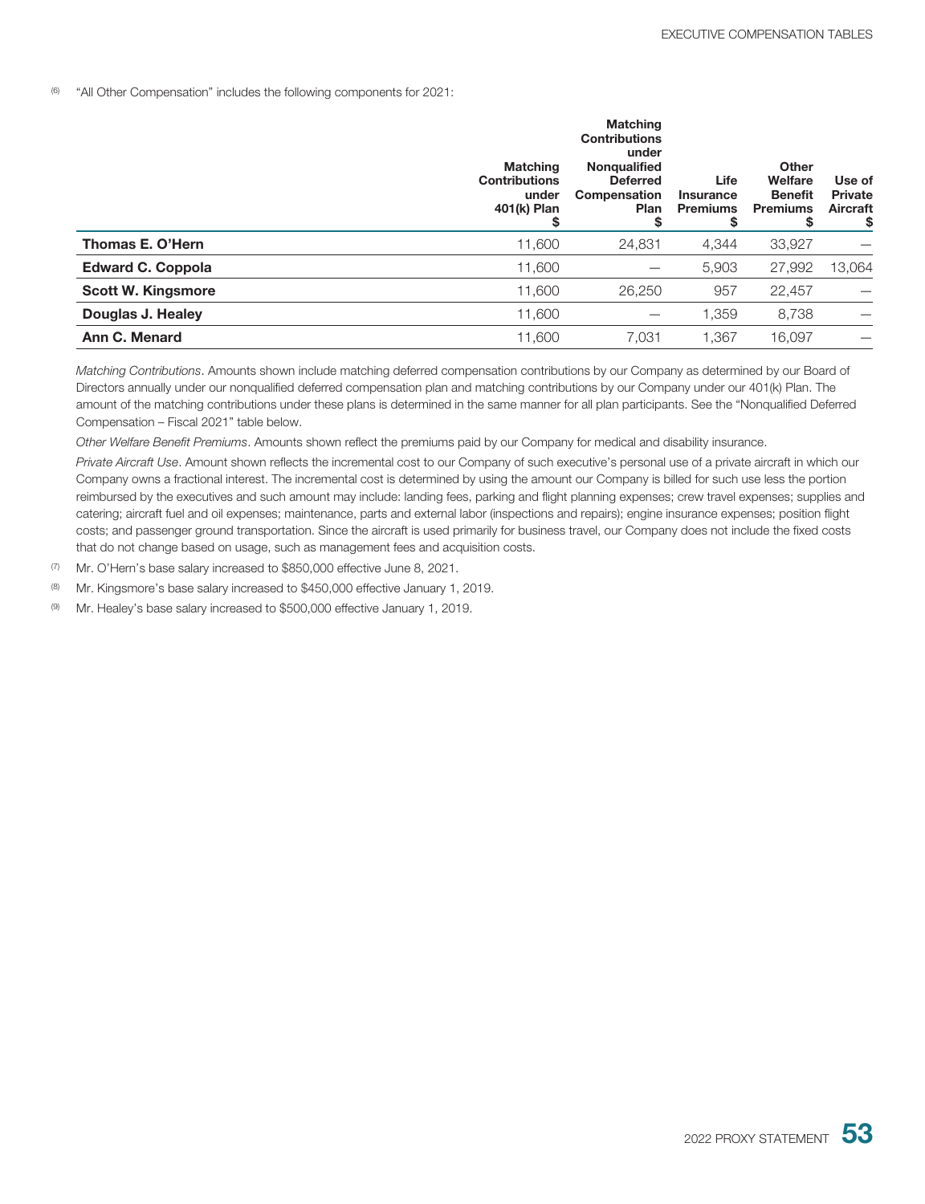(6) "All Other Compensation" includes the following components for 2021:

| | Matching Contributions under 401(k) Plan $ | Matching Contributions under Nonqualified Deferred Compensation Plan $ | Life Insurance Premiums $ | Other Welfare Benefit Premiums $ | Use of Private Aircraft $ |
|---|---|---|---|---|---|
| **Thomas E. O'Hern** | 11,600 | 24,831 | 4,344 | 33,927 | — |
| **Edward C. Coppola** | 11,600 | — | 5,903 | 27,992 | 13,064 |
| **Scott W. Kingsmore** | 11,600 | 26,250 | 957 | 22,457 | — |
| **Douglas J. Healey** | 11,600 | — | 1,359 | 8,738 | — |
| **Ann C. Menard** | 11,600 | 7,031 | 1,367 | 16,097 | — |

*Matching Contributions*. Amounts shown include matching deferred compensation contributions by our Company as determined by our Board of Directors annually under our nonqualified deferred compensation plan and matching contributions by our Company under our 401(k) Plan. The amount of the matching contributions under these plans is determined in the same manner for all plan participants. See the "Nonqualified Deferred Compensation – Fiscal 2021" table below.

*Other Welfare Benefit Premiums*. Amounts shown reflect the premiums paid by our Company for medical and disability insurance.

*Private Aircraft Use*. Amount shown reflects the incremental cost to our Company of such executive's personal use of a private aircraft in which our Company owns a fractional interest. The incremental cost is determined by using the amount our Company is billed for such use less the portion reimbursed by the executives and such amount may include: landing fees, parking and flight planning expenses; crew travel expenses; supplies and catering; aircraft fuel and oil expenses; maintenance, parts and external labor (inspections and repairs); engine insurance expenses; position flight costs; and passenger ground transportation. Since the aircraft is used primarily for business travel, our Company does not include the fixed costs that do not change based on usage, such as management fees and acquisition costs.

(7) Mr. O'Hern's base salary increased to $850,000 effective June 8, 2021.

(8) Mr. Kingsmore's base salary increased to $450,000 effective January 1, 2019.

(9) Mr. Healey's base salary increased to $500,000 effective January 1, 2019.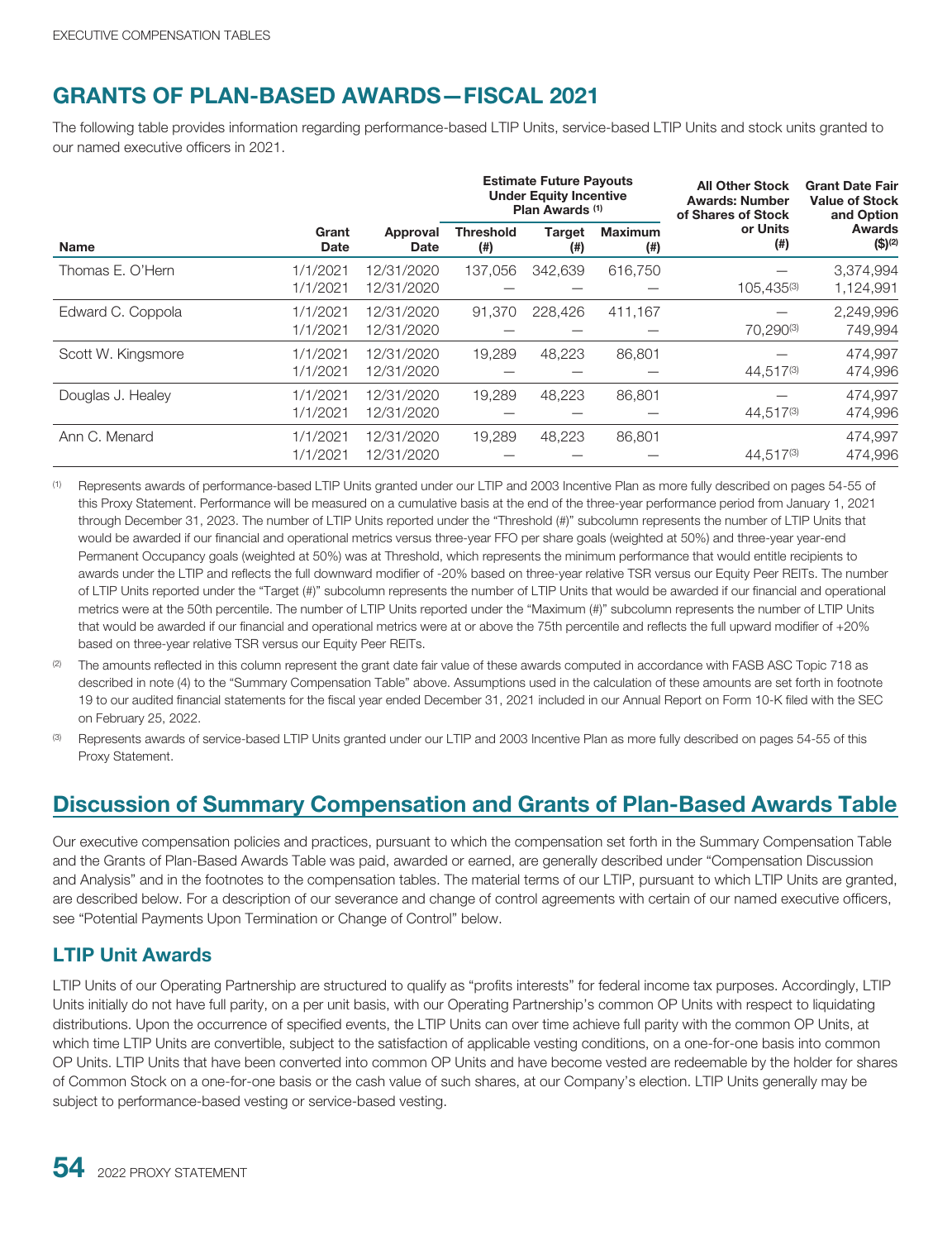# GRANTS OF PLAN-BASED AWARDS—FISCAL 2021

The following table provides information regarding performance-based LTIP Units, service-based LTIP Units and stock units granted to our named executive officers in 2021.

| Name | Grant Date | Approval Date | Estimate Future Payouts Under Equity Incentive Plan Awards [(1)] Threshold (#) | Target (#) | Maximum (#) | All Other Stock Awards: Number of Shares of Stock or Units (#) | Grant Date Fair Value of Stock and Option Awards ($)[(2)] |
|---|---|---|---|---|---|---|---|
| Thomas E. O'Hern | 1/1/2021 | 12/31/2020 | 137,056 | 342,639 | 616,750 | — | 3,374,994 |
| | 1/1/2021 | 12/31/2020 | — | — | — | 105,435[(3)] | 1,124,991 |
| Edward C. Coppola | 1/1/2021 | 12/31/2020 | 91,370 | 228,426 | 411,167 | — | 2,249,996 |
| | 1/1/2021 | 12/31/2020 | — | — | — | 70,290[(3)] | 749,994 |
| Scott W. Kingsmore | 1/1/2021 | 12/31/2020 | 19,289 | 48,223 | 86,801 | — | 474,997 |
| | 1/1/2021 | 12/31/2020 | — | — | — | 44,517[(3)] | 474,996 |
| Douglas J. Healey | 1/1/2021 | 12/31/2020 | 19,289 | 48,223 | 86,801 | — | 474,997 |
| | 1/1/2021 | 12/31/2020 | — | — | — | 44,517[(3)] | 474,996 |
| Ann C. Menard | 1/1/2021 | 12/31/2020 | 19,289 | 48,223 | 86,801 | | 474,997 |
| | 1/1/2021 | 12/31/2020 | — | — | — | 44,517[(3)] | 474,996 |

(1) Represents awards of performance-based LTIP Units granted under our LTIP and 2003 Incentive Plan as more fully described on pages 54-55 of this Proxy Statement. Performance will be measured on a cumulative basis at the end of the three-year performance period from January 1, 2021 through December 31, 2023. The number of LTIP Units reported under the "Threshold (#)" subcolumn represents the number of LTIP Units that would be awarded if our financial and operational metrics versus three-year FFO per share goals (weighted at 50%) and three-year year-end Permanent Occupancy goals (weighted at 50%) was at Threshold, which represents the minimum performance that would entitle recipients to awards under the LTIP and reflects the full downward modifier of -20% based on three-year relative TSR versus our Equity Peer REITs. The number of LTIP Units reported under the "Target (#)" subcolumn represents the number of LTIP Units that would be awarded if our financial and operational metrics were at the 50th percentile. The number of LTIP Units reported under the "Maximum (#)" subcolumn represents the number of LTIP Units that would be awarded if our financial and operational metrics were at or above the 75th percentile and reflects the full upward modifier of +20% based on three-year relative TSR versus our Equity Peer REITs.

(2) The amounts reflected in this column represent the grant date fair value of these awards computed in accordance with FASB ASC Topic 718 as described in note (4) to the "Summary Compensation Table" above. Assumptions used in the calculation of these amounts are set forth in footnote 19 to our audited financial statements for the fiscal year ended December 31, 2021 included in our Annual Report on Form 10-K filed with the SEC on February 25, 2022.

(3) Represents awards of service-based LTIP Units granted under our LTIP and 2003 Incentive Plan as more fully described on pages 54-55 of this Proxy Statement.

## Discussion of Summary Compensation and Grants of Plan-Based Awards Table

Our executive compensation policies and practices, pursuant to which the compensation set forth in the Summary Compensation Table and the Grants of Plan-Based Awards Table was paid, awarded or earned, are generally described under "Compensation Discussion and Analysis" and in the footnotes to the compensation tables. The material terms of our LTIP, pursuant to which LTIP Units are granted, are described below. For a description of our severance and change of control agreements with certain of our named executive officers, see "Potential Payments Upon Termination or Change of Control" below.

### LTIP Unit Awards

LTIP Units of our Operating Partnership are structured to qualify as "profits interests" for federal income tax purposes. Accordingly, LTIP Units initially do not have full parity, on a per unit basis, with our Operating Partnership's common OP Units with respect to liquidating distributions. Upon the occurrence of specified events, the LTIP Units can over time achieve full parity with the common OP Units, at which time LTIP Units are convertible, subject to the satisfaction of applicable vesting conditions, on a one-for-one basis into common OP Units. LTIP Units that have been converted into common OP Units and have become vested are redeemable by the holder for shares of Common Stock on a one-for-one basis or the cash value of such shares, at our Company's election. LTIP Units generally may be subject to performance-based vesting or service-based vesting.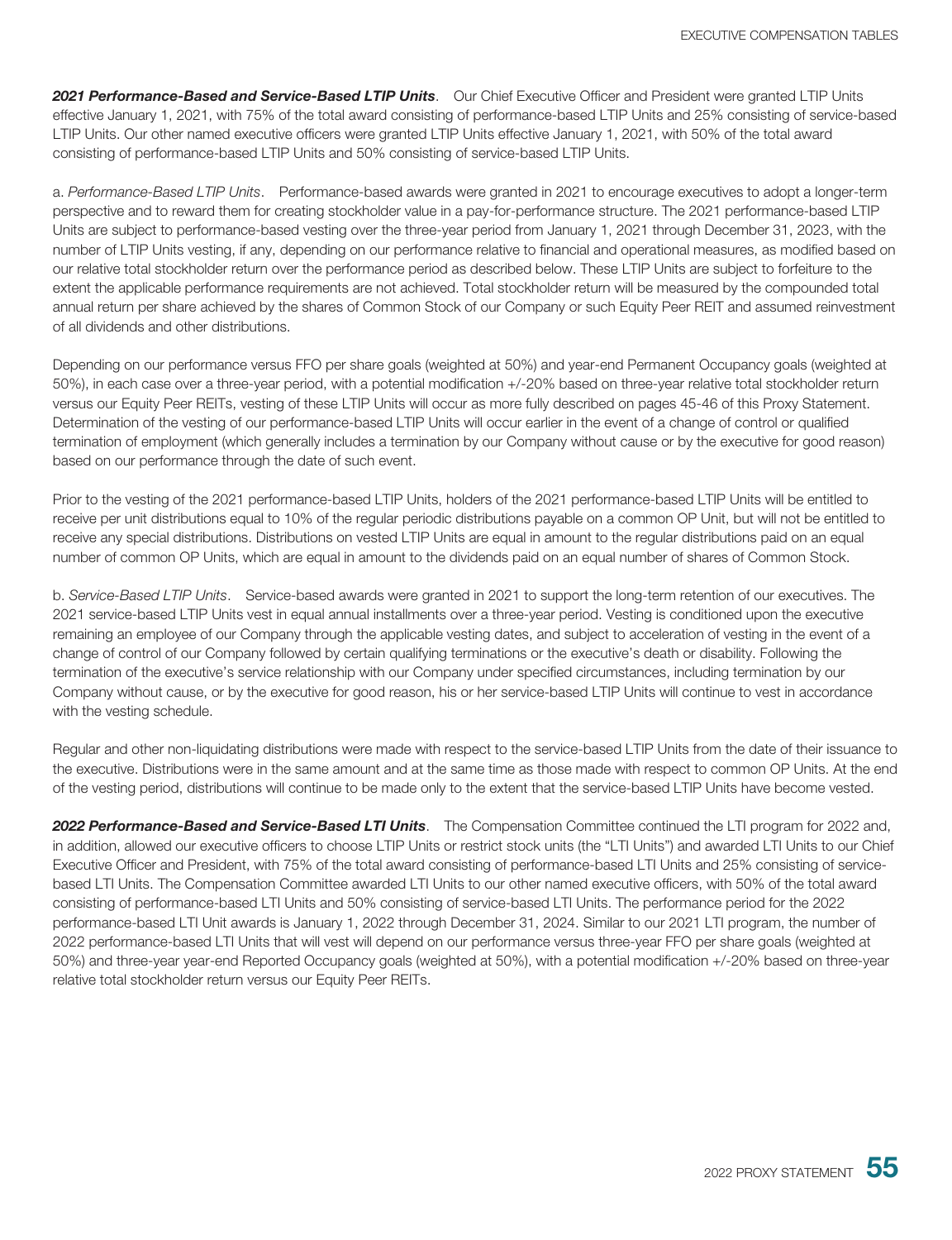***2021 Performance-Based and Service-Based LTIP Units***. Our Chief Executive Officer and President were granted LTIP Units effective January 1, 2021, with 75% of the total award consisting of performance-based LTIP Units and 25% consisting of service-based LTIP Units. Our other named executive officers were granted LTIP Units effective January 1, 2021, with 50% of the total award consisting of performance-based LTIP Units and 50% consisting of service-based LTIP Units.

a. *Performance-Based LTIP Units*. Performance-based awards were granted in 2021 to encourage executives to adopt a longer-term perspective and to reward them for creating stockholder value in a pay-for-performance structure. The 2021 performance-based LTIP Units are subject to performance-based vesting over the three-year period from January 1, 2021 through December 31, 2023, with the number of LTIP Units vesting, if any, depending on our performance relative to financial and operational measures, as modified based on our relative total stockholder return over the performance period as described below. These LTIP Units are subject to forfeiture to the extent the applicable performance requirements are not achieved. Total stockholder return will be measured by the compounded total annual return per share achieved by the shares of Common Stock of our Company or such Equity Peer REIT and assumed reinvestment of all dividends and other distributions.

Depending on our performance versus FFO per share goals (weighted at 50%) and year-end Permanent Occupancy goals (weighted at 50%), in each case over a three-year period, with a potential modification +/-20% based on three-year relative total stockholder return versus our Equity Peer REITs, vesting of these LTIP Units will occur as more fully described on pages 45-46 of this Proxy Statement. Determination of the vesting of our performance-based LTIP Units will occur earlier in the event of a change of control or qualified termination of employment (which generally includes a termination by our Company without cause or by the executive for good reason) based on our performance through the date of such event.

Prior to the vesting of the 2021 performance-based LTIP Units, holders of the 2021 performance-based LTIP Units will be entitled to receive per unit distributions equal to 10% of the regular periodic distributions payable on a common OP Unit, but will not be entitled to receive any special distributions. Distributions on vested LTIP Units are equal in amount to the regular distributions paid on an equal number of common OP Units, which are equal in amount to the dividends paid on an equal number of shares of Common Stock.

b. *Service-Based LTIP Units*. Service-based awards were granted in 2021 to support the long-term retention of our executives. The 2021 service-based LTIP Units vest in equal annual installments over a three-year period. Vesting is conditioned upon the executive remaining an employee of our Company through the applicable vesting dates, and subject to acceleration of vesting in the event of a change of control of our Company followed by certain qualifying terminations or the executive's death or disability. Following the termination of the executive's service relationship with our Company under specified circumstances, including termination by our Company without cause, or by the executive for good reason, his or her service-based LTIP Units will continue to vest in accordance with the vesting schedule.

Regular and other non-liquidating distributions were made with respect to the service-based LTIP Units from the date of their issuance to the executive. Distributions were in the same amount and at the same time as those made with respect to common OP Units. At the end of the vesting period, distributions will continue to be made only to the extent that the service-based LTIP Units have become vested.

***2022 Performance-Based and Service-Based LTI Units***. The Compensation Committee continued the LTI program for 2022 and, in addition, allowed our executive officers to choose LTIP Units or restrict stock units (the "LTI Units") and awarded LTI Units to our Chief Executive Officer and President, with 75% of the total award consisting of performance-based LTI Units and 25% consisting of service-based LTI Units. The Compensation Committee awarded LTI Units to our other named executive officers, with 50% of the total award consisting of performance-based LTI Units and 50% consisting of service-based LTI Units. The performance period for the 2022 performance-based LTI Unit awards is January 1, 2022 through December 31, 2024. Similar to our 2021 LTI program, the number of 2022 performance-based LTI Units that will vest will depend on our performance versus three-year FFO per share goals (weighted at 50%) and three-year year-end Reported Occupancy goals (weighted at 50%), with a potential modification +/-20% based on three-year relative total stockholder return versus our Equity Peer REITs.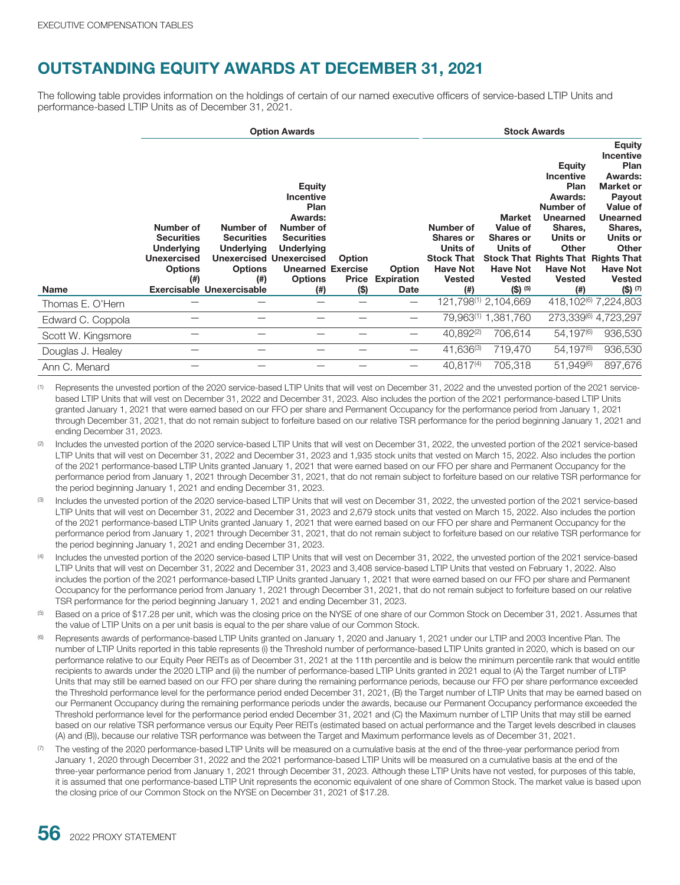## OUTSTANDING EQUITY AWARDS AT DECEMBER 31, 2021

The following table provides information on the holdings of certain of our named executive officers of service-based LTIP Units and performance-based LTIP Units as of December 31, 2021.

| | Option Awards | | | | | Stock Awards | | | |
|---|---|---|---|---|---|---|---|---|---|
| Name | Number of Securities Underlying Unexercised Options (#) Exercisable | Number of Securities Underlying Unexercised Options (#) Unexercisable | Equity Incentive Plan Awards: Number of Securities Underlying Unexercised Unearned Options (#) | Option Exercise Price ($) | Option Expiration Date | Number of Shares or Units of Stock That Have Not Vested (#) | Market Value of Shares or Units of Stock That Have Not Vested ($) [5] | Equity Incentive Plan Awards: Number of Unearned Shares, Units or Other Rights That Have Not Vested (#) | Equity Incentive Plan Awards: Market or Payout Value of Unearned Shares, Units or Other Rights That Have Not Vested ($) [7] |
| Thomas E. O'Hern | — | — | — | — | — | 121,798[1] | 2,104,669 | 418,102[6] | 7,224,803 |
| Edward C. Coppola | — | — | — | — | — | 79,963[1] | 1,381,760 | 273,339[6] | 4,723,297 |
| Scott W. Kingsmore | — | — | — | — | — | 40,892[2] | 706,614 | 54,197[6] | 936,530 |
| Douglas J. Healey | — | — | — | — | — | 41,636[3] | 719,470 | 54,197[6] | 936,530 |
| Ann C. Menard | — | — | — | — | — | 40,817[4] | 705,318 | 51,949[6] | 897,676 |

(1) Represents the unvested portion of the 2020 service-based LTIP Units that will vest on December 31, 2022 and the unvested portion of the 2021 service-based LTIP Units that will vest on December 31, 2022 and December 31, 2023. Also includes the portion of the 2021 performance-based LTIP Units granted January 1, 2021 that were earned based on our FFO per share and Permanent Occupancy for the performance period from January 1, 2021 through December 31, 2021, that do not remain subject to forfeiture based on our relative TSR performance for the period beginning January 1, 2021 and ending December 31, 2023.

(2) Includes the unvested portion of the 2020 service-based LTIP Units that will vest on December 31, 2022, the unvested portion of the 2021 service-based LTIP Units that will vest on December 31, 2022 and December 31, 2023 and 1,935 stock units that vested on March 15, 2022. Also includes the portion of the 2021 performance-based LTIP Units granted January 1, 2021 that were earned based on our FFO per share and Permanent Occupancy for the performance period from January 1, 2021 through December 31, 2021, that do not remain subject to forfeiture based on our relative TSR performance for the period beginning January 1, 2021 and ending December 31, 2023.

(3) Includes the unvested portion of the 2020 service-based LTIP Units that will vest on December 31, 2022, the unvested portion of the 2021 service-based LTIP Units that will vest on December 31, 2022 and December 31, 2023 and 2,679 stock units that vested on March 15, 2022. Also includes the portion of the 2021 performance-based LTIP Units granted January 1, 2021 that were earned based on our FFO per share and Permanent Occupancy for the performance period from January 1, 2021 through December 31, 2021, that do not remain subject to forfeiture based on our relative TSR performance for the period beginning January 1, 2021 and ending December 31, 2023.

(4) Includes the unvested portion of the 2020 service-based LTIP Units that will vest on December 31, 2022, the unvested portion of the 2021 service-based LTIP Units that will vest on December 31, 2022 and December 31, 2023 and 3,408 service-based LTIP Units that vested on February 1, 2022. Also includes the portion of the 2021 performance-based LTIP Units granted January 1, 2021 that were earned based on our FFO per share and Permanent Occupancy for the performance period from January 1, 2021 through December 31, 2021, that do not remain subject to forfeiture based on our relative TSR performance for the period beginning January 1, 2021 and ending December 31, 2023.

(5) Based on a price of $17.28 per unit, which was the closing price on the NYSE of one share of our Common Stock on December 31, 2021. Assumes that the value of LTIP Units on a per unit basis is equal to the per share value of our Common Stock.

(6) Represents awards of performance-based LTIP Units granted on January 1, 2020 and January 1, 2021 under our LTIP and 2003 Incentive Plan. The number of LTIP Units reported in this table represents (i) the Threshold number of performance-based LTIP Units granted in 2020, which is based on our performance relative to our Equity Peer REITs as of December 31, 2021 at the 11th percentile and is below the minimum percentile rank that would entitle recipients to awards under the 2020 LTIP and (ii) the number of performance-based LTIP Units granted in 2021 equal to (A) the Target number of LTIP Units that may still be earned based on our FFO per share during the remaining performance periods, because our FFO per share performance exceeded the Threshold performance level for the performance period ended December 31, 2021, (B) the Target number of LTIP Units that may be earned based on our Permanent Occupancy during the remaining performance periods under the awards, because our Permanent Occupancy performance exceeded the Threshold performance level for the performance period ended December 31, 2021 and (C) the Maximum number of LTIP Units that may still be earned based on our relative TSR performance versus our Equity Peer REITs (estimated based on actual performance and the Target levels described in clauses (A) and (B)), because our relative TSR performance was between the Target and Maximum performance levels as of December 31, 2021.

(7) The vesting of the 2020 performance-based LTIP Units will be measured on a cumulative basis at the end of the three-year performance period from January 1, 2020 through December 31, 2022 and the 2021 performance-based LTIP Units will be measured on a cumulative basis at the end of the three-year performance period from January 1, 2021 through December 31, 2023. Although these LTIP Units have not vested, for purposes of this table, it is assumed that one performance-based LTIP Unit represents the economic equivalent of one share of Common Stock. The market value is based upon the closing price of our Common Stock on the NYSE on December 31, 2021 of $17.28.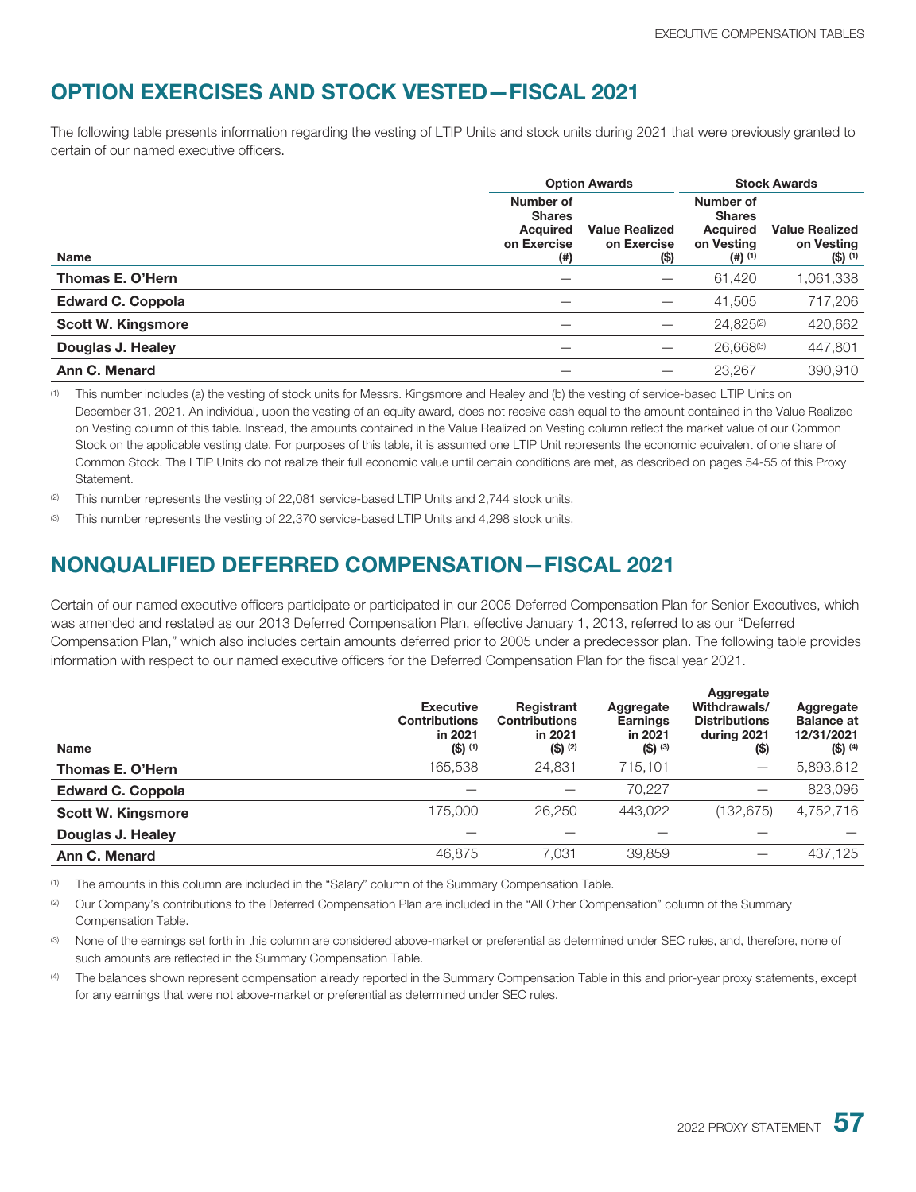## OPTION EXERCISES AND STOCK VESTED—FISCAL 2021

The following table presents information regarding the vesting of LTIP Units and stock units during 2021 that were previously granted to certain of our named executive officers.

| | Option Awards | | Stock Awards | |
|---|---|---|---|---|
| Name | Number of Shares Acquired on Exercise (#) | Value Realized on Exercise ($) | Number of Shares Acquired on Vesting (#) [(1)] | Value Realized on Vesting ($) [(1)] |
| Thomas E. O'Hern | — | — | 61,420 | 1,061,338 |
| Edward C. Coppola | — | — | 41,505 | 717,206 |
| Scott W. Kingsmore | — | — | 24,825[(2)] | 420,662 |
| Douglas J. Healey | — | — | 26,668[(3)] | 447,801 |
| Ann C. Menard | — | — | 23,267 | 390,910 |

(1) This number includes (a) the vesting of stock units for Messrs. Kingsmore and Healey and (b) the vesting of service-based LTIP Units on December 31, 2021. An individual, upon the vesting of an equity award, does not receive cash equal to the amount contained in the Value Realized on Vesting column of this table. Instead, the amounts contained in the Value Realized on Vesting column reflect the market value of our Common Stock on the applicable vesting date. For purposes of this table, it is assumed one LTIP Unit represents the economic equivalent of one share of Common Stock. The LTIP Units do not realize their full economic value until certain conditions are met, as described on pages 54-55 of this Proxy Statement.

(2) This number represents the vesting of 22,081 service-based LTIP Units and 2,744 stock units.

(3) This number represents the vesting of 22,370 service-based LTIP Units and 4,298 stock units.

## NONQUALIFIED DEFERRED COMPENSATION—FISCAL 2021

Certain of our named executive officers participate or participated in our 2005 Deferred Compensation Plan for Senior Executives, which was amended and restated as our 2013 Deferred Compensation Plan, effective January 1, 2013, referred to as our "Deferred Compensation Plan," which also includes certain amounts deferred prior to 2005 under a predecessor plan. The following table provides information with respect to our named executive officers for the Deferred Compensation Plan for the fiscal year 2021.

| Name | Executive Contributions in 2021 ($) [(1)] | Registrant Contributions in 2021 ($) [(2)] | Aggregate Earnings in 2021 ($) [(3)] | Aggregate Withdrawals/ Distributions during 2021 ($) | Aggregate Balance at 12/31/2021 ($) [(4)] |
|---|---|---|---|---|---|
| Thomas E. O'Hern | 165,538 | 24,831 | 715,101 | — | 5,893,612 |
| Edward C. Coppola | — | — | 70,227 | — | 823,096 |
| Scott W. Kingsmore | 175,000 | 26,250 | 443,022 | (132,675) | 4,752,716 |
| Douglas J. Healey | — | — | — | — | — |
| Ann C. Menard | 46,875 | 7,031 | 39,859 | — | 437,125 |

(1) The amounts in this column are included in the "Salary" column of the Summary Compensation Table.

(2) Our Company's contributions to the Deferred Compensation Plan are included in the "All Other Compensation" column of the Summary Compensation Table.

(3) None of the earnings set forth in this column are considered above-market or preferential as determined under SEC rules, and, therefore, none of such amounts are reflected in the Summary Compensation Table.

(4) The balances shown represent compensation already reported in the Summary Compensation Table in this and prior-year proxy statements, except for any earnings that were not above-market or preferential as determined under SEC rules.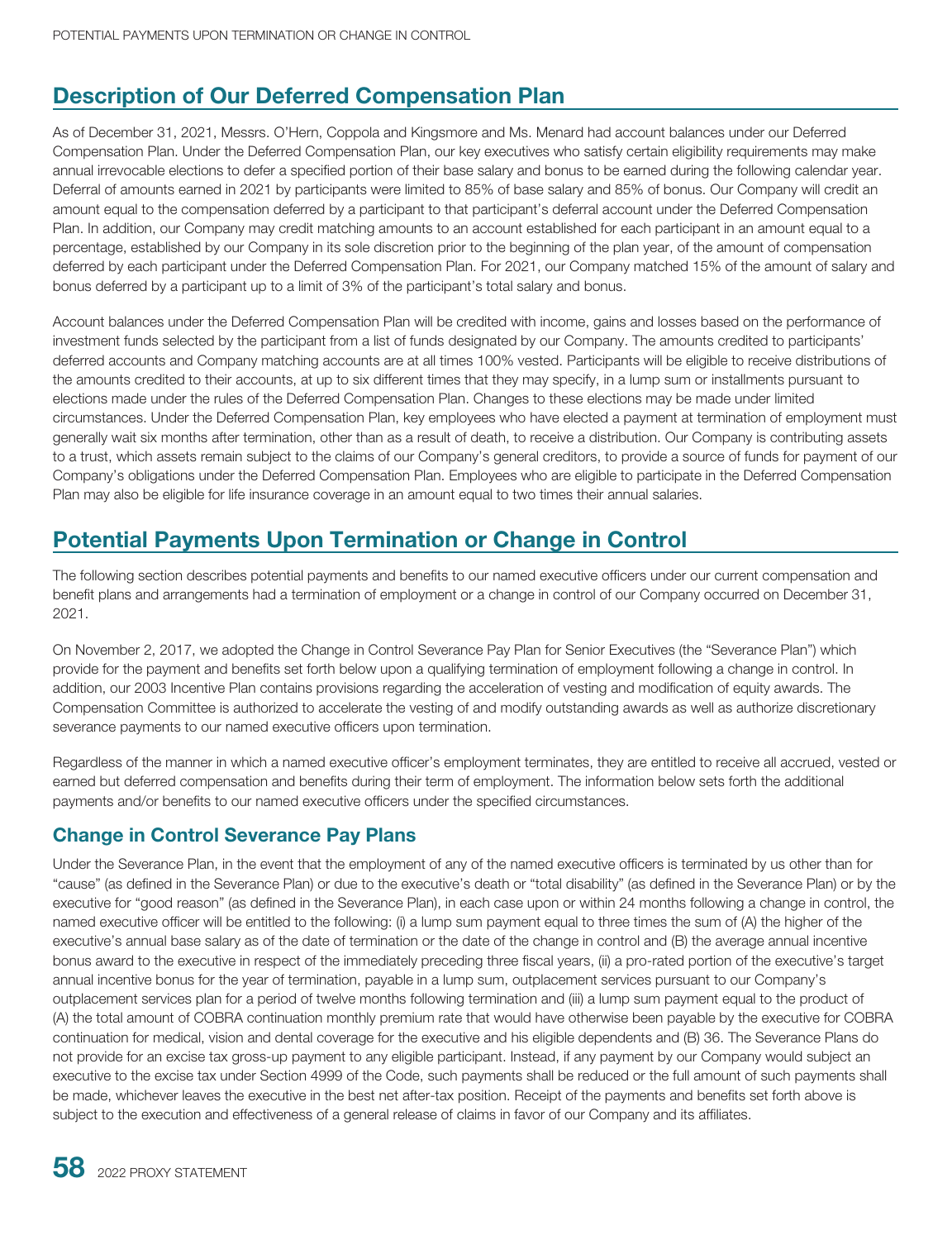## Description of Our Deferred Compensation Plan

As of December 31, 2021, Messrs. O'Hern, Coppola and Kingsmore and Ms. Menard had account balances under our Deferred Compensation Plan. Under the Deferred Compensation Plan, our key executives who satisfy certain eligibility requirements may make annual irrevocable elections to defer a specified portion of their base salary and bonus to be earned during the following calendar year. Deferral of amounts earned in 2021 by participants were limited to 85% of base salary and 85% of bonus. Our Company will credit an amount equal to the compensation deferred by a participant to that participant's deferral account under the Deferred Compensation Plan. In addition, our Company may credit matching amounts to an account established for each participant in an amount equal to a percentage, established by our Company in its sole discretion prior to the beginning of the plan year, of the amount of compensation deferred by each participant under the Deferred Compensation Plan. For 2021, our Company matched 15% of the amount of salary and bonus deferred by a participant up to a limit of 3% of the participant's total salary and bonus.

Account balances under the Deferred Compensation Plan will be credited with income, gains and losses based on the performance of investment funds selected by the participant from a list of funds designated by our Company. The amounts credited to participants' deferred accounts and Company matching accounts are at all times 100% vested. Participants will be eligible to receive distributions of the amounts credited to their accounts, at up to six different times that they may specify, in a lump sum or installments pursuant to elections made under the rules of the Deferred Compensation Plan. Changes to these elections may be made under limited circumstances. Under the Deferred Compensation Plan, key employees who have elected a payment at termination of employment must generally wait six months after termination, other than as a result of death, to receive a distribution. Our Company is contributing assets to a trust, which assets remain subject to the claims of our Company's general creditors, to provide a source of funds for payment of our Company's obligations under the Deferred Compensation Plan. Employees who are eligible to participate in the Deferred Compensation Plan may also be eligible for life insurance coverage in an amount equal to two times their annual salaries.

## Potential Payments Upon Termination or Change in Control

The following section describes potential payments and benefits to our named executive officers under our current compensation and benefit plans and arrangements had a termination of employment or a change in control of our Company occurred on December 31, 2021.

On November 2, 2017, we adopted the Change in Control Severance Pay Plan for Senior Executives (the "Severance Plan") which provide for the payment and benefits set forth below upon a qualifying termination of employment following a change in control. In addition, our 2003 Incentive Plan contains provisions regarding the acceleration of vesting and modification of equity awards. The Compensation Committee is authorized to accelerate the vesting of and modify outstanding awards as well as authorize discretionary severance payments to our named executive officers upon termination.

Regardless of the manner in which a named executive officer's employment terminates, they are entitled to receive all accrued, vested or earned but deferred compensation and benefits during their term of employment. The information below sets forth the additional payments and/or benefits to our named executive officers under the specified circumstances.

### Change in Control Severance Pay Plans

Under the Severance Plan, in the event that the employment of any of the named executive officers is terminated by us other than for "cause" (as defined in the Severance Plan) or due to the executive's death or "total disability" (as defined in the Severance Plan) or by the executive for "good reason" (as defined in the Severance Plan), in each case upon or within 24 months following a change in control, the named executive officer will be entitled to the following: (i) a lump sum payment equal to three times the sum of (A) the higher of the executive's annual base salary as of the date of termination or the date of the change in control and (B) the average annual incentive bonus award to the executive in respect of the immediately preceding three fiscal years, (ii) a pro-rated portion of the executive's target annual incentive bonus for the year of termination, payable in a lump sum, outplacement services pursuant to our Company's outplacement services plan for a period of twelve months following termination and (iii) a lump sum payment equal to the product of (A) the total amount of COBRA continuation monthly premium rate that would have otherwise been payable by the executive for COBRA continuation for medical, vision and dental coverage for the executive and his eligible dependents and (B) 36. The Severance Plans do not provide for an excise tax gross-up payment to any eligible participant. Instead, if any payment by our Company would subject an executive to the excise tax under Section 4999 of the Code, such payments shall be reduced or the full amount of such payments shall be made, whichever leaves the executive in the best net after-tax position. Receipt of the payments and benefits set forth above is subject to the execution and effectiveness of a general release of claims in favor of our Company and its affiliates.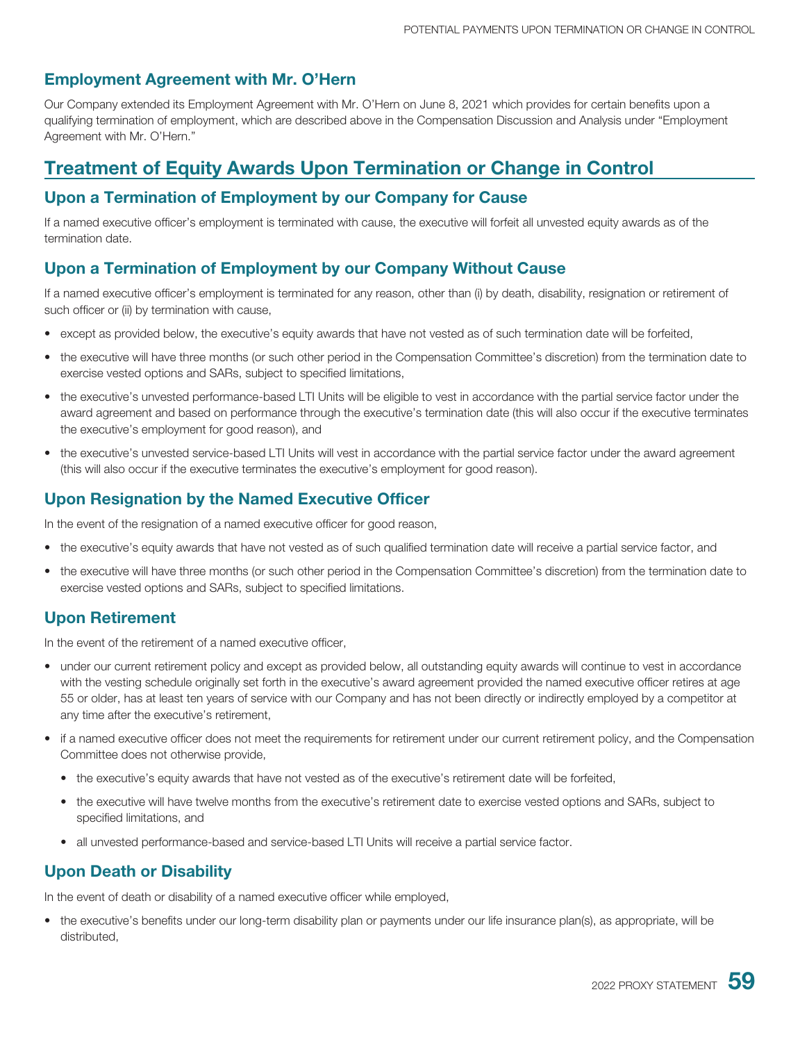### Employment Agreement with Mr. O'Hern

Our Company extended its Employment Agreement with Mr. O'Hern on June 8, 2021 which provides for certain benefits upon a qualifying termination of employment, which are described above in the Compensation Discussion and Analysis under "Employment Agreement with Mr. O'Hern."

## Treatment of Equity Awards Upon Termination or Change in Control

### Upon a Termination of Employment by our Company for Cause

If a named executive officer's employment is terminated with cause, the executive will forfeit all unvested equity awards as of the termination date.

### Upon a Termination of Employment by our Company Without Cause

If a named executive officer's employment is terminated for any reason, other than (i) by death, disability, resignation or retirement of such officer or (ii) by termination with cause,

- except as provided below, the executive's equity awards that have not vested as of such termination date will be forfeited,
- the executive will have three months (or such other period in the Compensation Committee's discretion) from the termination date to exercise vested options and SARs, subject to specified limitations,
- the executive's unvested performance-based LTI Units will be eligible to vest in accordance with the partial service factor under the award agreement and based on performance through the executive's termination date (this will also occur if the executive terminates the executive's employment for good reason), and
- the executive's unvested service-based LTI Units will vest in accordance with the partial service factor under the award agreement (this will also occur if the executive terminates the executive's employment for good reason).

### Upon Resignation by the Named Executive Officer

In the event of the resignation of a named executive officer for good reason,

- the executive's equity awards that have not vested as of such qualified termination date will receive a partial service factor, and
- the executive will have three months (or such other period in the Compensation Committee's discretion) from the termination date to exercise vested options and SARs, subject to specified limitations.

### Upon Retirement

In the event of the retirement of a named executive officer,

- under our current retirement policy and except as provided below, all outstanding equity awards will continue to vest in accordance with the vesting schedule originally set forth in the executive's award agreement provided the named executive officer retires at age 55 or older, has at least ten years of service with our Company and has not been directly or indirectly employed by a competitor at any time after the executive's retirement,
- if a named executive officer does not meet the requirements for retirement under our current retirement policy, and the Compensation Committee does not otherwise provide,
  - the executive's equity awards that have not vested as of the executive's retirement date will be forfeited,
  - the executive will have twelve months from the executive's retirement date to exercise vested options and SARs, subject to specified limitations, and
  - all unvested performance-based and service-based LTI Units will receive a partial service factor.

### Upon Death or Disability

In the event of death or disability of a named executive officer while employed,

- the executive's benefits under our long-term disability plan or payments under our life insurance plan(s), as appropriate, will be distributed,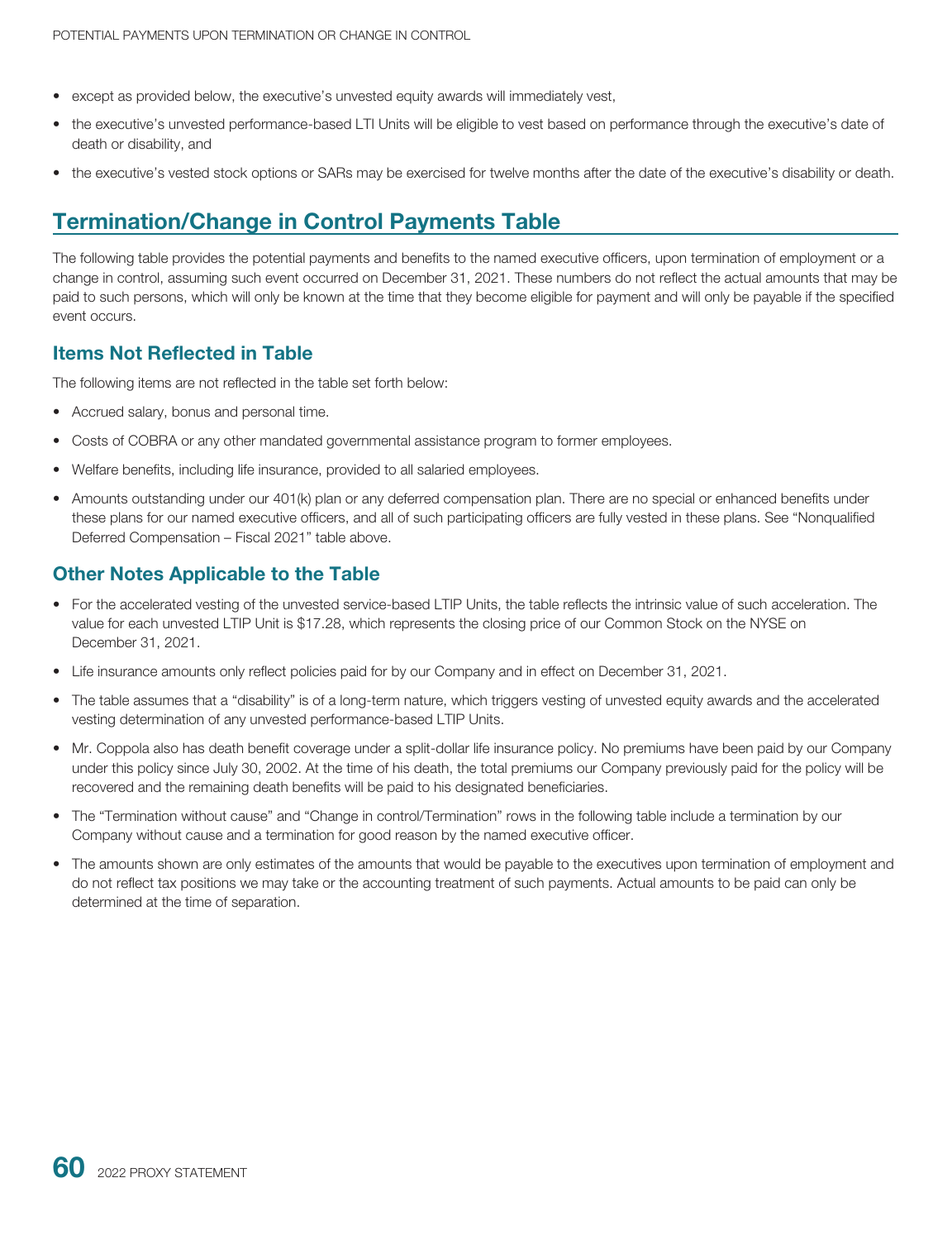- except as provided below, the executive's unvested equity awards will immediately vest,
- the executive's unvested performance-based LTI Units will be eligible to vest based on performance through the executive's date of death or disability, and
- the executive's vested stock options or SARs may be exercised for twelve months after the date of the executive's disability or death.

## Termination/Change in Control Payments Table

The following table provides the potential payments and benefits to the named executive officers, upon termination of employment or a change in control, assuming such event occurred on December 31, 2021. These numbers do not reflect the actual amounts that may be paid to such persons, which will only be known at the time that they become eligible for payment and will only be payable if the specified event occurs.

### Items Not Reflected in Table

The following items are not reflected in the table set forth below:

- Accrued salary, bonus and personal time.
- Costs of COBRA or any other mandated governmental assistance program to former employees.
- Welfare benefits, including life insurance, provided to all salaried employees.
- Amounts outstanding under our 401(k) plan or any deferred compensation plan. There are no special or enhanced benefits under these plans for our named executive officers, and all of such participating officers are fully vested in these plans. See "Nonqualified Deferred Compensation – Fiscal 2021" table above.

### Other Notes Applicable to the Table

- For the accelerated vesting of the unvested service-based LTIP Units, the table reflects the intrinsic value of such acceleration. The value for each unvested LTIP Unit is $17.28, which represents the closing price of our Common Stock on the NYSE on December 31, 2021.
- Life insurance amounts only reflect policies paid for by our Company and in effect on December 31, 2021.
- The table assumes that a "disability" is of a long-term nature, which triggers vesting of unvested equity awards and the accelerated vesting determination of any unvested performance-based LTIP Units.
- Mr. Coppola also has death benefit coverage under a split-dollar life insurance policy. No premiums have been paid by our Company under this policy since July 30, 2002. At the time of his death, the total premiums our Company previously paid for the policy will be recovered and the remaining death benefits will be paid to his designated beneficiaries.
- The "Termination without cause" and "Change in control/Termination" rows in the following table include a termination by our Company without cause and a termination for good reason by the named executive officer.
- The amounts shown are only estimates of the amounts that would be payable to the executives upon termination of employment and do not reflect tax positions we may take or the accounting treatment of such payments. Actual amounts to be paid can only be determined at the time of separation.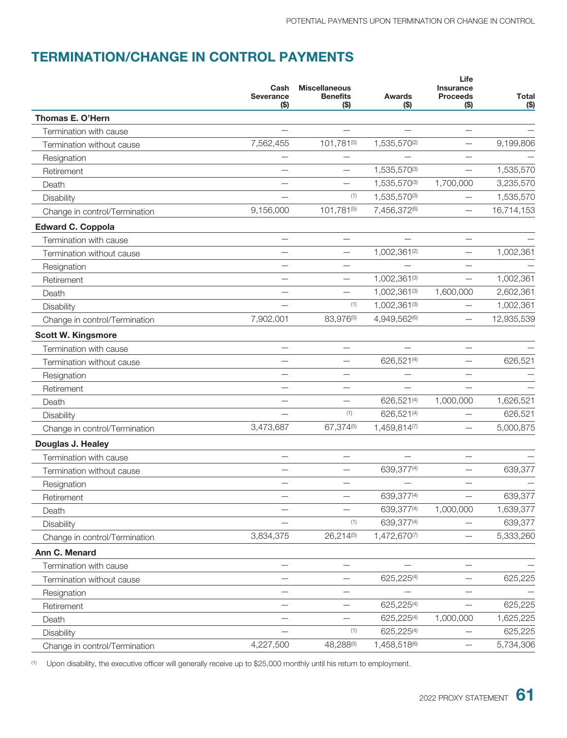## TERMINATION/CHANGE IN CONTROL PAYMENTS

| | Cash Severance ($) | Miscellaneous Benefits ($) | Awards ($) | Life Insurance Proceeds ($) | Total ($) |
|---|---|---|---|---|---|
| **Thomas E. O'Hern** | | | | | |
| Termination with cause | — | — | — | — | — |
| Termination without cause | 7,562,455 | 101,781[5] | 1,535,570[2] | — | 9,199,806 |
| Resignation | — | — | — | — | — |
| Retirement | — | — | 1,535,570[3] | — | 1,535,570 |
| Death | — | — | 1,535,570[3] | 1,700,000 | 3,235,570 |
| Disability | — | [1] | 1,535,570[3] | — | 1,535,570 |
| Change in control/Termination | 9,156,000 | 101,781[5] | 7,456,372[6] | — | 16,714,153 |
| **Edward C. Coppola** | | | | | |
| Termination with cause | — | — | — | — | — |
| Termination without cause | — | — | 1,002,361[2] | — | 1,002,361 |
| Resignation | — | — | — | — | — |
| Retirement | — | — | 1,002,361[3] | — | 1,002,361 |
| Death | — | — | 1,002,361[3] | 1,600,000 | 2,602,361 |
| Disability | — | [1] | 1,002,361[3] | — | 1,002,361 |
| Change in control/Termination | 7,902,001 | 83,976[5] | 4,949,562[6] | — | 12,935,539 |
| **Scott W. Kingsmore** | | | | | |
| Termination with cause | — | — | — | — | — |
| Termination without cause | — | — | 626,521[4] | — | 626,521 |
| Resignation | — | — | — | — | — |
| Retirement | — | — | — | — | — |
| Death | — | — | 626,521[4] | 1,000,000 | 1,626,521 |
| Disability | — | [1] | 626,521[4] | — | 626,521 |
| Change in control/Termination | 3,473,687 | 67,374[5] | 1,459,814[7] | — | 5,000,875 |
| **Douglas J. Healey** | | | | | |
| Termination with cause | — | — | — | — | — |
| Termination without cause | — | — | 639,377[4] | — | 639,377 |
| Resignation | — | — | — | — | — |
| Retirement | — | — | 639,377[4] | — | 639,377 |
| Death | — | — | 639,377[4] | 1,000,000 | 1,639,377 |
| Disability | — | [1] | 639,377[4] | — | 639,377 |
| Change in control/Termination | 3,834,375 | 26,214[5] | 1,472,670[7] | — | 5,333,260 |
| **Ann C. Menard** | | | | | |
| Termination with cause | — | — | — | — | — |
| Termination without cause | — | — | 625,225[4] | — | 625,225 |
| Resignation | — | — | — | — | — |
| Retirement | — | — | 625,225[4] | — | 625,225 |
| Death | — | — | 625,225[4] | 1,000,000 | 1,625,225 |
| Disability | — | [1] | 625,225[4] | — | 625,225 |
| Change in control/Termination | 4,227,500 | 48,288[5] | 1,458,518[6] | — | 5,734,306 |

(1) Upon disability, the executive officer will generally receive up to $25,000 monthly until his return to employment.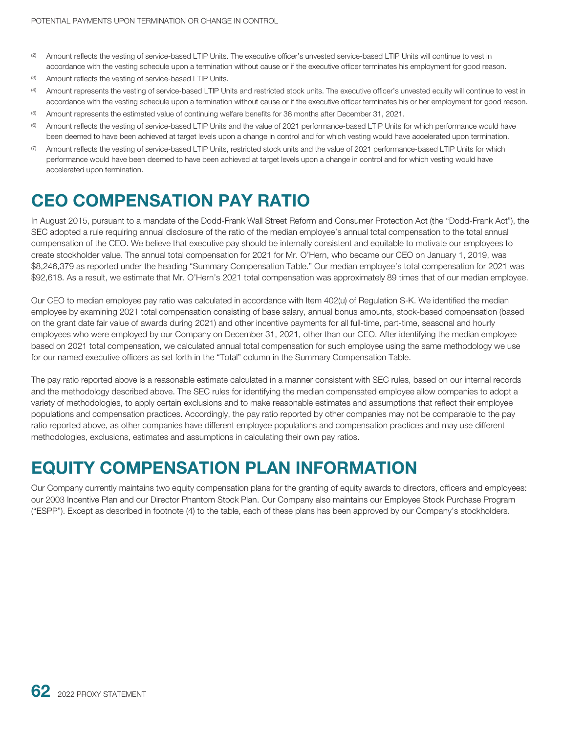(2) Amount reflects the vesting of service-based LTIP Units. The executive officer's unvested service-based LTIP Units will continue to vest in accordance with the vesting schedule upon a termination without cause or if the executive officer terminates his employment for good reason.

(3) Amount reflects the vesting of service-based LTIP Units.

(4) Amount represents the vesting of service-based LTIP Units and restricted stock units. The executive officer's unvested equity will continue to vest in accordance with the vesting schedule upon a termination without cause or if the executive officer terminates his or her employment for good reason.

(5) Amount represents the estimated value of continuing welfare benefits for 36 months after December 31, 2021.

(6) Amount reflects the vesting of service-based LTIP Units and the value of 2021 performance-based LTIP Units for which performance would have been deemed to have been achieved at target levels upon a change in control and for which vesting would have accelerated upon termination.

(7) Amount reflects the vesting of service-based LTIP Units, restricted stock units and the value of 2021 performance-based LTIP Units for which performance would have been deemed to have been achieved at target levels upon a change in control and for which vesting would have accelerated upon termination.

# CEO COMPENSATION PAY RATIO

In August 2015, pursuant to a mandate of the Dodd-Frank Wall Street Reform and Consumer Protection Act (the "Dodd-Frank Act"), the SEC adopted a rule requiring annual disclosure of the ratio of the median employee's annual total compensation to the total annual compensation of the CEO. We believe that executive pay should be internally consistent and equitable to motivate our employees to create stockholder value. The annual total compensation for 2021 for Mr. O'Hern, who became our CEO on January 1, 2019, was $8,246,379 as reported under the heading "Summary Compensation Table." Our median employee's total compensation for 2021 was $92,618. As a result, we estimate that Mr. O'Hern's 2021 total compensation was approximately 89 times that of our median employee.

Our CEO to median employee pay ratio was calculated in accordance with Item 402(u) of Regulation S-K. We identified the median employee by examining 2021 total compensation consisting of base salary, annual bonus amounts, stock-based compensation (based on the grant date fair value of awards during 2021) and other incentive payments for all full-time, part-time, seasonal and hourly employees who were employed by our Company on December 31, 2021, other than our CEO. After identifying the median employee based on 2021 total compensation, we calculated annual total compensation for such employee using the same methodology we use for our named executive officers as set forth in the "Total" column in the Summary Compensation Table.

The pay ratio reported above is a reasonable estimate calculated in a manner consistent with SEC rules, based on our internal records and the methodology described above. The SEC rules for identifying the median compensated employee allow companies to adopt a variety of methodologies, to apply certain exclusions and to make reasonable estimates and assumptions that reflect their employee populations and compensation practices. Accordingly, the pay ratio reported by other companies may not be comparable to the pay ratio reported above, as other companies have different employee populations and compensation practices and may use different methodologies, exclusions, estimates and assumptions in calculating their own pay ratios.

# EQUITY COMPENSATION PLAN INFORMATION

Our Company currently maintains two equity compensation plans for the granting of equity awards to directors, officers and employees: our 2003 Incentive Plan and our Director Phantom Stock Plan. Our Company also maintains our Employee Stock Purchase Program ("ESPP"). Except as described in footnote (4) to the table, each of these plans has been approved by our Company's stockholders.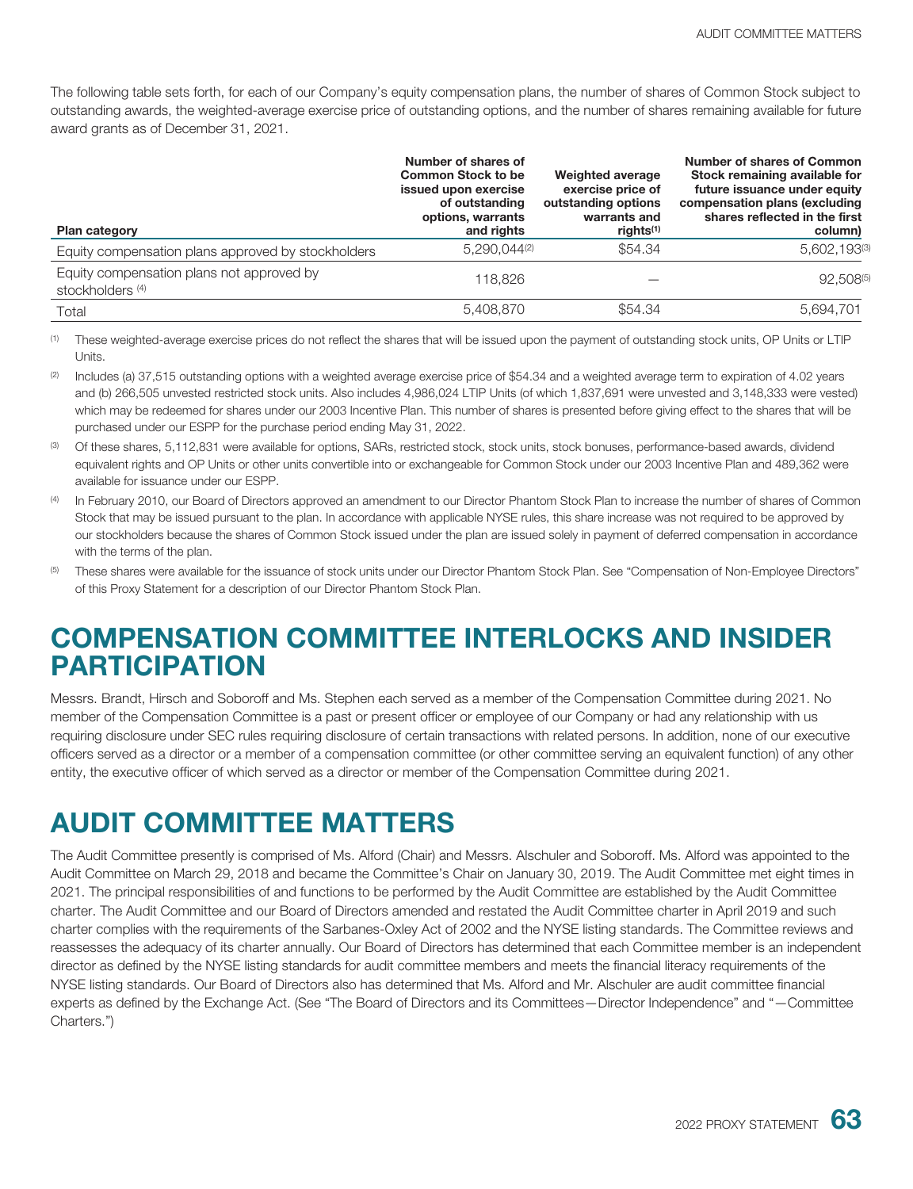The following table sets forth, for each of our Company's equity compensation plans, the number of shares of Common Stock subject to outstanding awards, the weighted-average exercise price of outstanding options, and the number of shares remaining available for future award grants as of December 31, 2021.

| Plan category | Number of shares of Common Stock to be issued upon exercise of outstanding options, warrants and rights | Weighted average exercise price of outstanding options warrants and rights[1] | Number of shares of Common Stock remaining available for future issuance under equity compensation plans (excluding shares reflected in the first column) |
|---|---|---|---|
| Equity compensation plans approved by stockholders | 5,290,044[2] | $54.34 | 5,602,193[3] |
| Equity compensation plans not approved by stockholders [4] | 118,826 | — | 92,508[5] |
| Total | 5,408,870 | $54.34 | 5,694,701 |

(1) These weighted-average exercise prices do not reflect the shares that will be issued upon the payment of outstanding stock units, OP Units or LTIP Units.

(2) Includes (a) 37,515 outstanding options with a weighted average exercise price of $54.34 and a weighted average term to expiration of 4.02 years and (b) 266,505 unvested restricted stock units. Also includes 4,986,024 LTIP Units (of which 1,837,691 were unvested and 3,148,333 were vested) which may be redeemed for shares under our 2003 Incentive Plan. This number of shares is presented before giving effect to the shares that will be purchased under our ESPP for the purchase period ending May 31, 2022.

(3) Of these shares, 5,112,831 were available for options, SARs, restricted stock, stock units, stock bonuses, performance-based awards, dividend equivalent rights and OP Units or other units convertible into or exchangeable for Common Stock under our 2003 Incentive Plan and 489,362 were available for issuance under our ESPP.

(4) In February 2010, our Board of Directors approved an amendment to our Director Phantom Stock Plan to increase the number of shares of Common Stock that may be issued pursuant to the plan. In accordance with applicable NYSE rules, this share increase was not required to be approved by our stockholders because the shares of Common Stock issued under the plan are issued solely in payment of deferred compensation in accordance with the terms of the plan.

(5) These shares were available for the issuance of stock units under our Director Phantom Stock Plan. See "Compensation of Non-Employee Directors" of this Proxy Statement for a description of our Director Phantom Stock Plan.

# COMPENSATION COMMITTEE INTERLOCKS AND INSIDER PARTICIPATION

Messrs. Brandt, Hirsch and Soboroff and Ms. Stephen each served as a member of the Compensation Committee during 2021. No member of the Compensation Committee is a past or present officer or employee of our Company or had any relationship with us requiring disclosure under SEC rules requiring disclosure of certain transactions with related persons. In addition, none of our executive officers served as a director or a member of a compensation committee (or other committee serving an equivalent function) of any other entity, the executive officer of which served as a director or member of the Compensation Committee during 2021.

# AUDIT COMMITTEE MATTERS

The Audit Committee presently is comprised of Ms. Alford (Chair) and Messrs. Alschuler and Soboroff. Ms. Alford was appointed to the Audit Committee on March 29, 2018 and became the Committee's Chair on January 30, 2019. The Audit Committee met eight times in 2021. The principal responsibilities of and functions to be performed by the Audit Committee are established by the Audit Committee charter. The Audit Committee and our Board of Directors amended and restated the Audit Committee charter in April 2019 and such charter complies with the requirements of the Sarbanes-Oxley Act of 2002 and the NYSE listing standards. The Committee reviews and reassesses the adequacy of its charter annually. Our Board of Directors has determined that each Committee member is an independent director as defined by the NYSE listing standards for audit committee members and meets the financial literacy requirements of the NYSE listing standards. Our Board of Directors also has determined that Ms. Alford and Mr. Alschuler are audit committee financial experts as defined by the Exchange Act. (See "The Board of Directors and its Committees—Director Independence" and "—Committee Charters.")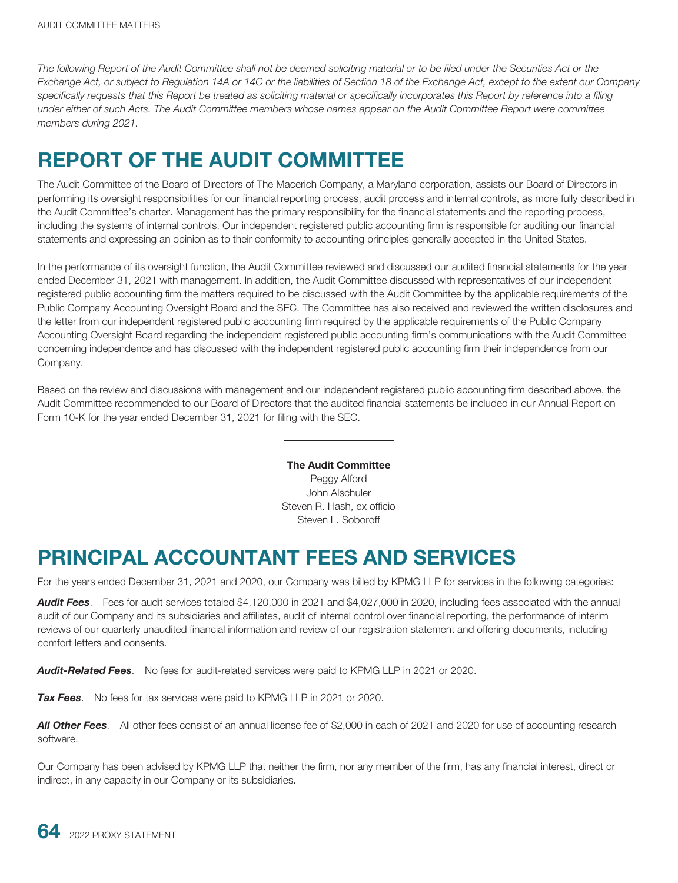*The following Report of the Audit Committee shall not be deemed soliciting material or to be filed under the Securities Act or the Exchange Act, or subject to Regulation 14A or 14C or the liabilities of Section 18 of the Exchange Act, except to the extent our Company specifically requests that this Report be treated as soliciting material or specifically incorporates this Report by reference into a filing under either of such Acts. The Audit Committee members whose names appear on the Audit Committee Report were committee members during 2021.*

# REPORT OF THE AUDIT COMMITTEE

The Audit Committee of the Board of Directors of The Macerich Company, a Maryland corporation, assists our Board of Directors in performing its oversight responsibilities for our financial reporting process, audit process and internal controls, as more fully described in the Audit Committee's charter. Management has the primary responsibility for the financial statements and the reporting process, including the systems of internal controls. Our independent registered public accounting firm is responsible for auditing our financial statements and expressing an opinion as to their conformity to accounting principles generally accepted in the United States.

In the performance of its oversight function, the Audit Committee reviewed and discussed our audited financial statements for the year ended December 31, 2021 with management. In addition, the Audit Committee discussed with representatives of our independent registered public accounting firm the matters required to be discussed with the Audit Committee by the applicable requirements of the Public Company Accounting Oversight Board and the SEC. The Committee has also received and reviewed the written disclosures and the letter from our independent registered public accounting firm required by the applicable requirements of the Public Company Accounting Oversight Board regarding the independent registered public accounting firm's communications with the Audit Committee concerning independence and has discussed with the independent registered public accounting firm their independence from our Company.

Based on the review and discussions with management and our independent registered public accounting firm described above, the Audit Committee recommended to our Board of Directors that the audited financial statements be included in our Annual Report on Form 10-K for the year ended December 31, 2021 for filing with the SEC.

**The Audit Committee**
Peggy Alford
John Alschuler
Steven R. Hash, ex officio
Steven L. Soboroff

# PRINCIPAL ACCOUNTANT FEES AND SERVICES

For the years ended December 31, 2021 and 2020, our Company was billed by KPMG LLP for services in the following categories:

***Audit Fees***. Fees for audit services totaled $4,120,000 in 2021 and $4,027,000 in 2020, including fees associated with the annual audit of our Company and its subsidiaries and affiliates, audit of internal control over financial reporting, the performance of interim reviews of our quarterly unaudited financial information and review of our registration statement and offering documents, including comfort letters and consents.

***Audit-Related Fees***. No fees for audit-related services were paid to KPMG LLP in 2021 or 2020.

***Tax Fees***. No fees for tax services were paid to KPMG LLP in 2021 or 2020.

***All Other Fees***. All other fees consist of an annual license fee of $2,000 in each of 2021 and 2020 for use of accounting research software.

Our Company has been advised by KPMG LLP that neither the firm, nor any member of the firm, has any financial interest, direct or indirect, in any capacity in our Company or its subsidiaries.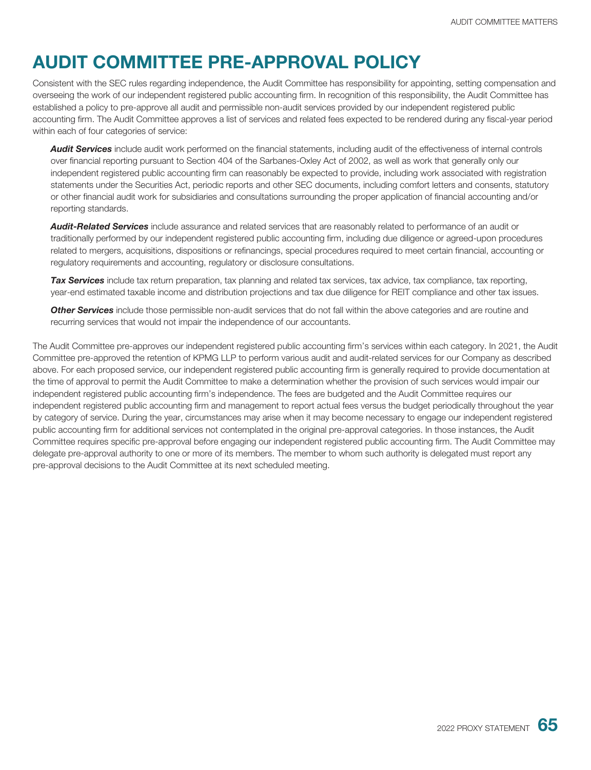# AUDIT COMMITTEE PRE-APPROVAL POLICY

Consistent with the SEC rules regarding independence, the Audit Committee has responsibility for appointing, setting compensation and overseeing the work of our independent registered public accounting firm. In recognition of this responsibility, the Audit Committee has established a policy to pre-approve all audit and permissible non-audit services provided by our independent registered public accounting firm. The Audit Committee approves a list of services and related fees expected to be rendered during any fiscal-year period within each of four categories of service:

***Audit Services*** include audit work performed on the financial statements, including audit of the effectiveness of internal controls over financial reporting pursuant to Section 404 of the Sarbanes-Oxley Act of 2002, as well as work that generally only our independent registered public accounting firm can reasonably be expected to provide, including work associated with registration statements under the Securities Act, periodic reports and other SEC documents, including comfort letters and consents, statutory or other financial audit work for subsidiaries and consultations surrounding the proper application of financial accounting and/or reporting standards.

***Audit-Related Services*** include assurance and related services that are reasonably related to performance of an audit or traditionally performed by our independent registered public accounting firm, including due diligence or agreed-upon procedures related to mergers, acquisitions, dispositions or refinancings, special procedures required to meet certain financial, accounting or regulatory requirements and accounting, regulatory or disclosure consultations.

***Tax Services*** include tax return preparation, tax planning and related tax services, tax advice, tax compliance, tax reporting, year-end estimated taxable income and distribution projections and tax due diligence for REIT compliance and other tax issues.

***Other Services*** include those permissible non-audit services that do not fall within the above categories and are routine and recurring services that would not impair the independence of our accountants.

The Audit Committee pre-approves our independent registered public accounting firm's services within each category. In 2021, the Audit Committee pre-approved the retention of KPMG LLP to perform various audit and audit-related services for our Company as described above. For each proposed service, our independent registered public accounting firm is generally required to provide documentation at the time of approval to permit the Audit Committee to make a determination whether the provision of such services would impair our independent registered public accounting firm's independence. The fees are budgeted and the Audit Committee requires our independent registered public accounting firm and management to report actual fees versus the budget periodically throughout the year by category of service. During the year, circumstances may arise when it may become necessary to engage our independent registered public accounting firm for additional services not contemplated in the original pre-approval categories. In those instances, the Audit Committee requires specific pre-approval before engaging our independent registered public accounting firm. The Audit Committee may delegate pre-approval authority to one or more of its members. The member to whom such authority is delegated must report any pre-approval decisions to the Audit Committee at its next scheduled meeting.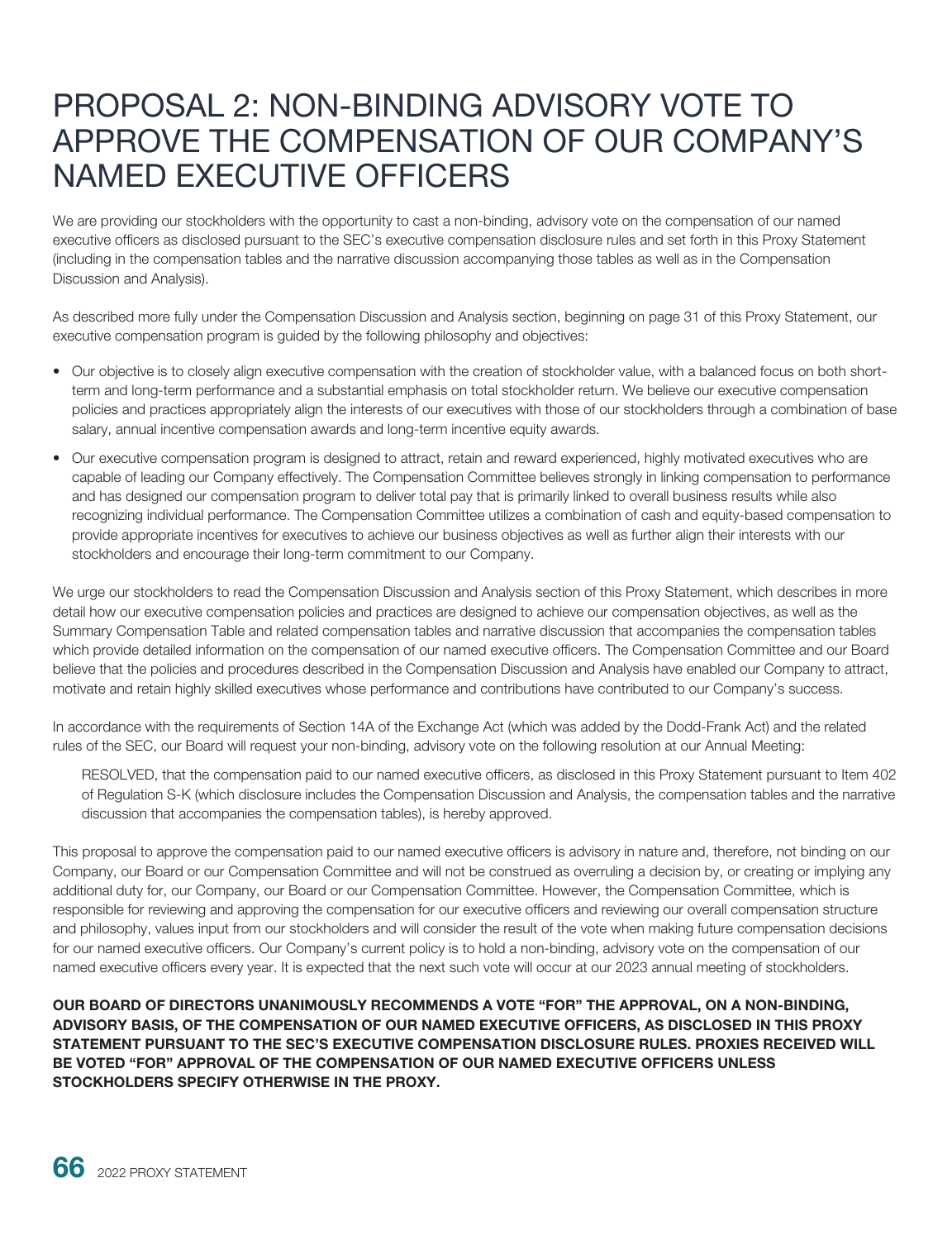# PROPOSAL 2: NON-BINDING ADVISORY VOTE TO APPROVE THE COMPENSATION OF OUR COMPANY'S NAMED EXECUTIVE OFFICERS

We are providing our stockholders with the opportunity to cast a non-binding, advisory vote on the compensation of our named executive officers as disclosed pursuant to the SEC's executive compensation disclosure rules and set forth in this Proxy Statement (including in the compensation tables and the narrative discussion accompanying those tables as well as in the Compensation Discussion and Analysis).

As described more fully under the Compensation Discussion and Analysis section, beginning on page 31 of this Proxy Statement, our executive compensation program is guided by the following philosophy and objectives:

- Our objective is to closely align executive compensation with the creation of stockholder value, with a balanced focus on both short-term and long-term performance and a substantial emphasis on total stockholder return. We believe our executive compensation policies and practices appropriately align the interests of our executives with those of our stockholders through a combination of base salary, annual incentive compensation awards and long-term incentive equity awards.
- Our executive compensation program is designed to attract, retain and reward experienced, highly motivated executives who are capable of leading our Company effectively. The Compensation Committee believes strongly in linking compensation to performance and has designed our compensation program to deliver total pay that is primarily linked to overall business results while also recognizing individual performance. The Compensation Committee utilizes a combination of cash and equity-based compensation to provide appropriate incentives for executives to achieve our business objectives as well as further align their interests with our stockholders and encourage their long-term commitment to our Company.

We urge our stockholders to read the Compensation Discussion and Analysis section of this Proxy Statement, which describes in more detail how our executive compensation policies and practices are designed to achieve our compensation objectives, as well as the Summary Compensation Table and related compensation tables and narrative discussion that accompanies the compensation tables which provide detailed information on the compensation of our named executive officers. The Compensation Committee and our Board believe that the policies and procedures described in the Compensation Discussion and Analysis have enabled our Company to attract, motivate and retain highly skilled executives whose performance and contributions have contributed to our Company's success.

In accordance with the requirements of Section 14A of the Exchange Act (which was added by the Dodd-Frank Act) and the related rules of the SEC, our Board will request your non-binding, advisory vote on the following resolution at our Annual Meeting:

> RESOLVED, that the compensation paid to our named executive officers, as disclosed in this Proxy Statement pursuant to Item 402 of Regulation S-K (which disclosure includes the Compensation Discussion and Analysis, the compensation tables and the narrative discussion that accompanies the compensation tables), is hereby approved.

This proposal to approve the compensation paid to our named executive officers is advisory in nature and, therefore, not binding on our Company, our Board or our Compensation Committee and will not be construed as overruling a decision by, or creating or implying any additional duty for, our Company, our Board or our Compensation Committee. However, the Compensation Committee, which is responsible for reviewing and approving the compensation for our executive officers and reviewing our overall compensation structure and philosophy, values input from our stockholders and will consider the result of the vote when making future compensation decisions for our named executive officers. Our Company's current policy is to hold a non-binding, advisory vote on the compensation of our named executive officers every year. It is expected that the next such vote will occur at our 2023 annual meeting of stockholders.

**OUR BOARD OF DIRECTORS UNANIMOUSLY RECOMMENDS A VOTE "FOR" THE APPROVAL, ON A NON-BINDING, ADVISORY BASIS, OF THE COMPENSATION OF OUR NAMED EXECUTIVE OFFICERS, AS DISCLOSED IN THIS PROXY STATEMENT PURSUANT TO THE SEC'S EXECUTIVE COMPENSATION DISCLOSURE RULES. PROXIES RECEIVED WILL BE VOTED "FOR" APPROVAL OF THE COMPENSATION OF OUR NAMED EXECUTIVE OFFICERS UNLESS STOCKHOLDERS SPECIFY OTHERWISE IN THE PROXY.**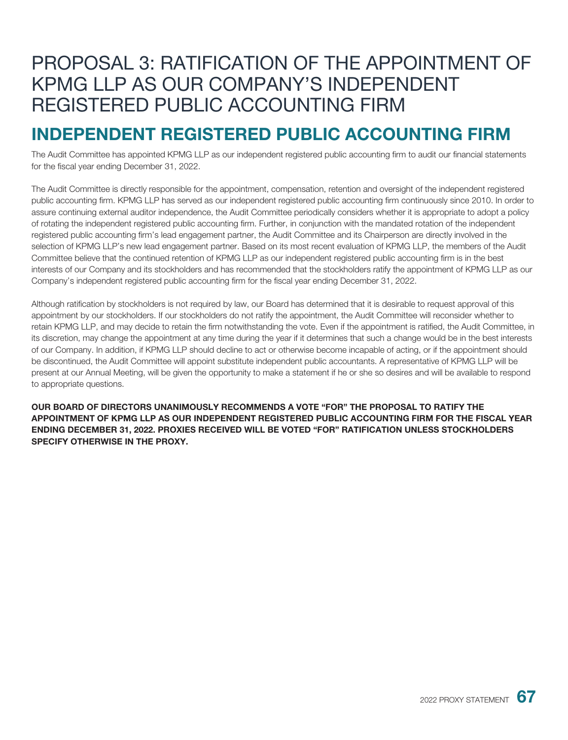# PROPOSAL 3: RATIFICATION OF THE APPOINTMENT OF KPMG LLP AS OUR COMPANY'S INDEPENDENT REGISTERED PUBLIC ACCOUNTING FIRM

## INDEPENDENT REGISTERED PUBLIC ACCOUNTING FIRM

The Audit Committee has appointed KPMG LLP as our independent registered public accounting firm to audit our financial statements for the fiscal year ending December 31, 2022.

The Audit Committee is directly responsible for the appointment, compensation, retention and oversight of the independent registered public accounting firm. KPMG LLP has served as our independent registered public accounting firm continuously since 2010. In order to assure continuing external auditor independence, the Audit Committee periodically considers whether it is appropriate to adopt a policy of rotating the independent registered public accounting firm. Further, in conjunction with the mandated rotation of the independent registered public accounting firm's lead engagement partner, the Audit Committee and its Chairperson are directly involved in the selection of KPMG LLP's new lead engagement partner. Based on its most recent evaluation of KPMG LLP, the members of the Audit Committee believe that the continued retention of KPMG LLP as our independent registered public accounting firm is in the best interests of our Company and its stockholders and has recommended that the stockholders ratify the appointment of KPMG LLP as our Company's independent registered public accounting firm for the fiscal year ending December 31, 2022.

Although ratification by stockholders is not required by law, our Board has determined that it is desirable to request approval of this appointment by our stockholders. If our stockholders do not ratify the appointment, the Audit Committee will reconsider whether to retain KPMG LLP, and may decide to retain the firm notwithstanding the vote. Even if the appointment is ratified, the Audit Committee, in its discretion, may change the appointment at any time during the year if it determines that such a change would be in the best interests of our Company. In addition, if KPMG LLP should decline to act or otherwise become incapable of acting, or if the appointment should be discontinued, the Audit Committee will appoint substitute independent public accountants. A representative of KPMG LLP will be present at our Annual Meeting, will be given the opportunity to make a statement if he or she so desires and will be available to respond to appropriate questions.

**OUR BOARD OF DIRECTORS UNANIMOUSLY RECOMMENDS A VOTE "FOR" THE PROPOSAL TO RATIFY THE APPOINTMENT OF KPMG LLP AS OUR INDEPENDENT REGISTERED PUBLIC ACCOUNTING FIRM FOR THE FISCAL YEAR ENDING DECEMBER 31, 2022. PROXIES RECEIVED WILL BE VOTED "FOR" RATIFICATION UNLESS STOCKHOLDERS SPECIFY OTHERWISE IN THE PROXY.**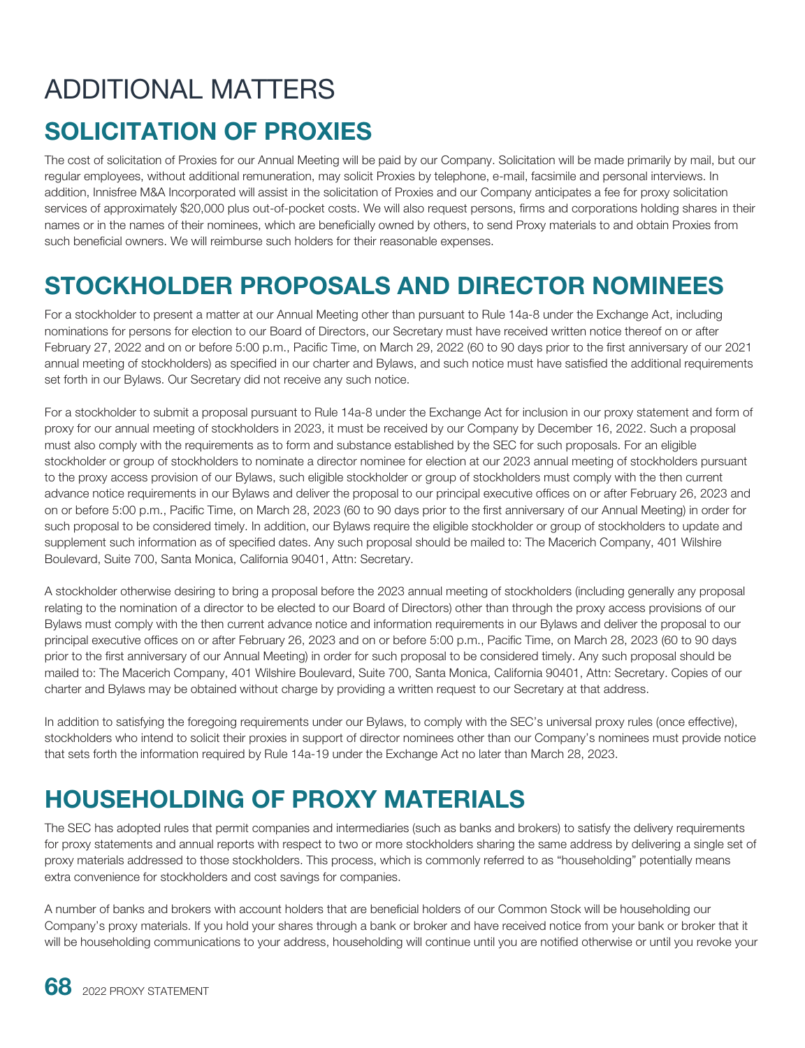# ADDITIONAL MATTERS

## SOLICITATION OF PROXIES

The cost of solicitation of Proxies for our Annual Meeting will be paid by our Company. Solicitation will be made primarily by mail, but our regular employees, without additional remuneration, may solicit Proxies by telephone, e-mail, facsimile and personal interviews. In addition, Innisfree M&A Incorporated will assist in the solicitation of Proxies and our Company anticipates a fee for proxy solicitation services of approximately $20,000 plus out-of-pocket costs. We will also request persons, firms and corporations holding shares in their names or in the names of their nominees, which are beneficially owned by others, to send Proxy materials to and obtain Proxies from such beneficial owners. We will reimburse such holders for their reasonable expenses.

## STOCKHOLDER PROPOSALS AND DIRECTOR NOMINEES

For a stockholder to present a matter at our Annual Meeting other than pursuant to Rule 14a-8 under the Exchange Act, including nominations for persons for election to our Board of Directors, our Secretary must have received written notice thereof on or after February 27, 2022 and on or before 5:00 p.m., Pacific Time, on March 29, 2022 (60 to 90 days prior to the first anniversary of our 2021 annual meeting of stockholders) as specified in our charter and Bylaws, and such notice must have satisfied the additional requirements set forth in our Bylaws. Our Secretary did not receive any such notice.

For a stockholder to submit a proposal pursuant to Rule 14a-8 under the Exchange Act for inclusion in our proxy statement and form of proxy for our annual meeting of stockholders in 2023, it must be received by our Company by December 16, 2022. Such a proposal must also comply with the requirements as to form and substance established by the SEC for such proposals. For an eligible stockholder or group of stockholders to nominate a director nominee for election at our 2023 annual meeting of stockholders pursuant to the proxy access provision of our Bylaws, such eligible stockholder or group of stockholders must comply with the then current advance notice requirements in our Bylaws and deliver the proposal to our principal executive offices on or after February 26, 2023 and on or before 5:00 p.m., Pacific Time, on March 28, 2023 (60 to 90 days prior to the first anniversary of our Annual Meeting) in order for such proposal to be considered timely. In addition, our Bylaws require the eligible stockholder or group of stockholders to update and supplement such information as of specified dates. Any such proposal should be mailed to: The Macerich Company, 401 Wilshire Boulevard, Suite 700, Santa Monica, California 90401, Attn: Secretary.

A stockholder otherwise desiring to bring a proposal before the 2023 annual meeting of stockholders (including generally any proposal relating to the nomination of a director to be elected to our Board of Directors) other than through the proxy access provisions of our Bylaws must comply with the then current advance notice and information requirements in our Bylaws and deliver the proposal to our principal executive offices on or after February 26, 2023 and on or before 5:00 p.m., Pacific Time, on March 28, 2023 (60 to 90 days prior to the first anniversary of our Annual Meeting) in order for such proposal to be considered timely. Any such proposal should be mailed to: The Macerich Company, 401 Wilshire Boulevard, Suite 700, Santa Monica, California 90401, Attn: Secretary. Copies of our charter and Bylaws may be obtained without charge by providing a written request to our Secretary at that address.

In addition to satisfying the foregoing requirements under our Bylaws, to comply with the SEC's universal proxy rules (once effective), stockholders who intend to solicit their proxies in support of director nominees other than our Company's nominees must provide notice that sets forth the information required by Rule 14a-19 under the Exchange Act no later than March 28, 2023.

## HOUSEHOLDING OF PROXY MATERIALS

The SEC has adopted rules that permit companies and intermediaries (such as banks and brokers) to satisfy the delivery requirements for proxy statements and annual reports with respect to two or more stockholders sharing the same address by delivering a single set of proxy materials addressed to those stockholders. This process, which is commonly referred to as "householding" potentially means extra convenience for stockholders and cost savings for companies.

A number of banks and brokers with account holders that are beneficial holders of our Common Stock will be householding our Company's proxy materials. If you hold your shares through a bank or broker and have received notice from your bank or broker that it will be householding communications to your address, householding will continue until you are notified otherwise or until you revoke your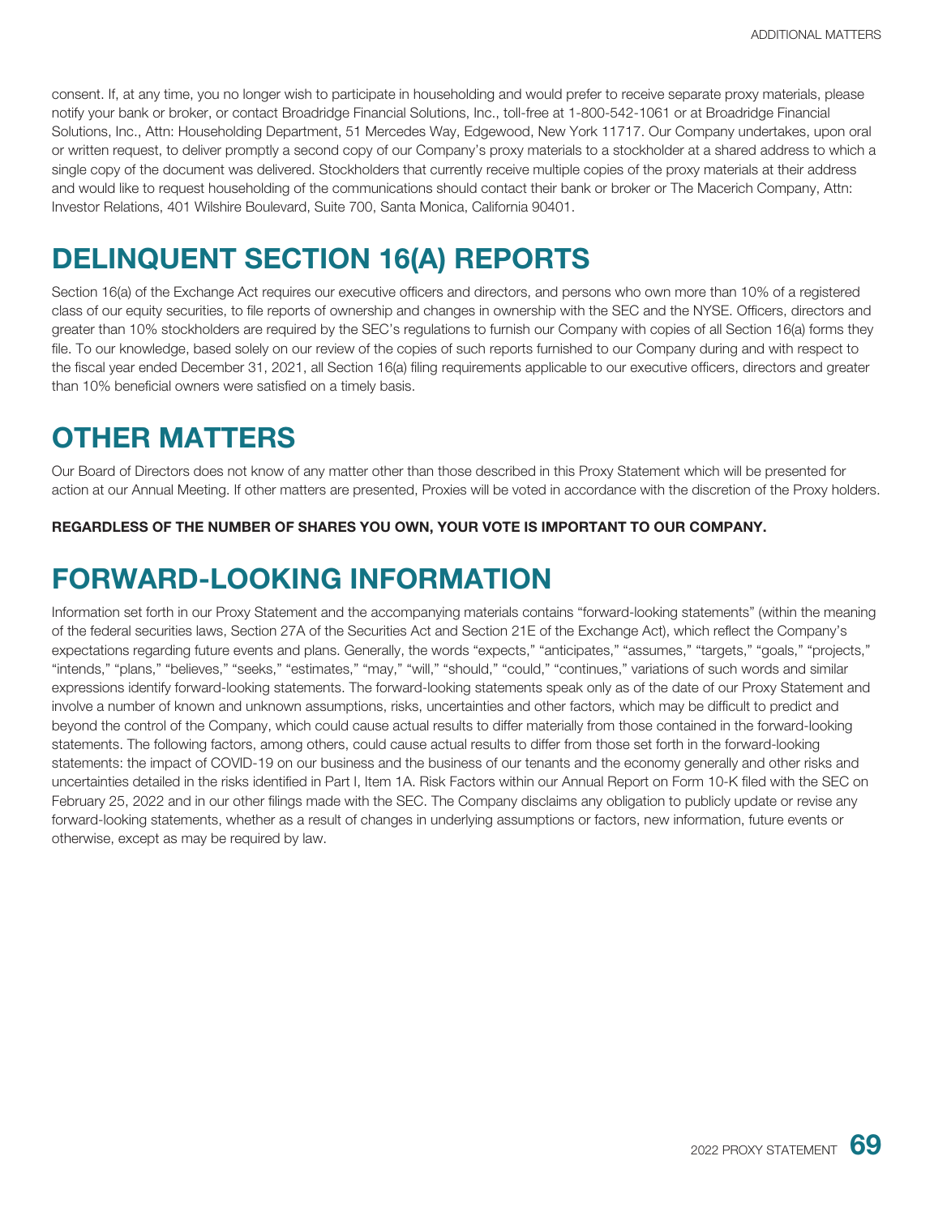consent. If, at any time, you no longer wish to participate in householding and would prefer to receive separate proxy materials, please notify your bank or broker, or contact Broadridge Financial Solutions, Inc., toll-free at 1-800-542-1061 or at Broadridge Financial Solutions, Inc., Attn: Householding Department, 51 Mercedes Way, Edgewood, New York 11717. Our Company undertakes, upon oral or written request, to deliver promptly a second copy of our Company's proxy materials to a stockholder at a shared address to which a single copy of the document was delivered. Stockholders that currently receive multiple copies of the proxy materials at their address and would like to request householding of the communications should contact their bank or broker or The Macerich Company, Attn: Investor Relations, 401 Wilshire Boulevard, Suite 700, Santa Monica, California 90401.

# DELINQUENT SECTION 16(A) REPORTS

Section 16(a) of the Exchange Act requires our executive officers and directors, and persons who own more than 10% of a registered class of our equity securities, to file reports of ownership and changes in ownership with the SEC and the NYSE. Officers, directors and greater than 10% stockholders are required by the SEC's regulations to furnish our Company with copies of all Section 16(a) forms they file. To our knowledge, based solely on our review of the copies of such reports furnished to our Company during and with respect to the fiscal year ended December 31, 2021, all Section 16(a) filing requirements applicable to our executive officers, directors and greater than 10% beneficial owners were satisfied on a timely basis.

# OTHER MATTERS

Our Board of Directors does not know of any matter other than those described in this Proxy Statement which will be presented for action at our Annual Meeting. If other matters are presented, Proxies will be voted in accordance with the discretion of the Proxy holders.

**REGARDLESS OF THE NUMBER OF SHARES YOU OWN, YOUR VOTE IS IMPORTANT TO OUR COMPANY.**

# FORWARD-LOOKING INFORMATION

Information set forth in our Proxy Statement and the accompanying materials contains "forward-looking statements" (within the meaning of the federal securities laws, Section 27A of the Securities Act and Section 21E of the Exchange Act), which reflect the Company's expectations regarding future events and plans. Generally, the words "expects," "anticipates," "assumes," "targets," "goals," "projects," "intends," "plans," "believes," "seeks," "estimates," "may," "will," "should," "could," "continues," variations of such words and similar expressions identify forward-looking statements. The forward-looking statements speak only as of the date of our Proxy Statement and involve a number of known and unknown assumptions, risks, uncertainties and other factors, which may be difficult to predict and beyond the control of the Company, which could cause actual results to differ materially from those contained in the forward-looking statements. The following factors, among others, could cause actual results to differ from those set forth in the forward-looking statements: the impact of COVID-19 on our business and the business of our tenants and the economy generally and other risks and uncertainties detailed in the risks identified in Part I, Item 1A. Risk Factors within our Annual Report on Form 10-K filed with the SEC on February 25, 2022 and in our other filings made with the SEC. The Company disclaims any obligation to publicly update or revise any forward-looking statements, whether as a result of changes in underlying assumptions or factors, new information, future events or otherwise, except as may be required by law.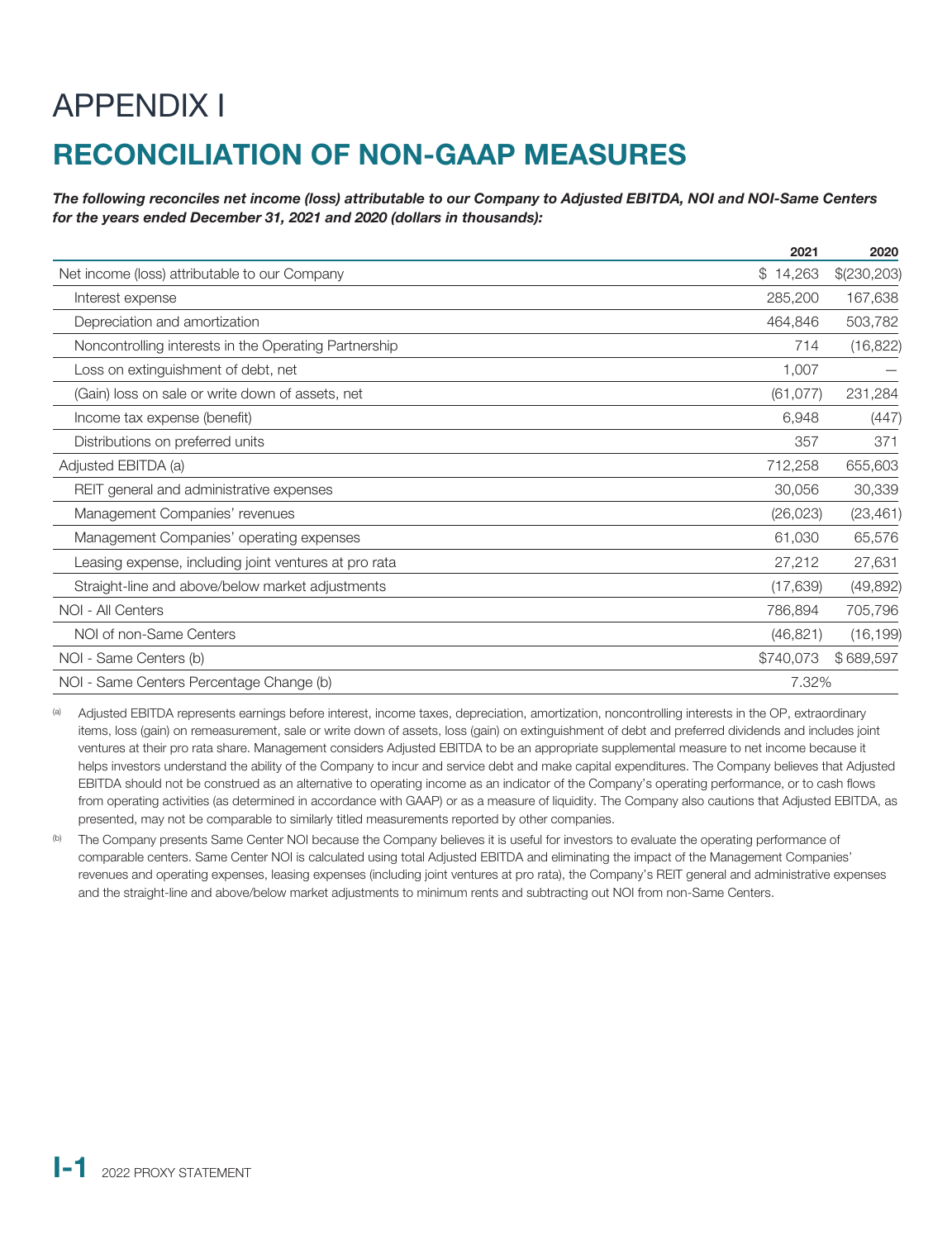# APPENDIX I

## RECONCILIATION OF NON-GAAP MEASURES

***The following reconciles net income (loss) attributable to our Company to Adjusted EBITDA, NOI and NOI-Same Centers for the years ended December 31, 2021 and 2020 (dollars in thousands):***

| | 2021 | 2020 |
|---|---|---|
| Net income (loss) attributable to our Company | $ 14,263 | $(230,203) |
| Interest expense | 285,200 | 167,638 |
| Depreciation and amortization | 464,846 | 503,782 |
| Noncontrolling interests in the Operating Partnership | 714 | (16,822) |
| Loss on extinguishment of debt, net | 1,007 | — |
| (Gain) loss on sale or write down of assets, net | (61,077) | 231,284 |
| Income tax expense (benefit) | 6,948 | (447) |
| Distributions on preferred units | 357 | 371 |
| Adjusted EBITDA (a) | 712,258 | 655,603 |
| REIT general and administrative expenses | 30,056 | 30,339 |
| Management Companies' revenues | (26,023) | (23,461) |
| Management Companies' operating expenses | 61,030 | 65,576 |
| Leasing expense, including joint ventures at pro rata | 27,212 | 27,631 |
| Straight-line and above/below market adjustments | (17,639) | (49,892) |
| NOI - All Centers | 786,894 | 705,796 |
| NOI of non-Same Centers | (46,821) | (16,199) |
| NOI - Same Centers (b) | $740,073 | $ 689,597 |
| NOI - Same Centers Percentage Change (b) | 7.32% | |

[a] Adjusted EBITDA represents earnings before interest, income taxes, depreciation, amortization, noncontrolling interests in the OP, extraordinary items, loss (gain) on remeasurement, sale or write down of assets, loss (gain) on extinguishment of debt and preferred dividends and includes joint ventures at their pro rata share. Management considers Adjusted EBITDA to be an appropriate supplemental measure to net income because it helps investors understand the ability of the Company to incur and service debt and make capital expenditures. The Company believes that Adjusted EBITDA should not be construed as an alternative to operating income as an indicator of the Company's operating performance, or to cash flows from operating activities (as determined in accordance with GAAP) or as a measure of liquidity. The Company also cautions that Adjusted EBITDA, as presented, may not be comparable to similarly titled measurements reported by other companies.

[b] The Company presents Same Center NOI because the Company believes it is useful for investors to evaluate the operating performance of comparable centers. Same Center NOI is calculated using total Adjusted EBITDA and eliminating the impact of the Management Companies' revenues and operating expenses, leasing expenses (including joint ventures at pro rata), the Company's REIT general and administrative expenses and the straight-line and above/below market adjustments to minimum rents and subtracting out NOI from non-Same Centers.